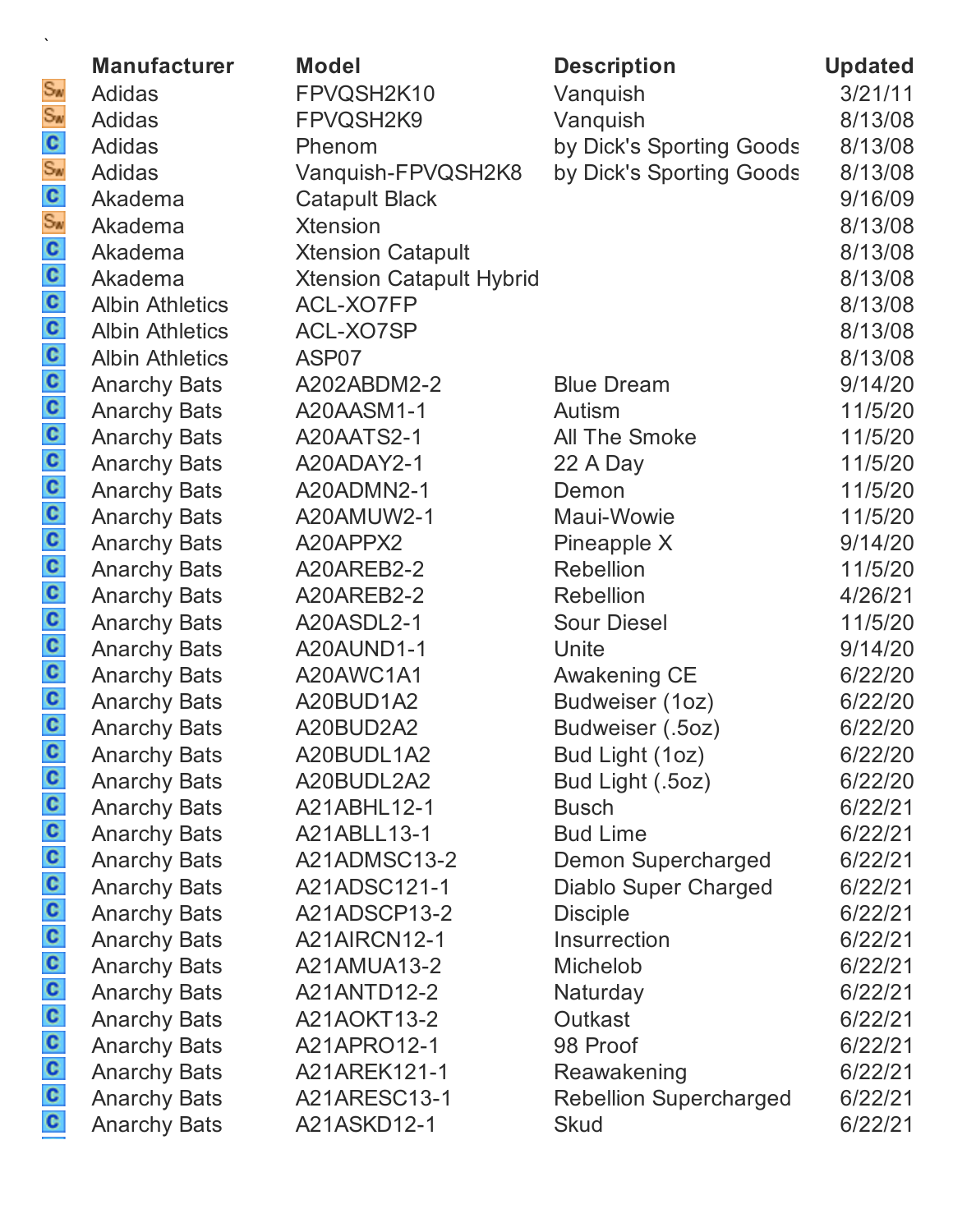`

| | Manufacturer | Model | Description | Updated |
|---|---|---|---|---|
| SW | Adidas | FPVQSH2K10 | Vanquish | 3/21/11 |
| SW | Adidas | FPVQSH2K9 | Vanquish | 8/13/08 |
| C | Adidas | Phenom | by Dick's Sporting Goods | 8/13/08 |
| SW | Adidas | Vanquish-FPVQSH2K8 | by Dick's Sporting Goods | 8/13/08 |
| C | Akadema | Catapult Black | | 9/16/09 |
| SW | Akadema | Xtension | | 8/13/08 |
| C | Akadema | Xtension Catapult | | 8/13/08 |
| C | Akadema | Xtension Catapult Hybrid | | 8/13/08 |
| C | Albin Athletics | ACL-XO7FP | | 8/13/08 |
| C | Albin Athletics | ACL-XO7SP | | 8/13/08 |
| C | Albin Athletics | ASP07 | | 8/13/08 |
| C | Anarchy Bats | A202ABDM2-2 | Blue Dream | 9/14/20 |
| C | Anarchy Bats | A20AASM1-1 | Autism | 11/5/20 |
| C | Anarchy Bats | A20AATS2-1 | All The Smoke | 11/5/20 |
| C | Anarchy Bats | A20ADAY2-1 | 22 A Day | 11/5/20 |
| C | Anarchy Bats | A20ADMN2-1 | Demon | 11/5/20 |
| C | Anarchy Bats | A20AMUW2-1 | Maui-Wowie | 11/5/20 |
| C | Anarchy Bats | A20APPX2 | Pineapple X | 9/14/20 |
| C | Anarchy Bats | A20AREB2-2 | Rebellion | 11/5/20 |
| C | Anarchy Bats | A20AREB2-2 | Rebellion | 4/26/21 |
| C | Anarchy Bats | A20ASDL2-1 | Sour Diesel | 11/5/20 |
| C | Anarchy Bats | A20AUND1-1 | Unite | 9/14/20 |
| C | Anarchy Bats | A20AWC1A1 | Awakening CE | 6/22/20 |
| C | Anarchy Bats | A20BUD1A2 | Budweiser (1oz) | 6/22/20 |
| C | Anarchy Bats | A20BUD2A2 | Budweiser (.5oz) | 6/22/20 |
| C | Anarchy Bats | A20BUDL1A2 | Bud Light (1oz) | 6/22/20 |
| C | Anarchy Bats | A20BUDL2A2 | Bud Light (.5oz) | 6/22/20 |
| C | Anarchy Bats | A21ABHL12-1 | Busch | 6/22/21 |
| C | Anarchy Bats | A21ABLL13-1 | Bud Lime | 6/22/21 |
| C | Anarchy Bats | A21ADMSC13-2 | Demon Supercharged | 6/22/21 |
| C | Anarchy Bats | A21ADSC121-1 | Diablo Super Charged | 6/22/21 |
| C | Anarchy Bats | A21ADSCP13-2 | Disciple | 6/22/21 |
| C | Anarchy Bats | A21AIRCN12-1 | Insurrection | 6/22/21 |
| C | Anarchy Bats | A21AMUA13-2 | Michelob | 6/22/21 |
| C | Anarchy Bats | A21ANTD12-2 | Naturday | 6/22/21 |
| C | Anarchy Bats | A21AOKT13-2 | Outkast | 6/22/21 |
| C | Anarchy Bats | A21APRO12-1 | 98 Proof | 6/22/21 |
| C | Anarchy Bats | A21AREK121-1 | Reawakening | 6/22/21 |
| C | Anarchy Bats | A21ARESC13-1 | Rebellion Supercharged | 6/22/21 |
| C | Anarchy Bats | A21ASKD12-1 | Skud | 6/22/21 |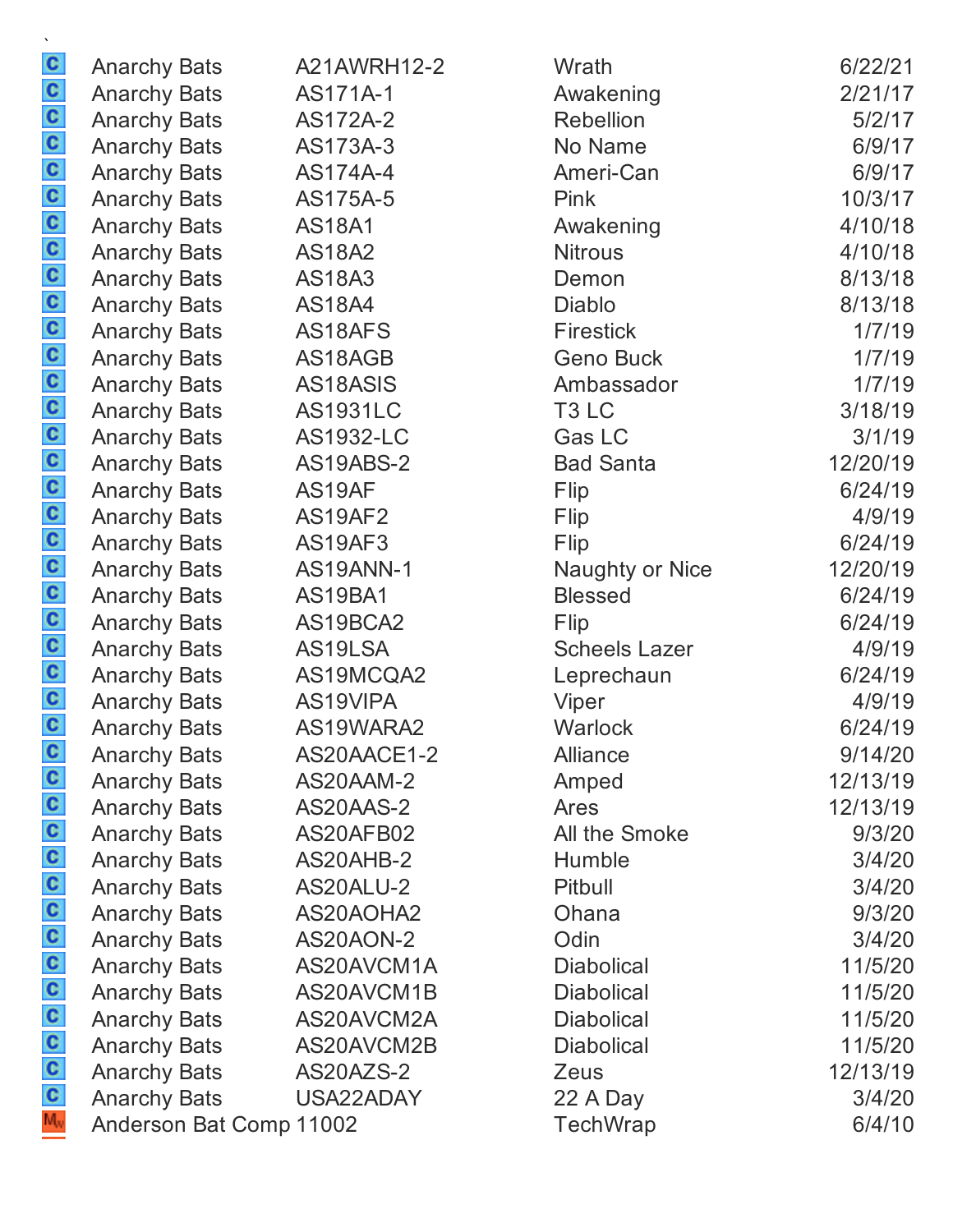`

| | | | | |
|---|---|---|---|---|
| C | Anarchy Bats | A21AWRH12-2 | Wrath | 6/22/21 |
| C | Anarchy Bats | AS171A-1 | Awakening | 2/21/17 |
| C | Anarchy Bats | AS172A-2 | Rebellion | 5/2/17 |
| C | Anarchy Bats | AS173A-3 | No Name | 6/9/17 |
| C | Anarchy Bats | AS174A-4 | Ameri-Can | 6/9/17 |
| C | Anarchy Bats | AS175A-5 | Pink | 10/3/17 |
| C | Anarchy Bats | AS18A1 | Awakening | 4/10/18 |
| C | Anarchy Bats | AS18A2 | Nitrous | 4/10/18 |
| C | Anarchy Bats | AS18A3 | Demon | 8/13/18 |
| C | Anarchy Bats | AS18A4 | Diablo | 8/13/18 |
| C | Anarchy Bats | AS18AFS | Firestick | 1/7/19 |
| C | Anarchy Bats | AS18AGB | Geno Buck | 1/7/19 |
| C | Anarchy Bats | AS18ASIS | Ambassador | 1/7/19 |
| C | Anarchy Bats | AS1931LC | T3 LC | 3/18/19 |
| C | Anarchy Bats | AS1932-LC | Gas LC | 3/1/19 |
| C | Anarchy Bats | AS19ABS-2 | Bad Santa | 12/20/19 |
| C | Anarchy Bats | AS19AF | Flip | 6/24/19 |
| C | Anarchy Bats | AS19AF2 | Flip | 4/9/19 |
| C | Anarchy Bats | AS19AF3 | Flip | 6/24/19 |
| C | Anarchy Bats | AS19ANN-1 | Naughty or Nice | 12/20/19 |
| C | Anarchy Bats | AS19BA1 | Blessed | 6/24/19 |
| C | Anarchy Bats | AS19BCA2 | Flip | 6/24/19 |
| C | Anarchy Bats | AS19LSA | Scheels Lazer | 4/9/19 |
| C | Anarchy Bats | AS19MCQA2 | Leprechaun | 6/24/19 |
| C | Anarchy Bats | AS19VIPA | Viper | 4/9/19 |
| C | Anarchy Bats | AS19WARA2 | Warlock | 6/24/19 |
| C | Anarchy Bats | AS20AACE1-2 | Alliance | 9/14/20 |
| C | Anarchy Bats | AS20AAM-2 | Amped | 12/13/19 |
| C | Anarchy Bats | AS20AAS-2 | Ares | 12/13/19 |
| C | Anarchy Bats | AS20AFB02 | All the Smoke | 9/3/20 |
| C | Anarchy Bats | AS20AHB-2 | Humble | 3/4/20 |
| C | Anarchy Bats | AS20ALU-2 | Pitbull | 3/4/20 |
| C | Anarchy Bats | AS20AOHA2 | Ohana | 9/3/20 |
| C | Anarchy Bats | AS20AON-2 | Odin | 3/4/20 |
| C | Anarchy Bats | AS20AVCM1A | Diabolical | 11/5/20 |
| C | Anarchy Bats | AS20AVCM1B | Diabolical | 11/5/20 |
| C | Anarchy Bats | AS20AVCM2A | Diabolical | 11/5/20 |
| C | Anarchy Bats | AS20AVCM2B | Diabolical | 11/5/20 |
| C | Anarchy Bats | AS20AZS-2 | Zeus | 12/13/19 |
| C | Anarchy Bats | USA22ADAY | 22 A Day | 3/4/20 |
| Mw | Anderson Bat Comp | 11002 | TechWrap | 6/4/10 |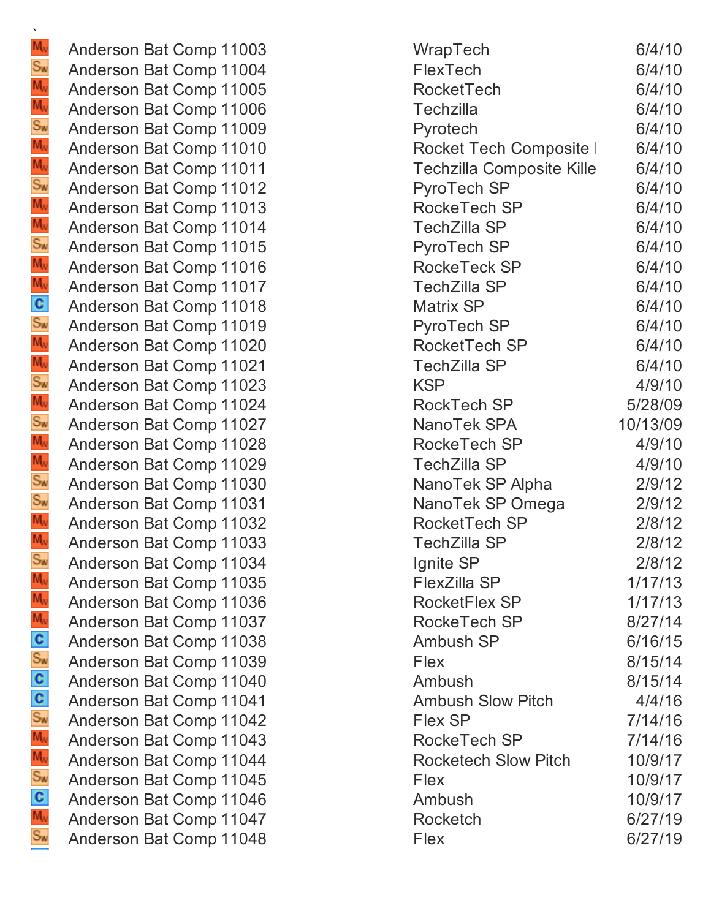`

| | | | |
|---|---|---|---|
| Mw | Anderson Bat Comp 11003 | WrapTech | 6/4/10 |
| Sw | Anderson Bat Comp 11004 | FlexTech | 6/4/10 |
| Mw | Anderson Bat Comp 11005 | RocketTech | 6/4/10 |
| Mw | Anderson Bat Comp 11006 | Techzilla | 6/4/10 |
| Sw | Anderson Bat Comp 11009 | Pyrotech | 6/4/10 |
| Mw | Anderson Bat Comp 11010 | Rocket Tech Composite | 6/4/10 |
| Mw | Anderson Bat Comp 11011 | Techzilla Composite Kille | 6/4/10 |
| Sw | Anderson Bat Comp 11012 | PyroTech SP | 6/4/10 |
| Mw | Anderson Bat Comp 11013 | RockeTech SP | 6/4/10 |
| Mw | Anderson Bat Comp 11014 | TechZilla SP | 6/4/10 |
| Sw | Anderson Bat Comp 11015 | PyroTech SP | 6/4/10 |
| Mw | Anderson Bat Comp 11016 | RockeTeck SP | 6/4/10 |
| Mw | Anderson Bat Comp 11017 | TechZilla SP | 6/4/10 |
| C | Anderson Bat Comp 11018 | Matrix SP | 6/4/10 |
| Sw | Anderson Bat Comp 11019 | PyroTech SP | 6/4/10 |
| Mw | Anderson Bat Comp 11020 | RocketTech SP | 6/4/10 |
| Mw | Anderson Bat Comp 11021 | TechZilla SP | 6/4/10 |
| Sw | Anderson Bat Comp 11023 | KSP | 4/9/10 |
| Mw | Anderson Bat Comp 11024 | RockTech SP | 5/28/09 |
| Sw | Anderson Bat Comp 11027 | NanoTek SPA | 10/13/09 |
| Mw | Anderson Bat Comp 11028 | RockeTech SP | 4/9/10 |
| Mw | Anderson Bat Comp 11029 | TechZilla SP | 4/9/10 |
| Sw | Anderson Bat Comp 11030 | NanoTek SP Alpha | 2/9/12 |
| Sw | Anderson Bat Comp 11031 | NanoTek SP Omega | 2/9/12 |
| Mw | Anderson Bat Comp 11032 | RocketTech SP | 2/8/12 |
| Mw | Anderson Bat Comp 11033 | TechZilla SP | 2/8/12 |
| Sw | Anderson Bat Comp 11034 | Ignite SP | 2/8/12 |
| Mw | Anderson Bat Comp 11035 | FlexZilla SP | 1/17/13 |
| Mw | Anderson Bat Comp 11036 | RocketFlex SP | 1/17/13 |
| Mw | Anderson Bat Comp 11037 | RockeTech SP | 8/27/14 |
| C | Anderson Bat Comp 11038 | Ambush SP | 6/16/15 |
| Sw | Anderson Bat Comp 11039 | Flex | 8/15/14 |
| C | Anderson Bat Comp 11040 | Ambush | 8/15/14 |
| C | Anderson Bat Comp 11041 | Ambush Slow Pitch | 4/4/16 |
| Sw | Anderson Bat Comp 11042 | Flex SP | 7/14/16 |
| Mw | Anderson Bat Comp 11043 | RockeTech SP | 7/14/16 |
| Mw | Anderson Bat Comp 11044 | Rocketech Slow Pitch | 10/9/17 |
| Sw | Anderson Bat Comp 11045 | Flex | 10/9/17 |
| C | Anderson Bat Comp 11046 | Ambush | 10/9/17 |
| Mw | Anderson Bat Comp 11047 | Rocketch | 6/27/19 |
| Sw | Anderson Bat Comp 11048 | Flex | 6/27/19 |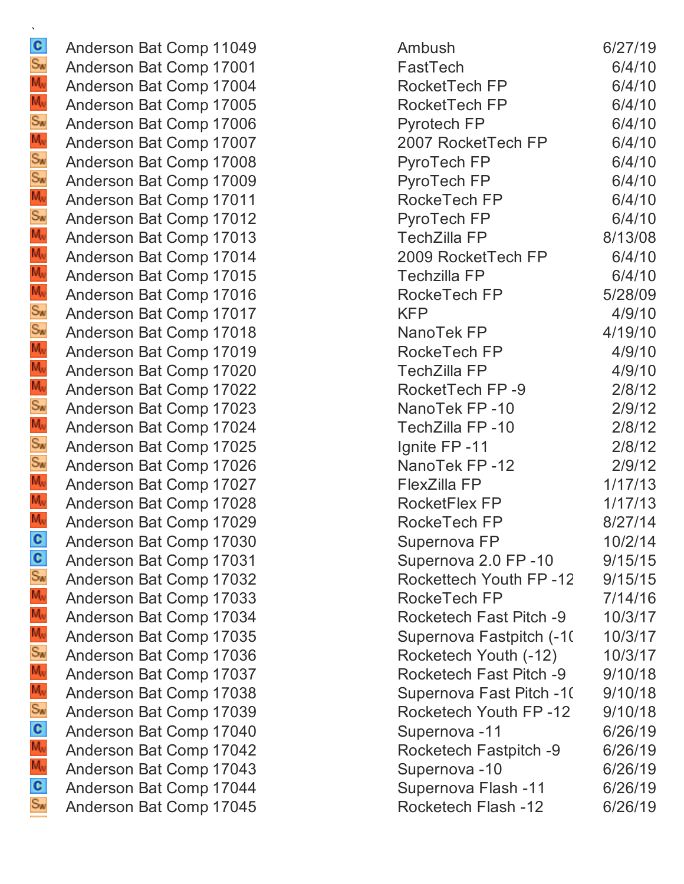`

| | | | |
|---|---|---|---|
| C | Anderson Bat Comp 11049 | Ambush | 6/27/19 |
| SW | Anderson Bat Comp 17001 | FastTech | 6/4/10 |
| MW | Anderson Bat Comp 17004 | RocketTech FP | 6/4/10 |
| MW | Anderson Bat Comp 17005 | RocketTech FP | 6/4/10 |
| SW | Anderson Bat Comp 17006 | Pyrotech FP | 6/4/10 |
| MW | Anderson Bat Comp 17007 | 2007 RocketTech FP | 6/4/10 |
| SW | Anderson Bat Comp 17008 | PyroTech FP | 6/4/10 |
| SW | Anderson Bat Comp 17009 | PyroTech FP | 6/4/10 |
| MW | Anderson Bat Comp 17011 | RockeTech FP | 6/4/10 |
| SW | Anderson Bat Comp 17012 | PyroTech FP | 6/4/10 |
| MW | Anderson Bat Comp 17013 | TechZilla FP | 8/13/08 |
| MW | Anderson Bat Comp 17014 | 2009 RocketTech FP | 6/4/10 |
| MW | Anderson Bat Comp 17015 | Techzilla FP | 6/4/10 |
| MW | Anderson Bat Comp 17016 | RockeTech FP | 5/28/09 |
| SW | Anderson Bat Comp 17017 | KFP | 4/9/10 |
| SW | Anderson Bat Comp 17018 | NanoTek FP | 4/19/10 |
| MW | Anderson Bat Comp 17019 | RockeTech FP | 4/9/10 |
| MW | Anderson Bat Comp 17020 | TechZilla FP | 4/9/10 |
| MW | Anderson Bat Comp 17022 | RocketTech FP -9 | 2/8/12 |
| SW | Anderson Bat Comp 17023 | NanoTek FP -10 | 2/9/12 |
| MW | Anderson Bat Comp 17024 | TechZilla FP -10 | 2/8/12 |
| SW | Anderson Bat Comp 17025 | Ignite FP -11 | 2/8/12 |
| SW | Anderson Bat Comp 17026 | NanoTek FP -12 | 2/9/12 |
| MW | Anderson Bat Comp 17027 | FlexZilla FP | 1/17/13 |
| MW | Anderson Bat Comp 17028 | RocketFlex FP | 1/17/13 |
| MW | Anderson Bat Comp 17029 | RockeTech FP | 8/27/14 |
| C | Anderson Bat Comp 17030 | Supernova FP | 10/2/14 |
| C | Anderson Bat Comp 17031 | Supernova 2.0 FP -10 | 9/15/15 |
| SW | Anderson Bat Comp 17032 | Rockettech Youth FP -12 | 9/15/15 |
| MW | Anderson Bat Comp 17033 | RockeTech FP | 7/14/16 |
| MW | Anderson Bat Comp 17034 | Rocketech Fast Pitch -9 | 10/3/17 |
| MW | Anderson Bat Comp 17035 | Supernova Fastpitch (-1( | 10/3/17 |
| SW | Anderson Bat Comp 17036 | Rocketech Youth (-12) | 10/3/17 |
| MW | Anderson Bat Comp 17037 | Rocketech Fast Pitch -9 | 9/10/18 |
| MW | Anderson Bat Comp 17038 | Supernova Fast Pitch -1( | 9/10/18 |
| SW | Anderson Bat Comp 17039 | Rocketech Youth FP -12 | 9/10/18 |
| C | Anderson Bat Comp 17040 | Supernova -11 | 6/26/19 |
| MW | Anderson Bat Comp 17042 | Rocketech Fastpitch -9 | 6/26/19 |
| MW | Anderson Bat Comp 17043 | Supernova -10 | 6/26/19 |
| C | Anderson Bat Comp 17044 | Supernova Flash -11 | 6/26/19 |
| SW | Anderson Bat Comp 17045 | Rocketech Flash -12 | 6/26/19 |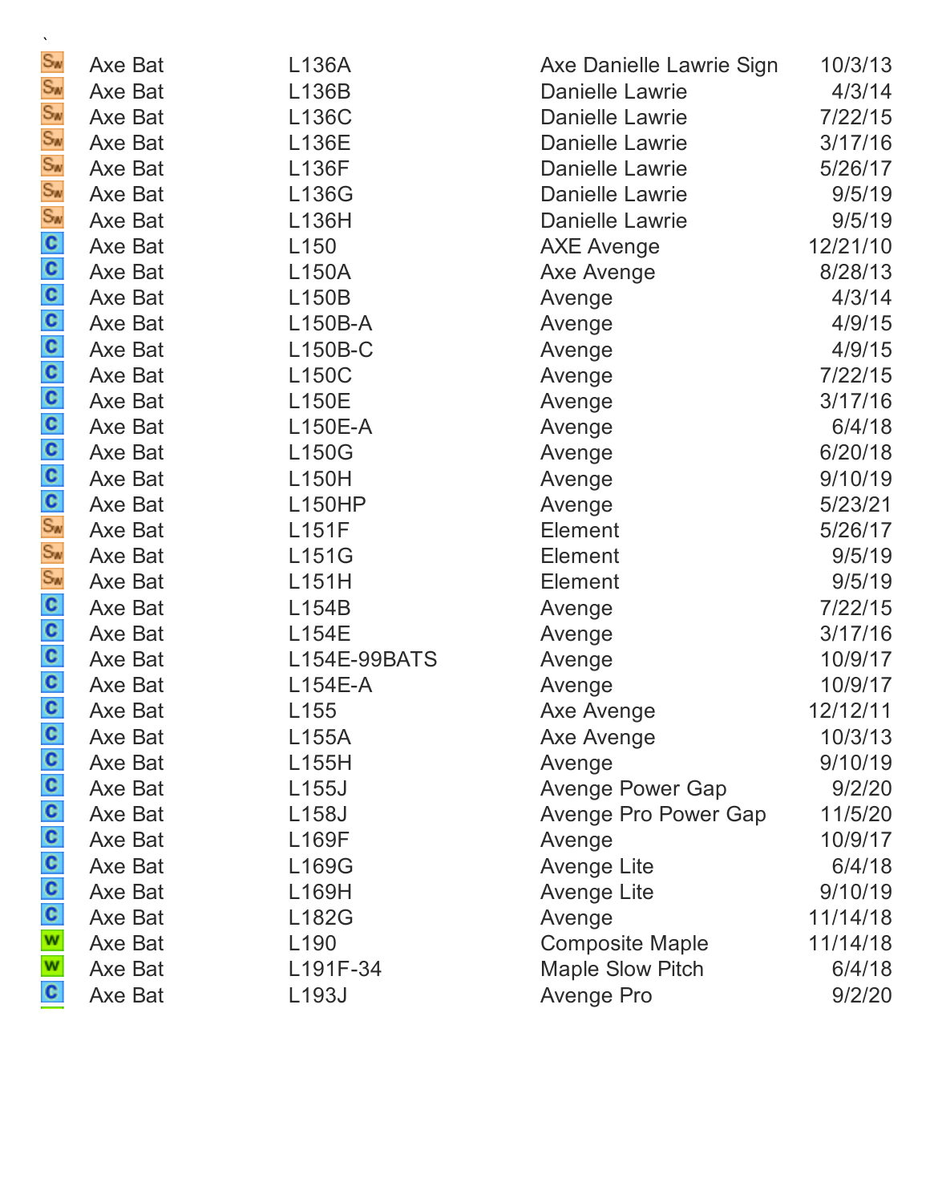`

| | | | | |
|---|---|---|---|---|
| SW | Axe Bat | L136A | Axe Danielle Lawrie Sign | 10/3/13 |
| SW | Axe Bat | L136B | Danielle Lawrie | 4/3/14 |
| SW | Axe Bat | L136C | Danielle Lawrie | 7/22/15 |
| SW | Axe Bat | L136E | Danielle Lawrie | 3/17/16 |
| SW | Axe Bat | L136F | Danielle Lawrie | 5/26/17 |
| SW | Axe Bat | L136G | Danielle Lawrie | 9/5/19 |
| SW | Axe Bat | L136H | Danielle Lawrie | 9/5/19 |
| C | Axe Bat | L150 | AXE Avenge | 12/21/10 |
| C | Axe Bat | L150A | Axe Avenge | 8/28/13 |
| C | Axe Bat | L150B | Avenge | 4/3/14 |
| C | Axe Bat | L150B-A | Avenge | 4/9/15 |
| C | Axe Bat | L150B-C | Avenge | 4/9/15 |
| C | Axe Bat | L150C | Avenge | 7/22/15 |
| C | Axe Bat | L150E | Avenge | 3/17/16 |
| C | Axe Bat | L150E-A | Avenge | 6/4/18 |
| C | Axe Bat | L150G | Avenge | 6/20/18 |
| C | Axe Bat | L150H | Avenge | 9/10/19 |
| C | Axe Bat | L150HP | Avenge | 5/23/21 |
| SW | Axe Bat | L151F | Element | 5/26/17 |
| SW | Axe Bat | L151G | Element | 9/5/19 |
| SW | Axe Bat | L151H | Element | 9/5/19 |
| C | Axe Bat | L154B | Avenge | 7/22/15 |
| C | Axe Bat | L154E | Avenge | 3/17/16 |
| C | Axe Bat | L154E-99BATS | Avenge | 10/9/17 |
| C | Axe Bat | L154E-A | Avenge | 10/9/17 |
| C | Axe Bat | L155 | Axe Avenge | 12/12/11 |
| C | Axe Bat | L155A | Axe Avenge | 10/3/13 |
| C | Axe Bat | L155H | Avenge | 9/10/19 |
| C | Axe Bat | L155J | Avenge Power Gap | 9/2/20 |
| C | Axe Bat | L158J | Avenge Pro Power Gap | 11/5/20 |
| C | Axe Bat | L169F | Avenge | 10/9/17 |
| C | Axe Bat | L169G | Avenge Lite | 6/4/18 |
| C | Axe Bat | L169H | Avenge Lite | 9/10/19 |
| C | Axe Bat | L182G | Avenge | 11/14/18 |
| W | Axe Bat | L190 | Composite Maple | 11/14/18 |
| W | Axe Bat | L191F-34 | Maple Slow Pitch | 6/4/18 |
| C | Axe Bat | L193J | Avenge Pro | 9/2/20 |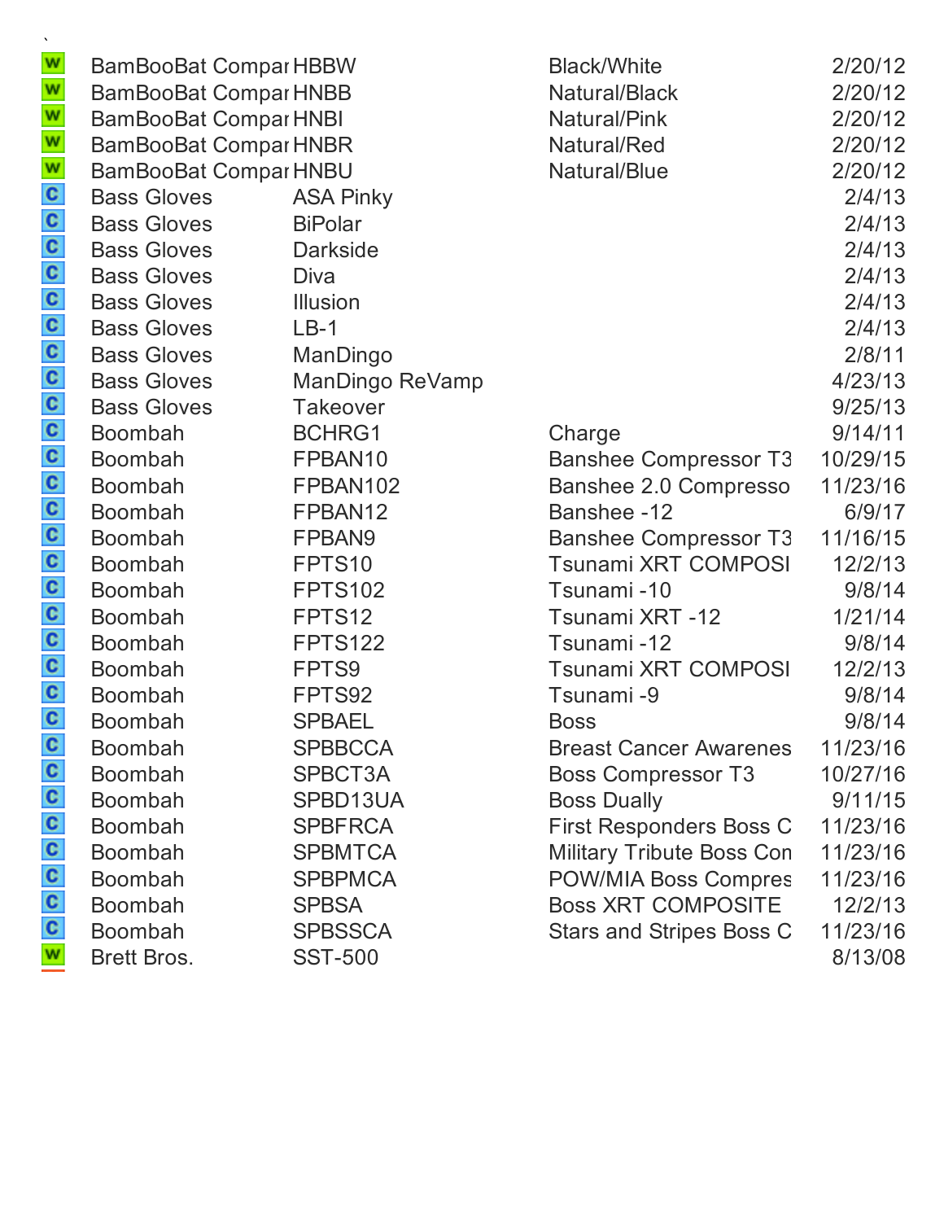`

| | | | | |
|---|---|---|---|---|
| W | BamBooBat Compar | HBBW | Black/White | 2/20/12 |
| W | BamBooBat Compar | HNBB | Natural/Black | 2/20/12 |
| W | BamBooBat Compar | HNBI | Natural/Pink | 2/20/12 |
| W | BamBooBat Compar | HNBR | Natural/Red | 2/20/12 |
| W | BamBooBat Compar | HNBU | Natural/Blue | 2/20/12 |
| C | Bass Gloves | ASA Pinky | | 2/4/13 |
| C | Bass Gloves | BiPolar | | 2/4/13 |
| C | Bass Gloves | Darkside | | 2/4/13 |
| C | Bass Gloves | Diva | | 2/4/13 |
| C | Bass Gloves | Illusion | | 2/4/13 |
| C | Bass Gloves | LB-1 | | 2/4/13 |
| C | Bass Gloves | ManDingo | | 2/8/11 |
| C | Bass Gloves | ManDingo ReVamp | | 4/23/13 |
| C | Bass Gloves | Takeover | | 9/25/13 |
| C | Boombah | BCHRG1 | Charge | 9/14/11 |
| C | Boombah | FPBAN10 | Banshee Compressor T3 | 10/29/15 |
| C | Boombah | FPBAN102 | Banshee 2.0 Compresso | 11/23/16 |
| C | Boombah | FPBAN12 | Banshee -12 | 6/9/17 |
| C | Boombah | FPBAN9 | Banshee Compressor T3 | 11/16/15 |
| C | Boombah | FPTS10 | Tsunami XRT COMPOSI | 12/2/13 |
| C | Boombah | FPTS102 | Tsunami -10 | 9/8/14 |
| C | Boombah | FPTS12 | Tsunami XRT -12 | 1/21/14 |
| C | Boombah | FPTS122 | Tsunami -12 | 9/8/14 |
| C | Boombah | FPTS9 | Tsunami XRT COMPOSI | 12/2/13 |
| C | Boombah | FPTS92 | Tsunami -9 | 9/8/14 |
| C | Boombah | SPBAEL | Boss | 9/8/14 |
| C | Boombah | SPBBCCA | Breast Cancer Awarenes | 11/23/16 |
| C | Boombah | SPBCT3A | Boss Compressor T3 | 10/27/16 |
| C | Boombah | SPBD13UA | Boss Dually | 9/11/15 |
| C | Boombah | SPBFRCA | First Responders Boss C | 11/23/16 |
| C | Boombah | SPBMTCA | Military Tribute Boss Con | 11/23/16 |
| C | Boombah | SPBPMCA | POW/MIA Boss Compres | 11/23/16 |
| C | Boombah | SPBSA | Boss XRT COMPOSITE | 12/2/13 |
| C | Boombah | SPBSSCA | Stars and Stripes Boss C | 11/23/16 |
| W | Brett Bros. | SST-500 | | 8/13/08 |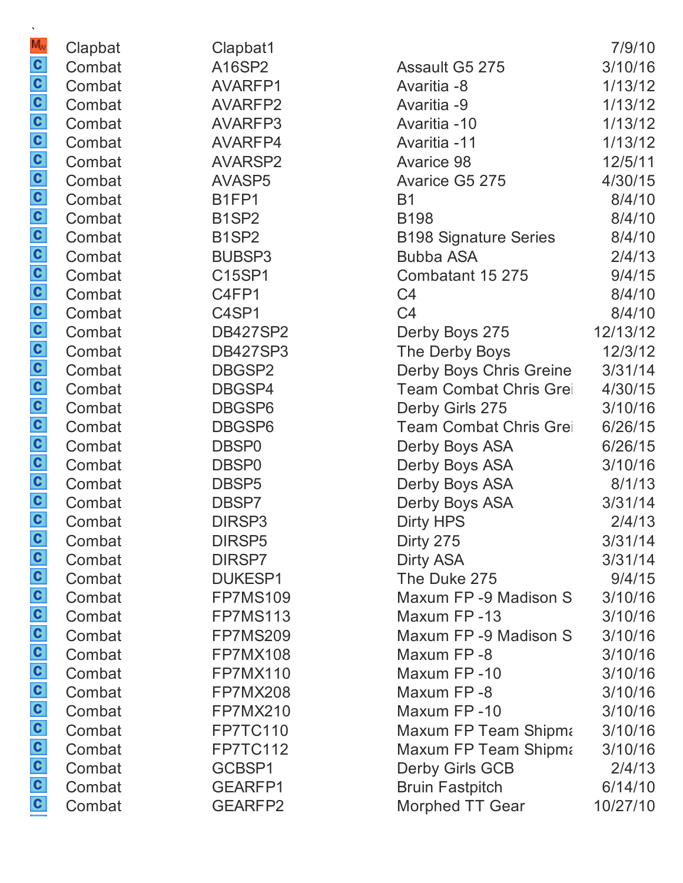`

| | | | | |
|---|---|---|---|---|
| MW | Clapbat | Clapbat1 | | 7/9/10 |
| C | Combat | A16SP2 | Assault G5 275 | 3/10/16 |
| C | Combat | AVARFP1 | Avaritia -8 | 1/13/12 |
| C | Combat | AVARFP2 | Avaritia -9 | 1/13/12 |
| C | Combat | AVARFP3 | Avaritia -10 | 1/13/12 |
| C | Combat | AVARFP4 | Avaritia -11 | 1/13/12 |
| C | Combat | AVARSP2 | Avarice 98 | 12/5/11 |
| C | Combat | AVASP5 | Avarice G5 275 | 4/30/15 |
| C | Combat | B1FP1 | B1 | 8/4/10 |
| C | Combat | B1SP2 | B198 | 8/4/10 |
| C | Combat | B1SP2 | B198 Signature Series | 8/4/10 |
| C | Combat | BUBSP3 | Bubba ASA | 2/4/13 |
| C | Combat | C15SP1 | Combatant 15 275 | 9/4/15 |
| C | Combat | C4FP1 | C4 | 8/4/10 |
| C | Combat | C4SP1 | C4 | 8/4/10 |
| C | Combat | DB427SP2 | Derby Boys 275 | 12/13/12 |
| C | Combat | DB427SP3 | The Derby Boys | 12/3/12 |
| C | Combat | DBGSP2 | Derby Boys Chris Greine | 3/31/14 |
| C | Combat | DBGSP4 | Team Combat Chris Grei | 4/30/15 |
| C | Combat | DBGSP6 | Derby Girls 275 | 3/10/16 |
| C | Combat | DBGSP6 | Team Combat Chris Grei | 6/26/15 |
| C | Combat | DBSP0 | Derby Boys ASA | 6/26/15 |
| C | Combat | DBSP0 | Derby Boys ASA | 3/10/16 |
| C | Combat | DBSP5 | Derby Boys ASA | 8/1/13 |
| C | Combat | DBSP7 | Derby Boys ASA | 3/31/14 |
| C | Combat | DIRSP3 | Dirty HPS | 2/4/13 |
| C | Combat | DIRSP5 | Dirty 275 | 3/31/14 |
| C | Combat | DIRSP7 | Dirty ASA | 3/31/14 |
| C | Combat | DUKESP1 | The Duke 275 | 9/4/15 |
| C | Combat | FP7MS109 | Maxum FP -9 Madison S | 3/10/16 |
| C | Combat | FP7MS113 | Maxum FP -13 | 3/10/16 |
| C | Combat | FP7MS209 | Maxum FP -9 Madison S | 3/10/16 |
| C | Combat | FP7MX108 | Maxum FP -8 | 3/10/16 |
| C | Combat | FP7MX110 | Maxum FP -10 | 3/10/16 |
| C | Combat | FP7MX208 | Maxum FP -8 | 3/10/16 |
| C | Combat | FP7MX210 | Maxum FP -10 | 3/10/16 |
| C | Combat | FP7TC110 | Maxum FP Team Shipma | 3/10/16 |
| C | Combat | FP7TC112 | Maxum FP Team Shipma | 3/10/16 |
| C | Combat | GCBSP1 | Derby Girls GCB | 2/4/13 |
| C | Combat | GEARFP1 | Bruin Fastpitch | 6/14/10 |
| C | Combat | GEARFP2 | Morphed TT Gear | 10/27/10 |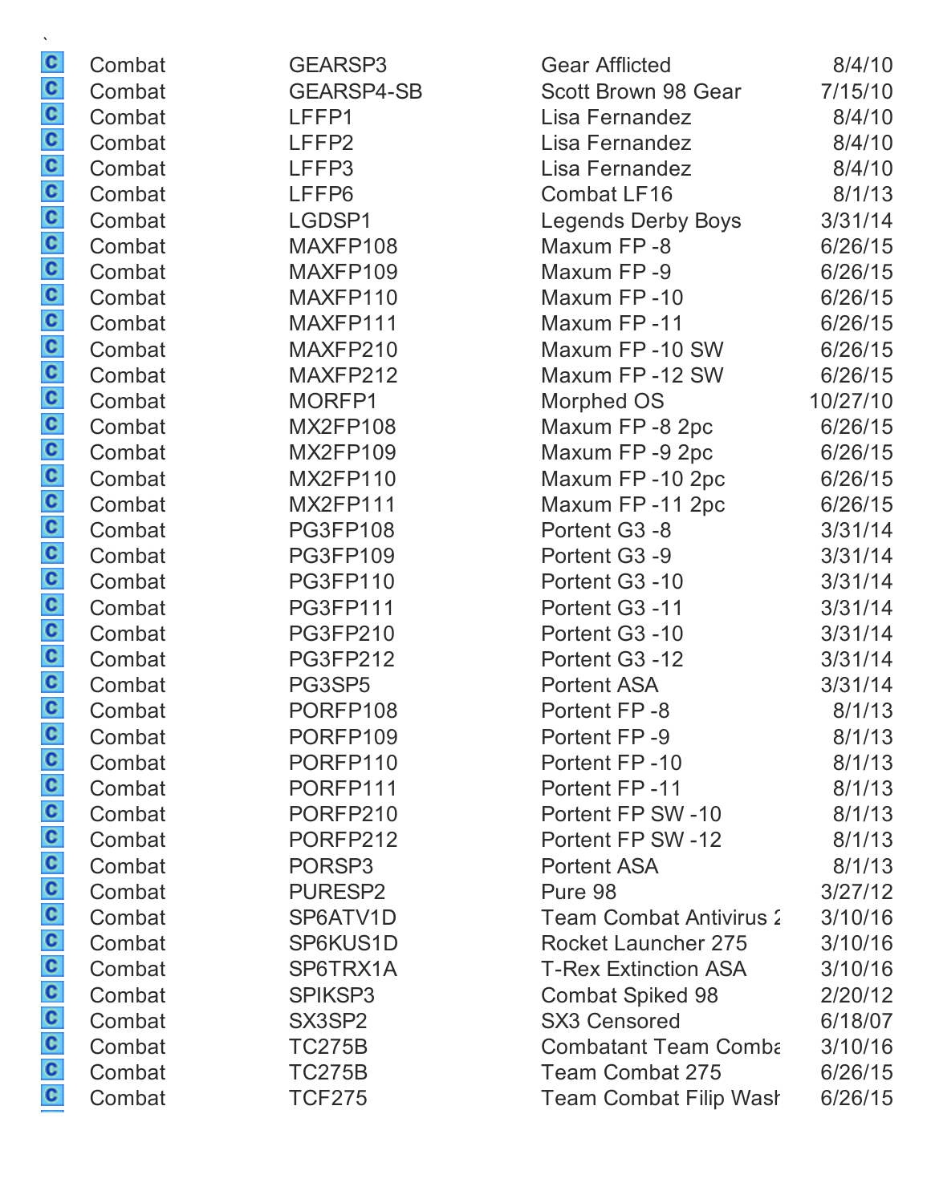| | | | | |
|---|---|---|---|---|
| C | Combat | GEARSP3 | Gear Afflicted | 8/4/10 |
| C | Combat | GEARSP4-SB | Scott Brown 98 Gear | 7/15/10 |
| C | Combat | LFFP1 | Lisa Fernandez | 8/4/10 |
| C | Combat | LFFP2 | Lisa Fernandez | 8/4/10 |
| C | Combat | LFFP3 | Lisa Fernandez | 8/4/10 |
| C | Combat | LFFP6 | Combat LF16 | 8/1/13 |
| C | Combat | LGDSP1 | Legends Derby Boys | 3/31/14 |
| C | Combat | MAXFP108 | Maxum FP -8 | 6/26/15 |
| C | Combat | MAXFP109 | Maxum FP -9 | 6/26/15 |
| C | Combat | MAXFP110 | Maxum FP -10 | 6/26/15 |
| C | Combat | MAXFP111 | Maxum FP -11 | 6/26/15 |
| C | Combat | MAXFP210 | Maxum FP -10 SW | 6/26/15 |
| C | Combat | MAXFP212 | Maxum FP -12 SW | 6/26/15 |
| C | Combat | MORFP1 | Morphed OS | 10/27/10 |
| C | Combat | MX2FP108 | Maxum FP -8 2pc | 6/26/15 |
| C | Combat | MX2FP109 | Maxum FP -9 2pc | 6/26/15 |
| C | Combat | MX2FP110 | Maxum FP -10 2pc | 6/26/15 |
| C | Combat | MX2FP111 | Maxum FP -11 2pc | 6/26/15 |
| C | Combat | PG3FP108 | Portent G3 -8 | 3/31/14 |
| C | Combat | PG3FP109 | Portent G3 -9 | 3/31/14 |
| C | Combat | PG3FP110 | Portent G3 -10 | 3/31/14 |
| C | Combat | PG3FP111 | Portent G3 -11 | 3/31/14 |
| C | Combat | PG3FP210 | Portent G3 -10 | 3/31/14 |
| C | Combat | PG3FP212 | Portent G3 -12 | 3/31/14 |
| C | Combat | PG3SP5 | Portent ASA | 3/31/14 |
| C | Combat | PORFP108 | Portent FP -8 | 8/1/13 |
| C | Combat | PORFP109 | Portent FP -9 | 8/1/13 |
| C | Combat | PORFP110 | Portent FP -10 | 8/1/13 |
| C | Combat | PORFP111 | Portent FP -11 | 8/1/13 |
| C | Combat | PORFP210 | Portent FP SW -10 | 8/1/13 |
| C | Combat | PORFP212 | Portent FP SW -12 | 8/1/13 |
| C | Combat | PORSP3 | Portent ASA | 8/1/13 |
| C | Combat | PURESP2 | Pure 98 | 3/27/12 |
| C | Combat | SP6ATV1D | Team Combat Antivirus 2 | 3/10/16 |
| C | Combat | SP6KUS1D | Rocket Launcher 275 | 3/10/16 |
| C | Combat | SP6TRX1A | T-Rex Extinction ASA | 3/10/16 |
| C | Combat | SPIKSP3 | Combat Spiked 98 | 2/20/12 |
| C | Combat | SX3SP2 | SX3 Censored | 6/18/07 |
| C | Combat | TC275B | Combatant Team Comba | 3/10/16 |
| C | Combat | TC275B | Team Combat 275 | 6/26/15 |
| C | Combat | TCF275 | Team Combat Filip Wash | 6/26/15 |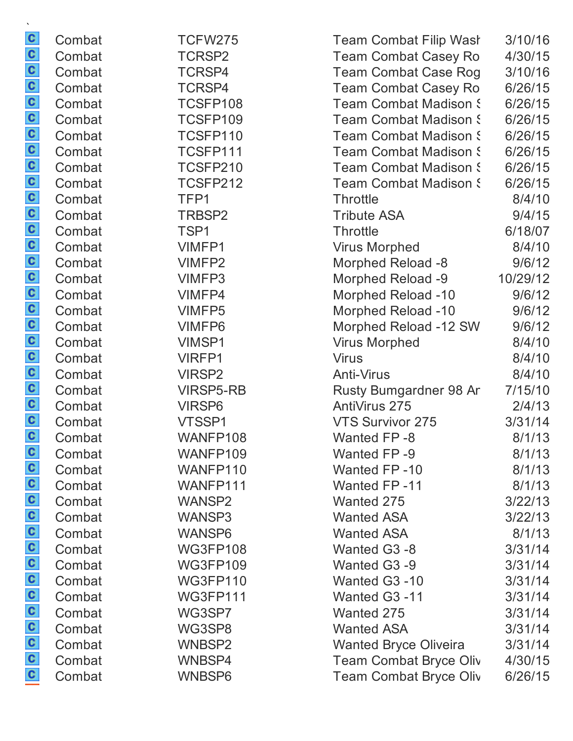| | | | | |
|---|---|---|---|---|
| C | Combat | TCFW275 | Team Combat Filip Wash | 3/10/16 |
| C | Combat | TCRSP2 | Team Combat Casey Ro | 4/30/15 |
| C | Combat | TCRSP4 | Team Combat Case Rog | 3/10/16 |
| C | Combat | TCRSP4 | Team Combat Casey Ro | 6/26/15 |
| C | Combat | TCSFP108 | Team Combat Madison S | 6/26/15 |
| C | Combat | TCSFP109 | Team Combat Madison S | 6/26/15 |
| C | Combat | TCSFP110 | Team Combat Madison S | 6/26/15 |
| C | Combat | TCSFP111 | Team Combat Madison S | 6/26/15 |
| C | Combat | TCSFP210 | Team Combat Madison S | 6/26/15 |
| C | Combat | TCSFP212 | Team Combat Madison S | 6/26/15 |
| C | Combat | TFP1 | Throttle | 8/4/10 |
| C | Combat | TRBSP2 | Tribute ASA | 9/4/15 |
| C | Combat | TSP1 | Throttle | 6/18/07 |
| C | Combat | VIMFP1 | Virus Morphed | 8/4/10 |
| C | Combat | VIMFP2 | Morphed Reload -8 | 9/6/12 |
| C | Combat | VIMFP3 | Morphed Reload -9 | 10/29/12 |
| C | Combat | VIMFP4 | Morphed Reload -10 | 9/6/12 |
| C | Combat | VIMFP5 | Morphed Reload -10 | 9/6/12 |
| C | Combat | VIMFP6 | Morphed Reload -12 SW | 9/6/12 |
| C | Combat | VIMSP1 | Virus Morphed | 8/4/10 |
| C | Combat | VIRFP1 | Virus | 8/4/10 |
| C | Combat | VIRSP2 | Anti-Virus | 8/4/10 |
| C | Combat | VIRSP5-RB | Rusty Bumgardner 98 Ar | 7/15/10 |
| C | Combat | VIRSP6 | AntiVirus 275 | 2/4/13 |
| C | Combat | VTSSP1 | VTS Survivor 275 | 3/31/14 |
| C | Combat | WANFP108 | Wanted FP -8 | 8/1/13 |
| C | Combat | WANFP109 | Wanted FP -9 | 8/1/13 |
| C | Combat | WANFP110 | Wanted FP -10 | 8/1/13 |
| C | Combat | WANFP111 | Wanted FP -11 | 8/1/13 |
| C | Combat | WANSP2 | Wanted 275 | 3/22/13 |
| C | Combat | WANSP3 | Wanted ASA | 3/22/13 |
| C | Combat | WANSP6 | Wanted ASA | 8/1/13 |
| C | Combat | WG3FP108 | Wanted G3 -8 | 3/31/14 |
| C | Combat | WG3FP109 | Wanted G3 -9 | 3/31/14 |
| C | Combat | WG3FP110 | Wanted G3 -10 | 3/31/14 |
| C | Combat | WG3FP111 | Wanted G3 -11 | 3/31/14 |
| C | Combat | WG3SP7 | Wanted 275 | 3/31/14 |
| C | Combat | WG3SP8 | Wanted ASA | 3/31/14 |
| C | Combat | WNBSP2 | Wanted Bryce Oliveira | 3/31/14 |
| C | Combat | WNBSP4 | Team Combat Bryce Oliv | 4/30/15 |
| C | Combat | WNBSP6 | Team Combat Bryce Oliv | 6/26/15 |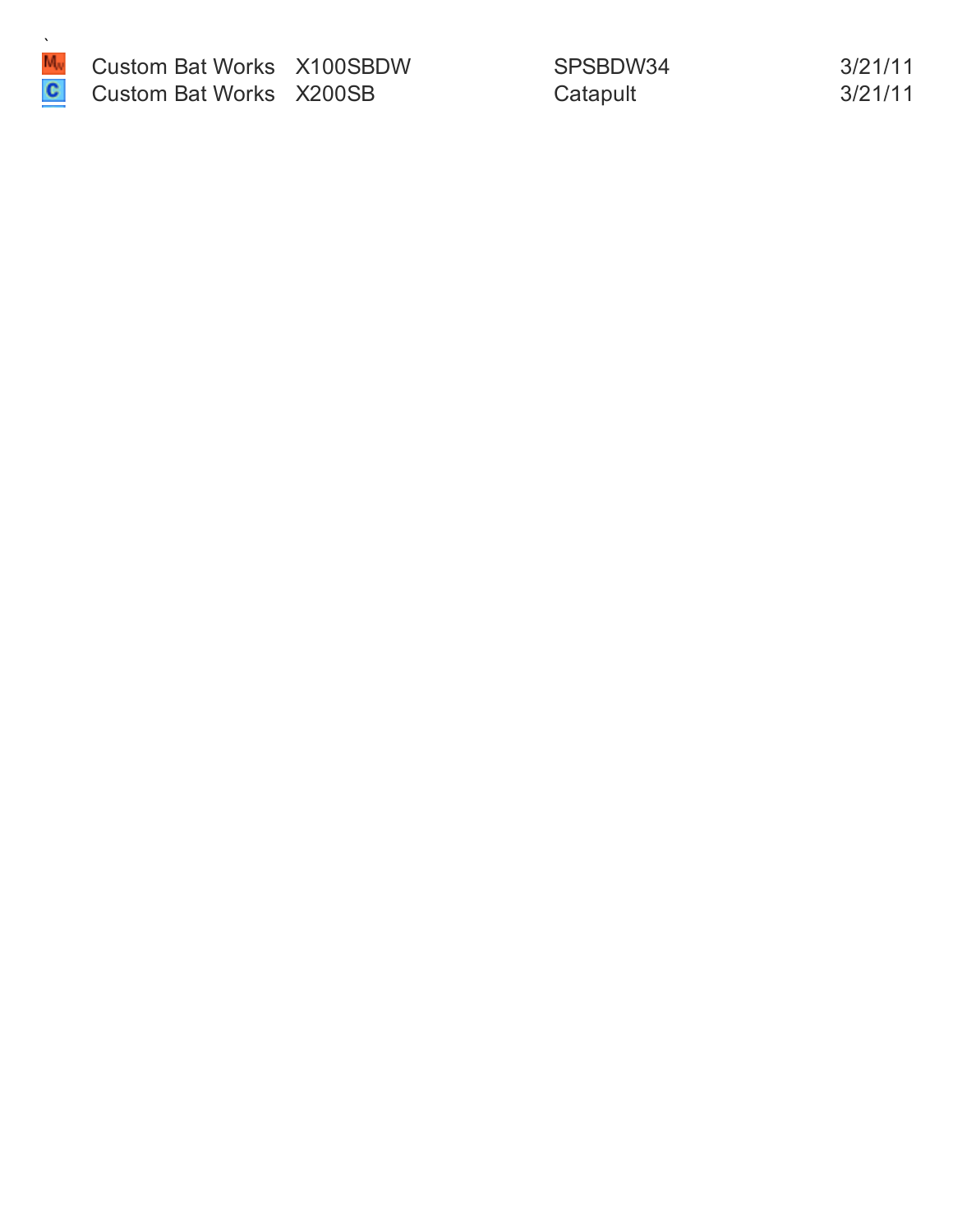`

| | | | | |
|---|---|---|---|---|
| Mw | Custom Bat Works | X100SBDW | SPSBDW34 | 3/21/11 |
| C | Custom Bat Works | X200SB | Catapult | 3/21/11 |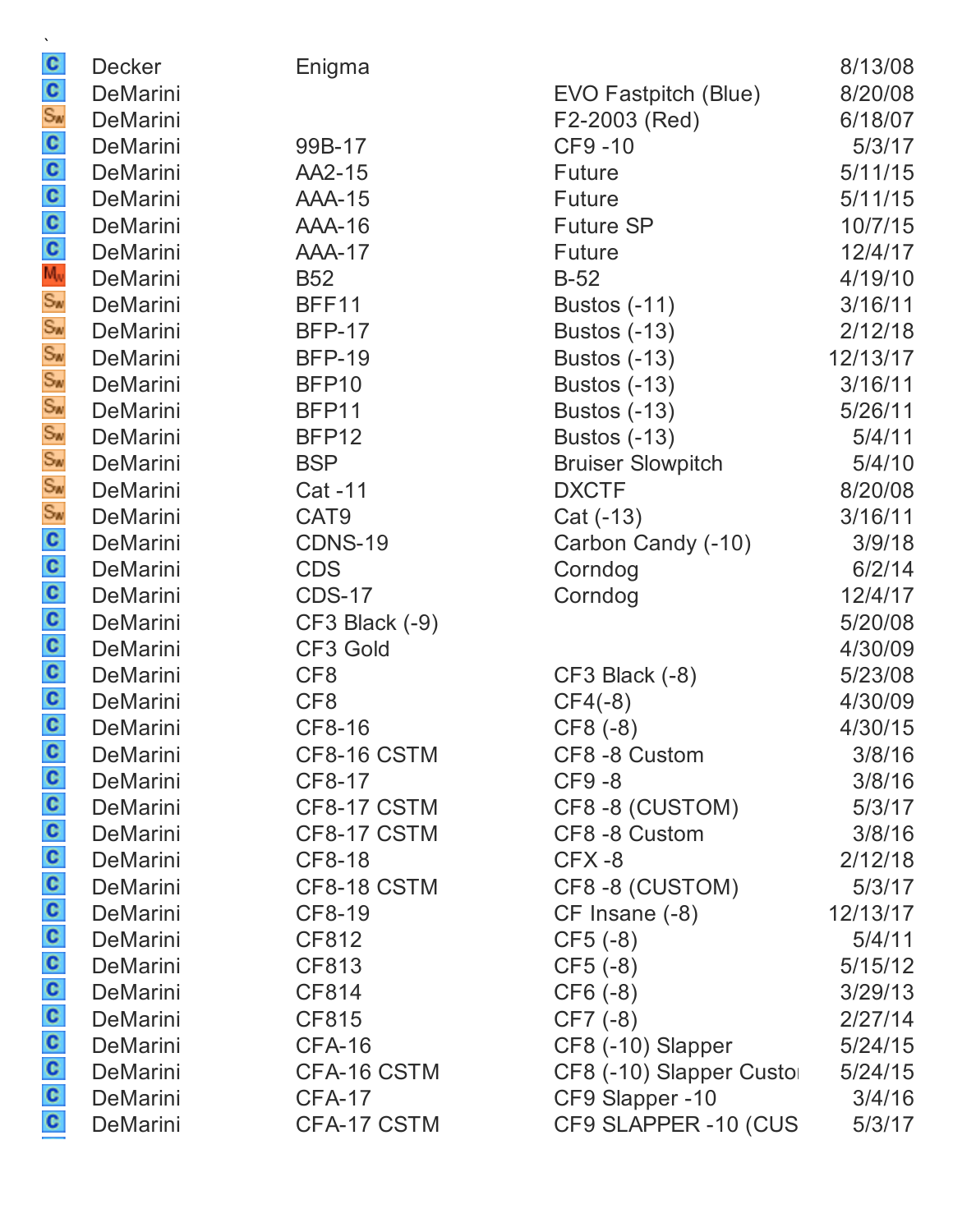| | | | | |
|---|---|---|---|---|
| C | Decker | Enigma | | 8/13/08 |
| C | DeMarini | | EVO Fastpitch (Blue) | 8/20/08 |
| SW | DeMarini | | F2-2003 (Red) | 6/18/07 |
| C | DeMarini | 99B-17 | CF9 -10 | 5/3/17 |
| C | DeMarini | AA2-15 | Future | 5/11/15 |
| C | DeMarini | AAA-15 | Future | 5/11/15 |
| C | DeMarini | AAA-16 | Future SP | 10/7/15 |
| C | DeMarini | AAA-17 | Future | 12/4/17 |
| MW | DeMarini | B52 | B-52 | 4/19/10 |
| SW | DeMarini | BFF11 | Bustos (-11) | 3/16/11 |
| SW | DeMarini | BFP-17 | Bustos (-13) | 2/12/18 |
| SW | DeMarini | BFP-19 | Bustos (-13) | 12/13/17 |
| SW | DeMarini | BFP10 | Bustos (-13) | 3/16/11 |
| SW | DeMarini | BFP11 | Bustos (-13) | 5/26/11 |
| SW | DeMarini | BFP12 | Bustos (-13) | 5/4/11 |
| SW | DeMarini | BSP | Bruiser Slowpitch | 5/4/10 |
| SW | DeMarini | Cat -11 | DXCTF | 8/20/08 |
| SW | DeMarini | CAT9 | Cat (-13) | 3/16/11 |
| C | DeMarini | CDNS-19 | Carbon Candy (-10) | 3/9/18 |
| C | DeMarini | CDS | Corndog | 6/2/14 |
| C | DeMarini | CDS-17 | Corndog | 12/4/17 |
| C | DeMarini | CF3 Black (-9) | | 5/20/08 |
| C | DeMarini | CF3 Gold | | 4/30/09 |
| C | DeMarini | CF8 | CF3 Black (-8) | 5/23/08 |
| C | DeMarini | CF8 | CF4(-8) | 4/30/09 |
| C | DeMarini | CF8-16 | CF8 (-8) | 4/30/15 |
| C | DeMarini | CF8-16 CSTM | CF8 -8 Custom | 3/8/16 |
| C | DeMarini | CF8-17 | CF9 -8 | 3/8/16 |
| C | DeMarini | CF8-17 CSTM | CF8 -8 (CUSTOM) | 5/3/17 |
| C | DeMarini | CF8-17 CSTM | CF8 -8 Custom | 3/8/16 |
| C | DeMarini | CF8-18 | CFX -8 | 2/12/18 |
| C | DeMarini | CF8-18 CSTM | CF8 -8 (CUSTOM) | 5/3/17 |
| C | DeMarini | CF8-19 | CF Insane (-8) | 12/13/17 |
| C | DeMarini | CF812 | CF5 (-8) | 5/4/11 |
| C | DeMarini | CF813 | CF5 (-8) | 5/15/12 |
| C | DeMarini | CF814 | CF6 (-8) | 3/29/13 |
| C | DeMarini | CF815 | CF7 (-8) | 2/27/14 |
| C | DeMarini | CFA-16 | CF8 (-10) Slapper | 5/24/15 |
| C | DeMarini | CFA-16 CSTM | CF8 (-10) Slapper Custo | 5/24/15 |
| C | DeMarini | CFA-17 | CF9 Slapper -10 | 3/4/16 |
| C | DeMarini | CFA-17 CSTM | CF9 SLAPPER -10 (CUS | 5/3/17 |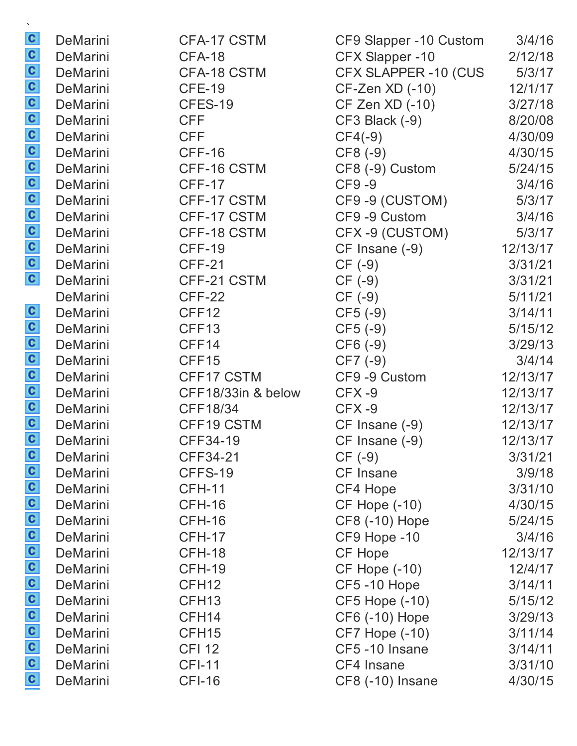`

| | | | | |
|---|---|---|---|---|
| C | DeMarini | CFA-17 CSTM | CF9 Slapper -10 Custom | 3/4/16 |
| C | DeMarini | CFA-18 | CFX Slapper -10 | 2/12/18 |
| C | DeMarini | CFA-18 CSTM | CFX SLAPPER -10 (CUS | 5/3/17 |
| C | DeMarini | CFE-19 | CF-Zen XD (-10) | 12/1/17 |
| C | DeMarini | CFES-19 | CF Zen XD (-10) | 3/27/18 |
| C | DeMarini | CFF | CF3 Black (-9) | 8/20/08 |
| C | DeMarini | CFF | CF4(-9) | 4/30/09 |
| C | DeMarini | CFF-16 | CF8 (-9) | 4/30/15 |
| C | DeMarini | CFF-16 CSTM | CF8 (-9) Custom | 5/24/15 |
| C | DeMarini | CFF-17 | CF9 -9 | 3/4/16 |
| C | DeMarini | CFF-17 CSTM | CF9 -9 (CUSTOM) | 5/3/17 |
| C | DeMarini | CFF-17 CSTM | CF9 -9 Custom | 3/4/16 |
| C | DeMarini | CFF-18 CSTM | CFX -9 (CUSTOM) | 5/3/17 |
| C | DeMarini | CFF-19 | CF Insane (-9) | 12/13/17 |
| C | DeMarini | CFF-21 | CF (-9) | 3/31/21 |
| C | DeMarini | CFF-21 CSTM | CF (-9) | 3/31/21 |
| | DeMarini | CFF-22 | CF (-9) | 5/11/21 |
| C | DeMarini | CFF12 | CF5 (-9) | 3/14/11 |
| C | DeMarini | CFF13 | CF5 (-9) | 5/15/12 |
| C | DeMarini | CFF14 | CF6 (-9) | 3/29/13 |
| C | DeMarini | CFF15 | CF7 (-9) | 3/4/14 |
| C | DeMarini | CFF17 CSTM | CF9 -9 Custom | 12/13/17 |
| C | DeMarini | CFF18/33in & below | CFX -9 | 12/13/17 |
| C | DeMarini | CFF18/34 | CFX -9 | 12/13/17 |
| C | DeMarini | CFF19 CSTM | CF Insane (-9) | 12/13/17 |
| C | DeMarini | CFF34-19 | CF Insane (-9) | 12/13/17 |
| C | DeMarini | CFF34-21 | CF (-9) | 3/31/21 |
| C | DeMarini | CFFS-19 | CF Insane | 3/9/18 |
| C | DeMarini | CFH-11 | CF4 Hope | 3/31/10 |
| C | DeMarini | CFH-16 | CF Hope (-10) | 4/30/15 |
| C | DeMarini | CFH-16 | CF8 (-10) Hope | 5/24/15 |
| C | DeMarini | CFH-17 | CF9 Hope -10 | 3/4/16 |
| C | DeMarini | CFH-18 | CF Hope | 12/13/17 |
| C | DeMarini | CFH-19 | CF Hope (-10) | 12/4/17 |
| C | DeMarini | CFH12 | CF5 -10 Hope | 3/14/11 |
| C | DeMarini | CFH13 | CF5 Hope (-10) | 5/15/12 |
| C | DeMarini | CFH14 | CF6 (-10) Hope | 3/29/13 |
| C | DeMarini | CFH15 | CF7 Hope (-10) | 3/11/14 |
| C | DeMarini | CFI 12 | CF5 -10 Insane | 3/14/11 |
| C | DeMarini | CFI-11 | CF4 Insane | 3/31/10 |
| C | DeMarini | CFI-16 | CF8 (-10) Insane | 4/30/15 |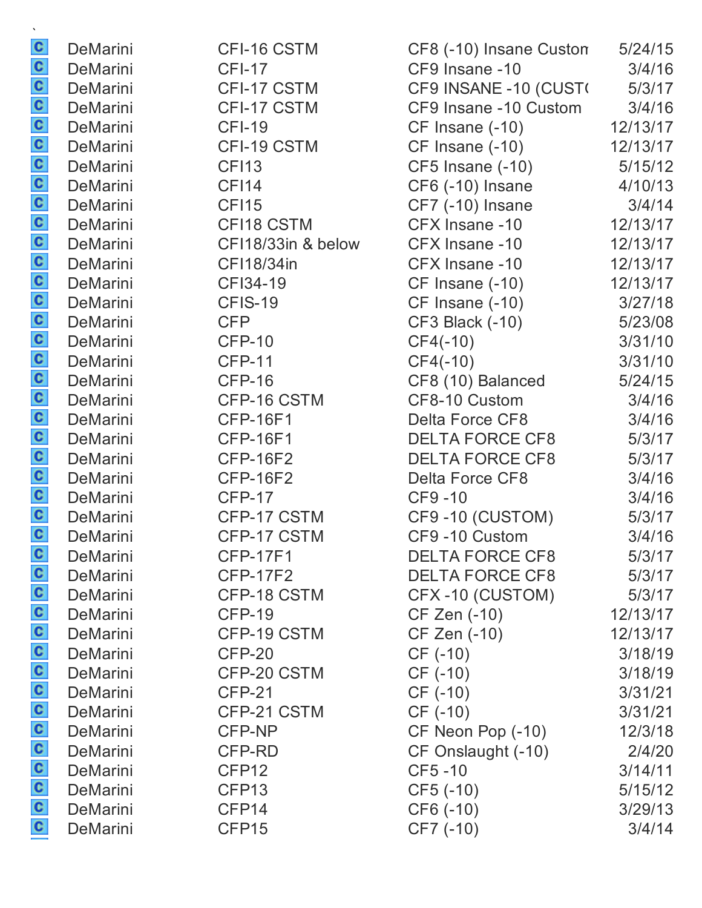`

| | | | | |
|---|---|---|---|---|
| C | DeMarini | CFI-16 CSTM | CF8 (-10) Insane Custon | 5/24/15 |
| C | DeMarini | CFI-17 | CF9 Insane -10 | 3/4/16 |
| C | DeMarini | CFI-17 CSTM | CF9 INSANE -10 (CUST( | 5/3/17 |
| C | DeMarini | CFI-17 CSTM | CF9 Insane -10 Custom | 3/4/16 |
| C | DeMarini | CFI-19 | CF Insane (-10) | 12/13/17 |
| C | DeMarini | CFI-19 CSTM | CF Insane (-10) | 12/13/17 |
| C | DeMarini | CFI13 | CF5 Insane (-10) | 5/15/12 |
| C | DeMarini | CFI14 | CF6 (-10) Insane | 4/10/13 |
| C | DeMarini | CFI15 | CF7 (-10) Insane | 3/4/14 |
| C | DeMarini | CFI18 CSTM | CFX Insane -10 | 12/13/17 |
| C | DeMarini | CFI18/33in & below | CFX Insane -10 | 12/13/17 |
| C | DeMarini | CFI18/34in | CFX Insane -10 | 12/13/17 |
| C | DeMarini | CFI34-19 | CF Insane (-10) | 12/13/17 |
| C | DeMarini | CFIS-19 | CF Insane (-10) | 3/27/18 |
| C | DeMarini | CFP | CF3 Black (-10) | 5/23/08 |
| C | DeMarini | CFP-10 | CF4(-10) | 3/31/10 |
| C | DeMarini | CFP-11 | CF4(-10) | 3/31/10 |
| C | DeMarini | CFP-16 | CF8 (10) Balanced | 5/24/15 |
| C | DeMarini | CFP-16 CSTM | CF8-10 Custom | 3/4/16 |
| C | DeMarini | CFP-16F1 | Delta Force CF8 | 3/4/16 |
| C | DeMarini | CFP-16F1 | DELTA FORCE CF8 | 5/3/17 |
| C | DeMarini | CFP-16F2 | DELTA FORCE CF8 | 5/3/17 |
| C | DeMarini | CFP-16F2 | Delta Force CF8 | 3/4/16 |
| C | DeMarini | CFP-17 | CF9 -10 | 3/4/16 |
| C | DeMarini | CFP-17 CSTM | CF9 -10 (CUSTOM) | 5/3/17 |
| C | DeMarini | CFP-17 CSTM | CF9 -10 Custom | 3/4/16 |
| C | DeMarini | CFP-17F1 | DELTA FORCE CF8 | 5/3/17 |
| C | DeMarini | CFP-17F2 | DELTA FORCE CF8 | 5/3/17 |
| C | DeMarini | CFP-18 CSTM | CFX -10 (CUSTOM) | 5/3/17 |
| C | DeMarini | CFP-19 | CF Zen (-10) | 12/13/17 |
| C | DeMarini | CFP-19 CSTM | CF Zen (-10) | 12/13/17 |
| C | DeMarini | CFP-20 | CF (-10) | 3/18/19 |
| C | DeMarini | CFP-20 CSTM | CF (-10) | 3/18/19 |
| C | DeMarini | CFP-21 | CF (-10) | 3/31/21 |
| C | DeMarini | CFP-21 CSTM | CF (-10) | 3/31/21 |
| C | DeMarini | CFP-NP | CF Neon Pop (-10) | 12/3/18 |
| C | DeMarini | CFP-RD | CF Onslaught (-10) | 2/4/20 |
| C | DeMarini | CFP12 | CF5 -10 | 3/14/11 |
| C | DeMarini | CFP13 | CF5 (-10) | 5/15/12 |
| C | DeMarini | CFP14 | CF6 (-10) | 3/29/13 |
| C | DeMarini | CFP15 | CF7 (-10) | 3/4/14 |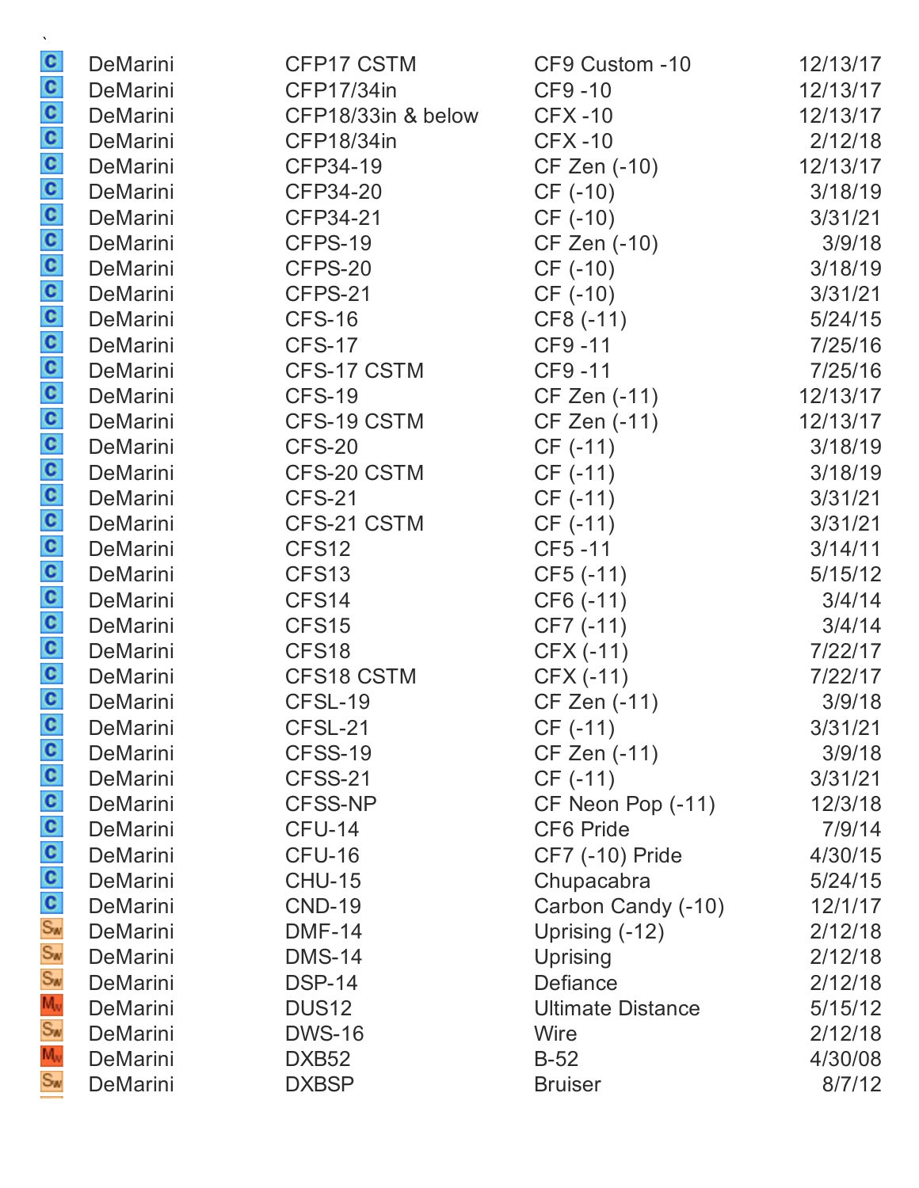| | | | | |
|---|---|---|---|---|
| C | DeMarini | CFP17 CSTM | CF9 Custom -10 | 12/13/17 |
| C | DeMarini | CFP17/34in | CF9 -10 | 12/13/17 |
| C | DeMarini | CFP18/33in & below | CFX -10 | 12/13/17 |
| C | DeMarini | CFP18/34in | CFX -10 | 2/12/18 |
| C | DeMarini | CFP34-19 | CF Zen (-10) | 12/13/17 |
| C | DeMarini | CFP34-20 | CF (-10) | 3/18/19 |
| C | DeMarini | CFP34-21 | CF (-10) | 3/31/21 |
| C | DeMarini | CFPS-19 | CF Zen (-10) | 3/9/18 |
| C | DeMarini | CFPS-20 | CF (-10) | 3/18/19 |
| C | DeMarini | CFPS-21 | CF (-10) | 3/31/21 |
| C | DeMarini | CFS-16 | CF8 (-11) | 5/24/15 |
| C | DeMarini | CFS-17 | CF9 -11 | 7/25/16 |
| C | DeMarini | CFS-17 CSTM | CF9 -11 | 7/25/16 |
| C | DeMarini | CFS-19 | CF Zen (-11) | 12/13/17 |
| C | DeMarini | CFS-19 CSTM | CF Zen (-11) | 12/13/17 |
| C | DeMarini | CFS-20 | CF (-11) | 3/18/19 |
| C | DeMarini | CFS-20 CSTM | CF (-11) | 3/18/19 |
| C | DeMarini | CFS-21 | CF (-11) | 3/31/21 |
| C | DeMarini | CFS-21 CSTM | CF (-11) | 3/31/21 |
| C | DeMarini | CFS12 | CF5 -11 | 3/14/11 |
| C | DeMarini | CFS13 | CF5 (-11) | 5/15/12 |
| C | DeMarini | CFS14 | CF6 (-11) | 3/4/14 |
| C | DeMarini | CFS15 | CF7 (-11) | 3/4/14 |
| C | DeMarini | CFS18 | CFX (-11) | 7/22/17 |
| C | DeMarini | CFS18 CSTM | CFX (-11) | 7/22/17 |
| C | DeMarini | CFSL-19 | CF Zen (-11) | 3/9/18 |
| C | DeMarini | CFSL-21 | CF (-11) | 3/31/21 |
| C | DeMarini | CFSS-19 | CF Zen (-11) | 3/9/18 |
| C | DeMarini | CFSS-21 | CF (-11) | 3/31/21 |
| C | DeMarini | CFSS-NP | CF Neon Pop (-11) | 12/3/18 |
| C | DeMarini | CFU-14 | CF6 Pride | 7/9/14 |
| C | DeMarini | CFU-16 | CF7 (-10) Pride | 4/30/15 |
| C | DeMarini | CHU-15 | Chupacabra | 5/24/15 |
| C | DeMarini | CND-19 | Carbon Candy (-10) | 12/1/17 |
| SW | DeMarini | DMF-14 | Uprising (-12) | 2/12/18 |
| SW | DeMarini | DMS-14 | Uprising | 2/12/18 |
| SW | DeMarini | DSP-14 | Defiance | 2/12/18 |
| MW | DeMarini | DUS12 | Ultimate Distance | 5/15/12 |
| SW | DeMarini | DWS-16 | Wire | 2/12/18 |
| MW | DeMarini | DXB52 | B-52 | 4/30/08 |
| SW | DeMarini | DXBSP | Bruiser | 8/7/12 |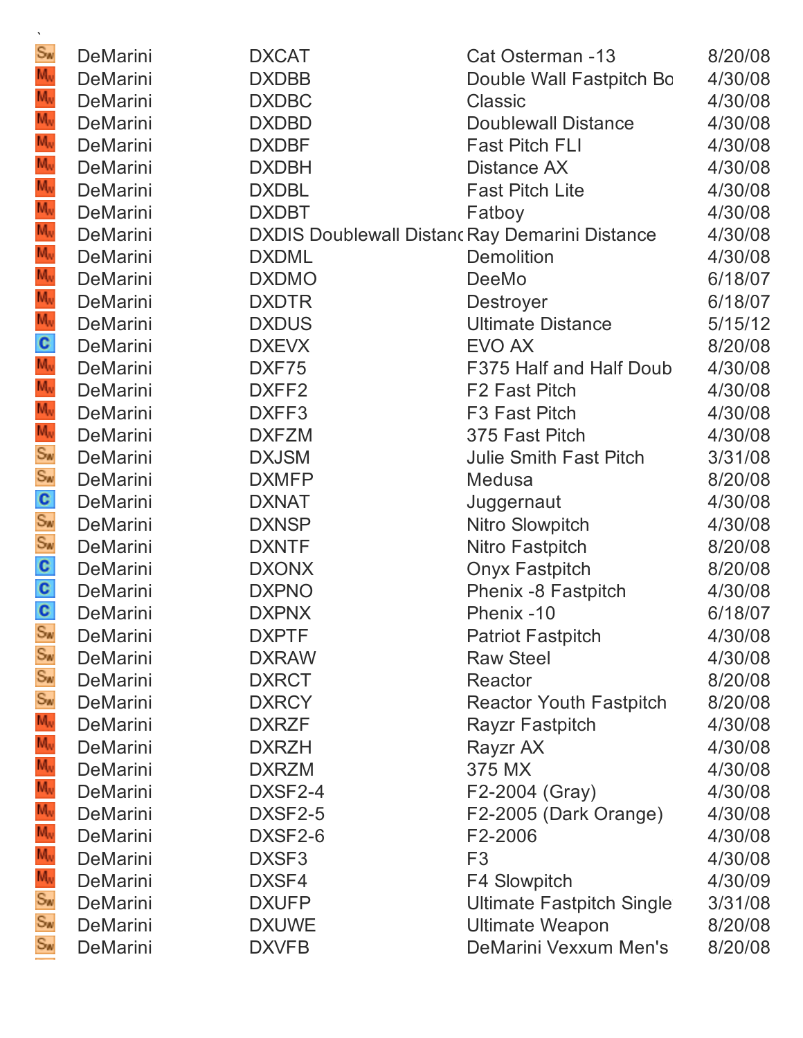`

| | | | | |
|---|---|---|---|---|
| Sw | DeMarini | DXCAT | Cat Osterman -13 | 8/20/08 |
| Mw | DeMarini | DXDBB | Double Wall Fastpitch Bo | 4/30/08 |
| Mw | DeMarini | DXDBC | Classic | 4/30/08 |
| Mw | DeMarini | DXDBD | Doublewall Distance | 4/30/08 |
| Mw | DeMarini | DXDBF | Fast Pitch FLI | 4/30/08 |
| Mw | DeMarini | DXDBH | Distance AX | 4/30/08 |
| Mw | DeMarini | DXDBL | Fast Pitch Lite | 4/30/08 |
| Mw | DeMarini | DXDBT | Fatboy | 4/30/08 |
| Mw | DeMarini | DXDIS Doublewall Distanc | Ray Demarini Distance | 4/30/08 |
| Mw | DeMarini | DXDML | Demolition | 4/30/08 |
| Mw | DeMarini | DXDMO | DeeMo | 6/18/07 |
| Mw | DeMarini | DXDTR | Destroyer | 6/18/07 |
| Mw | DeMarini | DXDUS | Ultimate Distance | 5/15/12 |
| C | DeMarini | DXEVX | EVO AX | 8/20/08 |
| Mw | DeMarini | DXF75 | F375 Half and Half Doub | 4/30/08 |
| Mw | DeMarini | DXFF2 | F2 Fast Pitch | 4/30/08 |
| Mw | DeMarini | DXFF3 | F3 Fast Pitch | 4/30/08 |
| Mw | DeMarini | DXFZM | 375 Fast Pitch | 4/30/08 |
| Sw | DeMarini | DXJSM | Julie Smith Fast Pitch | 3/31/08 |
| Sw | DeMarini | DXMFP | Medusa | 8/20/08 |
| C | DeMarini | DXNAT | Juggernaut | 4/30/08 |
| Sw | DeMarini | DXNSP | Nitro Slowpitch | 4/30/08 |
| Sw | DeMarini | DXNTF | Nitro Fastpitch | 8/20/08 |
| C | DeMarini | DXONX | Onyx Fastpitch | 8/20/08 |
| C | DeMarini | DXPNO | Phenix -8 Fastpitch | 4/30/08 |
| C | DeMarini | DXPNX | Phenix -10 | 6/18/07 |
| Sw | DeMarini | DXPTF | Patriot Fastpitch | 4/30/08 |
| Sw | DeMarini | DXRAW | Raw Steel | 4/30/08 |
| Sw | DeMarini | DXRCT | Reactor | 8/20/08 |
| Sw | DeMarini | DXRCY | Reactor Youth Fastpitch | 8/20/08 |
| Mw | DeMarini | DXRZF | Rayzr Fastpitch | 4/30/08 |
| Mw | DeMarini | DXRZH | Rayzr AX | 4/30/08 |
| Mw | DeMarini | DXRZM | 375 MX | 4/30/08 |
| Mw | DeMarini | DXSF2-4 | F2-2004 (Gray) | 4/30/08 |
| Mw | DeMarini | DXSF2-5 | F2-2005 (Dark Orange) | 4/30/08 |
| Mw | DeMarini | DXSF2-6 | F2-2006 | 4/30/08 |
| Mw | DeMarini | DXSF3 | F3 | 4/30/08 |
| Mw | DeMarini | DXSF4 | F4 Slowpitch | 4/30/09 |
| Sw | DeMarini | DXUFP | Ultimate Fastpitch Single | 3/31/08 |
| Sw | DeMarini | DXUWE | Ultimate Weapon | 8/20/08 |
| Sw | DeMarini | DXVFB | DeMarini Vexxum Men's | 8/20/08 |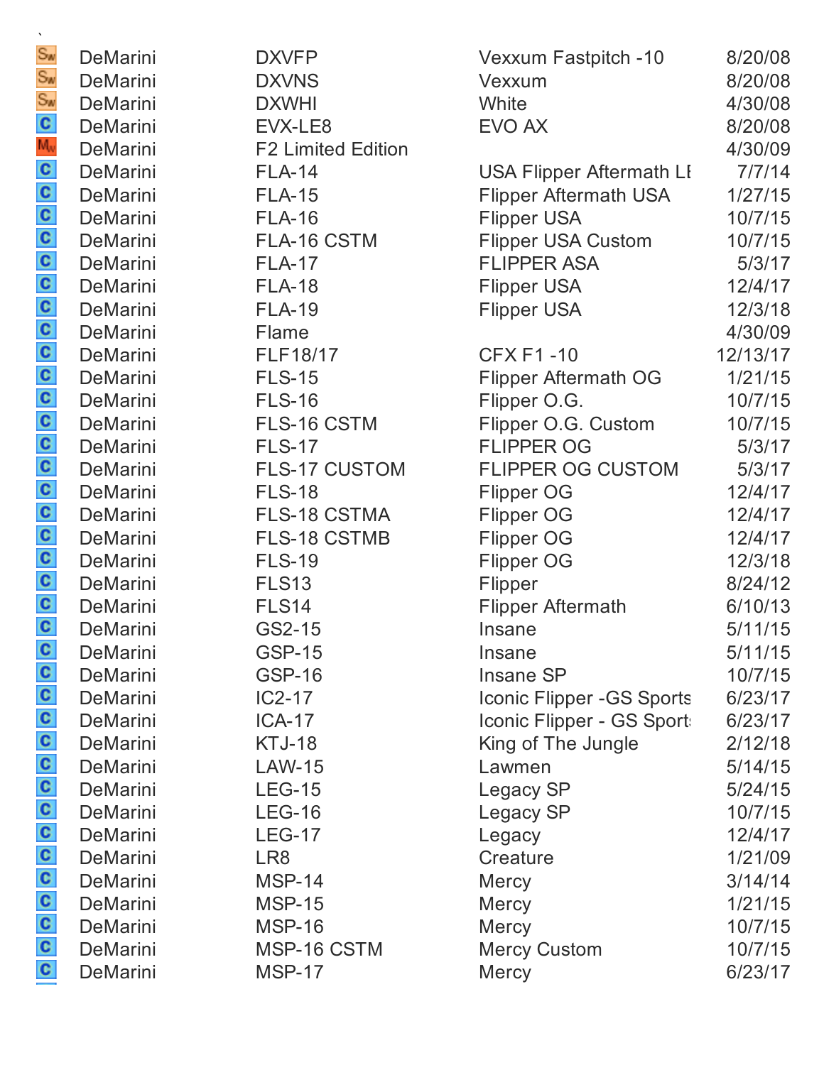| | | | | |
|---|---|---|---|---|
| Sw | DeMarini | DXVFP | Vexxum Fastpitch -10 | 8/20/08 |
| Sw | DeMarini | DXVNS | Vexxum | 8/20/08 |
| Sw | DeMarini | DXWHI | White | 4/30/08 |
| C | DeMarini | EVX-LE8 | EVO AX | 8/20/08 |
| Mw | DeMarini | F2 Limited Edition | | 4/30/09 |
| C | DeMarini | FLA-14 | USA Flipper Aftermath LE | 7/7/14 |
| C | DeMarini | FLA-15 | Flipper Aftermath USA | 1/27/15 |
| C | DeMarini | FLA-16 | Flipper USA | 10/7/15 |
| C | DeMarini | FLA-16 CSTM | Flipper USA Custom | 10/7/15 |
| C | DeMarini | FLA-17 | FLIPPER ASA | 5/3/17 |
| C | DeMarini | FLA-18 | Flipper USA | 12/4/17 |
| C | DeMarini | FLA-19 | Flipper USA | 12/3/18 |
| C | DeMarini | Flame | | 4/30/09 |
| C | DeMarini | FLF18/17 | CFX F1 -10 | 12/13/17 |
| C | DeMarini | FLS-15 | Flipper Aftermath OG | 1/21/15 |
| C | DeMarini | FLS-16 | Flipper O.G. | 10/7/15 |
| C | DeMarini | FLS-16 CSTM | Flipper O.G. Custom | 10/7/15 |
| C | DeMarini | FLS-17 | FLIPPER OG | 5/3/17 |
| C | DeMarini | FLS-17 CUSTOM | FLIPPER OG CUSTOM | 5/3/17 |
| C | DeMarini | FLS-18 | Flipper OG | 12/4/17 |
| C | DeMarini | FLS-18 CSTMA | Flipper OG | 12/4/17 |
| C | DeMarini | FLS-18 CSTMB | Flipper OG | 12/4/17 |
| C | DeMarini | FLS-19 | Flipper OG | 12/3/18 |
| C | DeMarini | FLS13 | Flipper | 8/24/12 |
| C | DeMarini | FLS14 | Flipper Aftermath | 6/10/13 |
| C | DeMarini | GS2-15 | Insane | 5/11/15 |
| C | DeMarini | GSP-15 | Insane | 5/11/15 |
| C | DeMarini | GSP-16 | Insane SP | 10/7/15 |
| C | DeMarini | IC2-17 | Iconic Flipper -GS Sports | 6/23/17 |
| C | DeMarini | ICA-17 | Iconic Flipper - GS Sports | 6/23/17 |
| C | DeMarini | KTJ-18 | King of The Jungle | 2/12/18 |
| C | DeMarini | LAW-15 | Lawmen | 5/14/15 |
| C | DeMarini | LEG-15 | Legacy SP | 5/24/15 |
| C | DeMarini | LEG-16 | Legacy SP | 10/7/15 |
| C | DeMarini | LEG-17 | Legacy | 12/4/17 |
| C | DeMarini | LR8 | Creature | 1/21/09 |
| C | DeMarini | MSP-14 | Mercy | 3/14/14 |
| C | DeMarini | MSP-15 | Mercy | 1/21/15 |
| C | DeMarini | MSP-16 | Mercy | 10/7/15 |
| C | DeMarini | MSP-16 CSTM | Mercy Custom | 10/7/15 |
| C | DeMarini | MSP-17 | Mercy | 6/23/17 |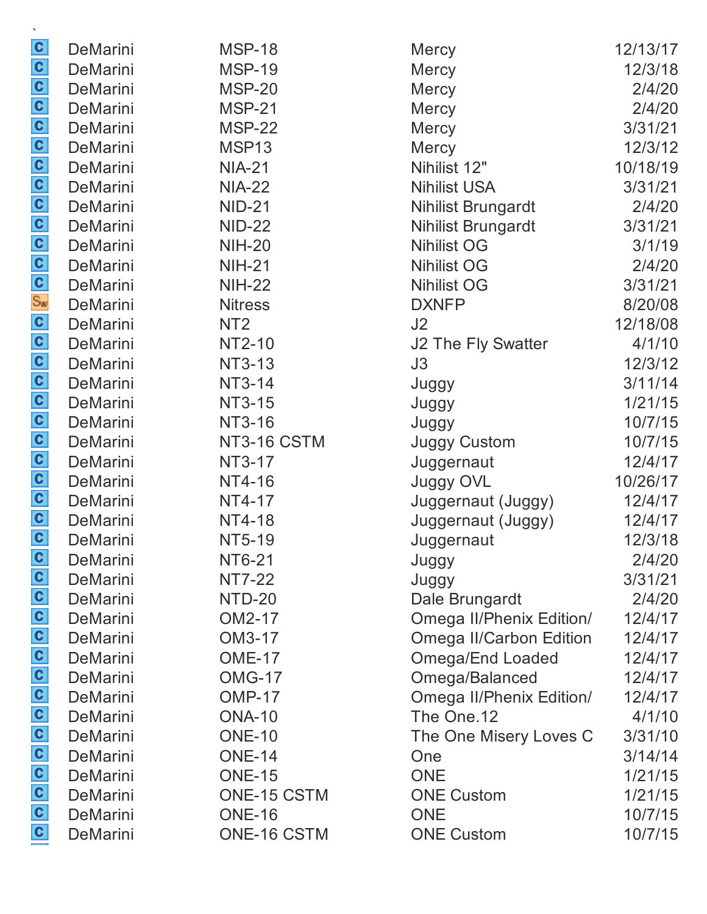`

| | | | | |
|---|---|---|---|---|
| C | DeMarini | MSP-18 | Mercy | 12/13/17 |
| C | DeMarini | MSP-19 | Mercy | 12/3/18 |
| C | DeMarini | MSP-20 | Mercy | 2/4/20 |
| C | DeMarini | MSP-21 | Mercy | 2/4/20 |
| C | DeMarini | MSP-22 | Mercy | 3/31/21 |
| C | DeMarini | MSP13 | Mercy | 12/3/12 |
| C | DeMarini | NIA-21 | Nihilist 12" | 10/18/19 |
| C | DeMarini | NIA-22 | Nihilist USA | 3/31/21 |
| C | DeMarini | NID-21 | Nihilist Brungardt | 2/4/20 |
| C | DeMarini | NID-22 | Nihilist Brungardt | 3/31/21 |
| C | DeMarini | NIH-20 | Nihilist OG | 3/1/19 |
| C | DeMarini | NIH-21 | Nihilist OG | 2/4/20 |
| C | DeMarini | NIH-22 | Nihilist OG | 3/31/21 |
| Sw | DeMarini | Nitress | DXNFP | 8/20/08 |
| C | DeMarini | NT2 | J2 | 12/18/08 |
| C | DeMarini | NT2-10 | J2 The Fly Swatter | 4/1/10 |
| C | DeMarini | NT3-13 | J3 | 12/3/12 |
| C | DeMarini | NT3-14 | Juggy | 3/11/14 |
| C | DeMarini | NT3-15 | Juggy | 1/21/15 |
| C | DeMarini | NT3-16 | Juggy | 10/7/15 |
| C | DeMarini | NT3-16 CSTM | Juggy Custom | 10/7/15 |
| C | DeMarini | NT3-17 | Juggernaut | 12/4/17 |
| C | DeMarini | NT4-16 | Juggy OVL | 10/26/17 |
| C | DeMarini | NT4-17 | Juggernaut (Juggy) | 12/4/17 |
| C | DeMarini | NT4-18 | Juggernaut (Juggy) | 12/4/17 |
| C | DeMarini | NT5-19 | Juggernaut | 12/3/18 |
| C | DeMarini | NT6-21 | Juggy | 2/4/20 |
| C | DeMarini | NT7-22 | Juggy | 3/31/21 |
| C | DeMarini | NTD-20 | Dale Brungardt | 2/4/20 |
| C | DeMarini | OM2-17 | Omega II/Phenix Edition/ | 12/4/17 |
| C | DeMarini | OM3-17 | Omega II/Carbon Edition | 12/4/17 |
| C | DeMarini | OME-17 | Omega/End Loaded | 12/4/17 |
| C | DeMarini | OMG-17 | Omega/Balanced | 12/4/17 |
| C | DeMarini | OMP-17 | Omega II/Phenix Edition/ | 12/4/17 |
| C | DeMarini | ONA-10 | The One.12 | 4/1/10 |
| C | DeMarini | ONE-10 | The One Misery Loves C | 3/31/10 |
| C | DeMarini | ONE-14 | One | 3/14/14 |
| C | DeMarini | ONE-15 | ONE | 1/21/15 |
| C | DeMarini | ONE-15 CSTM | ONE Custom | 1/21/15 |
| C | DeMarini | ONE-16 | ONE | 10/7/15 |
| C | DeMarini | ONE-16 CSTM | ONE Custom | 10/7/15 |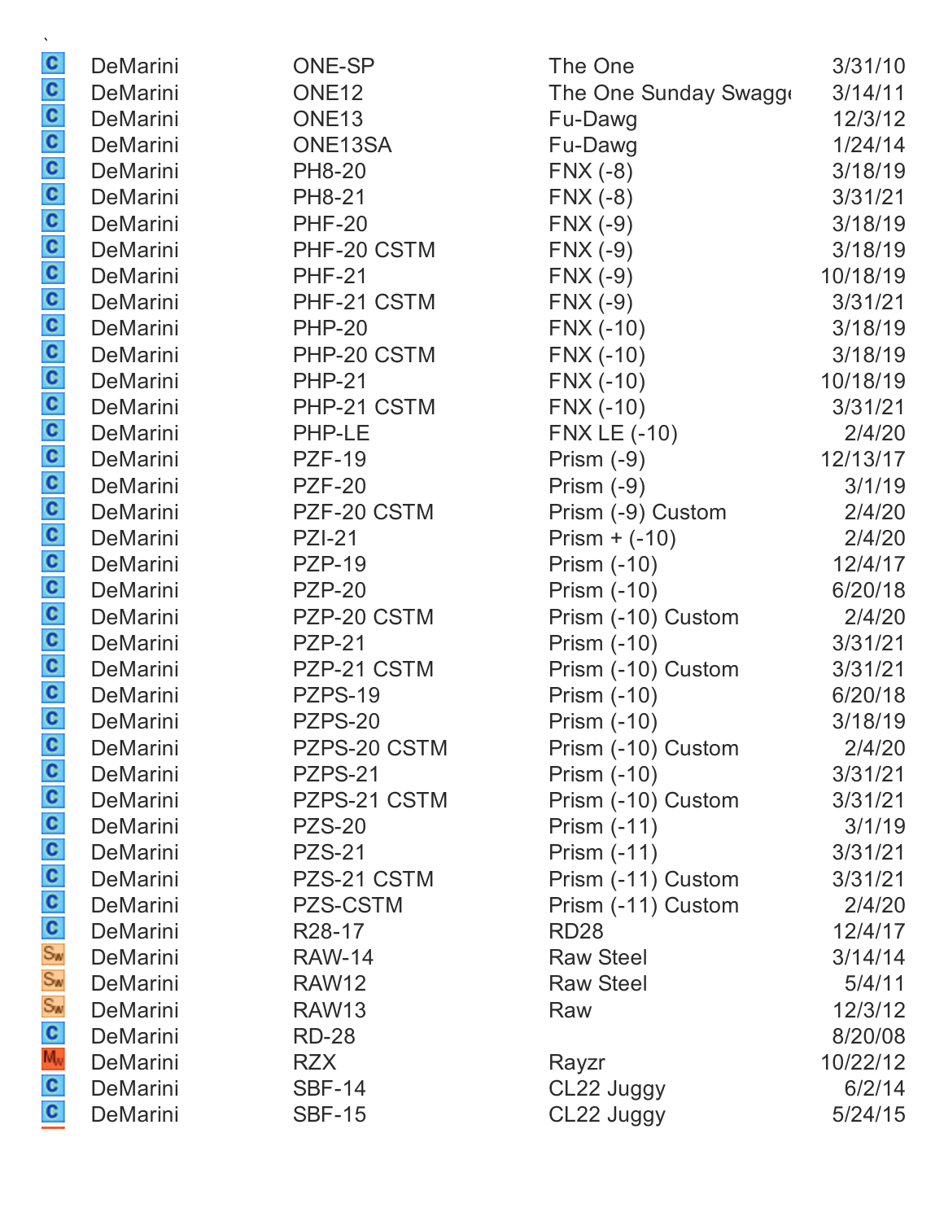`

| | | | | |
|---|---|---|---|---|
| C | DeMarini | ONE-SP | The One | 3/31/10 |
| C | DeMarini | ONE12 | The One Sunday Swagge | 3/14/11 |
| C | DeMarini | ONE13 | Fu-Dawg | 12/3/12 |
| C | DeMarini | ONE13SA | Fu-Dawg | 1/24/14 |
| C | DeMarini | PH8-20 | FNX (-8) | 3/18/19 |
| C | DeMarini | PH8-21 | FNX (-8) | 3/31/21 |
| C | DeMarini | PHF-20 | FNX (-9) | 3/18/19 |
| C | DeMarini | PHF-20 CSTM | FNX (-9) | 3/18/19 |
| C | DeMarini | PHF-21 | FNX (-9) | 10/18/19 |
| C | DeMarini | PHF-21 CSTM | FNX (-9) | 3/31/21 |
| C | DeMarini | PHP-20 | FNX (-10) | 3/18/19 |
| C | DeMarini | PHP-20 CSTM | FNX (-10) | 3/18/19 |
| C | DeMarini | PHP-21 | FNX (-10) | 10/18/19 |
| C | DeMarini | PHP-21 CSTM | FNX (-10) | 3/31/21 |
| C | DeMarini | PHP-LE | FNX LE (-10) | 2/4/20 |
| C | DeMarini | PZF-19 | Prism (-9) | 12/13/17 |
| C | DeMarini | PZF-20 | Prism (-9) | 3/1/19 |
| C | DeMarini | PZF-20 CSTM | Prism (-9) Custom | 2/4/20 |
| C | DeMarini | PZI-21 | Prism + (-10) | 2/4/20 |
| C | DeMarini | PZP-19 | Prism (-10) | 12/4/17 |
| C | DeMarini | PZP-20 | Prism (-10) | 6/20/18 |
| C | DeMarini | PZP-20 CSTM | Prism (-10) Custom | 2/4/20 |
| C | DeMarini | PZP-21 | Prism (-10) | 3/31/21 |
| C | DeMarini | PZP-21 CSTM | Prism (-10) Custom | 3/31/21 |
| C | DeMarini | PZPS-19 | Prism (-10) | 6/20/18 |
| C | DeMarini | PZPS-20 | Prism (-10) | 3/18/19 |
| C | DeMarini | PZPS-20 CSTM | Prism (-10) Custom | 2/4/20 |
| C | DeMarini | PZPS-21 | Prism (-10) | 3/31/21 |
| C | DeMarini | PZPS-21 CSTM | Prism (-10) Custom | 3/31/21 |
| C | DeMarini | PZS-20 | Prism (-11) | 3/1/19 |
| C | DeMarini | PZS-21 | Prism (-11) | 3/31/21 |
| C | DeMarini | PZS-21 CSTM | Prism (-11) Custom | 3/31/21 |
| C | DeMarini | PZS-CSTM | Prism (-11) Custom | 2/4/20 |
| C | DeMarini | R28-17 | RD28 | 12/4/17 |
| Sw | DeMarini | RAW-14 | Raw Steel | 3/14/14 |
| Sw | DeMarini | RAW12 | Raw Steel | 5/4/11 |
| Sw | DeMarini | RAW13 | Raw | 12/3/12 |
| C | DeMarini | RD-28 | | 8/20/08 |
| Mw | DeMarini | RZX | Rayzr | 10/22/12 |
| C | DeMarini | SBF-14 | CL22 Juggy | 6/2/14 |
| C | DeMarini | SBF-15 | CL22 Juggy | 5/24/15 |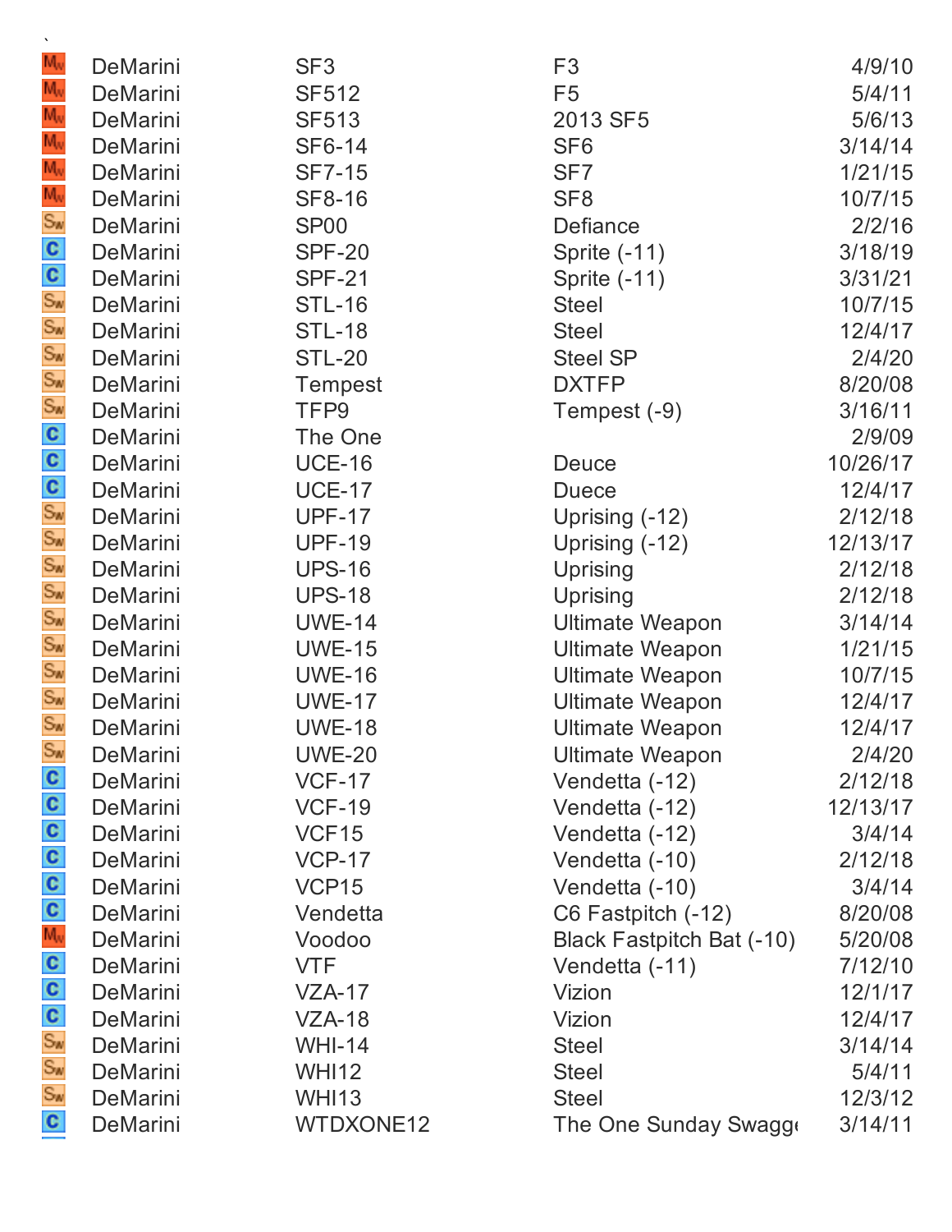`

| | | | | |
|---|---|---|---|---|
| MW | DeMarini | SF3 | F3 | 4/9/10 |
| MW | DeMarini | SF512 | F5 | 5/4/11 |
| MW | DeMarini | SF513 | 2013 SF5 | 5/6/13 |
| MW | DeMarini | SF6-14 | SF6 | 3/14/14 |
| MW | DeMarini | SF7-15 | SF7 | 1/21/15 |
| MW | DeMarini | SF8-16 | SF8 | 10/7/15 |
| SW | DeMarini | SP00 | Defiance | 2/2/16 |
| C | DeMarini | SPF-20 | Sprite (-11) | 3/18/19 |
| C | DeMarini | SPF-21 | Sprite (-11) | 3/31/21 |
| SW | DeMarini | STL-16 | Steel | 10/7/15 |
| SW | DeMarini | STL-18 | Steel | 12/4/17 |
| SW | DeMarini | STL-20 | Steel SP | 2/4/20 |
| SW | DeMarini | Tempest | DXTFP | 8/20/08 |
| SW | DeMarini | TFP9 | Tempest (-9) | 3/16/11 |
| C | DeMarini | The One | | 2/9/09 |
| C | DeMarini | UCE-16 | Deuce | 10/26/17 |
| C | DeMarini | UCE-17 | Duece | 12/4/17 |
| SW | DeMarini | UPF-17 | Uprising (-12) | 2/12/18 |
| SW | DeMarini | UPF-19 | Uprising (-12) | 12/13/17 |
| SW | DeMarini | UPS-16 | Uprising | 2/12/18 |
| SW | DeMarini | UPS-18 | Uprising | 2/12/18 |
| SW | DeMarini | UWE-14 | Ultimate Weapon | 3/14/14 |
| SW | DeMarini | UWE-15 | Ultimate Weapon | 1/21/15 |
| SW | DeMarini | UWE-16 | Ultimate Weapon | 10/7/15 |
| SW | DeMarini | UWE-17 | Ultimate Weapon | 12/4/17 |
| SW | DeMarini | UWE-18 | Ultimate Weapon | 12/4/17 |
| SW | DeMarini | UWE-20 | Ultimate Weapon | 2/4/20 |
| C | DeMarini | VCF-17 | Vendetta (-12) | 2/12/18 |
| C | DeMarini | VCF-19 | Vendetta (-12) | 12/13/17 |
| C | DeMarini | VCF15 | Vendetta (-12) | 3/4/14 |
| C | DeMarini | VCP-17 | Vendetta (-10) | 2/12/18 |
| C | DeMarini | VCP15 | Vendetta (-10) | 3/4/14 |
| C | DeMarini | Vendetta | C6 Fastpitch (-12) | 8/20/08 |
| MW | DeMarini | Voodoo | Black Fastpitch Bat (-10) | 5/20/08 |
| C | DeMarini | VTF | Vendetta (-11) | 7/12/10 |
| C | DeMarini | VZA-17 | Vizion | 12/1/17 |
| C | DeMarini | VZA-18 | Vizion | 12/4/17 |
| SW | DeMarini | WHI-14 | Steel | 3/14/14 |
| SW | DeMarini | WHI12 | Steel | 5/4/11 |
| SW | DeMarini | WHI13 | Steel | 12/3/12 |
| C | DeMarini | WTDXONE12 | The One Sunday Swagg | 3/14/11 |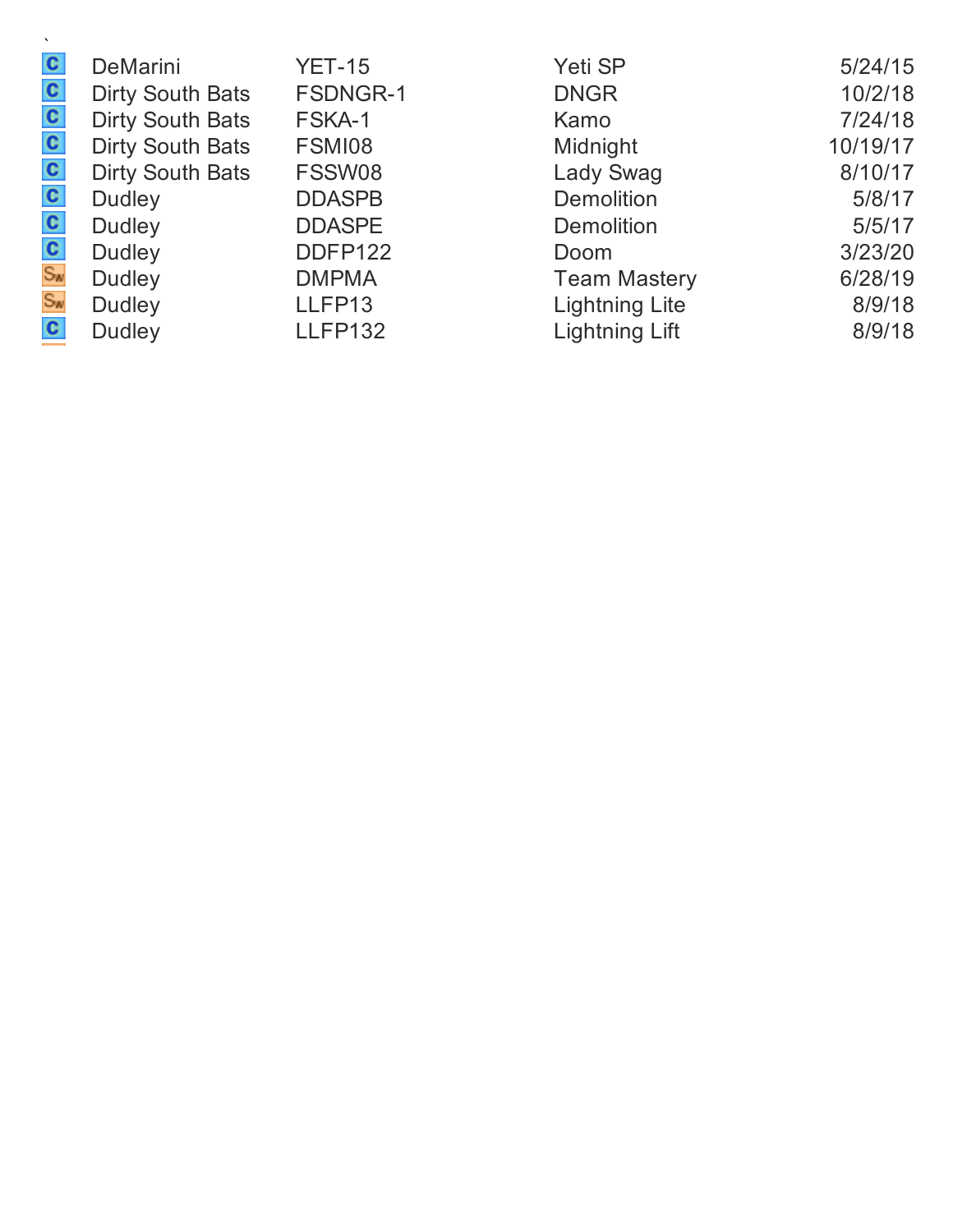`

| | | | | |
|---|---|---|---|---|
| C | DeMarini | YET-15 | Yeti SP | 5/24/15 |
| C | Dirty South Bats | FSDNGR-1 | DNGR | 10/2/18 |
| C | Dirty South Bats | FSKA-1 | Kamo | 7/24/18 |
| C | Dirty South Bats | FSMI08 | Midnight | 10/19/17 |
| C | Dirty South Bats | FSSW08 | Lady Swag | 8/10/17 |
| C | Dudley | DDASPB | Demolition | 5/8/17 |
| C | Dudley | DDASPE | Demolition | 5/5/17 |
| C | Dudley | DDFP122 | Doom | 3/23/20 |
| SW | Dudley | DMPMA | Team Mastery | 6/28/19 |
| SW | Dudley | LLFP13 | Lightning Lite | 8/9/18 |
| C | Dudley | LLFP132 | Lightning Lift | 8/9/18 |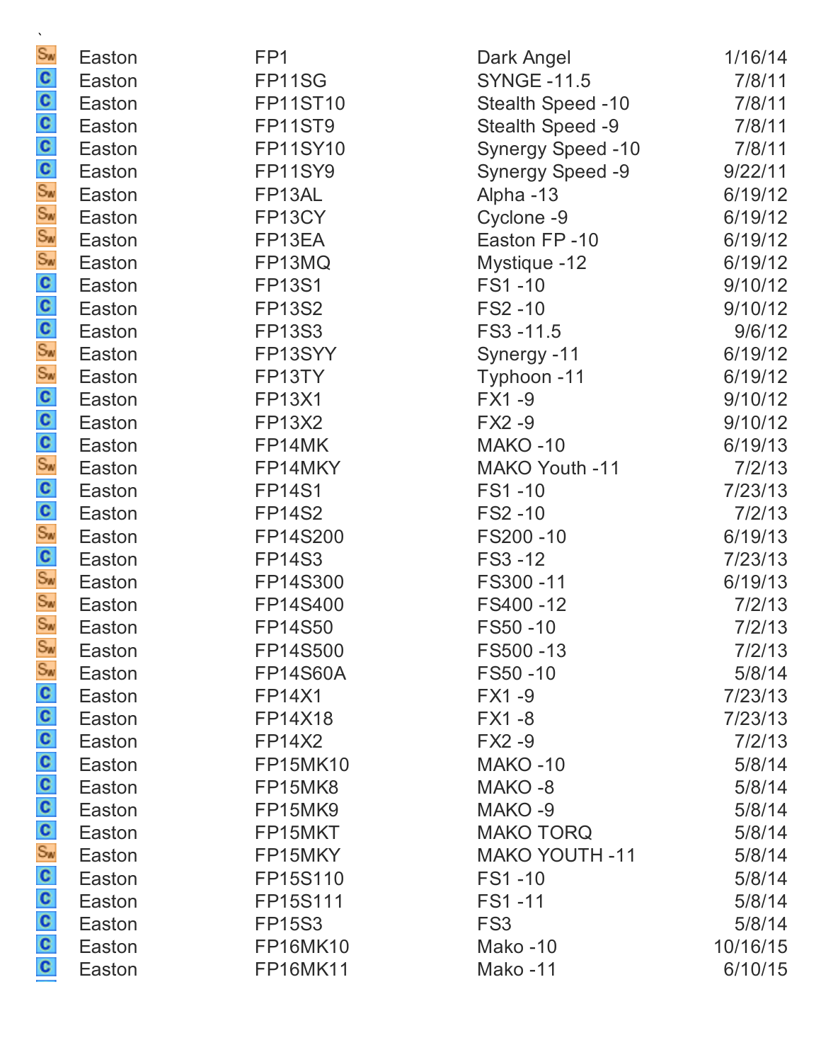`

| | | | | |
|---|---|---|---|---|
| Sw | Easton | FP1 | Dark Angel | 1/16/14 |
| C | Easton | FP11SG | SYNGE -11.5 | 7/8/11 |
| C | Easton | FP11ST10 | Stealth Speed -10 | 7/8/11 |
| C | Easton | FP11ST9 | Stealth Speed -9 | 7/8/11 |
| C | Easton | FP11SY10 | Synergy Speed -10 | 7/8/11 |
| C | Easton | FP11SY9 | Synergy Speed -9 | 9/22/11 |
| Sw | Easton | FP13AL | Alpha -13 | 6/19/12 |
| Sw | Easton | FP13CY | Cyclone -9 | 6/19/12 |
| Sw | Easton | FP13EA | Easton FP -10 | 6/19/12 |
| Sw | Easton | FP13MQ | Mystique -12 | 6/19/12 |
| C | Easton | FP13S1 | FS1 -10 | 9/10/12 |
| C | Easton | FP13S2 | FS2 -10 | 9/10/12 |
| C | Easton | FP13S3 | FS3 -11.5 | 9/6/12 |
| Sw | Easton | FP13SYY | Synergy -11 | 6/19/12 |
| Sw | Easton | FP13TY | Typhoon -11 | 6/19/12 |
| C | Easton | FP13X1 | FX1 -9 | 9/10/12 |
| C | Easton | FP13X2 | FX2 -9 | 9/10/12 |
| C | Easton | FP14MK | MAKO -10 | 6/19/13 |
| Sw | Easton | FP14MKY | MAKO Youth -11 | 7/2/13 |
| C | Easton | FP14S1 | FS1 -10 | 7/23/13 |
| C | Easton | FP14S2 | FS2 -10 | 7/2/13 |
| Sw | Easton | FP14S200 | FS200 -10 | 6/19/13 |
| C | Easton | FP14S3 | FS3 -12 | 7/23/13 |
| Sw | Easton | FP14S300 | FS300 -11 | 6/19/13 |
| Sw | Easton | FP14S400 | FS400 -12 | 7/2/13 |
| Sw | Easton | FP14S50 | FS50 -10 | 7/2/13 |
| Sw | Easton | FP14S500 | FS500 -13 | 7/2/13 |
| Sw | Easton | FP14S60A | FS50 -10 | 5/8/14 |
| C | Easton | FP14X1 | FX1 -9 | 7/23/13 |
| C | Easton | FP14X18 | FX1 -8 | 7/23/13 |
| C | Easton | FP14X2 | FX2 -9 | 7/2/13 |
| C | Easton | FP15MK10 | MAKO -10 | 5/8/14 |
| C | Easton | FP15MK8 | MAKO -8 | 5/8/14 |
| C | Easton | FP15MK9 | MAKO -9 | 5/8/14 |
| C | Easton | FP15MKT | MAKO TORQ | 5/8/14 |
| Sw | Easton | FP15MKY | MAKO YOUTH -11 | 5/8/14 |
| C | Easton | FP15S110 | FS1 -10 | 5/8/14 |
| C | Easton | FP15S111 | FS1 -11 | 5/8/14 |
| C | Easton | FP15S3 | FS3 | 5/8/14 |
| C | Easton | FP16MK10 | Mako -10 | 10/16/15 |
| C | Easton | FP16MK11 | Mako -11 | 6/10/15 |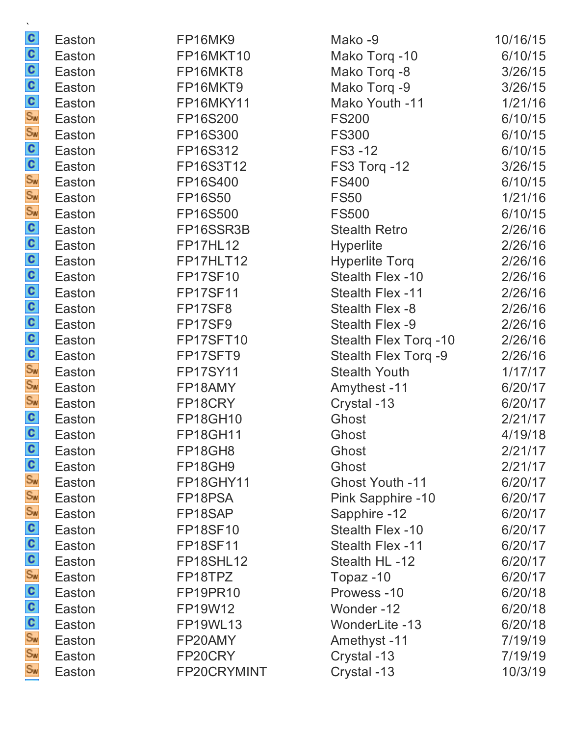`

| | | | | |
|---|---|---|---|---|
| C | Easton | FP16MK9 | Mako -9 | 10/16/15 |
| C | Easton | FP16MKT10 | Mako Torq -10 | 6/10/15 |
| C | Easton | FP16MKT8 | Mako Torq -8 | 3/26/15 |
| C | Easton | FP16MKT9 | Mako Torq -9 | 3/26/15 |
| C | Easton | FP16MKY11 | Mako Youth -11 | 1/21/16 |
| Sw | Easton | FP16S200 | FS200 | 6/10/15 |
| Sw | Easton | FP16S300 | FS300 | 6/10/15 |
| C | Easton | FP16S312 | FS3 -12 | 6/10/15 |
| C | Easton | FP16S3T12 | FS3 Torq -12 | 3/26/15 |
| Sw | Easton | FP16S400 | FS400 | 6/10/15 |
| Sw | Easton | FP16S50 | FS50 | 1/21/16 |
| Sw | Easton | FP16S500 | FS500 | 6/10/15 |
| C | Easton | FP16SSR3B | Stealth Retro | 2/26/16 |
| C | Easton | FP17HL12 | Hyperlite | 2/26/16 |
| C | Easton | FP17HLT12 | Hyperlite Torq | 2/26/16 |
| C | Easton | FP17SF10 | Stealth Flex -10 | 2/26/16 |
| C | Easton | FP17SF11 | Stealth Flex -11 | 2/26/16 |
| C | Easton | FP17SF8 | Stealth Flex -8 | 2/26/16 |
| C | Easton | FP17SF9 | Stealth Flex -9 | 2/26/16 |
| C | Easton | FP17SFT10 | Stealth Flex Torq -10 | 2/26/16 |
| C | Easton | FP17SFT9 | Stealth Flex Torq -9 | 2/26/16 |
| Sw | Easton | FP17SY11 | Stealth Youth | 1/17/17 |
| Sw | Easton | FP18AMY | Amythest -11 | 6/20/17 |
| Sw | Easton | FP18CRY | Crystal -13 | 6/20/17 |
| C | Easton | FP18GH10 | Ghost | 2/21/17 |
| C | Easton | FP18GH11 | Ghost | 4/19/18 |
| C | Easton | FP18GH8 | Ghost | 2/21/17 |
| C | Easton | FP18GH9 | Ghost | 2/21/17 |
| Sw | Easton | FP18GHY11 | Ghost Youth -11 | 6/20/17 |
| Sw | Easton | FP18PSA | Pink Sapphire -10 | 6/20/17 |
| Sw | Easton | FP18SAP | Sapphire -12 | 6/20/17 |
| C | Easton | FP18SF10 | Stealth Flex -10 | 6/20/17 |
| C | Easton | FP18SF11 | Stealth Flex -11 | 6/20/17 |
| C | Easton | FP18SHL12 | Stealth HL -12 | 6/20/17 |
| Sw | Easton | FP18TPZ | Topaz -10 | 6/20/17 |
| C | Easton | FP19PR10 | Prowess -10 | 6/20/18 |
| C | Easton | FP19W12 | Wonder -12 | 6/20/18 |
| C | Easton | FP19WL13 | WonderLite -13 | 6/20/18 |
| Sw | Easton | FP20AMY | Amethyst -11 | 7/19/19 |
| Sw | Easton | FP20CRY | Crystal -13 | 7/19/19 |
| Sw | Easton | FP20CRYMINT | Crystal -13 | 10/3/19 |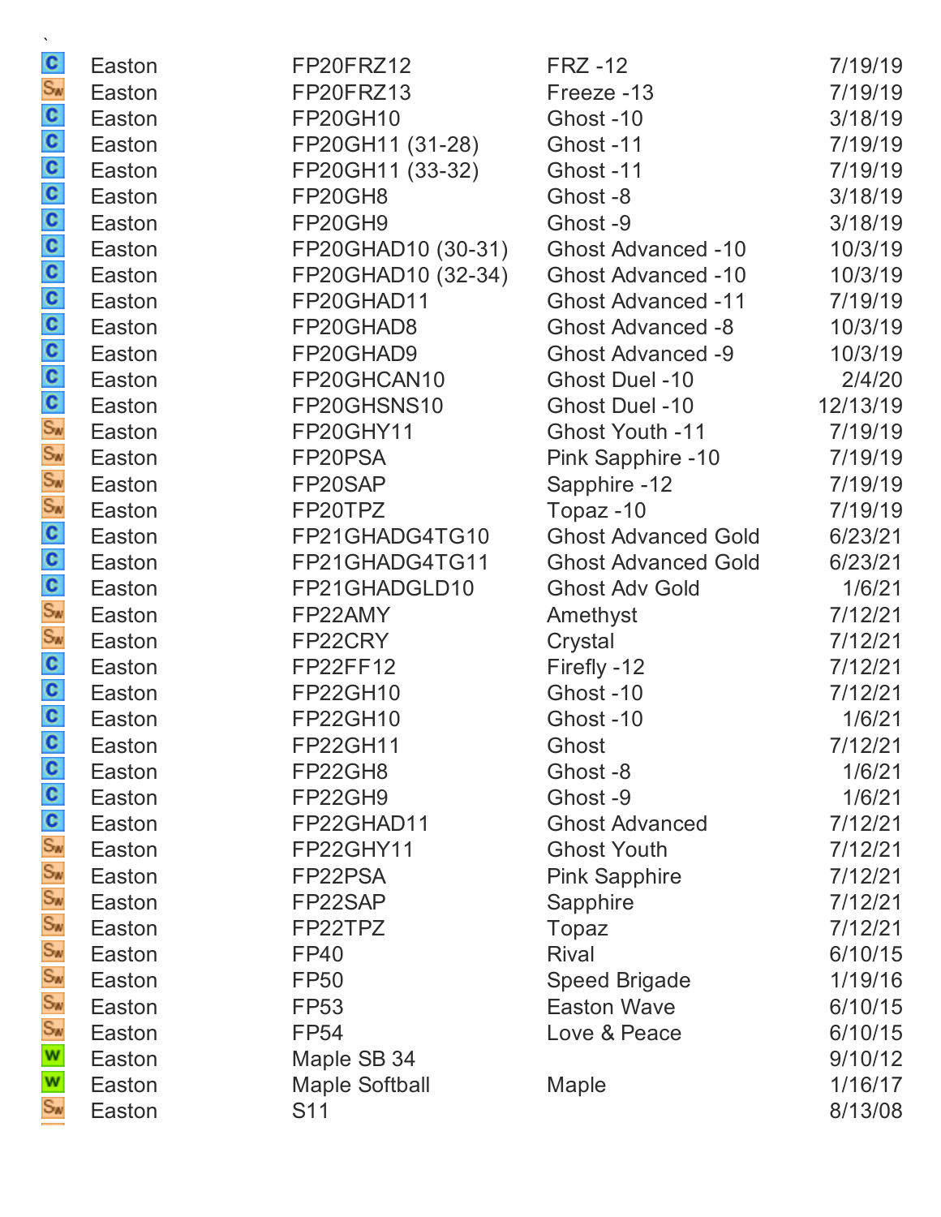`

| | | | | |
|---|---|---|---|---|
| C | Easton | FP20FRZ12 | FRZ -12 | 7/19/19 |
| SW | Easton | FP20FRZ13 | Freeze -13 | 7/19/19 |
| C | Easton | FP20GH10 | Ghost -10 | 3/18/19 |
| C | Easton | FP20GH11 (31-28) | Ghost -11 | 7/19/19 |
| C | Easton | FP20GH11 (33-32) | Ghost -11 | 7/19/19 |
| C | Easton | FP20GH8 | Ghost -8 | 3/18/19 |
| C | Easton | FP20GH9 | Ghost -9 | 3/18/19 |
| C | Easton | FP20GHAD10 (30-31) | Ghost Advanced -10 | 10/3/19 |
| C | Easton | FP20GHAD10 (32-34) | Ghost Advanced -10 | 10/3/19 |
| C | Easton | FP20GHAD11 | Ghost Advanced -11 | 7/19/19 |
| C | Easton | FP20GHAD8 | Ghost Advanced -8 | 10/3/19 |
| C | Easton | FP20GHAD9 | Ghost Advanced -9 | 10/3/19 |
| C | Easton | FP20GHCAN10 | Ghost Duel -10 | 2/4/20 |
| C | Easton | FP20GHSNS10 | Ghost Duel -10 | 12/13/19 |
| SW | Easton | FP20GHY11 | Ghost Youth -11 | 7/19/19 |
| SW | Easton | FP20PSA | Pink Sapphire -10 | 7/19/19 |
| SW | Easton | FP20SAP | Sapphire -12 | 7/19/19 |
| SW | Easton | FP20TPZ | Topaz -10 | 7/19/19 |
| C | Easton | FP21GHADG4TG10 | Ghost Advanced Gold | 6/23/21 |
| C | Easton | FP21GHADG4TG11 | Ghost Advanced Gold | 6/23/21 |
| C | Easton | FP21GHADGLD10 | Ghost Adv Gold | 1/6/21 |
| SW | Easton | FP22AMY | Amethyst | 7/12/21 |
| SW | Easton | FP22CRY | Crystal | 7/12/21 |
| C | Easton | FP22FF12 | Firefly -12 | 7/12/21 |
| C | Easton | FP22GH10 | Ghost -10 | 7/12/21 |
| C | Easton | FP22GH10 | Ghost -10 | 1/6/21 |
| C | Easton | FP22GH11 | Ghost | 7/12/21 |
| C | Easton | FP22GH8 | Ghost -8 | 1/6/21 |
| C | Easton | FP22GH9 | Ghost -9 | 1/6/21 |
| C | Easton | FP22GHAD11 | Ghost Advanced | 7/12/21 |
| SW | Easton | FP22GHY11 | Ghost Youth | 7/12/21 |
| SW | Easton | FP22PSA | Pink Sapphire | 7/12/21 |
| SW | Easton | FP22SAP | Sapphire | 7/12/21 |
| SW | Easton | FP22TPZ | Topaz | 7/12/21 |
| SW | Easton | FP40 | Rival | 6/10/15 |
| SW | Easton | FP50 | Speed Brigade | 1/19/16 |
| SW | Easton | FP53 | Easton Wave | 6/10/15 |
| SW | Easton | FP54 | Love & Peace | 6/10/15 |
| W | Easton | Maple SB 34 | | 9/10/12 |
| W | Easton | Maple Softball | Maple | 1/16/17 |
| SW | Easton | S11 | | 8/13/08 |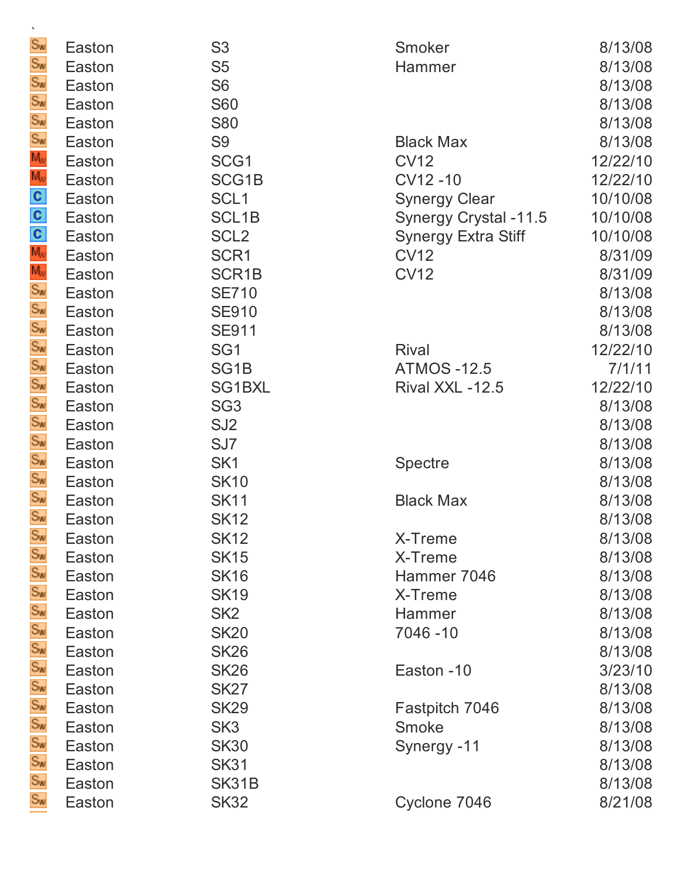`

| | | | | |
|---|---|---|---|---|
| Sw | Easton | S3 | Smoker | 8/13/08 |
| Sw | Easton | S5 | Hammer | 8/13/08 |
| Sw | Easton | S6 | | 8/13/08 |
| Sw | Easton | S60 | | 8/13/08 |
| Sw | Easton | S80 | | 8/13/08 |
| Sw | Easton | S9 | Black Max | 8/13/08 |
| Mw | Easton | SCG1 | CV12 | 12/22/10 |
| Mw | Easton | SCG1B | CV12 -10 | 12/22/10 |
| C | Easton | SCL1 | Synergy Clear | 10/10/08 |
| C | Easton | SCL1B | Synergy Crystal -11.5 | 10/10/08 |
| C | Easton | SCL2 | Synergy Extra Stiff | 10/10/08 |
| Mw | Easton | SCR1 | CV12 | 8/31/09 |
| Mw | Easton | SCR1B | CV12 | 8/31/09 |
| Sw | Easton | SE710 | | 8/13/08 |
| Sw | Easton | SE910 | | 8/13/08 |
| Sw | Easton | SE911 | | 8/13/08 |
| Sw | Easton | SG1 | Rival | 12/22/10 |
| Sw | Easton | SG1B | ATMOS -12.5 | 7/1/11 |
| Sw | Easton | SG1BXL | Rival XXL -12.5 | 12/22/10 |
| Sw | Easton | SG3 | | 8/13/08 |
| Sw | Easton | SJ2 | | 8/13/08 |
| Sw | Easton | SJ7 | | 8/13/08 |
| Sw | Easton | SK1 | Spectre | 8/13/08 |
| Sw | Easton | SK10 | | 8/13/08 |
| Sw | Easton | SK11 | Black Max | 8/13/08 |
| Sw | Easton | SK12 | | 8/13/08 |
| Sw | Easton | SK12 | X-Treme | 8/13/08 |
| Sw | Easton | SK15 | X-Treme | 8/13/08 |
| Sw | Easton | SK16 | Hammer 7046 | 8/13/08 |
| Sw | Easton | SK19 | X-Treme | 8/13/08 |
| Sw | Easton | SK2 | Hammer | 8/13/08 |
| Sw | Easton | SK20 | 7046 -10 | 8/13/08 |
| Sw | Easton | SK26 | | 8/13/08 |
| Sw | Easton | SK26 | Easton -10 | 3/23/10 |
| Sw | Easton | SK27 | | 8/13/08 |
| Sw | Easton | SK29 | Fastpitch 7046 | 8/13/08 |
| Sw | Easton | SK3 | Smoke | 8/13/08 |
| Sw | Easton | SK30 | Synergy -11 | 8/13/08 |
| Sw | Easton | SK31 | | 8/13/08 |
| Sw | Easton | SK31B | | 8/13/08 |
| Sw | Easton | SK32 | Cyclone 7046 | 8/21/08 |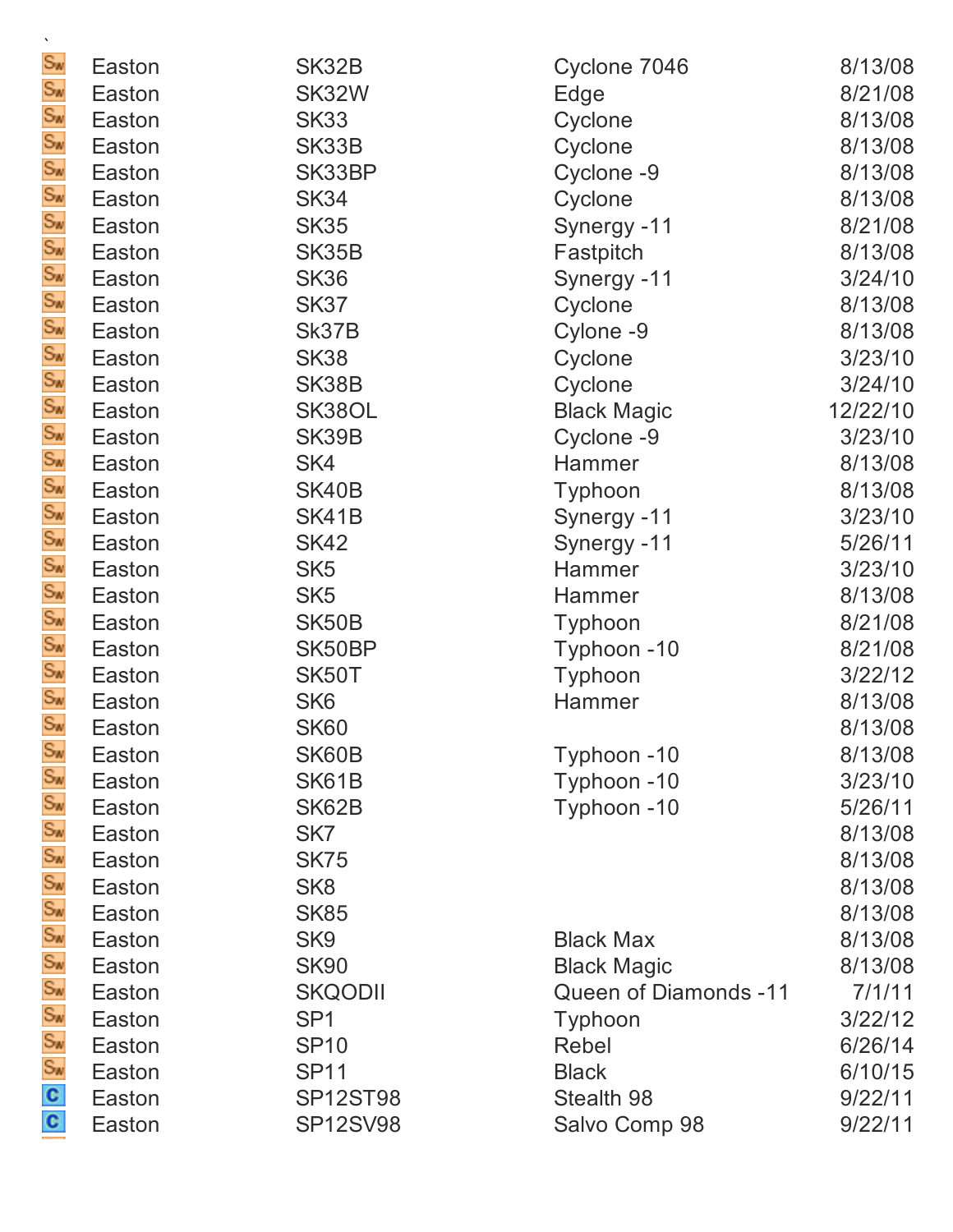| | | | | |
|---|---|---|---|---|
| Sw | Easton | SK32B | Cyclone 7046 | 8/13/08 |
| Sw | Easton | SK32W | Edge | 8/21/08 |
| Sw | Easton | SK33 | Cyclone | 8/13/08 |
| Sw | Easton | SK33B | Cyclone | 8/13/08 |
| Sw | Easton | SK33BP | Cyclone -9 | 8/13/08 |
| Sw | Easton | SK34 | Cyclone | 8/13/08 |
| Sw | Easton | SK35 | Synergy -11 | 8/21/08 |
| Sw | Easton | SK35B | Fastpitch | 8/13/08 |
| Sw | Easton | SK36 | Synergy -11 | 3/24/10 |
| Sw | Easton | SK37 | Cyclone | 8/13/08 |
| Sw | Easton | Sk37B | Cylone -9 | 8/13/08 |
| Sw | Easton | SK38 | Cyclone | 3/23/10 |
| Sw | Easton | SK38B | Cyclone | 3/24/10 |
| Sw | Easton | SK38OL | Black Magic | 12/22/10 |
| Sw | Easton | SK39B | Cyclone -9 | 3/23/10 |
| Sw | Easton | SK4 | Hammer | 8/13/08 |
| Sw | Easton | SK40B | Typhoon | 8/13/08 |
| Sw | Easton | SK41B | Synergy -11 | 3/23/10 |
| Sw | Easton | SK42 | Synergy -11 | 5/26/11 |
| Sw | Easton | SK5 | Hammer | 3/23/10 |
| Sw | Easton | SK5 | Hammer | 8/13/08 |
| Sw | Easton | SK50B | Typhoon | 8/21/08 |
| Sw | Easton | SK50BP | Typhoon -10 | 8/21/08 |
| Sw | Easton | SK50T | Typhoon | 3/22/12 |
| Sw | Easton | SK6 | Hammer | 8/13/08 |
| Sw | Easton | SK60 | | 8/13/08 |
| Sw | Easton | SK60B | Typhoon -10 | 8/13/08 |
| Sw | Easton | SK61B | Typhoon -10 | 3/23/10 |
| Sw | Easton | SK62B | Typhoon -10 | 5/26/11 |
| Sw | Easton | SK7 | | 8/13/08 |
| Sw | Easton | SK75 | | 8/13/08 |
| Sw | Easton | SK8 | | 8/13/08 |
| Sw | Easton | SK85 | | 8/13/08 |
| Sw | Easton | SK9 | Black Max | 8/13/08 |
| Sw | Easton | SK90 | Black Magic | 8/13/08 |
| Sw | Easton | SKQODII | Queen of Diamonds -11 | 7/1/11 |
| Sw | Easton | SP1 | Typhoon | 3/22/12 |
| Sw | Easton | SP10 | Rebel | 6/26/14 |
| Sw | Easton | SP11 | Black | 6/10/15 |
| C | Easton | SP12ST98 | Stealth 98 | 9/22/11 |
| C | Easton | SP12SV98 | Salvo Comp 98 | 9/22/11 |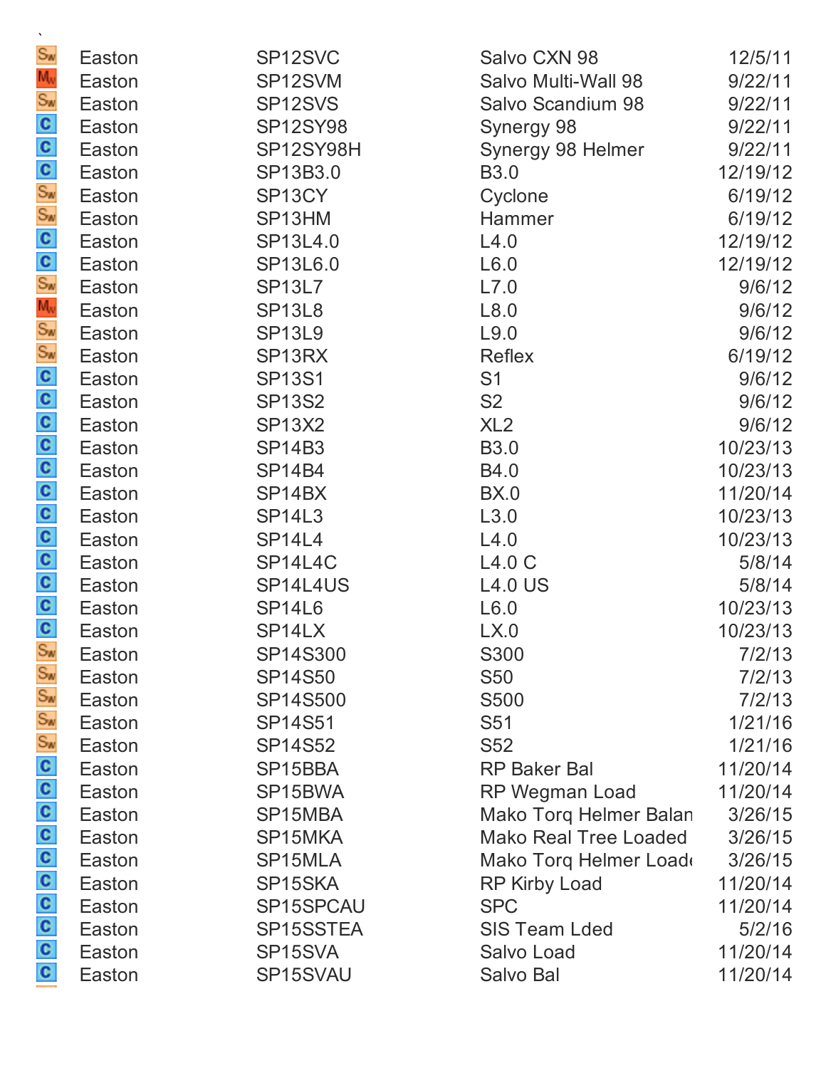`

| | | | | |
|---|---|---|---|---|
| Sw | Easton | SP12SVC | Salvo CXN 98 | 12/5/11 |
| Mw | Easton | SP12SVM | Salvo Multi-Wall 98 | 9/22/11 |
| Sw | Easton | SP12SVS | Salvo Scandium 98 | 9/22/11 |
| C | Easton | SP12SY98 | Synergy 98 | 9/22/11 |
| C | Easton | SP12SY98H | Synergy 98 Helmer | 9/22/11 |
| C | Easton | SP13B3.0 | B3.0 | 12/19/12 |
| Sw | Easton | SP13CY | Cyclone | 6/19/12 |
| Sw | Easton | SP13HM | Hammer | 6/19/12 |
| C | Easton | SP13L4.0 | L4.0 | 12/19/12 |
| C | Easton | SP13L6.0 | L6.0 | 12/19/12 |
| Sw | Easton | SP13L7 | L7.0 | 9/6/12 |
| Mw | Easton | SP13L8 | L8.0 | 9/6/12 |
| Sw | Easton | SP13L9 | L9.0 | 9/6/12 |
| Sw | Easton | SP13RX | Reflex | 6/19/12 |
| C | Easton | SP13S1 | S1 | 9/6/12 |
| C | Easton | SP13S2 | S2 | 9/6/12 |
| C | Easton | SP13X2 | XL2 | 9/6/12 |
| C | Easton | SP14B3 | B3.0 | 10/23/13 |
| C | Easton | SP14B4 | B4.0 | 10/23/13 |
| C | Easton | SP14BX | BX.0 | 11/20/14 |
| C | Easton | SP14L3 | L3.0 | 10/23/13 |
| C | Easton | SP14L4 | L4.0 | 10/23/13 |
| C | Easton | SP14L4C | L4.0 C | 5/8/14 |
| C | Easton | SP14L4US | L4.0 US | 5/8/14 |
| C | Easton | SP14L6 | L6.0 | 10/23/13 |
| C | Easton | SP14LX | LX.0 | 10/23/13 |
| Sw | Easton | SP14S300 | S300 | 7/2/13 |
| Sw | Easton | SP14S50 | S50 | 7/2/13 |
| Sw | Easton | SP14S500 | S500 | 7/2/13 |
| Sw | Easton | SP14S51 | S51 | 1/21/16 |
| Sw | Easton | SP14S52 | S52 | 1/21/16 |
| C | Easton | SP15BBA | RP Baker Bal | 11/20/14 |
| C | Easton | SP15BWA | RP Wegman Load | 11/20/14 |
| C | Easton | SP15MBA | Mako Torq Helmer Balan | 3/26/15 |
| C | Easton | SP15MKA | Mako Real Tree Loaded | 3/26/15 |
| C | Easton | SP15MLA | Mako Torq Helmer Loade | 3/26/15 |
| C | Easton | SP15SKA | RP Kirby Load | 11/20/14 |
| C | Easton | SP15SPCAU | SPC | 11/20/14 |
| C | Easton | SP15SSTEA | SIS Team Lded | 5/2/16 |
| C | Easton | SP15SVA | Salvo Load | 11/20/14 |
| C | Easton | SP15SVAU | Salvo Bal | 11/20/14 |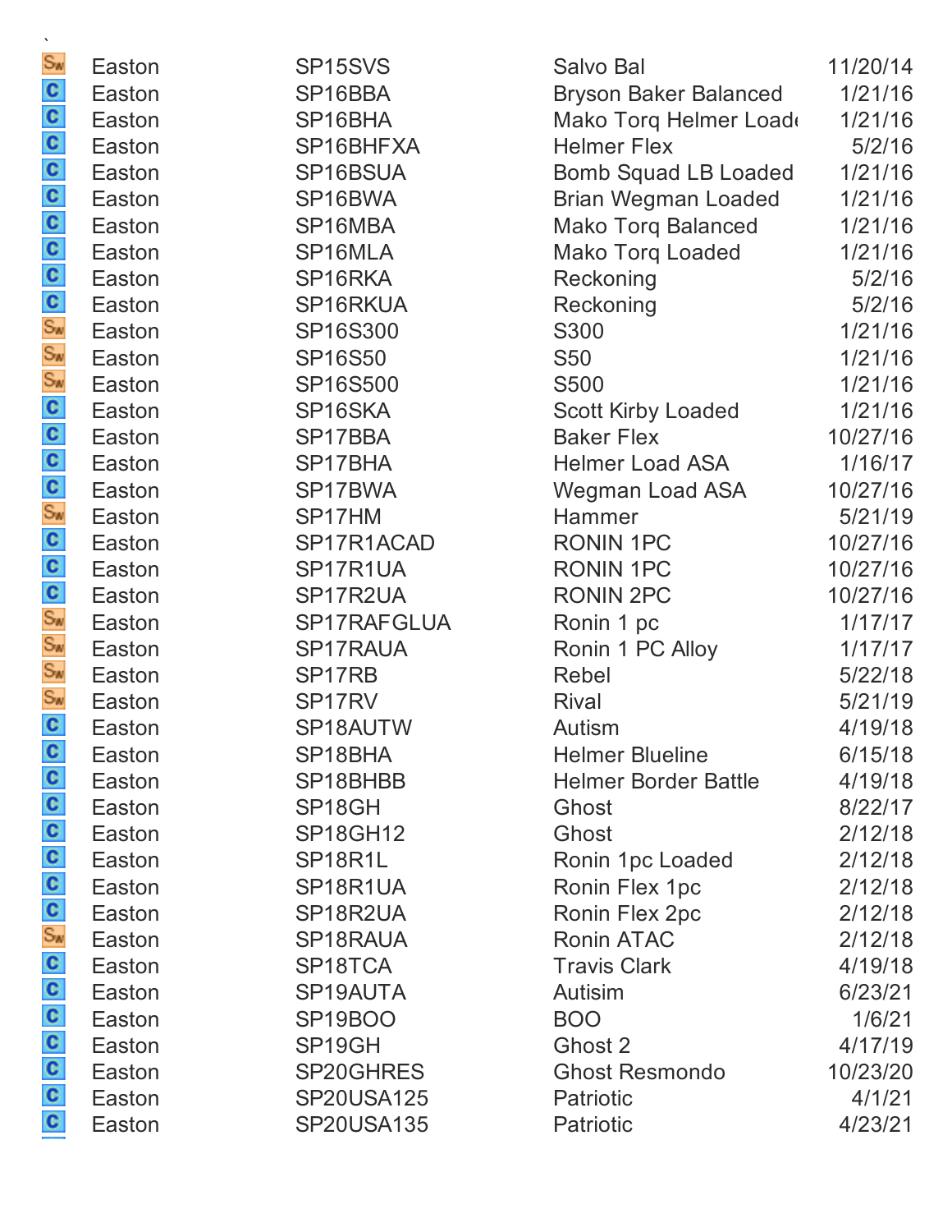`

| | | | | |
|---|---|---|---|---|
| Sw | Easton | SP15SVS | Salvo Bal | 11/20/14 |
| C | Easton | SP16BBA | Bryson Baker Balanced | 1/21/16 |
| C | Easton | SP16BHA | Mako Torq Helmer Loade | 1/21/16 |
| C | Easton | SP16BHFXA | Helmer Flex | 5/2/16 |
| C | Easton | SP16BSUA | Bomb Squad LB Loaded | 1/21/16 |
| C | Easton | SP16BWA | Brian Wegman Loaded | 1/21/16 |
| C | Easton | SP16MBA | Mako Torq Balanced | 1/21/16 |
| C | Easton | SP16MLA | Mako Torq Loaded | 1/21/16 |
| C | Easton | SP16RKA | Reckoning | 5/2/16 |
| C | Easton | SP16RKUA | Reckoning | 5/2/16 |
| Sw | Easton | SP16S300 | S300 | 1/21/16 |
| Sw | Easton | SP16S50 | S50 | 1/21/16 |
| Sw | Easton | SP16S500 | S500 | 1/21/16 |
| C | Easton | SP16SKA | Scott Kirby Loaded | 1/21/16 |
| C | Easton | SP17BBA | Baker Flex | 10/27/16 |
| C | Easton | SP17BHA | Helmer Load ASA | 1/16/17 |
| C | Easton | SP17BWA | Wegman Load ASA | 10/27/16 |
| Sw | Easton | SP17HM | Hammer | 5/21/19 |
| C | Easton | SP17R1ACAD | RONIN 1PC | 10/27/16 |
| C | Easton | SP17R1UA | RONIN 1PC | 10/27/16 |
| C | Easton | SP17R2UA | RONIN 2PC | 10/27/16 |
| Sw | Easton | SP17RAFGLUA | Ronin 1 pc | 1/17/17 |
| Sw | Easton | SP17RAUA | Ronin 1 PC Alloy | 1/17/17 |
| Sw | Easton | SP17RB | Rebel | 5/22/18 |
| Sw | Easton | SP17RV | Rival | 5/21/19 |
| C | Easton | SP18AUTW | Autism | 4/19/18 |
| C | Easton | SP18BHA | Helmer Blueline | 6/15/18 |
| C | Easton | SP18BHBB | Helmer Border Battle | 4/19/18 |
| C | Easton | SP18GH | Ghost | 8/22/17 |
| C | Easton | SP18GH12 | Ghost | 2/12/18 |
| C | Easton | SP18R1L | Ronin 1pc Loaded | 2/12/18 |
| C | Easton | SP18R1UA | Ronin Flex 1pc | 2/12/18 |
| C | Easton | SP18R2UA | Ronin Flex 2pc | 2/12/18 |
| Sw | Easton | SP18RAUA | Ronin ATAC | 2/12/18 |
| C | Easton | SP18TCA | Travis Clark | 4/19/18 |
| C | Easton | SP19AUTA | Autisim | 6/23/21 |
| C | Easton | SP19BOO | BOO | 1/6/21 |
| C | Easton | SP19GH | Ghost 2 | 4/17/19 |
| C | Easton | SP20GHRES | Ghost Resmondo | 10/23/20 |
| C | Easton | SP20USA125 | Patriotic | 4/1/21 |
| C | Easton | SP20USA135 | Patriotic | 4/23/21 |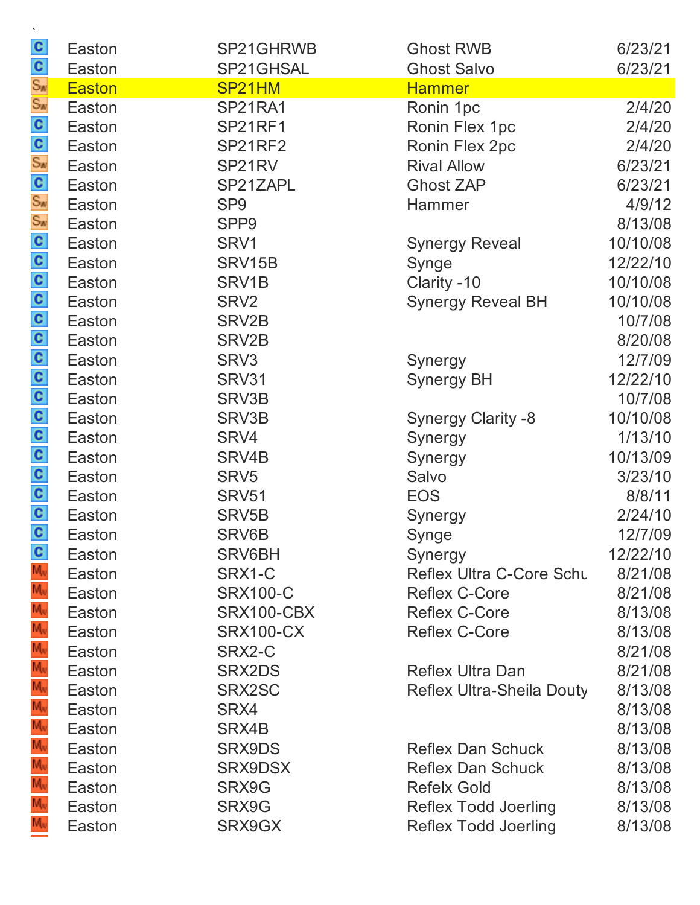`

| | | | | |
|---|---|---|---|---|
| C | Easton | SP21GHRWB | Ghost RWB | 6/23/21 |
| C | Easton | SP21GHSAL | Ghost Salvo | 6/23/21 |
| Sw | Easton | SP21HM | Hammer | |
| Sw | Easton | SP21RA1 | Ronin 1pc | 2/4/20 |
| C | Easton | SP21RF1 | Ronin Flex 1pc | 2/4/20 |
| C | Easton | SP21RF2 | Ronin Flex 2pc | 2/4/20 |
| Sw | Easton | SP21RV | Rival Allow | 6/23/21 |
| C | Easton | SP21ZAPL | Ghost ZAP | 6/23/21 |
| Sw | Easton | SP9 | Hammer | 4/9/12 |
| Sw | Easton | SPP9 | | 8/13/08 |
| C | Easton | SRV1 | Synergy Reveal | 10/10/08 |
| C | Easton | SRV15B | Synge | 12/22/10 |
| C | Easton | SRV1B | Clarity -10 | 10/10/08 |
| C | Easton | SRV2 | Synergy Reveal BH | 10/10/08 |
| C | Easton | SRV2B | | 10/7/08 |
| C | Easton | SRV2B | | 8/20/08 |
| C | Easton | SRV3 | Synergy | 12/7/09 |
| C | Easton | SRV31 | Synergy BH | 12/22/10 |
| C | Easton | SRV3B | | 10/7/08 |
| C | Easton | SRV3B | Synergy Clarity -8 | 10/10/08 |
| C | Easton | SRV4 | Synergy | 1/13/10 |
| C | Easton | SRV4B | Synergy | 10/13/09 |
| C | Easton | SRV5 | Salvo | 3/23/10 |
| C | Easton | SRV51 | EOS | 8/8/11 |
| C | Easton | SRV5B | Synergy | 2/24/10 |
| C | Easton | SRV6B | Synge | 12/7/09 |
| C | Easton | SRV6BH | Synergy | 12/22/10 |
| Mw | Easton | SRX1-C | Reflex Ultra C-Core Schu | 8/21/08 |
| Mw | Easton | SRX100-C | Reflex C-Core | 8/21/08 |
| Mw | Easton | SRX100-CBX | Reflex C-Core | 8/13/08 |
| Mw | Easton | SRX100-CX | Reflex C-Core | 8/13/08 |
| Mw | Easton | SRX2-C | | 8/21/08 |
| Mw | Easton | SRX2DS | Reflex Ultra Dan | 8/21/08 |
| Mw | Easton | SRX2SC | Reflex Ultra-Sheila Douty | 8/13/08 |
| Mw | Easton | SRX4 | | 8/13/08 |
| Mw | Easton | SRX4B | | 8/13/08 |
| Mw | Easton | SRX9DS | Reflex Dan Schuck | 8/13/08 |
| Mw | Easton | SRX9DSX | Reflex Dan Schuck | 8/13/08 |
| Mw | Easton | SRX9G | Refelx Gold | 8/13/08 |
| Mw | Easton | SRX9G | Reflex Todd Joerling | 8/13/08 |
| Mw | Easton | SRX9GX | Reflex Todd Joerling | 8/13/08 |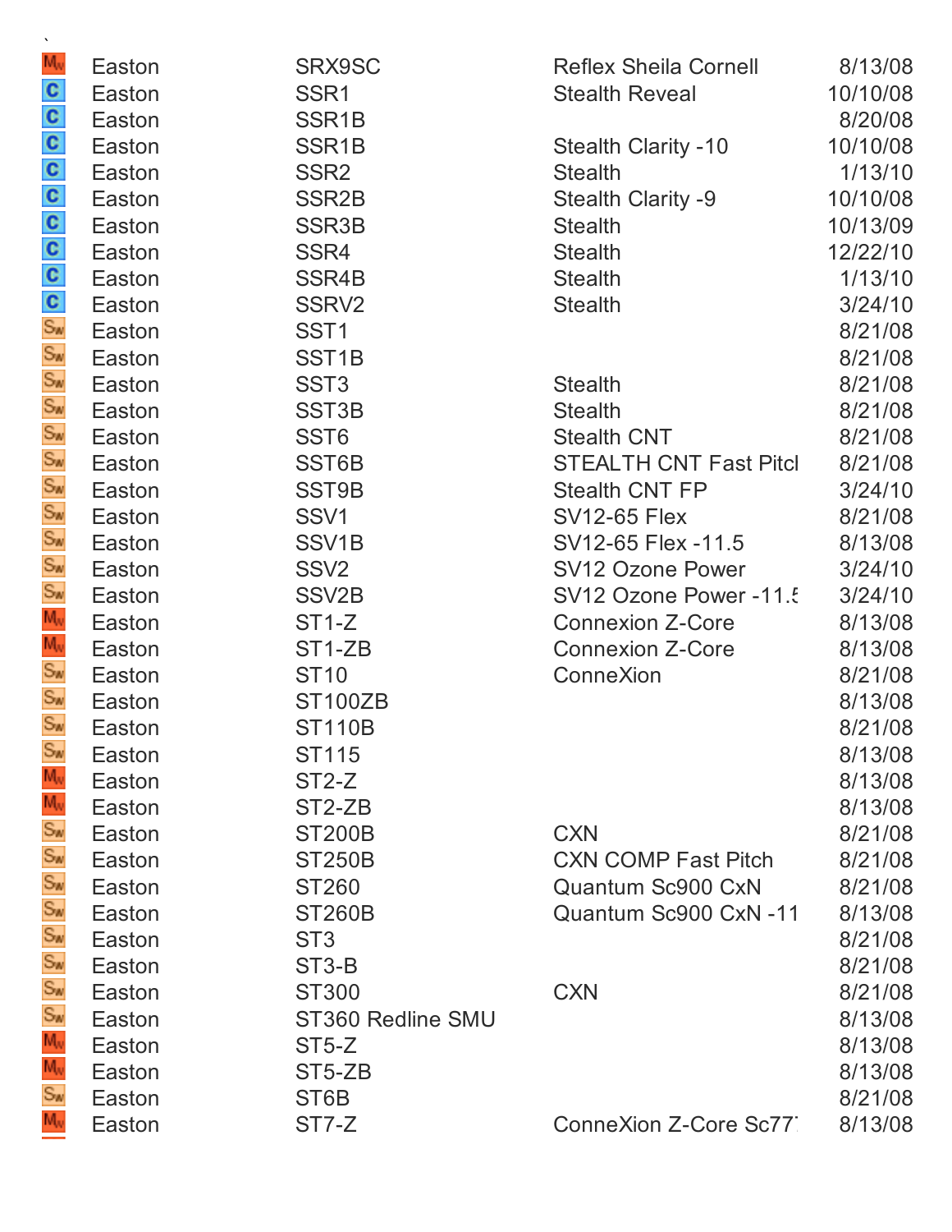`

| | | | | |
|---|---|---|---|---|
| MW | Easton | SRX9SC | Reflex Sheila Cornell | 8/13/08 |
| C | Easton | SSR1 | Stealth Reveal | 10/10/08 |
| C | Easton | SSR1B | | 8/20/08 |
| C | Easton | SSR1B | Stealth Clarity -10 | 10/10/08 |
| C | Easton | SSR2 | Stealth | 1/13/10 |
| C | Easton | SSR2B | Stealth Clarity -9 | 10/10/08 |
| C | Easton | SSR3B | Stealth | 10/13/09 |
| C | Easton | SSR4 | Stealth | 12/22/10 |
| C | Easton | SSR4B | Stealth | 1/13/10 |
| C | Easton | SSRV2 | Stealth | 3/24/10 |
| SW | Easton | SST1 | | 8/21/08 |
| SW | Easton | SST1B | | 8/21/08 |
| SW | Easton | SST3 | Stealth | 8/21/08 |
| SW | Easton | SST3B | Stealth | 8/21/08 |
| SW | Easton | SST6 | Stealth CNT | 8/21/08 |
| SW | Easton | SST6B | STEALTH CNT Fast Pitcl | 8/21/08 |
| SW | Easton | SST9B | Stealth CNT FP | 3/24/10 |
| SW | Easton | SSV1 | SV12-65 Flex | 8/21/08 |
| SW | Easton | SSV1B | SV12-65 Flex -11.5 | 8/13/08 |
| SW | Easton | SSV2 | SV12 Ozone Power | 3/24/10 |
| SW | Easton | SSV2B | SV12 Ozone Power -11.5 | 3/24/10 |
| MW | Easton | ST1-Z | Connexion Z-Core | 8/13/08 |
| MW | Easton | ST1-ZB | Connexion Z-Core | 8/13/08 |
| SW | Easton | ST10 | ConneXion | 8/21/08 |
| SW | Easton | ST100ZB | | 8/13/08 |
| SW | Easton | ST110B | | 8/21/08 |
| SW | Easton | ST115 | | 8/13/08 |
| MW | Easton | ST2-Z | | 8/13/08 |
| MW | Easton | ST2-ZB | | 8/13/08 |
| SW | Easton | ST200B | CXN | 8/21/08 |
| SW | Easton | ST250B | CXN COMP Fast Pitch | 8/21/08 |
| SW | Easton | ST260 | Quantum Sc900 CxN | 8/21/08 |
| SW | Easton | ST260B | Quantum Sc900 CxN -11 | 8/13/08 |
| SW | Easton | ST3 | | 8/21/08 |
| SW | Easton | ST3-B | | 8/21/08 |
| SW | Easton | ST300 | CXN | 8/21/08 |
| SW | Easton | ST360 Redline SMU | | 8/13/08 |
| MW | Easton | ST5-Z | | 8/13/08 |
| MW | Easton | ST5-ZB | | 8/13/08 |
| SW | Easton | ST6B | | 8/21/08 |
| MW | Easton | ST7-Z | ConneXion Z-Core Sc77 | 8/13/08 |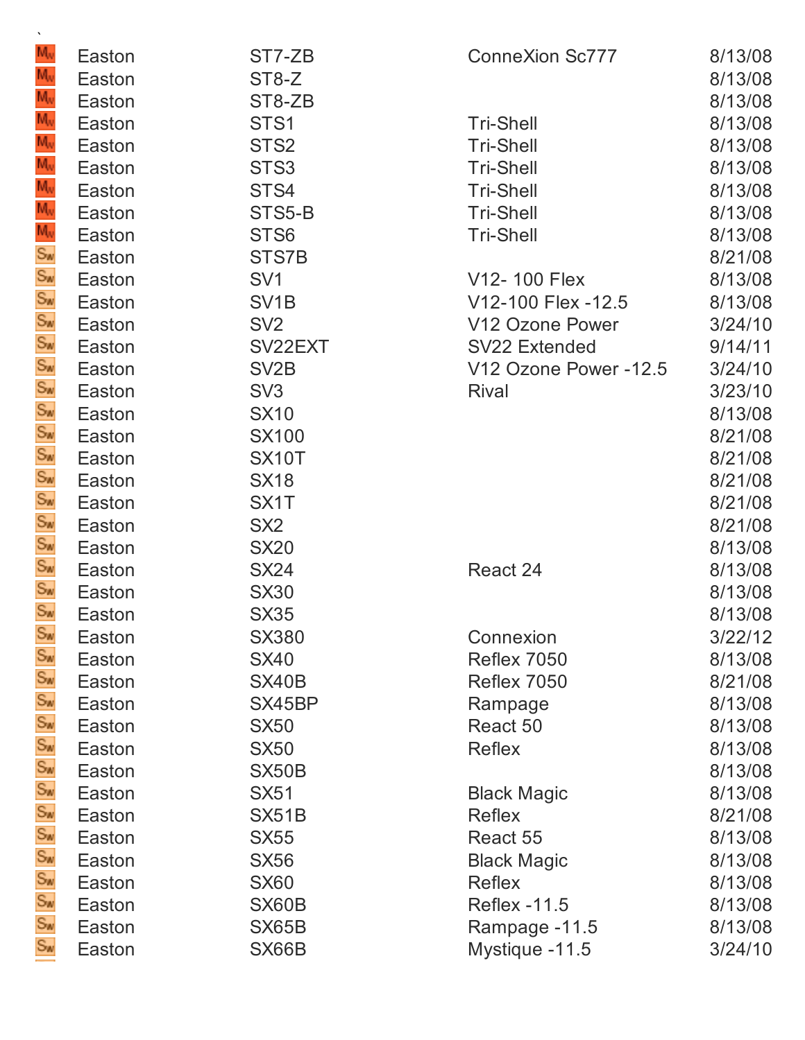`

| | | | | |
|---|---|---|---|---|
| Mw | Easton | ST7-ZB | ConneXion Sc777 | 8/13/08 |
| Mw | Easton | ST8-Z | | 8/13/08 |
| Mw | Easton | ST8-ZB | | 8/13/08 |
| Mw | Easton | STS1 | Tri-Shell | 8/13/08 |
| Mw | Easton | STS2 | Tri-Shell | 8/13/08 |
| Mw | Easton | STS3 | Tri-Shell | 8/13/08 |
| Mw | Easton | STS4 | Tri-Shell | 8/13/08 |
| Mw | Easton | STS5-B | Tri-Shell | 8/13/08 |
| Mw | Easton | STS6 | Tri-Shell | 8/13/08 |
| Sw | Easton | STS7B | | 8/21/08 |
| Sw | Easton | SV1 | V12- 100 Flex | 8/13/08 |
| Sw | Easton | SV1B | V12-100 Flex -12.5 | 8/13/08 |
| Sw | Easton | SV2 | V12 Ozone Power | 3/24/10 |
| Sw | Easton | SV22EXT | SV22 Extended | 9/14/11 |
| Sw | Easton | SV2B | V12 Ozone Power -12.5 | 3/24/10 |
| Sw | Easton | SV3 | Rival | 3/23/10 |
| Sw | Easton | SX10 | | 8/13/08 |
| Sw | Easton | SX100 | | 8/21/08 |
| Sw | Easton | SX10T | | 8/21/08 |
| Sw | Easton | SX18 | | 8/21/08 |
| Sw | Easton | SX1T | | 8/21/08 |
| Sw | Easton | SX2 | | 8/21/08 |
| Sw | Easton | SX20 | | 8/13/08 |
| Sw | Easton | SX24 | React 24 | 8/13/08 |
| Sw | Easton | SX30 | | 8/13/08 |
| Sw | Easton | SX35 | | 8/13/08 |
| Sw | Easton | SX380 | Connexion | 3/22/12 |
| Sw | Easton | SX40 | Reflex 7050 | 8/13/08 |
| Sw | Easton | SX40B | Reflex 7050 | 8/21/08 |
| Sw | Easton | SX45BP | Rampage | 8/13/08 |
| Sw | Easton | SX50 | React 50 | 8/13/08 |
| Sw | Easton | SX50 | Reflex | 8/13/08 |
| Sw | Easton | SX50B | | 8/13/08 |
| Sw | Easton | SX51 | Black Magic | 8/13/08 |
| Sw | Easton | SX51B | Reflex | 8/21/08 |
| Sw | Easton | SX55 | React 55 | 8/13/08 |
| Sw | Easton | SX56 | Black Magic | 8/13/08 |
| Sw | Easton | SX60 | Reflex | 8/13/08 |
| Sw | Easton | SX60B | Reflex -11.5 | 8/13/08 |
| Sw | Easton | SX65B | Rampage -11.5 | 8/13/08 |
| Sw | Easton | SX66B | Mystique -11.5 | 3/24/10 |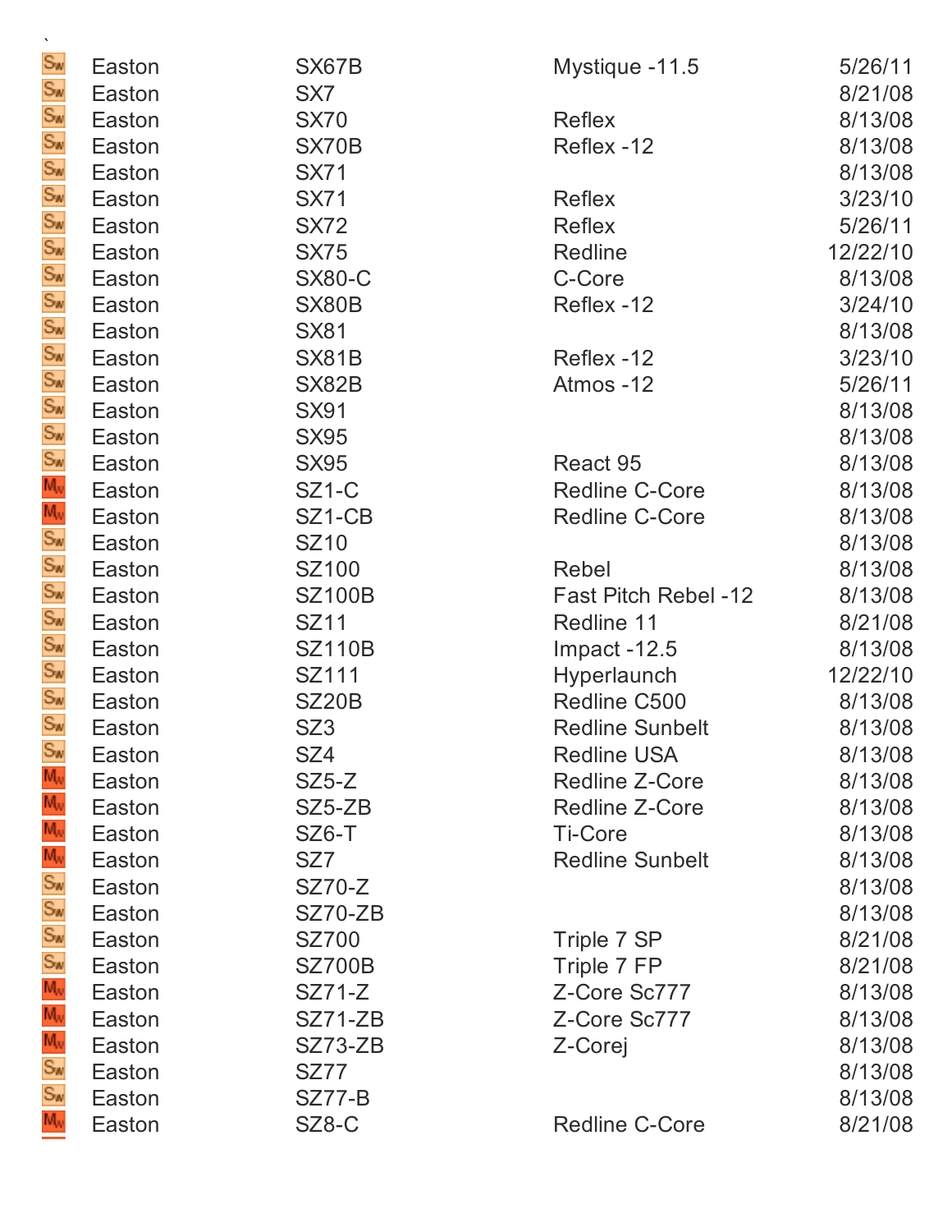`

| | | | | |
|---|---|---|---|---|
| SW | Easton | SX67B | Mystique -11.5 | 5/26/11 |
| SW | Easton | SX7 | | 8/21/08 |
| SW | Easton | SX70 | Reflex | 8/13/08 |
| SW | Easton | SX70B | Reflex -12 | 8/13/08 |
| SW | Easton | SX71 | | 8/13/08 |
| SW | Easton | SX71 | Reflex | 3/23/10 |
| SW | Easton | SX72 | Reflex | 5/26/11 |
| SW | Easton | SX75 | Redline | 12/22/10 |
| SW | Easton | SX80-C | C-Core | 8/13/08 |
| SW | Easton | SX80B | Reflex -12 | 3/24/10 |
| SW | Easton | SX81 | | 8/13/08 |
| SW | Easton | SX81B | Reflex -12 | 3/23/10 |
| SW | Easton | SX82B | Atmos -12 | 5/26/11 |
| SW | Easton | SX91 | | 8/13/08 |
| SW | Easton | SX95 | | 8/13/08 |
| SW | Easton | SX95 | React 95 | 8/13/08 |
| MW | Easton | SZ1-C | Redline C-Core | 8/13/08 |
| MW | Easton | SZ1-CB | Redline C-Core | 8/13/08 |
| SW | Easton | SZ10 | | 8/13/08 |
| SW | Easton | SZ100 | Rebel | 8/13/08 |
| SW | Easton | SZ100B | Fast Pitch Rebel -12 | 8/13/08 |
| SW | Easton | SZ11 | Redline 11 | 8/21/08 |
| SW | Easton | SZ110B | Impact -12.5 | 8/13/08 |
| SW | Easton | SZ111 | Hyperlaunch | 12/22/10 |
| SW | Easton | SZ20B | Redline C500 | 8/13/08 |
| SW | Easton | SZ3 | Redline Sunbelt | 8/13/08 |
| SW | Easton | SZ4 | Redline USA | 8/13/08 |
| MW | Easton | SZ5-Z | Redline Z-Core | 8/13/08 |
| MW | Easton | SZ5-ZB | Redline Z-Core | 8/13/08 |
| MW | Easton | SZ6-T | Ti-Core | 8/13/08 |
| MW | Easton | SZ7 | Redline Sunbelt | 8/13/08 |
| SW | Easton | SZ70-Z | | 8/13/08 |
| SW | Easton | SZ70-ZB | | 8/13/08 |
| SW | Easton | SZ700 | Triple 7 SP | 8/21/08 |
| SW | Easton | SZ700B | Triple 7 FP | 8/21/08 |
| MW | Easton | SZ71-Z | Z-Core Sc777 | 8/13/08 |
| MW | Easton | SZ71-ZB | Z-Core Sc777 | 8/13/08 |
| MW | Easton | SZ73-ZB | Z-Corej | 8/13/08 |
| SW | Easton | SZ77 | | 8/13/08 |
| SW | Easton | SZ77-B | | 8/13/08 |
| MW | Easton | SZ8-C | Redline C-Core | 8/21/08 |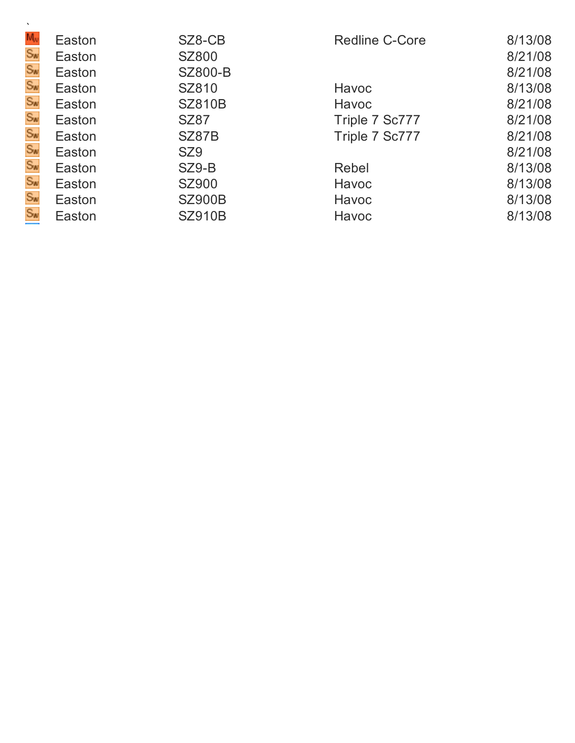`

| | | | | |
|---|---|---|---|---|
| MW | Easton | SZ8-CB | Redline C-Core | 8/13/08 |
| SW | Easton | SZ800 | | 8/21/08 |
| SW | Easton | SZ800-B | | 8/21/08 |
| SW | Easton | SZ810 | Havoc | 8/13/08 |
| SW | Easton | SZ810B | Havoc | 8/21/08 |
| SW | Easton | SZ87 | Triple 7 Sc777 | 8/21/08 |
| SW | Easton | SZ87B | Triple 7 Sc777 | 8/21/08 |
| SW | Easton | SZ9 | | 8/21/08 |
| SW | Easton | SZ9-B | Rebel | 8/13/08 |
| SW | Easton | SZ900 | Havoc | 8/13/08 |
| SW | Easton | SZ900B | Havoc | 8/13/08 |
| SW | Easton | SZ910B | Havoc | 8/13/08 |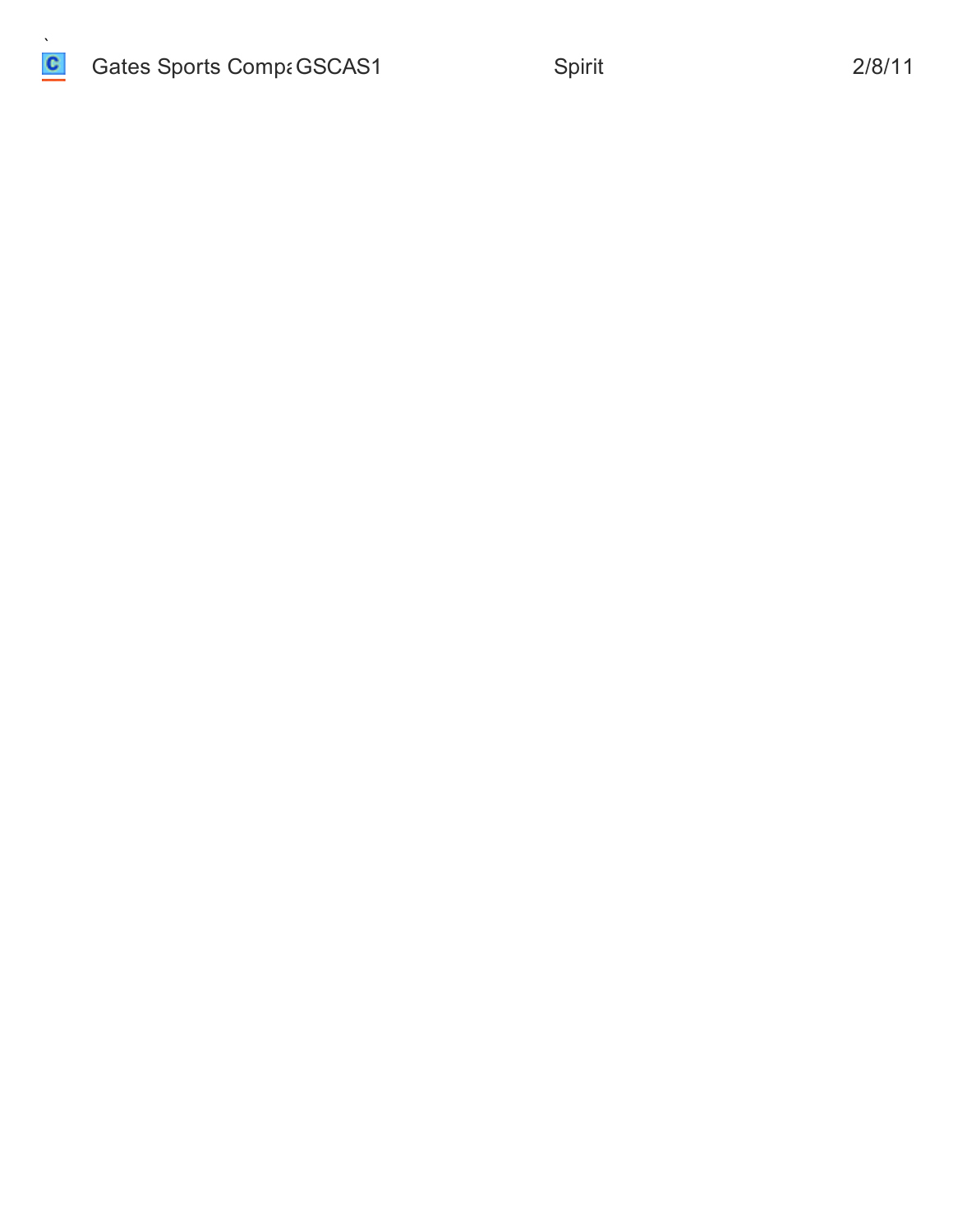| | | | |
|---|---|---|---|
| Gates Sports Compa | GSCAS1 | Spirit | 2/8/11 |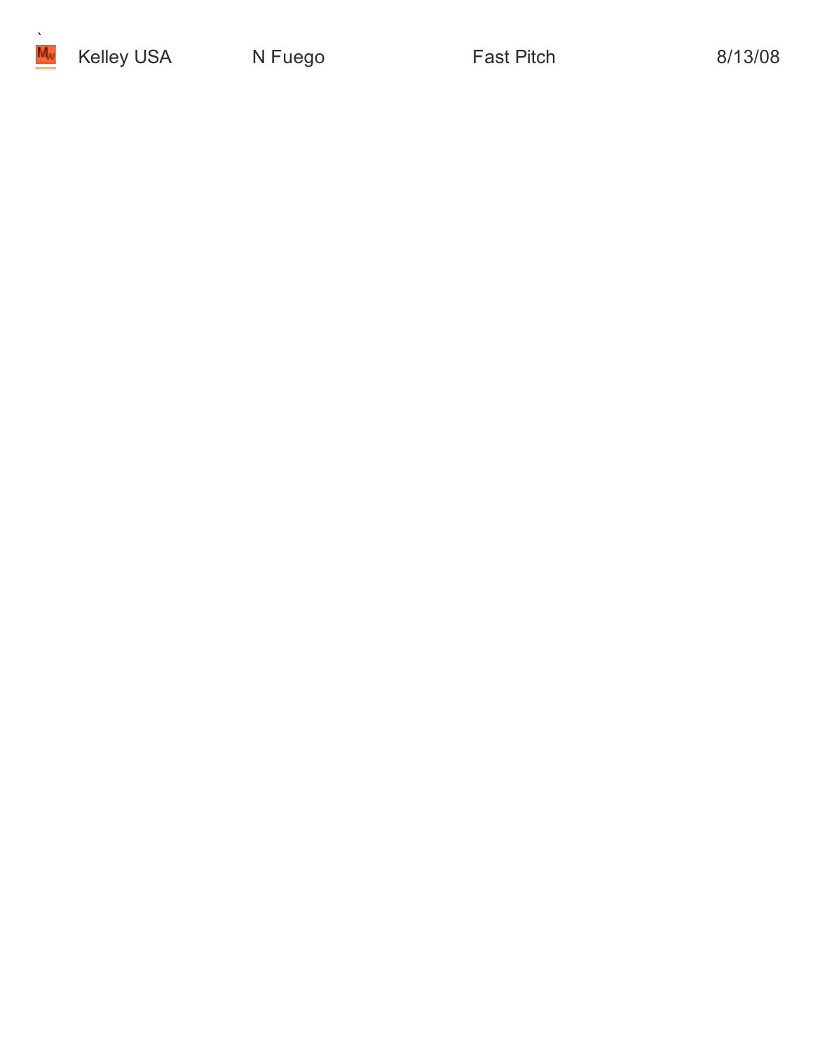Kelley USA | N Fuego | Fast Pitch | 8/13/08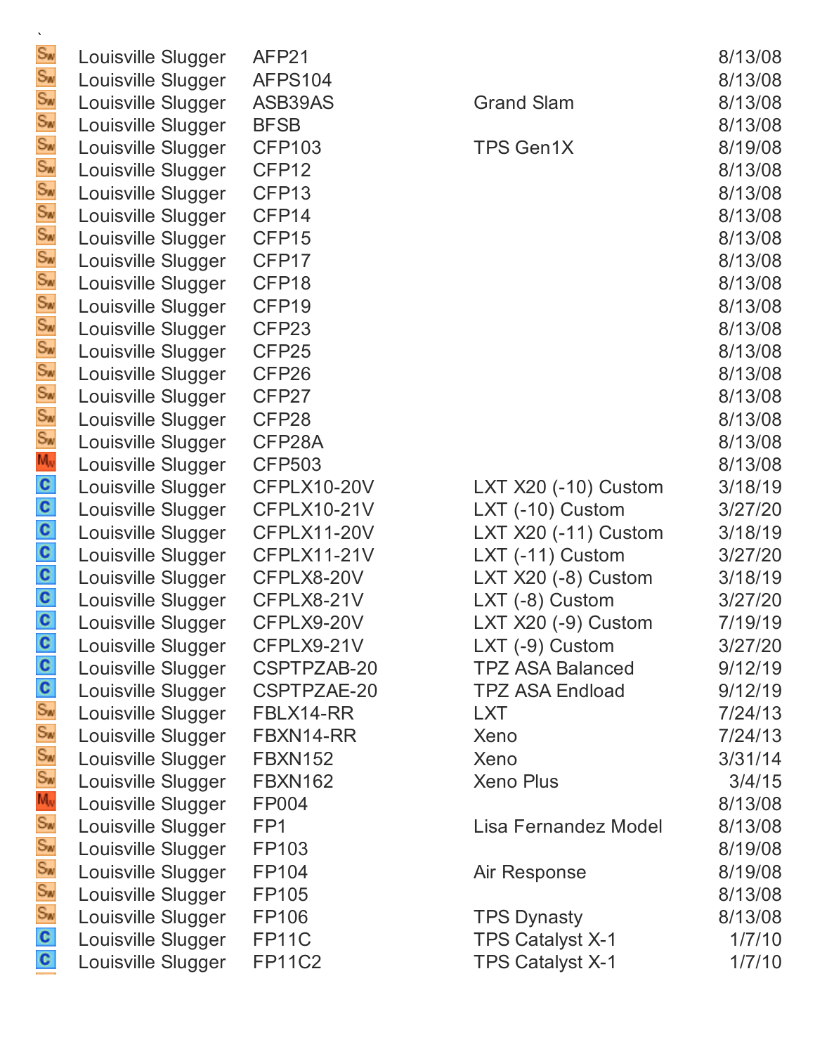| | | | | |
|---|---|---|---|---|
| Sw | Louisville Slugger | AFP21 | | 8/13/08 |
| Sw | Louisville Slugger | AFPS104 | | 8/13/08 |
| Sw | Louisville Slugger | ASB39AS | Grand Slam | 8/13/08 |
| Sw | Louisville Slugger | BFSB | | 8/13/08 |
| Sw | Louisville Slugger | CFP103 | TPS Gen1X | 8/19/08 |
| Sw | Louisville Slugger | CFP12 | | 8/13/08 |
| Sw | Louisville Slugger | CFP13 | | 8/13/08 |
| Sw | Louisville Slugger | CFP14 | | 8/13/08 |
| Sw | Louisville Slugger | CFP15 | | 8/13/08 |
| Sw | Louisville Slugger | CFP17 | | 8/13/08 |
| Sw | Louisville Slugger | CFP18 | | 8/13/08 |
| Sw | Louisville Slugger | CFP19 | | 8/13/08 |
| Sw | Louisville Slugger | CFP23 | | 8/13/08 |
| Sw | Louisville Slugger | CFP25 | | 8/13/08 |
| Sw | Louisville Slugger | CFP26 | | 8/13/08 |
| Sw | Louisville Slugger | CFP27 | | 8/13/08 |
| Sw | Louisville Slugger | CFP28 | | 8/13/08 |
| Sw | Louisville Slugger | CFP28A | | 8/13/08 |
| Mw | Louisville Slugger | CFP503 | | 8/13/08 |
| C | Louisville Slugger | CFPLX10-20V | LXT X20 (-10) Custom | 3/18/19 |
| C | Louisville Slugger | CFPLX10-21V | LXT (-10) Custom | 3/27/20 |
| C | Louisville Slugger | CFPLX11-20V | LXT X20 (-11) Custom | 3/18/19 |
| C | Louisville Slugger | CFPLX11-21V | LXT (-11) Custom | 3/27/20 |
| C | Louisville Slugger | CFPLX8-20V | LXT X20 (-8) Custom | 3/18/19 |
| C | Louisville Slugger | CFPLX8-21V | LXT (-8) Custom | 3/27/20 |
| C | Louisville Slugger | CFPLX9-20V | LXT X20 (-9) Custom | 7/19/19 |
| C | Louisville Slugger | CFPLX9-21V | LXT (-9) Custom | 3/27/20 |
| C | Louisville Slugger | CSPTPZAB-20 | TPZ ASA Balanced | 9/12/19 |
| C | Louisville Slugger | CSPTPZAE-20 | TPZ ASA Endload | 9/12/19 |
| Sw | Louisville Slugger | FBLX14-RR | LXT | 7/24/13 |
| Sw | Louisville Slugger | FBXN14-RR | Xeno | 7/24/13 |
| Sw | Louisville Slugger | FBXN152 | Xeno | 3/31/14 |
| Sw | Louisville Slugger | FBXN162 | Xeno Plus | 3/4/15 |
| Mw | Louisville Slugger | FP004 | | 8/13/08 |
| Sw | Louisville Slugger | FP1 | Lisa Fernandez Model | 8/13/08 |
| Sw | Louisville Slugger | FP103 | | 8/19/08 |
| Sw | Louisville Slugger | FP104 | Air Response | 8/19/08 |
| Sw | Louisville Slugger | FP105 | | 8/13/08 |
| Sw | Louisville Slugger | FP106 | TPS Dynasty | 8/13/08 |
| C | Louisville Slugger | FP11C | TPS Catalyst X-1 | 1/7/10 |
| C | Louisville Slugger | FP11C2 | TPS Catalyst X-1 | 1/7/10 |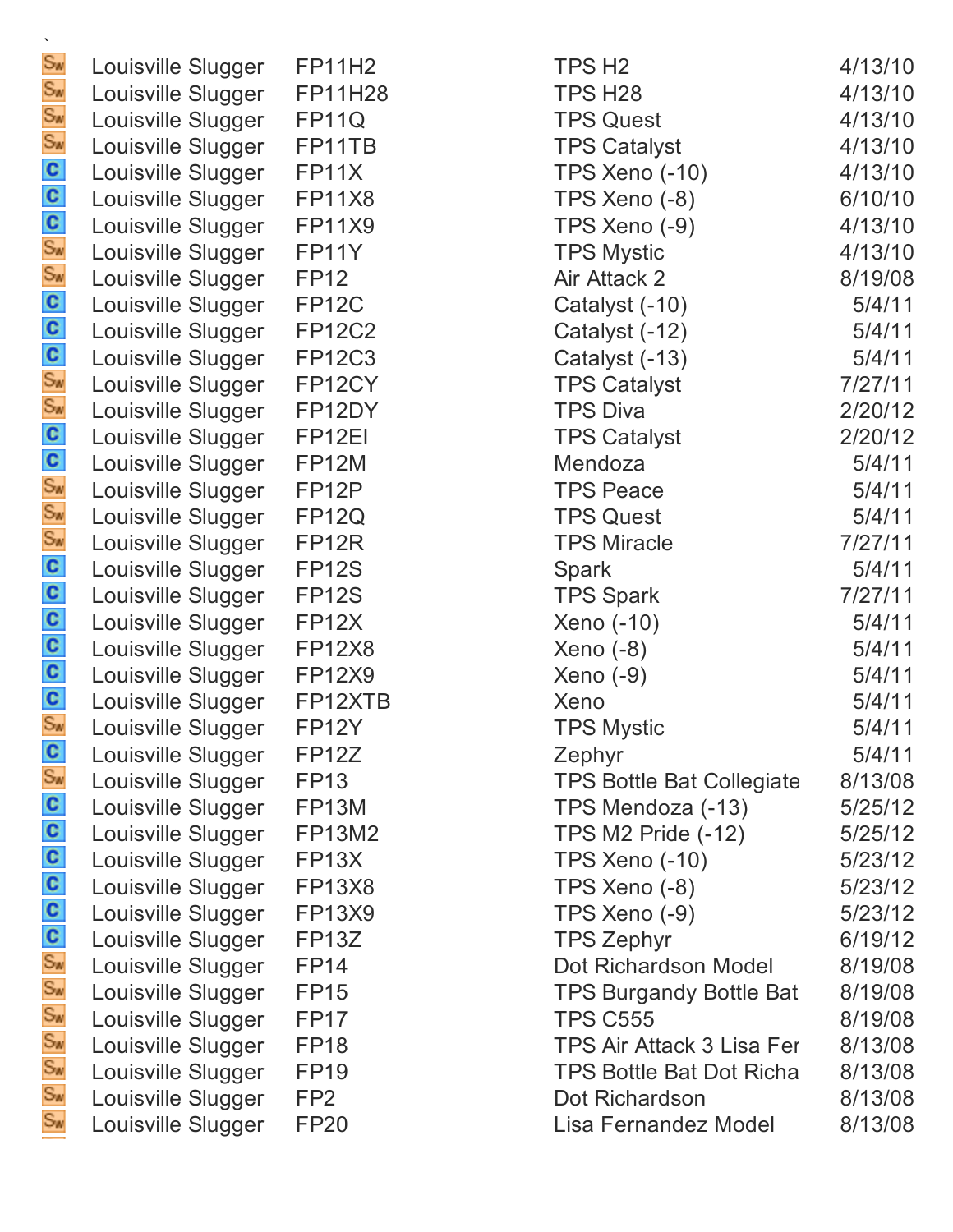`

| | | | | |
|---|---|---|---|---|
| Sw | Louisville Slugger | FP11H2 | TPS H2 | 4/13/10 |
| Sw | Louisville Slugger | FP11H28 | TPS H28 | 4/13/10 |
| Sw | Louisville Slugger | FP11Q | TPS Quest | 4/13/10 |
| Sw | Louisville Slugger | FP11TB | TPS Catalyst | 4/13/10 |
| C | Louisville Slugger | FP11X | TPS Xeno (-10) | 4/13/10 |
| C | Louisville Slugger | FP11X8 | TPS Xeno (-8) | 6/10/10 |
| C | Louisville Slugger | FP11X9 | TPS Xeno (-9) | 4/13/10 |
| Sw | Louisville Slugger | FP11Y | TPS Mystic | 4/13/10 |
| Sw | Louisville Slugger | FP12 | Air Attack 2 | 8/19/08 |
| C | Louisville Slugger | FP12C | Catalyst (-10) | 5/4/11 |
| C | Louisville Slugger | FP12C2 | Catalyst (-12) | 5/4/11 |
| C | Louisville Slugger | FP12C3 | Catalyst (-13) | 5/4/11 |
| Sw | Louisville Slugger | FP12CY | TPS Catalyst | 7/27/11 |
| Sw | Louisville Slugger | FP12DY | TPS Diva | 2/20/12 |
| C | Louisville Slugger | FP12EI | TPS Catalyst | 2/20/12 |
| C | Louisville Slugger | FP12M | Mendoza | 5/4/11 |
| Sw | Louisville Slugger | FP12P | TPS Peace | 5/4/11 |
| Sw | Louisville Slugger | FP12Q | TPS Quest | 5/4/11 |
| Sw | Louisville Slugger | FP12R | TPS Miracle | 7/27/11 |
| C | Louisville Slugger | FP12S | Spark | 5/4/11 |
| C | Louisville Slugger | FP12S | TPS Spark | 7/27/11 |
| C | Louisville Slugger | FP12X | Xeno (-10) | 5/4/11 |
| C | Louisville Slugger | FP12X8 | Xeno (-8) | 5/4/11 |
| C | Louisville Slugger | FP12X9 | Xeno (-9) | 5/4/11 |
| C | Louisville Slugger | FP12XTB | Xeno | 5/4/11 |
| Sw | Louisville Slugger | FP12Y | TPS Mystic | 5/4/11 |
| C | Louisville Slugger | FP12Z | Zephyr | 5/4/11 |
| Sw | Louisville Slugger | FP13 | TPS Bottle Bat Collegiate | 8/13/08 |
| C | Louisville Slugger | FP13M | TPS Mendoza (-13) | 5/25/12 |
| C | Louisville Slugger | FP13M2 | TPS M2 Pride (-12) | 5/25/12 |
| C | Louisville Slugger | FP13X | TPS Xeno (-10) | 5/23/12 |
| C | Louisville Slugger | FP13X8 | TPS Xeno (-8) | 5/23/12 |
| C | Louisville Slugger | FP13X9 | TPS Xeno (-9) | 5/23/12 |
| C | Louisville Slugger | FP13Z | TPS Zephyr | 6/19/12 |
| Sw | Louisville Slugger | FP14 | Dot Richardson Model | 8/19/08 |
| Sw | Louisville Slugger | FP15 | TPS Burgandy Bottle Bat | 8/19/08 |
| Sw | Louisville Slugger | FP17 | TPS C555 | 8/19/08 |
| Sw | Louisville Slugger | FP18 | TPS Air Attack 3 Lisa Fer | 8/13/08 |
| Sw | Louisville Slugger | FP19 | TPS Bottle Bat Dot Richa | 8/13/08 |
| Sw | Louisville Slugger | FP2 | Dot Richardson | 8/13/08 |
| Sw | Louisville Slugger | FP20 | Lisa Fernandez Model | 8/13/08 |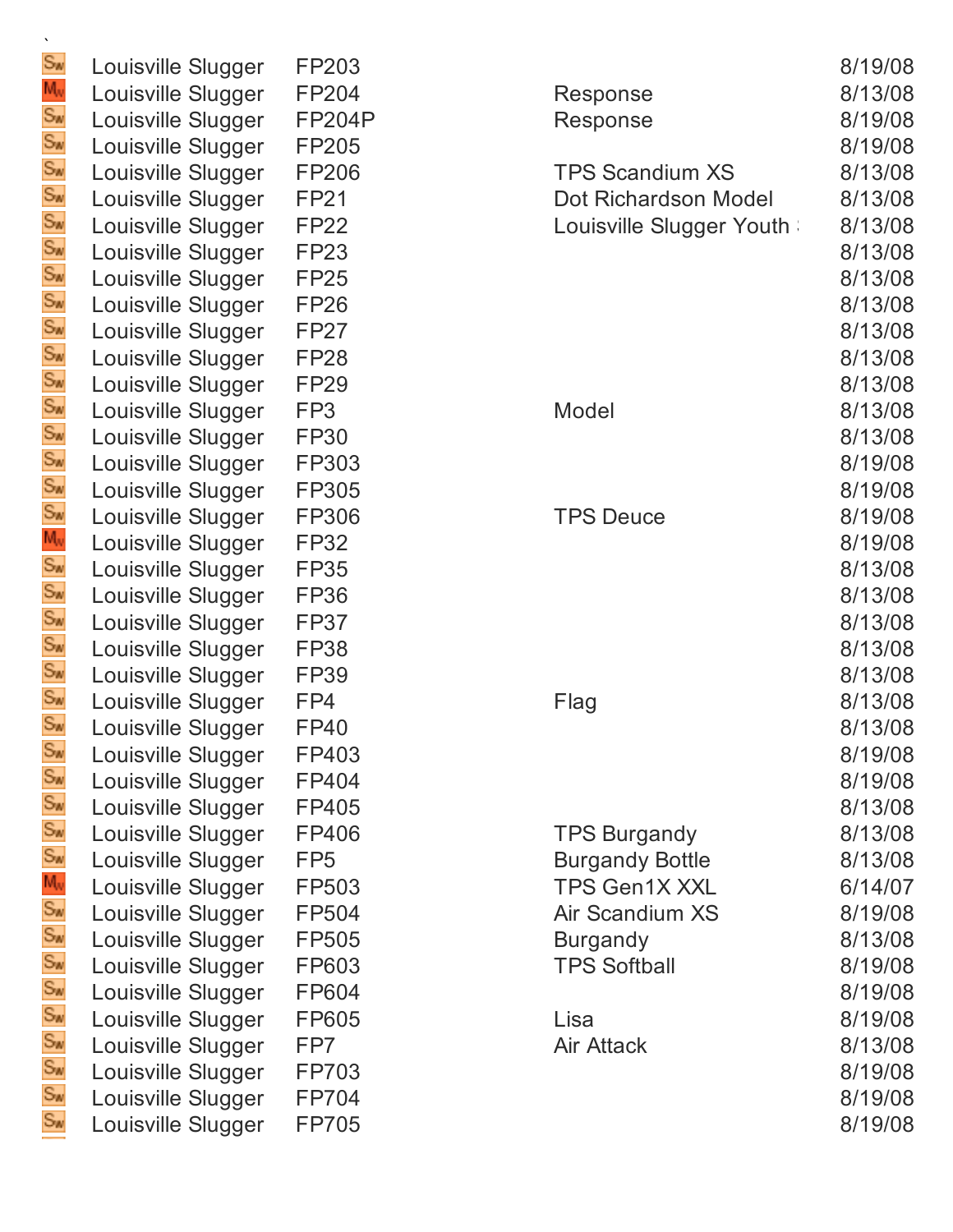`

| | | | | |
|---|---|---|---|---|
| Sw | Louisville Slugger | FP203 | | 8/19/08 |
| Mw | Louisville Slugger | FP204 | Response | 8/13/08 |
| Sw | Louisville Slugger | FP204P | Response | 8/19/08 |
| Sw | Louisville Slugger | FP205 | | 8/19/08 |
| Sw | Louisville Slugger | FP206 | TPS Scandium XS | 8/13/08 |
| Sw | Louisville Slugger | FP21 | Dot Richardson Model | 8/13/08 |
| Sw | Louisville Slugger | FP22 | Louisville Slugger Youth | 8/13/08 |
| Sw | Louisville Slugger | FP23 | | 8/13/08 |
| Sw | Louisville Slugger | FP25 | | 8/13/08 |
| Sw | Louisville Slugger | FP26 | | 8/13/08 |
| Sw | Louisville Slugger | FP27 | | 8/13/08 |
| Sw | Louisville Slugger | FP28 | | 8/13/08 |
| Sw | Louisville Slugger | FP29 | | 8/13/08 |
| Sw | Louisville Slugger | FP3 | Model | 8/13/08 |
| Sw | Louisville Slugger | FP30 | | 8/13/08 |
| Sw | Louisville Slugger | FP303 | | 8/19/08 |
| Sw | Louisville Slugger | FP305 | | 8/19/08 |
| Sw | Louisville Slugger | FP306 | TPS Deuce | 8/19/08 |
| Mw | Louisville Slugger | FP32 | | 8/19/08 |
| Sw | Louisville Slugger | FP35 | | 8/13/08 |
| Sw | Louisville Slugger | FP36 | | 8/13/08 |
| Sw | Louisville Slugger | FP37 | | 8/13/08 |
| Sw | Louisville Slugger | FP38 | | 8/13/08 |
| Sw | Louisville Slugger | FP39 | | 8/13/08 |
| Sw | Louisville Slugger | FP4 | Flag | 8/13/08 |
| Sw | Louisville Slugger | FP40 | | 8/13/08 |
| Sw | Louisville Slugger | FP403 | | 8/19/08 |
| Sw | Louisville Slugger | FP404 | | 8/19/08 |
| Sw | Louisville Slugger | FP405 | | 8/13/08 |
| Sw | Louisville Slugger | FP406 | TPS Burgandy | 8/13/08 |
| Sw | Louisville Slugger | FP5 | Burgandy Bottle | 8/13/08 |
| Mw | Louisville Slugger | FP503 | TPS Gen1X XXL | 6/14/07 |
| Sw | Louisville Slugger | FP504 | Air Scandium XS | 8/19/08 |
| Sw | Louisville Slugger | FP505 | Burgandy | 8/13/08 |
| Sw | Louisville Slugger | FP603 | TPS Softball | 8/19/08 |
| Sw | Louisville Slugger | FP604 | | 8/19/08 |
| Sw | Louisville Slugger | FP605 | Lisa | 8/19/08 |
| Sw | Louisville Slugger | FP7 | Air Attack | 8/13/08 |
| Sw | Louisville Slugger | FP703 | | 8/19/08 |
| Sw | Louisville Slugger | FP704 | | 8/19/08 |
| Sw | Louisville Slugger | FP705 | | 8/19/08 |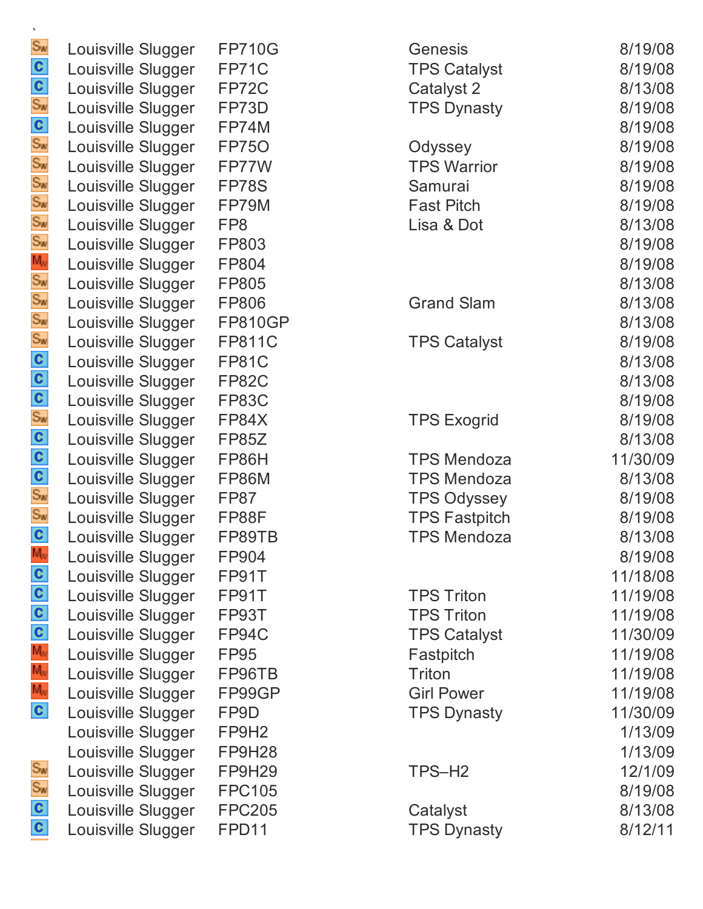`

| | | | | |
|---|---|---|---|---|
| Sw | Louisville Slugger | FP710G | Genesis | 8/19/08 |
| C | Louisville Slugger | FP71C | TPS Catalyst | 8/19/08 |
| C | Louisville Slugger | FP72C | Catalyst 2 | 8/13/08 |
| Sw | Louisville Slugger | FP73D | TPS Dynasty | 8/19/08 |
| C | Louisville Slugger | FP74M | | 8/19/08 |
| Sw | Louisville Slugger | FP75O | Odyssey | 8/19/08 |
| Sw | Louisville Slugger | FP77W | TPS Warrior | 8/19/08 |
| Sw | Louisville Slugger | FP78S | Samurai | 8/19/08 |
| Sw | Louisville Slugger | FP79M | Fast Pitch | 8/19/08 |
| Sw | Louisville Slugger | FP8 | Lisa & Dot | 8/13/08 |
| Sw | Louisville Slugger | FP803 | | 8/19/08 |
| Mw | Louisville Slugger | FP804 | | 8/19/08 |
| Sw | Louisville Slugger | FP805 | | 8/13/08 |
| Sw | Louisville Slugger | FP806 | Grand Slam | 8/13/08 |
| Sw | Louisville Slugger | FP810GP | | 8/13/08 |
| Sw | Louisville Slugger | FP811C | TPS Catalyst | 8/19/08 |
| C | Louisville Slugger | FP81C | | 8/13/08 |
| C | Louisville Slugger | FP82C | | 8/13/08 |
| C | Louisville Slugger | FP83C | | 8/19/08 |
| Sw | Louisville Slugger | FP84X | TPS Exogrid | 8/19/08 |
| C | Louisville Slugger | FP85Z | | 8/13/08 |
| C | Louisville Slugger | FP86H | TPS Mendoza | 11/30/09 |
| C | Louisville Slugger | FP86M | TPS Mendoza | 8/13/08 |
| Sw | Louisville Slugger | FP87 | TPS Odyssey | 8/19/08 |
| Sw | Louisville Slugger | FP88F | TPS Fastpitch | 8/19/08 |
| C | Louisville Slugger | FP89TB | TPS Mendoza | 8/13/08 |
| Mw | Louisville Slugger | FP904 | | 8/19/08 |
| C | Louisville Slugger | FP91T | | 11/18/08 |
| C | Louisville Slugger | FP91T | TPS Triton | 11/19/08 |
| C | Louisville Slugger | FP93T | TPS Triton | 11/19/08 |
| C | Louisville Slugger | FP94C | TPS Catalyst | 11/30/09 |
| Mw | Louisville Slugger | FP95 | Fastpitch | 11/19/08 |
| Mw | Louisville Slugger | FP96TB | Triton | 11/19/08 |
| Mw | Louisville Slugger | FP99GP | Girl Power | 11/19/08 |
| C | Louisville Slugger | FP9D | TPS Dynasty | 11/30/09 |
| | Louisville Slugger | FP9H2 | | 1/13/09 |
| | Louisville Slugger | FP9H28 | | 1/13/09 |
| Sw | Louisville Slugger | FP9H29 | TPS–H2 | 12/1/09 |
| Sw | Louisville Slugger | FPC105 | | 8/19/08 |
| C | Louisville Slugger | FPC205 | Catalyst | 8/13/08 |
| C | Louisville Slugger | FPD11 | TPS Dynasty | 8/12/11 |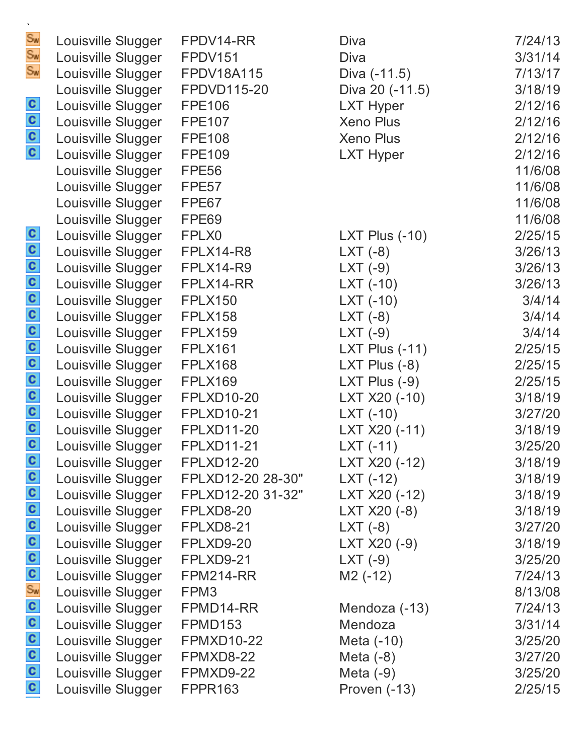`

| | | | | |
|---|---|---|---|---|
| Sw | Louisville Slugger | FPDV14-RR | Diva | 7/24/13 |
| Sw | Louisville Slugger | FPDV151 | Diva | 3/31/14 |
| Sw | Louisville Slugger | FPDV18A115 | Diva (-11.5) | 7/13/17 |
| | Louisville Slugger | FPDVD115-20 | Diva 20 (-11.5) | 3/18/19 |
| C | Louisville Slugger | FPE106 | LXT Hyper | 2/12/16 |
| C | Louisville Slugger | FPE107 | Xeno Plus | 2/12/16 |
| C | Louisville Slugger | FPE108 | Xeno Plus | 2/12/16 |
| C | Louisville Slugger | FPE109 | LXT Hyper | 2/12/16 |
| | Louisville Slugger | FPE56 | | 11/6/08 |
| | Louisville Slugger | FPE57 | | 11/6/08 |
| | Louisville Slugger | FPE67 | | 11/6/08 |
| | Louisville Slugger | FPE69 | | 11/6/08 |
| C | Louisville Slugger | FPLX0 | LXT Plus (-10) | 2/25/15 |
| C | Louisville Slugger | FPLX14-R8 | LXT (-8) | 3/26/13 |
| C | Louisville Slugger | FPLX14-R9 | LXT (-9) | 3/26/13 |
| C | Louisville Slugger | FPLX14-RR | LXT (-10) | 3/26/13 |
| C | Louisville Slugger | FPLX150 | LXT (-10) | 3/4/14 |
| C | Louisville Slugger | FPLX158 | LXT (-8) | 3/4/14 |
| C | Louisville Slugger | FPLX159 | LXT (-9) | 3/4/14 |
| C | Louisville Slugger | FPLX161 | LXT Plus (-11) | 2/25/15 |
| C | Louisville Slugger | FPLX168 | LXT Plus (-8) | 2/25/15 |
| C | Louisville Slugger | FPLX169 | LXT Plus (-9) | 2/25/15 |
| C | Louisville Slugger | FPLXD10-20 | LXT X20 (-10) | 3/18/19 |
| C | Louisville Slugger | FPLXD10-21 | LXT (-10) | 3/27/20 |
| C | Louisville Slugger | FPLXD11-20 | LXT X20 (-11) | 3/18/19 |
| C | Louisville Slugger | FPLXD11-21 | LXT (-11) | 3/25/20 |
| C | Louisville Slugger | FPLXD12-20 | LXT X20 (-12) | 3/18/19 |
| C | Louisville Slugger | FPLXD12-20 28-30" | LXT (-12) | 3/18/19 |
| C | Louisville Slugger | FPLXD12-20 31-32" | LXT X20 (-12) | 3/18/19 |
| C | Louisville Slugger | FPLXD8-20 | LXT X20 (-8) | 3/18/19 |
| C | Louisville Slugger | FPLXD8-21 | LXT (-8) | 3/27/20 |
| C | Louisville Slugger | FPLXD9-20 | LXT X20 (-9) | 3/18/19 |
| C | Louisville Slugger | FPLXD9-21 | LXT (-9) | 3/25/20 |
| C | Louisville Slugger | FPM214-RR | M2 (-12) | 7/24/13 |
| Sw | Louisville Slugger | FPM3 | | 8/13/08 |
| C | Louisville Slugger | FPMD14-RR | Mendoza (-13) | 7/24/13 |
| C | Louisville Slugger | FPMD153 | Mendoza | 3/31/14 |
| C | Louisville Slugger | FPMXD10-22 | Meta (-10) | 3/25/20 |
| C | Louisville Slugger | FPMXD8-22 | Meta (-8) | 3/27/20 |
| C | Louisville Slugger | FPMXD9-22 | Meta (-9) | 3/25/20 |
| C | Louisville Slugger | FPPR163 | Proven (-13) | 2/25/15 |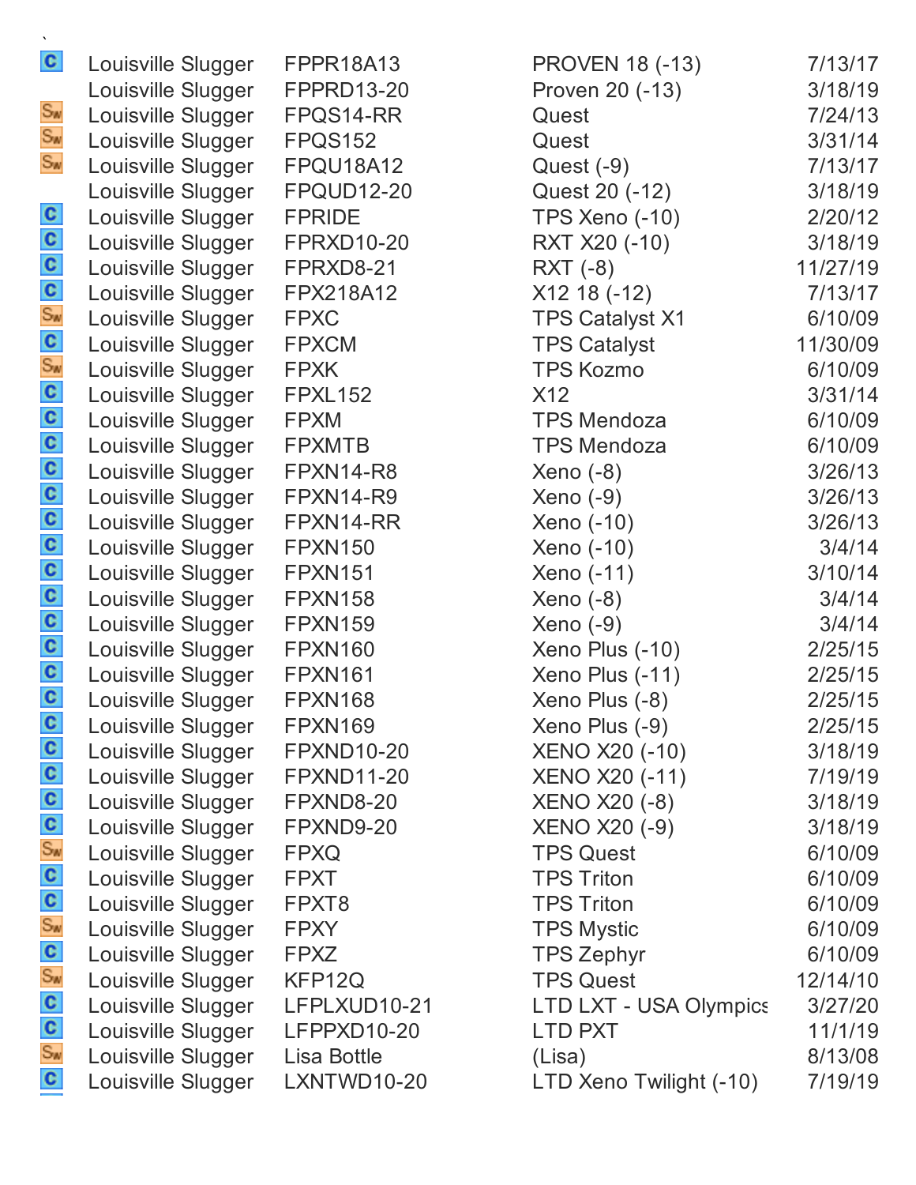| | | | | |
|---|---|---|---|---|
| C | Louisville Slugger | FPPR18A13 | PROVEN 18 (-13) | 7/13/17 |
| | Louisville Slugger | FPPRD13-20 | Proven 20 (-13) | 3/18/19 |
| SW | Louisville Slugger | FPQS14-RR | Quest | 7/24/13 |
| SW | Louisville Slugger | FPQS152 | Quest | 3/31/14 |
| SW | Louisville Slugger | FPQU18A12 | Quest (-9) | 7/13/17 |
| | Louisville Slugger | FPQUD12-20 | Quest 20 (-12) | 3/18/19 |
| C | Louisville Slugger | FPRIDE | TPS Xeno (-10) | 2/20/12 |
| C | Louisville Slugger | FPRXD10-20 | RXT X20 (-10) | 3/18/19 |
| C | Louisville Slugger | FPRXD8-21 | RXT (-8) | 11/27/19 |
| C | Louisville Slugger | FPX218A12 | X12 18 (-12) | 7/13/17 |
| SW | Louisville Slugger | FPXC | TPS Catalyst X1 | 6/10/09 |
| C | Louisville Slugger | FPXCM | TPS Catalyst | 11/30/09 |
| SW | Louisville Slugger | FPXK | TPS Kozmo | 6/10/09 |
| C | Louisville Slugger | FPXL152 | X12 | 3/31/14 |
| C | Louisville Slugger | FPXM | TPS Mendoza | 6/10/09 |
| C | Louisville Slugger | FPXMTB | TPS Mendoza | 6/10/09 |
| C | Louisville Slugger | FPXN14-R8 | Xeno (-8) | 3/26/13 |
| C | Louisville Slugger | FPXN14-R9 | Xeno (-9) | 3/26/13 |
| C | Louisville Slugger | FPXN14-RR | Xeno (-10) | 3/26/13 |
| C | Louisville Slugger | FPXN150 | Xeno (-10) | 3/4/14 |
| C | Louisville Slugger | FPXN151 | Xeno (-11) | 3/10/14 |
| C | Louisville Slugger | FPXN158 | Xeno (-8) | 3/4/14 |
| C | Louisville Slugger | FPXN159 | Xeno (-9) | 3/4/14 |
| C | Louisville Slugger | FPXN160 | Xeno Plus (-10) | 2/25/15 |
| C | Louisville Slugger | FPXN161 | Xeno Plus (-11) | 2/25/15 |
| C | Louisville Slugger | FPXN168 | Xeno Plus (-8) | 2/25/15 |
| C | Louisville Slugger | FPXN169 | Xeno Plus (-9) | 2/25/15 |
| C | Louisville Slugger | FPXND10-20 | XENO X20 (-10) | 3/18/19 |
| C | Louisville Slugger | FPXND11-20 | XENO X20 (-11) | 7/19/19 |
| C | Louisville Slugger | FPXND8-20 | XENO X20 (-8) | 3/18/19 |
| C | Louisville Slugger | FPXND9-20 | XENO X20 (-9) | 3/18/19 |
| SW | Louisville Slugger | FPXQ | TPS Quest | 6/10/09 |
| C | Louisville Slugger | FPXT | TPS Triton | 6/10/09 |
| C | Louisville Slugger | FPXT8 | TPS Triton | 6/10/09 |
| SW | Louisville Slugger | FPXY | TPS Mystic | 6/10/09 |
| C | Louisville Slugger | FPXZ | TPS Zephyr | 6/10/09 |
| SW | Louisville Slugger | KFP12Q | TPS Quest | 12/14/10 |
| C | Louisville Slugger | LFPLXUD10-21 | LTD LXT - USA Olympics | 3/27/20 |
| C | Louisville Slugger | LFPPXD10-20 | LTD PXT | 11/1/19 |
| SW | Louisville Slugger | Lisa Bottle | (Lisa) | 8/13/08 |
| C | Louisville Slugger | LXNTWD10-20 | LTD Xeno Twilight (-10) | 7/19/19 |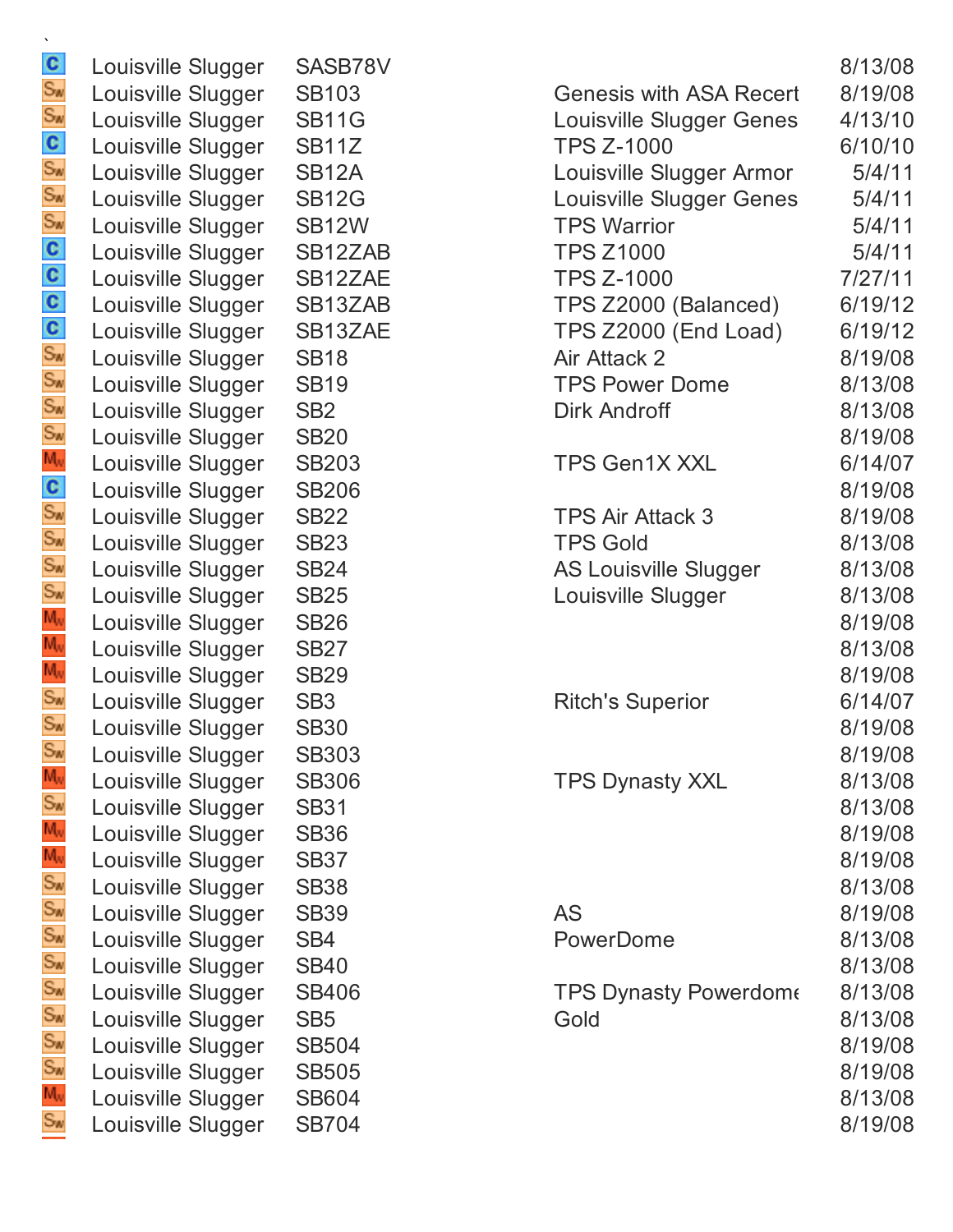`

| | | | | |
|---|---|---|---|---|
| C | Louisville Slugger | SASB78V | | 8/13/08 |
| Sw | Louisville Slugger | SB103 | Genesis with ASA Recert | 8/19/08 |
| Sw | Louisville Slugger | SB11G | Louisville Slugger Genes | 4/13/10 |
| C | Louisville Slugger | SB11Z | TPS Z-1000 | 6/10/10 |
| Sw | Louisville Slugger | SB12A | Louisville Slugger Armor | 5/4/11 |
| Sw | Louisville Slugger | SB12G | Louisville Slugger Genes | 5/4/11 |
| Sw | Louisville Slugger | SB12W | TPS Warrior | 5/4/11 |
| C | Louisville Slugger | SB12ZAB | TPS Z1000 | 5/4/11 |
| C | Louisville Slugger | SB12ZAE | TPS Z-1000 | 7/27/11 |
| C | Louisville Slugger | SB13ZAB | TPS Z2000 (Balanced) | 6/19/12 |
| C | Louisville Slugger | SB13ZAE | TPS Z2000 (End Load) | 6/19/12 |
| Sw | Louisville Slugger | SB18 | Air Attack 2 | 8/19/08 |
| Sw | Louisville Slugger | SB19 | TPS Power Dome | 8/13/08 |
| Sw | Louisville Slugger | SB2 | Dirk Androff | 8/13/08 |
| Sw | Louisville Slugger | SB20 | | 8/19/08 |
| Mw | Louisville Slugger | SB203 | TPS Gen1X XXL | 6/14/07 |
| C | Louisville Slugger | SB206 | | 8/19/08 |
| Sw | Louisville Slugger | SB22 | TPS Air Attack 3 | 8/19/08 |
| Sw | Louisville Slugger | SB23 | TPS Gold | 8/13/08 |
| Sw | Louisville Slugger | SB24 | AS Louisville Slugger | 8/13/08 |
| Sw | Louisville Slugger | SB25 | Louisville Slugger | 8/13/08 |
| Mw | Louisville Slugger | SB26 | | 8/19/08 |
| Mw | Louisville Slugger | SB27 | | 8/13/08 |
| Mw | Louisville Slugger | SB29 | | 8/19/08 |
| Sw | Louisville Slugger | SB3 | Ritch's Superior | 6/14/07 |
| Sw | Louisville Slugger | SB30 | | 8/19/08 |
| Sw | Louisville Slugger | SB303 | | 8/19/08 |
| Mw | Louisville Slugger | SB306 | TPS Dynasty XXL | 8/13/08 |
| Sw | Louisville Slugger | SB31 | | 8/13/08 |
| Mw | Louisville Slugger | SB36 | | 8/19/08 |
| Mw | Louisville Slugger | SB37 | | 8/19/08 |
| Sw | Louisville Slugger | SB38 | | 8/13/08 |
| Sw | Louisville Slugger | SB39 | AS | 8/19/08 |
| Sw | Louisville Slugger | SB4 | PowerDome | 8/13/08 |
| Sw | Louisville Slugger | SB40 | | 8/13/08 |
| Sw | Louisville Slugger | SB406 | TPS Dynasty Powerdome | 8/13/08 |
| Sw | Louisville Slugger | SB5 | Gold | 8/13/08 |
| Sw | Louisville Slugger | SB504 | | 8/19/08 |
| Sw | Louisville Slugger | SB505 | | 8/19/08 |
| Mw | Louisville Slugger | SB604 | | 8/13/08 |
| Sw | Louisville Slugger | SB704 | | 8/19/08 |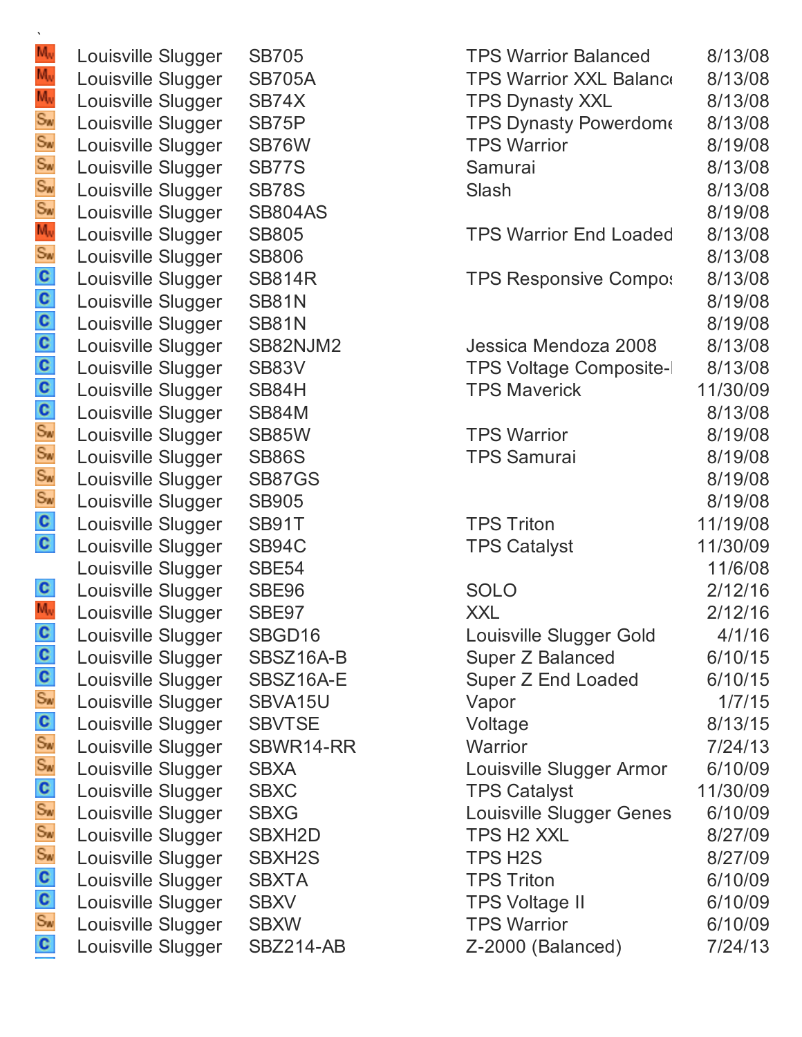`

| | | | | |
|---|---|---|---|---|
| Mw | Louisville Slugger | SB705 | TPS Warrior Balanced | 8/13/08 |
| Mw | Louisville Slugger | SB705A | TPS Warrior XXL Balanc | 8/13/08 |
| Mw | Louisville Slugger | SB74X | TPS Dynasty XXL | 8/13/08 |
| Sw | Louisville Slugger | SB75P | TPS Dynasty Powerdome | 8/13/08 |
| Sw | Louisville Slugger | SB76W | TPS Warrior | 8/19/08 |
| Sw | Louisville Slugger | SB77S | Samurai | 8/13/08 |
| Sw | Louisville Slugger | SB78S | Slash | 8/13/08 |
| Sw | Louisville Slugger | SB804AS | | 8/19/08 |
| Mw | Louisville Slugger | SB805 | TPS Warrior End Loaded | 8/13/08 |
| Sw | Louisville Slugger | SB806 | | 8/13/08 |
| C | Louisville Slugger | SB814R | TPS Responsive Compos | 8/13/08 |
| C | Louisville Slugger | SB81N | | 8/19/08 |
| C | Louisville Slugger | SB81N | | 8/19/08 |
| C | Louisville Slugger | SB82NJM2 | Jessica Mendoza 2008 | 8/13/08 |
| C | Louisville Slugger | SB83V | TPS Voltage Composite-I | 8/13/08 |
| C | Louisville Slugger | SB84H | TPS Maverick | 11/30/09 |
| C | Louisville Slugger | SB84M | | 8/13/08 |
| Sw | Louisville Slugger | SB85W | TPS Warrior | 8/19/08 |
| Sw | Louisville Slugger | SB86S | TPS Samurai | 8/19/08 |
| Sw | Louisville Slugger | SB87GS | | 8/19/08 |
| Sw | Louisville Slugger | SB905 | | 8/19/08 |
| C | Louisville Slugger | SB91T | TPS Triton | 11/19/08 |
| C | Louisville Slugger | SB94C | TPS Catalyst | 11/30/09 |
| | Louisville Slugger | SBE54 | | 11/6/08 |
| C | Louisville Slugger | SBE96 | SOLO | 2/12/16 |
| Mw | Louisville Slugger | SBE97 | XXL | 2/12/16 |
| C | Louisville Slugger | SBGD16 | Louisville Slugger Gold | 4/1/16 |
| C | Louisville Slugger | SBSZ16A-B | Super Z Balanced | 6/10/15 |
| C | Louisville Slugger | SBSZ16A-E | Super Z End Loaded | 6/10/15 |
| Sw | Louisville Slugger | SBVA15U | Vapor | 1/7/15 |
| C | Louisville Slugger | SBVTSE | Voltage | 8/13/15 |
| Sw | Louisville Slugger | SBWR14-RR | Warrior | 7/24/13 |
| Sw | Louisville Slugger | SBXA | Louisville Slugger Armor | 6/10/09 |
| C | Louisville Slugger | SBXC | TPS Catalyst | 11/30/09 |
| Sw | Louisville Slugger | SBXG | Louisville Slugger Genes | 6/10/09 |
| Sw | Louisville Slugger | SBXH2D | TPS H2 XXL | 8/27/09 |
| Sw | Louisville Slugger | SBXH2S | TPS H2S | 8/27/09 |
| C | Louisville Slugger | SBXTA | TPS Triton | 6/10/09 |
| C | Louisville Slugger | SBXV | TPS Voltage II | 6/10/09 |
| Sw | Louisville Slugger | SBXW | TPS Warrior | 6/10/09 |
| C | Louisville Slugger | SBZ214-AB | Z-2000 (Balanced) | 7/24/13 |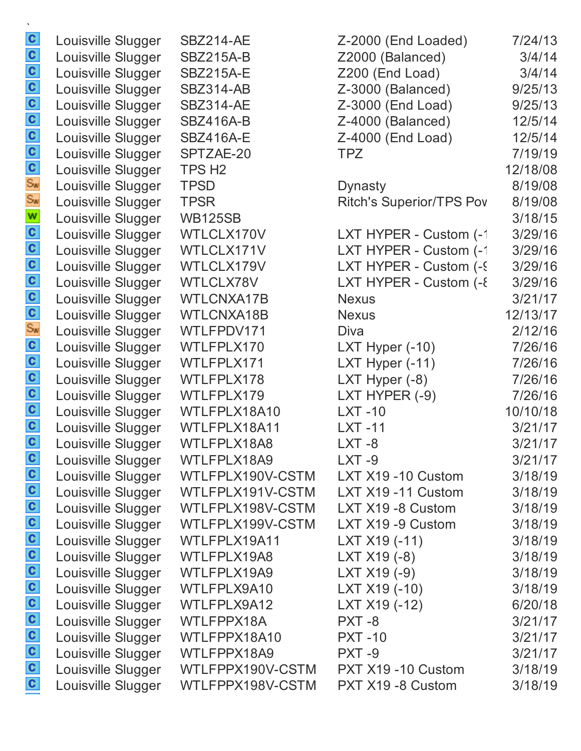| | | | | |
|---|---|---|---|---|
| C | Louisville Slugger | SBZ214-AE | Z-2000 (End Loaded) | 7/24/13 |
| C | Louisville Slugger | SBZ215A-B | Z2000 (Balanced) | 3/4/14 |
| C | Louisville Slugger | SBZ215A-E | Z200 (End Load) | 3/4/14 |
| C | Louisville Slugger | SBZ314-AB | Z-3000 (Balanced) | 9/25/13 |
| C | Louisville Slugger | SBZ314-AE | Z-3000 (End Load) | 9/25/13 |
| C | Louisville Slugger | SBZ416A-B | Z-4000 (Balanced) | 12/5/14 |
| C | Louisville Slugger | SBZ416A-E | Z-4000 (End Load) | 12/5/14 |
| C | Louisville Slugger | SPTZAE-20 | TPZ | 7/19/19 |
| C | Louisville Slugger | TPS H2 | | 12/18/08 |
| SW | Louisville Slugger | TPSD | Dynasty | 8/19/08 |
| SW | Louisville Slugger | TPSR | Ritch's Superior/TPS Pov | 8/19/08 |
| W | Louisville Slugger | WB125SB | | 3/18/15 |
| C | Louisville Slugger | WTLCLX170V | LXT HYPER - Custom (-1 | 3/29/16 |
| C | Louisville Slugger | WTLCLX171V | LXT HYPER - Custom (-1 | 3/29/16 |
| C | Louisville Slugger | WTLCLX179V | LXT HYPER - Custom (-9 | 3/29/16 |
| C | Louisville Slugger | WTLCLX78V | LXT HYPER - Custom (-8 | 3/29/16 |
| C | Louisville Slugger | WTLCNXA17B | Nexus | 3/21/17 |
| C | Louisville Slugger | WTLCNXA18B | Nexus | 12/13/17 |
| SW | Louisville Slugger | WTLFPDV171 | Diva | 2/12/16 |
| C | Louisville Slugger | WTLFPLX170 | LXT Hyper (-10) | 7/26/16 |
| C | Louisville Slugger | WTLFPLX171 | LXT Hyper (-11) | 7/26/16 |
| C | Louisville Slugger | WTLFPLX178 | LXT Hyper (-8) | 7/26/16 |
| C | Louisville Slugger | WTLFPLX179 | LXT HYPER (-9) | 7/26/16 |
| C | Louisville Slugger | WTLFPLX18A10 | LXT -10 | 10/10/18 |
| C | Louisville Slugger | WTLFPLX18A11 | LXT -11 | 3/21/17 |
| C | Louisville Slugger | WTLFPLX18A8 | LXT -8 | 3/21/17 |
| C | Louisville Slugger | WTLFPLX18A9 | LXT -9 | 3/21/17 |
| C | Louisville Slugger | WTLFPLX190V-CSTM | LXT X19 -10 Custom | 3/18/19 |
| C | Louisville Slugger | WTLFPLX191V-CSTM | LXT X19 -11 Custom | 3/18/19 |
| C | Louisville Slugger | WTLFPLX198V-CSTM | LXT X19 -8 Custom | 3/18/19 |
| C | Louisville Slugger | WTLFPLX199V-CSTM | LXT X19 -9 Custom | 3/18/19 |
| C | Louisville Slugger | WTLFPLX19A11 | LXT X19 (-11) | 3/18/19 |
| C | Louisville Slugger | WTLFPLX19A8 | LXT X19 (-8) | 3/18/19 |
| C | Louisville Slugger | WTLFPLX19A9 | LXT X19 (-9) | 3/18/19 |
| C | Louisville Slugger | WTLFPLX9A10 | LXT X19 (-10) | 3/18/19 |
| C | Louisville Slugger | WTLFPLX9A12 | LXT X19 (-12) | 6/20/18 |
| C | Louisville Slugger | WTLFPPX18A | PXT -8 | 3/21/17 |
| C | Louisville Slugger | WTLFPPX18A10 | PXT -10 | 3/21/17 |
| C | Louisville Slugger | WTLFPPX18A9 | PXT -9 | 3/21/17 |
| C | Louisville Slugger | WTLFPPX190V-CSTM | PXT X19 -10 Custom | 3/18/19 |
| C | Louisville Slugger | WTLFPPX198V-CSTM | PXT X19 -8 Custom | 3/18/19 |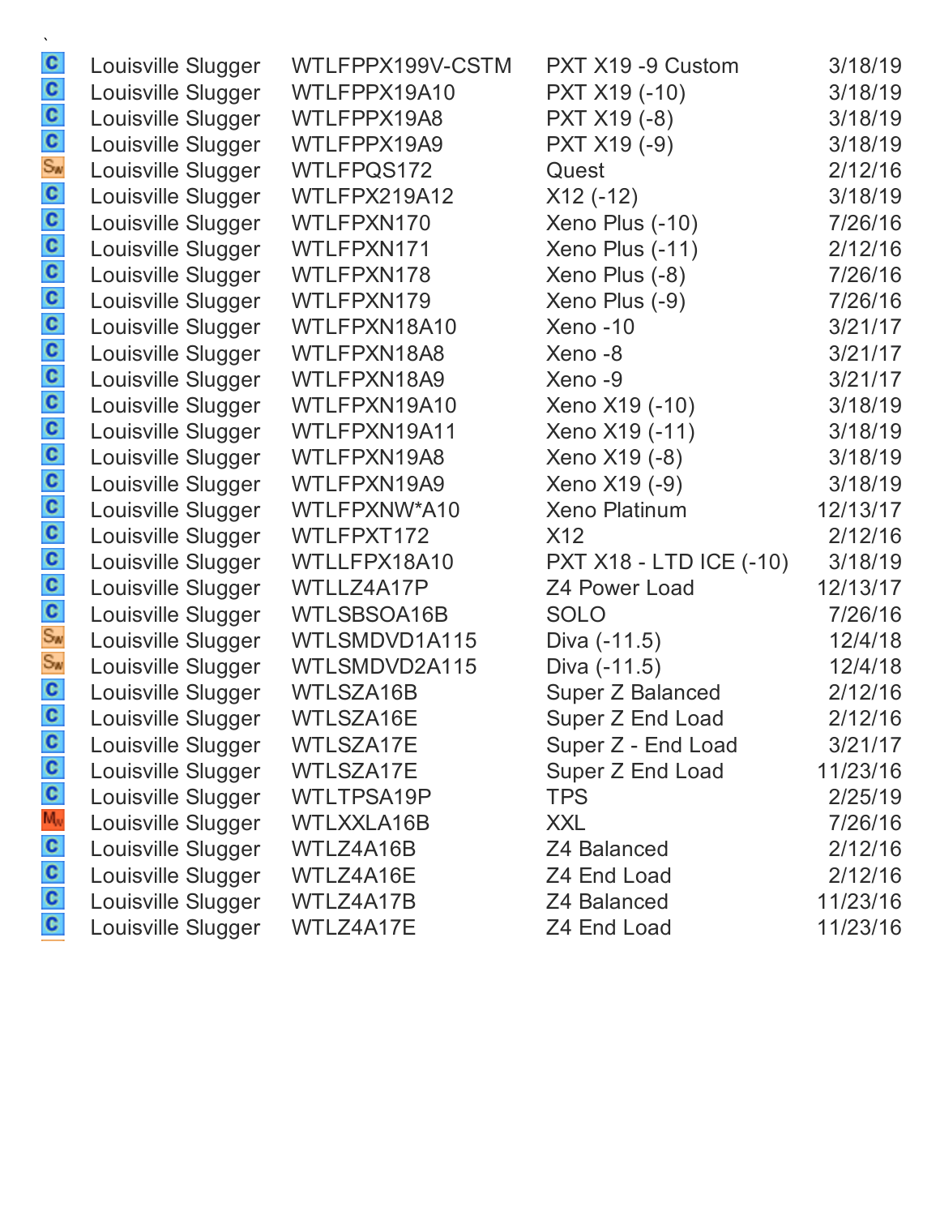`

| | | | | |
|---|---|---|---|---|
| C | Louisville Slugger | WTLFPPX199V-CSTM | PXT X19 -9 Custom | 3/18/19 |
| C | Louisville Slugger | WTLFPPX19A10 | PXT X19 (-10) | 3/18/19 |
| C | Louisville Slugger | WTLFPPX19A8 | PXT X19 (-8) | 3/18/19 |
| C | Louisville Slugger | WTLFPPX19A9 | PXT X19 (-9) | 3/18/19 |
| Sw | Louisville Slugger | WTLFPQS172 | Quest | 2/12/16 |
| C | Louisville Slugger | WTLFPX219A12 | X12 (-12) | 3/18/19 |
| C | Louisville Slugger | WTLFPXN170 | Xeno Plus (-10) | 7/26/16 |
| C | Louisville Slugger | WTLFPXN171 | Xeno Plus (-11) | 2/12/16 |
| C | Louisville Slugger | WTLFPXN178 | Xeno Plus (-8) | 7/26/16 |
| C | Louisville Slugger | WTLFPXN179 | Xeno Plus (-9) | 7/26/16 |
| C | Louisville Slugger | WTLFPXN18A10 | Xeno -10 | 3/21/17 |
| C | Louisville Slugger | WTLFPXN18A8 | Xeno -8 | 3/21/17 |
| C | Louisville Slugger | WTLFPXN18A9 | Xeno -9 | 3/21/17 |
| C | Louisville Slugger | WTLFPXN19A10 | Xeno X19 (-10) | 3/18/19 |
| C | Louisville Slugger | WTLFPXN19A11 | Xeno X19 (-11) | 3/18/19 |
| C | Louisville Slugger | WTLFPXN19A8 | Xeno X19 (-8) | 3/18/19 |
| C | Louisville Slugger | WTLFPXN19A9 | Xeno X19 (-9) | 3/18/19 |
| C | Louisville Slugger | WTLFPXNW*A10 | Xeno Platinum | 12/13/17 |
| C | Louisville Slugger | WTLFPXT172 | X12 | 2/12/16 |
| C | Louisville Slugger | WTLLFPX18A10 | PXT X18 - LTD ICE (-10) | 3/18/19 |
| C | Louisville Slugger | WTLLZ4A17P | Z4 Power Load | 12/13/17 |
| C | Louisville Slugger | WTLSBSOA16B | SOLO | 7/26/16 |
| Sw | Louisville Slugger | WTLSMDVD1A115 | Diva (-11.5) | 12/4/18 |
| Sw | Louisville Slugger | WTLSMDVD2A115 | Diva (-11.5) | 12/4/18 |
| C | Louisville Slugger | WTLSZA16B | Super Z Balanced | 2/12/16 |
| C | Louisville Slugger | WTLSZA16E | Super Z End Load | 2/12/16 |
| C | Louisville Slugger | WTLSZA17E | Super Z - End Load | 3/21/17 |
| C | Louisville Slugger | WTLSZA17E | Super Z End Load | 11/23/16 |
| C | Louisville Slugger | WTLTPSA19P | TPS | 2/25/19 |
| Mw | Louisville Slugger | WTLXXLA16B | XXL | 7/26/16 |
| C | Louisville Slugger | WTLZ4A16B | Z4 Balanced | 2/12/16 |
| C | Louisville Slugger | WTLZ4A16E | Z4 End Load | 2/12/16 |
| C | Louisville Slugger | WTLZ4A17B | Z4 Balanced | 11/23/16 |
| C | Louisville Slugger | WTLZ4A17E | Z4 End Load | 11/23/16 |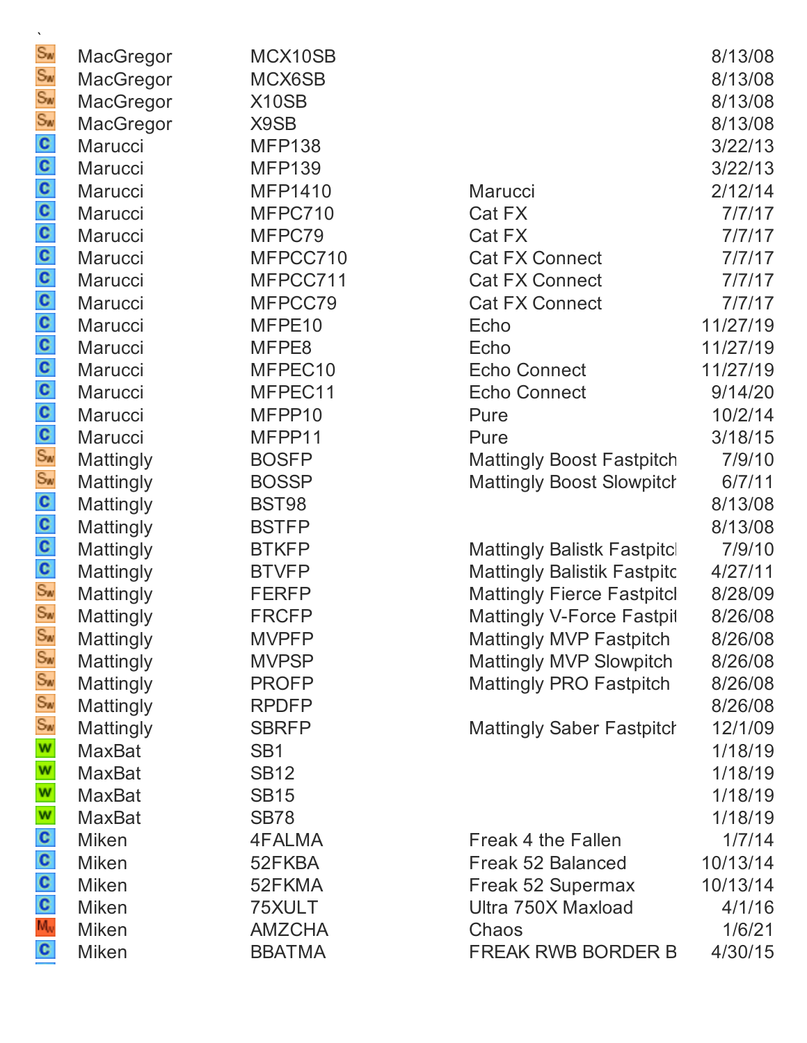`

| | | | | |
|---|---|---|---|---|
| Sw | MacGregor | MCX10SB | | 8/13/08 |
| Sw | MacGregor | MCX6SB | | 8/13/08 |
| Sw | MacGregor | X10SB | | 8/13/08 |
| Sw | MacGregor | X9SB | | 8/13/08 |
| C | Marucci | MFP138 | | 3/22/13 |
| C | Marucci | MFP139 | | 3/22/13 |
| C | Marucci | MFP1410 | Marucci | 2/12/14 |
| C | Marucci | MFPC710 | Cat FX | 7/7/17 |
| C | Marucci | MFPC79 | Cat FX | 7/7/17 |
| C | Marucci | MFPCC710 | Cat FX Connect | 7/7/17 |
| C | Marucci | MFPCC711 | Cat FX Connect | 7/7/17 |
| C | Marucci | MFPCC79 | Cat FX Connect | 7/7/17 |
| C | Marucci | MFPE10 | Echo | 11/27/19 |
| C | Marucci | MFPE8 | Echo | 11/27/19 |
| C | Marucci | MFPEC10 | Echo Connect | 11/27/19 |
| C | Marucci | MFPEC11 | Echo Connect | 9/14/20 |
| C | Marucci | MFPP10 | Pure | 10/2/14 |
| C | Marucci | MFPP11 | Pure | 3/18/15 |
| Sw | Mattingly | BOSFP | Mattingly Boost Fastpitch | 7/9/10 |
| Sw | Mattingly | BOSSP | Mattingly Boost Slowpitch | 6/7/11 |
| C | Mattingly | BST98 | | 8/13/08 |
| C | Mattingly | BSTFP | | 8/13/08 |
| C | Mattingly | BTKFP | Mattingly Balistk Fastpitcl | 7/9/10 |
| C | Mattingly | BTVFP | Mattingly Balistik Fastpitc | 4/27/11 |
| Sw | Mattingly | FERFP | Mattingly Fierce Fastpitcl | 8/28/09 |
| Sw | Mattingly | FRCFP | Mattingly V-Force Fastpi | 8/26/08 |
| Sw | Mattingly | MVPFP | Mattingly MVP Fastpitch | 8/26/08 |
| Sw | Mattingly | MVPSP | Mattingly MVP Slowpitch | 8/26/08 |
| Sw | Mattingly | PROFP | Mattingly PRO Fastpitch | 8/26/08 |
| Sw | Mattingly | RPDFP | | 8/26/08 |
| Sw | Mattingly | SBRFP | Mattingly Saber Fastpitch | 12/1/09 |
| W | MaxBat | SB1 | | 1/18/19 |
| W | MaxBat | SB12 | | 1/18/19 |
| W | MaxBat | SB15 | | 1/18/19 |
| W | MaxBat | SB78 | | 1/18/19 |
| C | Miken | 4FALMA | Freak 4 the Fallen | 1/7/14 |
| C | Miken | 52FKBA | Freak 52 Balanced | 10/13/14 |
| C | Miken | 52FKMA | Freak 52 Supermax | 10/13/14 |
| C | Miken | 75XULT | Ultra 750X Maxload | 4/1/16 |
| Mw | Miken | AMZCHA | Chaos | 1/6/21 |
| C | Miken | BBATMA | FREAK RWB BORDER B | 4/30/15 |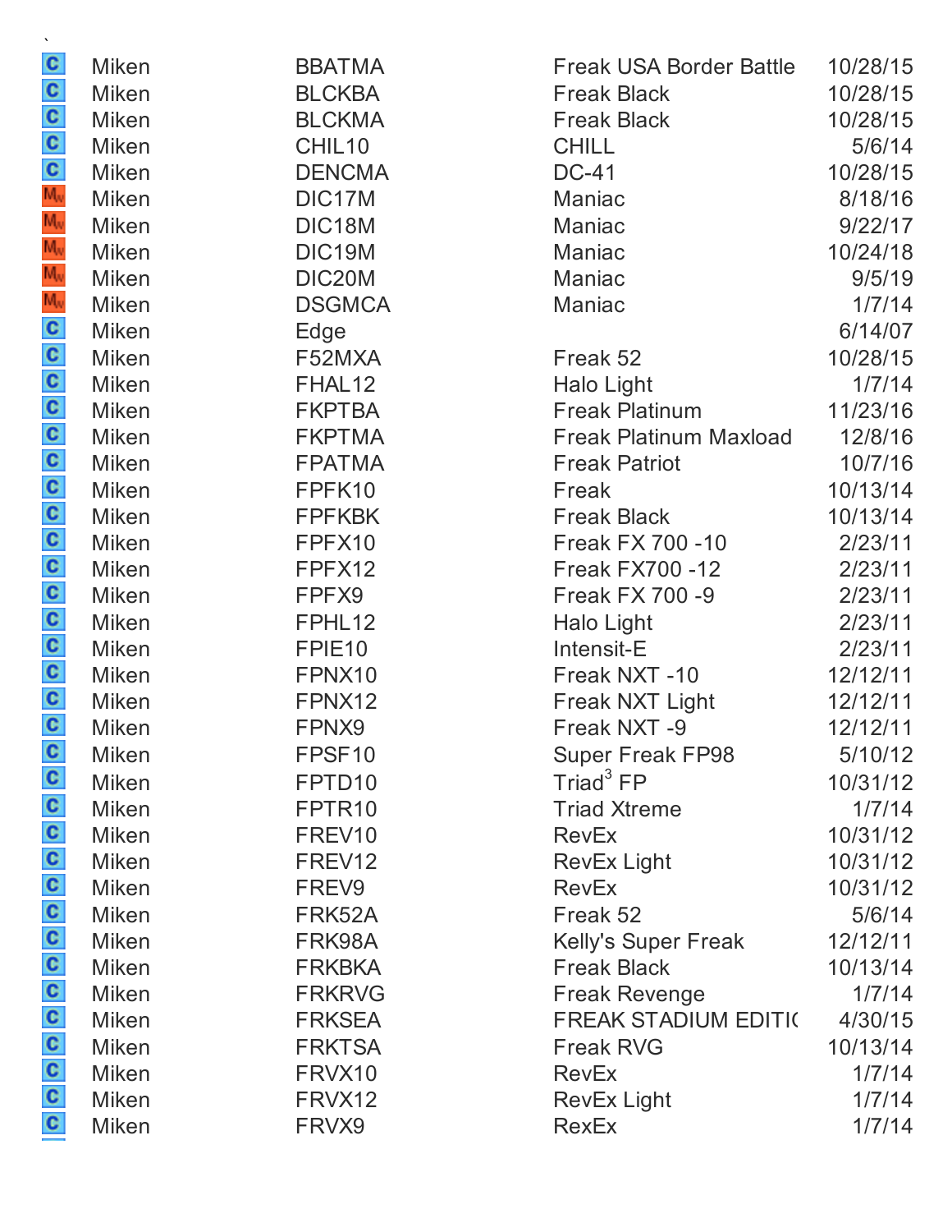`

| | | | | |
|---|---|---|---|---|
| C | Miken | BBATMA | Freak USA Border Battle | 10/28/15 |
| C | Miken | BLCKBA | Freak Black | 10/28/15 |
| C | Miken | BLCKMA | Freak Black | 10/28/15 |
| C | Miken | CHIL10 | CHILL | 5/6/14 |
| C | Miken | DENCMA | DC-41 | 10/28/15 |
| MW | Miken | DIC17M | Maniac | 8/18/16 |
| MW | Miken | DIC18M | Maniac | 9/22/17 |
| MW | Miken | DIC19M | Maniac | 10/24/18 |
| MW | Miken | DIC20M | Maniac | 9/5/19 |
| MW | Miken | DSGMCA | Maniac | 1/7/14 |
| C | Miken | Edge | | 6/14/07 |
| C | Miken | F52MXA | Freak 52 | 10/28/15 |
| C | Miken | FHAL12 | Halo Light | 1/7/14 |
| C | Miken | FKPTBA | Freak Platinum | 11/23/16 |
| C | Miken | FKPTMA | Freak Platinum Maxload | 12/8/16 |
| C | Miken | FPATMA | Freak Patriot | 10/7/16 |
| C | Miken | FPFK10 | Freak | 10/13/14 |
| C | Miken | FPFKBK | Freak Black | 10/13/14 |
| C | Miken | FPFX10 | Freak FX 700 -10 | 2/23/11 |
| C | Miken | FPFX12 | Freak FX700 -12 | 2/23/11 |
| C | Miken | FPFX9 | Freak FX 700 -9 | 2/23/11 |
| C | Miken | FPHL12 | Halo Light | 2/23/11 |
| C | Miken | FPIE10 | Intensit-E | 2/23/11 |
| C | Miken | FPNX10 | Freak NXT -10 | 12/12/11 |
| C | Miken | FPNX12 | Freak NXT Light | 12/12/11 |
| C | Miken | FPNX9 | Freak NXT -9 | 12/12/11 |
| C | Miken | FPSF10 | Super Freak FP98 | 5/10/12 |
| C | Miken | FPTD10 | Triad$^3$ FP | 10/31/12 |
| C | Miken | FPTR10 | Triad Xtreme | 1/7/14 |
| C | Miken | FREV10 | RevEx | 10/31/12 |
| C | Miken | FREV12 | RevEx Light | 10/31/12 |
| C | Miken | FREV9 | RevEx | 10/31/12 |
| C | Miken | FRK52A | Freak 52 | 5/6/14 |
| C | Miken | FRK98A | Kelly's Super Freak | 12/12/11 |
| C | Miken | FRKBKA | Freak Black | 10/13/14 |
| C | Miken | FRKRVG | Freak Revenge | 1/7/14 |
| C | Miken | FRKSEA | FREAK STADIUM EDITI( | 4/30/15 |
| C | Miken | FRKTSA | Freak RVG | 10/13/14 |
| C | Miken | FRVX10 | RevEx | 1/7/14 |
| C | Miken | FRVX12 | RevEx Light | 1/7/14 |
| C | Miken | FRVX9 | RexEx | 1/7/14 |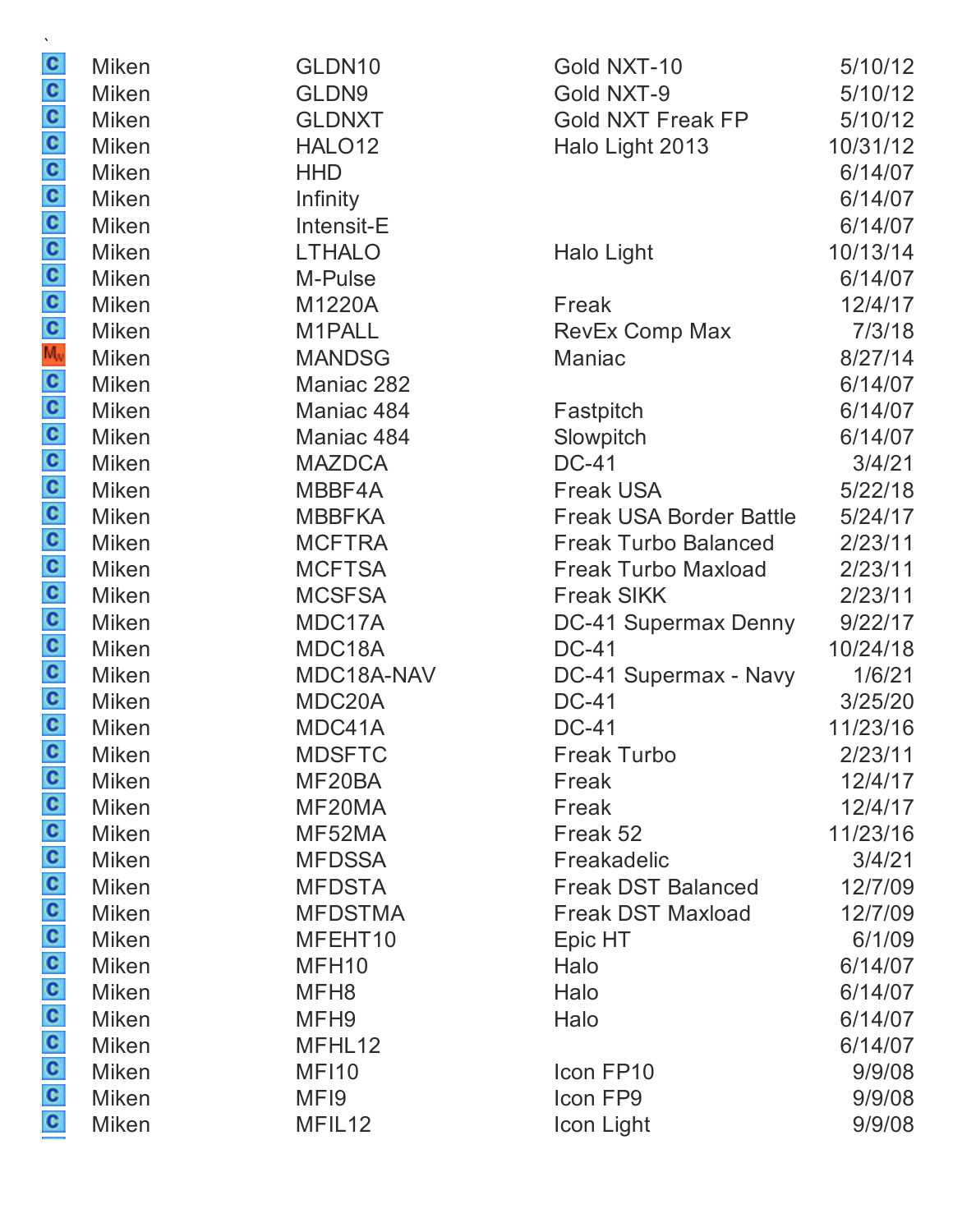| | | | | |
|---|---|---|---|---|
| C | Miken | GLDN10 | Gold NXT-10 | 5/10/12 |
| C | Miken | GLDN9 | Gold NXT-9 | 5/10/12 |
| C | Miken | GLDNXT | Gold NXT Freak FP | 5/10/12 |
| C | Miken | HALO12 | Halo Light 2013 | 10/31/12 |
| C | Miken | HHD | | 6/14/07 |
| C | Miken | Infinity | | 6/14/07 |
| C | Miken | Intensit-E | | 6/14/07 |
| C | Miken | LTHALO | Halo Light | 10/13/14 |
| C | Miken | M-Pulse | | 6/14/07 |
| C | Miken | M1220A | Freak | 12/4/17 |
| C | Miken | M1PALL | RevEx Comp Max | 7/3/18 |
| MW | Miken | MANDSG | Maniac | 8/27/14 |
| C | Miken | Maniac 282 | | 6/14/07 |
| C | Miken | Maniac 484 | Fastpitch | 6/14/07 |
| C | Miken | Maniac 484 | Slowpitch | 6/14/07 |
| C | Miken | MAZDCA | DC-41 | 3/4/21 |
| C | Miken | MBBF4A | Freak USA | 5/22/18 |
| C | Miken | MBBFKA | Freak USA Border Battle | 5/24/17 |
| C | Miken | MCFTRA | Freak Turbo Balanced | 2/23/11 |
| C | Miken | MCFTSA | Freak Turbo Maxload | 2/23/11 |
| C | Miken | MCSFSA | Freak SIKK | 2/23/11 |
| C | Miken | MDC17A | DC-41 Supermax Denny | 9/22/17 |
| C | Miken | MDC18A | DC-41 | 10/24/18 |
| C | Miken | MDC18A-NAV | DC-41 Supermax - Navy | 1/6/21 |
| C | Miken | MDC20A | DC-41 | 3/25/20 |
| C | Miken | MDC41A | DC-41 | 11/23/16 |
| C | Miken | MDSFTC | Freak Turbo | 2/23/11 |
| C | Miken | MF20BA | Freak | 12/4/17 |
| C | Miken | MF20MA | Freak | 12/4/17 |
| C | Miken | MF52MA | Freak 52 | 11/23/16 |
| C | Miken | MFDSSA | Freakadelic | 3/4/21 |
| C | Miken | MFDSTA | Freak DST Balanced | 12/7/09 |
| C | Miken | MFDSTMA | Freak DST Maxload | 12/7/09 |
| C | Miken | MFEHT10 | Epic HT | 6/1/09 |
| C | Miken | MFH10 | Halo | 6/14/07 |
| C | Miken | MFH8 | Halo | 6/14/07 |
| C | Miken | MFH9 | Halo | 6/14/07 |
| C | Miken | MFHL12 | | 6/14/07 |
| C | Miken | MFI10 | Icon FP10 | 9/9/08 |
| C | Miken | MFI9 | Icon FP9 | 9/9/08 |
| C | Miken | MFIL12 | Icon Light | 9/9/08 |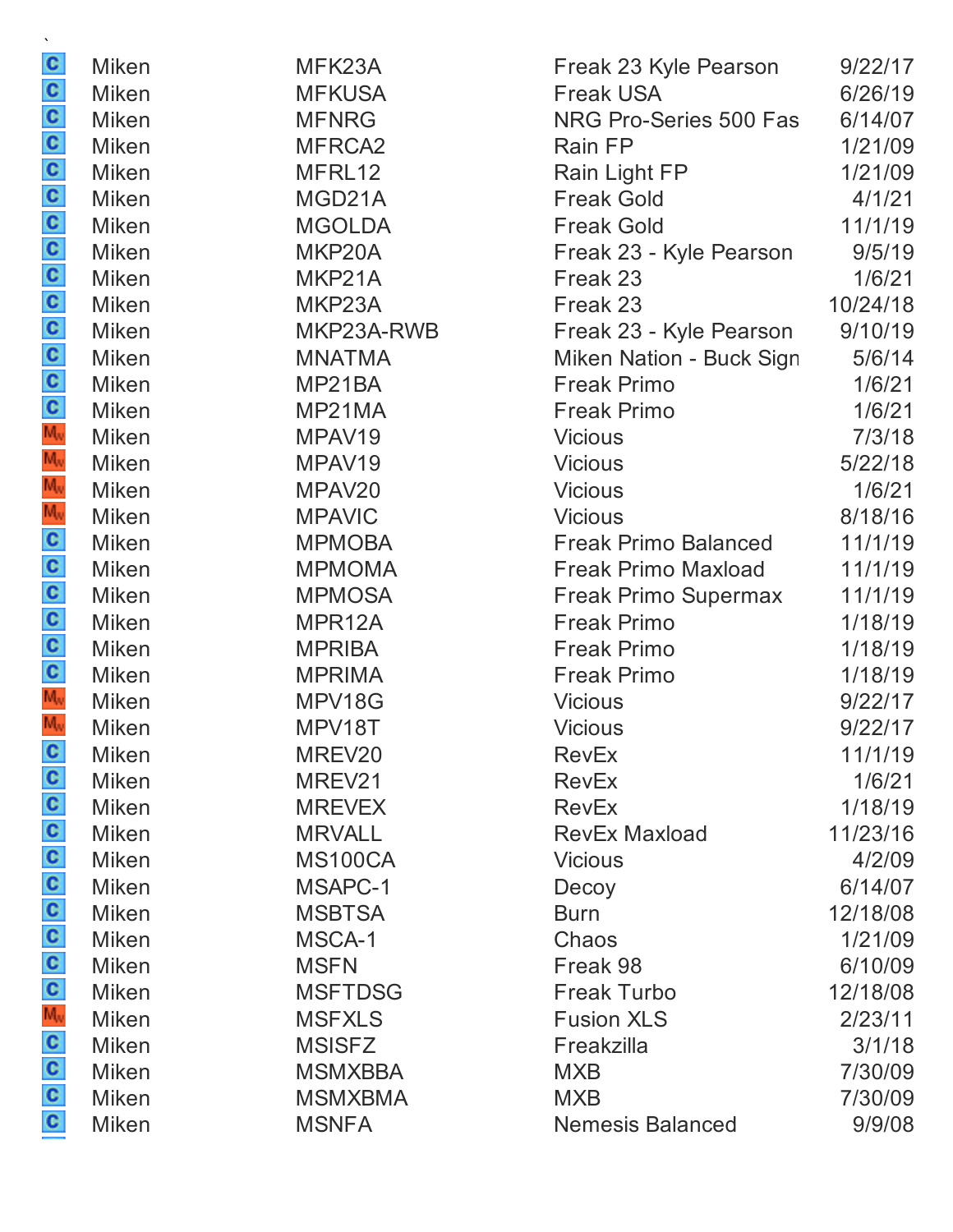`

| | | | | |
|---|---|---|---|---|
| C | Miken | MFK23A | Freak 23 Kyle Pearson | 9/22/17 |
| C | Miken | MFKUSA | Freak USA | 6/26/19 |
| C | Miken | MFNRG | NRG Pro-Series 500 Fas | 6/14/07 |
| C | Miken | MFRCA2 | Rain FP | 1/21/09 |
| C | Miken | MFRL12 | Rain Light FP | 1/21/09 |
| C | Miken | MGD21A | Freak Gold | 4/1/21 |
| C | Miken | MGOLDA | Freak Gold | 11/1/19 |
| C | Miken | MKP20A | Freak 23 - Kyle Pearson | 9/5/19 |
| C | Miken | MKP21A | Freak 23 | 1/6/21 |
| C | Miken | MKP23A | Freak 23 | 10/24/18 |
| C | Miken | MKP23A-RWB | Freak 23 - Kyle Pearson | 9/10/19 |
| C | Miken | MNATMA | Miken Nation - Buck Sign | 5/6/14 |
| C | Miken | MP21BA | Freak Primo | 1/6/21 |
| C | Miken | MP21MA | Freak Primo | 1/6/21 |
| MW | Miken | MPAV19 | Vicious | 7/3/18 |
| MW | Miken | MPAV19 | Vicious | 5/22/18 |
| MW | Miken | MPAV20 | Vicious | 1/6/21 |
| MW | Miken | MPAVIC | Vicious | 8/18/16 |
| C | Miken | MPMOBA | Freak Primo Balanced | 11/1/19 |
| C | Miken | MPMOMA | Freak Primo Maxload | 11/1/19 |
| C | Miken | MPMOSA | Freak Primo Supermax | 11/1/19 |
| C | Miken | MPR12A | Freak Primo | 1/18/19 |
| C | Miken | MPRIBA | Freak Primo | 1/18/19 |
| C | Miken | MPRIMA | Freak Primo | 1/18/19 |
| MW | Miken | MPV18G | Vicious | 9/22/17 |
| MW | Miken | MPV18T | Vicious | 9/22/17 |
| C | Miken | MREV20 | RevEx | 11/1/19 |
| C | Miken | MREV21 | RevEx | 1/6/21 |
| C | Miken | MREVEX | RevEx | 1/18/19 |
| C | Miken | MRVALL | RevEx Maxload | 11/23/16 |
| C | Miken | MS100CA | Vicious | 4/2/09 |
| C | Miken | MSAPC-1 | Decoy | 6/14/07 |
| C | Miken | MSBTSA | Burn | 12/18/08 |
| C | Miken | MSCA-1 | Chaos | 1/21/09 |
| C | Miken | MSFN | Freak 98 | 6/10/09 |
| C | Miken | MSFTDSG | Freak Turbo | 12/18/08 |
| MW | Miken | MSFXLS | Fusion XLS | 2/23/11 |
| C | Miken | MSISFZ | Freakzilla | 3/1/18 |
| C | Miken | MSMXBBA | MXB | 7/30/09 |
| C | Miken | MSMXBMA | MXB | 7/30/09 |
| C | Miken | MSNFA | Nemesis Balanced | 9/9/08 |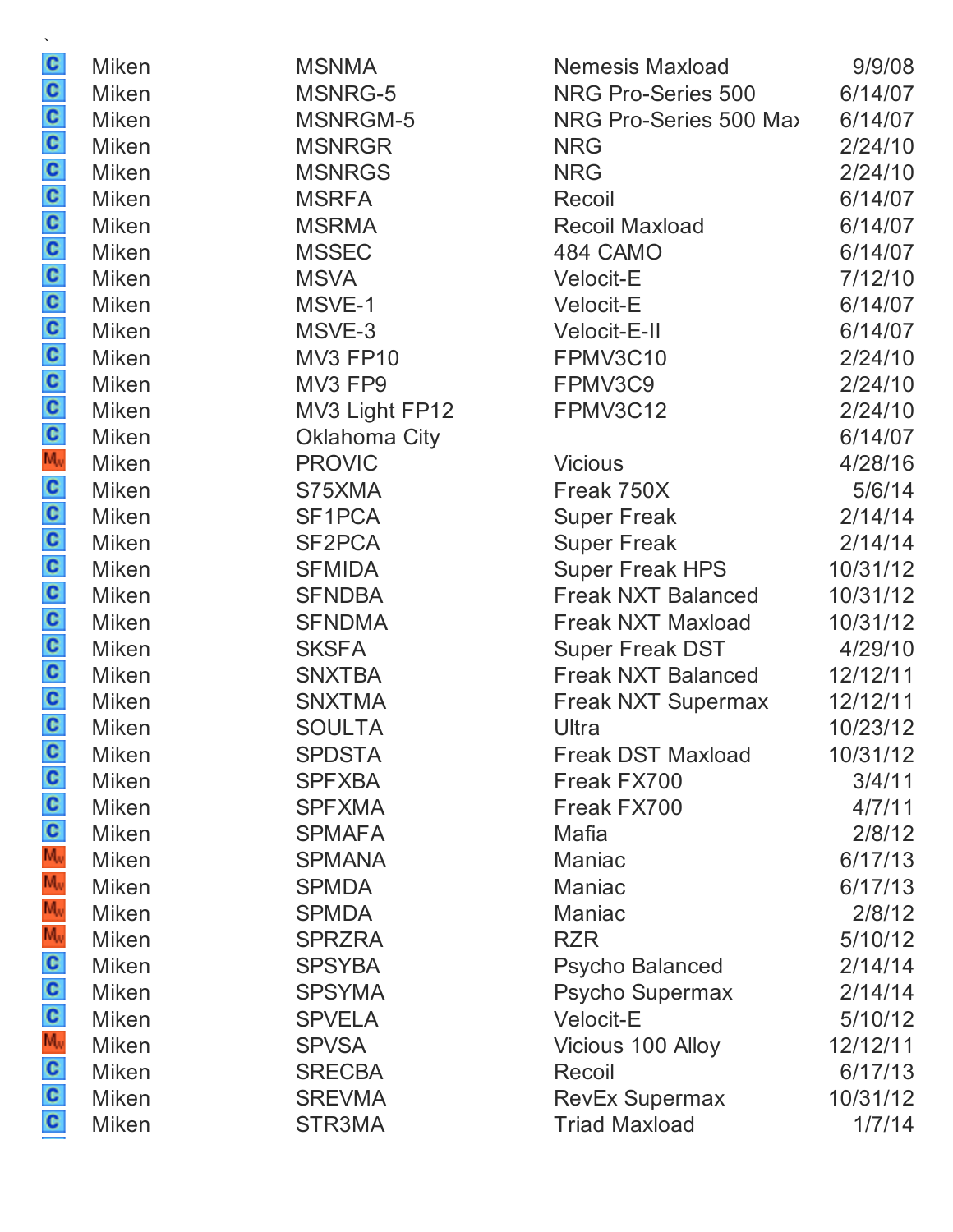`

| | | | | |
|---|---|---|---|---|
| C | Miken | MSNMA | Nemesis Maxload | 9/9/08 |
| C | Miken | MSNRG-5 | NRG Pro-Series 500 | 6/14/07 |
| C | Miken | MSNRGM-5 | NRG Pro-Series 500 Max | 6/14/07 |
| C | Miken | MSNRGR | NRG | 2/24/10 |
| C | Miken | MSNRGS | NRG | 2/24/10 |
| C | Miken | MSRFA | Recoil | 6/14/07 |
| C | Miken | MSRMA | Recoil Maxload | 6/14/07 |
| C | Miken | MSSEC | 484 CAMO | 6/14/07 |
| C | Miken | MSVA | Velocit-E | 7/12/10 |
| C | Miken | MSVE-1 | Velocit-E | 6/14/07 |
| C | Miken | MSVE-3 | Velocit-E-II | 6/14/07 |
| C | Miken | MV3 FP10 | FPMV3C10 | 2/24/10 |
| C | Miken | MV3 FP9 | FPMV3C9 | 2/24/10 |
| C | Miken | MV3 Light FP12 | FPMV3C12 | 2/24/10 |
| C | Miken | Oklahoma City | | 6/14/07 |
| Mw | Miken | PROVIC | Vicious | 4/28/16 |
| C | Miken | S75XMA | Freak 750X | 5/6/14 |
| C | Miken | SF1PCA | Super Freak | 2/14/14 |
| C | Miken | SF2PCA | Super Freak | 2/14/14 |
| C | Miken | SFMIDA | Super Freak HPS | 10/31/12 |
| C | Miken | SFNDBA | Freak NXT Balanced | 10/31/12 |
| C | Miken | SFNDMA | Freak NXT Maxload | 10/31/12 |
| C | Miken | SKSFA | Super Freak DST | 4/29/10 |
| C | Miken | SNXTBA | Freak NXT Balanced | 12/12/11 |
| C | Miken | SNXTMA | Freak NXT Supermax | 12/12/11 |
| C | Miken | SOULTA | Ultra | 10/23/12 |
| C | Miken | SPDSTA | Freak DST Maxload | 10/31/12 |
| C | Miken | SPFXBA | Freak FX700 | 3/4/11 |
| C | Miken | SPFXMA | Freak FX700 | 4/7/11 |
| C | Miken | SPMAFA | Mafia | 2/8/12 |
| Mw | Miken | SPMANA | Maniac | 6/17/13 |
| Mw | Miken | SPMDA | Maniac | 6/17/13 |
| Mw | Miken | SPMDA | Maniac | 2/8/12 |
| Mw | Miken | SPRZRA | RZR | 5/10/12 |
| C | Miken | SPSYBA | Psycho Balanced | 2/14/14 |
| C | Miken | SPSYMA | Psycho Supermax | 2/14/14 |
| C | Miken | SPVELA | Velocit-E | 5/10/12 |
| Mw | Miken | SPVSA | Vicious 100 Alloy | 12/12/11 |
| C | Miken | SRECBA | Recoil | 6/17/13 |
| C | Miken | SREVMA | RevEx Supermax | 10/31/12 |
| C | Miken | STR3MA | Triad Maxload | 1/7/14 |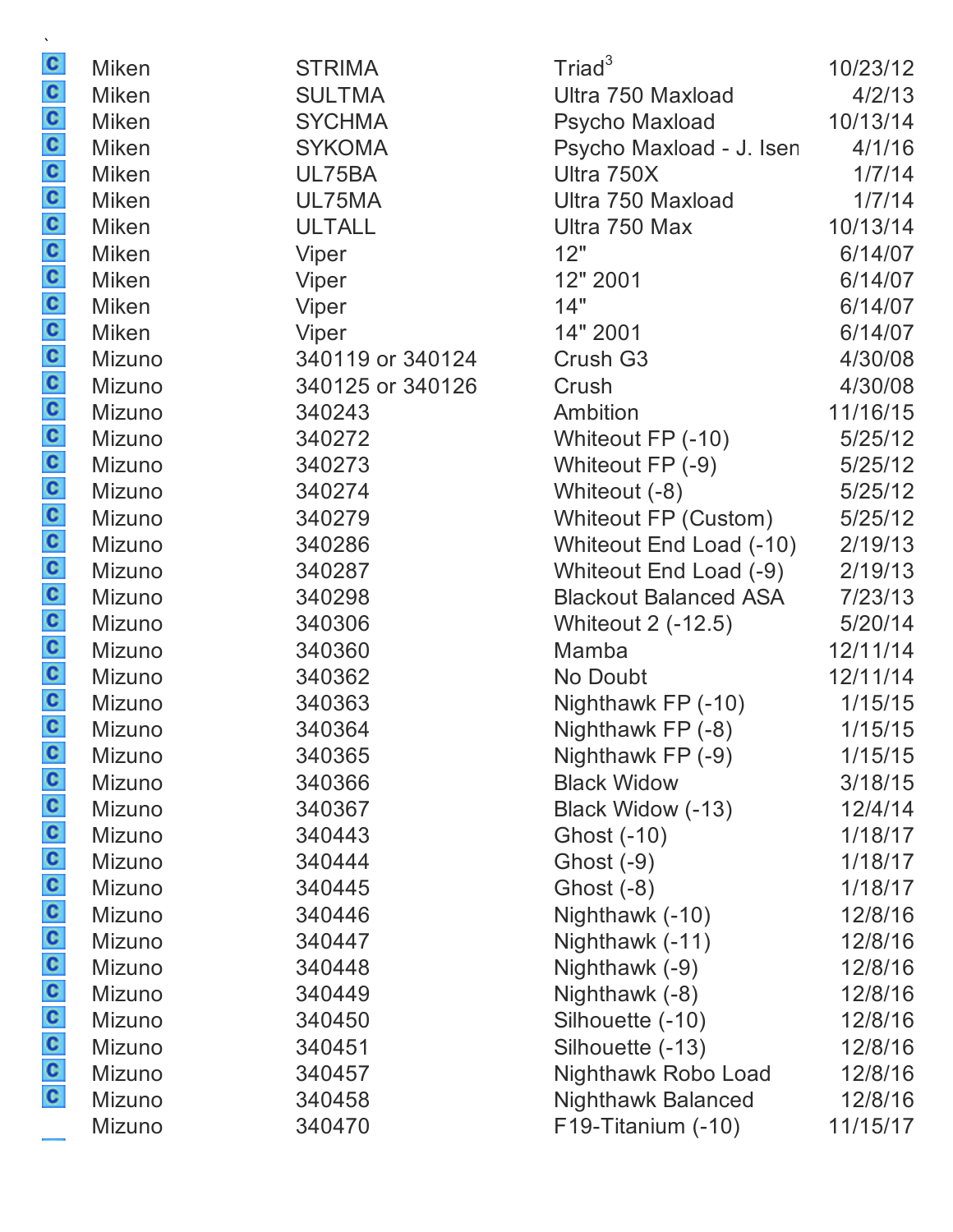| | Manufacturer | Model | Name | Date |
|---|---|---|---|---|
| C | Miken | STRIMA | Triad[3] | 10/23/12 |
| C | Miken | SULTMA | Ultra 750 Maxload | 4/2/13 |
| C | Miken | SYCHMA | Psycho Maxload | 10/13/14 |
| C | Miken | SYKOMA | Psycho Maxload - J. Isen | 4/1/16 |
| C | Miken | UL75BA | Ultra 750X | 1/7/14 |
| C | Miken | UL75MA | Ultra 750 Maxload | 1/7/14 |
| C | Miken | ULTALL | Ultra 750 Max | 10/13/14 |
| C | Miken | Viper | 12" | 6/14/07 |
| C | Miken | Viper | 12" 2001 | 6/14/07 |
| C | Miken | Viper | 14" | 6/14/07 |
| C | Miken | Viper | 14" 2001 | 6/14/07 |
| C | Mizuno | 340119 or 340124 | Crush G3 | 4/30/08 |
| C | Mizuno | 340125 or 340126 | Crush | 4/30/08 |
| C | Mizuno | 340243 | Ambition | 11/16/15 |
| C | Mizuno | 340272 | Whiteout FP (-10) | 5/25/12 |
| C | Mizuno | 340273 | Whiteout FP (-9) | 5/25/12 |
| C | Mizuno | 340274 | Whiteout (-8) | 5/25/12 |
| C | Mizuno | 340279 | Whiteout FP (Custom) | 5/25/12 |
| C | Mizuno | 340286 | Whiteout End Load (-10) | 2/19/13 |
| C | Mizuno | 340287 | Whiteout End Load (-9) | 2/19/13 |
| C | Mizuno | 340298 | Blackout Balanced ASA | 7/23/13 |
| C | Mizuno | 340306 | Whiteout 2 (-12.5) | 5/20/14 |
| C | Mizuno | 340360 | Mamba | 12/11/14 |
| C | Mizuno | 340362 | No Doubt | 12/11/14 |
| C | Mizuno | 340363 | Nighthawk FP (-10) | 1/15/15 |
| C | Mizuno | 340364 | Nighthawk FP (-8) | 1/15/15 |
| C | Mizuno | 340365 | Nighthawk FP (-9) | 1/15/15 |
| C | Mizuno | 340366 | Black Widow | 3/18/15 |
| C | Mizuno | 340367 | Black Widow (-13) | 12/4/14 |
| C | Mizuno | 340443 | Ghost (-10) | 1/18/17 |
| C | Mizuno | 340444 | Ghost (-9) | 1/18/17 |
| C | Mizuno | 340445 | Ghost (-8) | 1/18/17 |
| C | Mizuno | 340446 | Nighthawk (-10) | 12/8/16 |
| C | Mizuno | 340447 | Nighthawk (-11) | 12/8/16 |
| C | Mizuno | 340448 | Nighthawk (-9) | 12/8/16 |
| C | Mizuno | 340449 | Nighthawk (-8) | 12/8/16 |
| C | Mizuno | 340450 | Silhouette (-10) | 12/8/16 |
| C | Mizuno | 340451 | Silhouette (-13) | 12/8/16 |
| C | Mizuno | 340457 | Nighthawk Robo Load | 12/8/16 |
| C | Mizuno | 340458 | Nighthawk Balanced | 12/8/16 |
| | Mizuno | 340470 | F19-Titanium (-10) | 11/15/17 |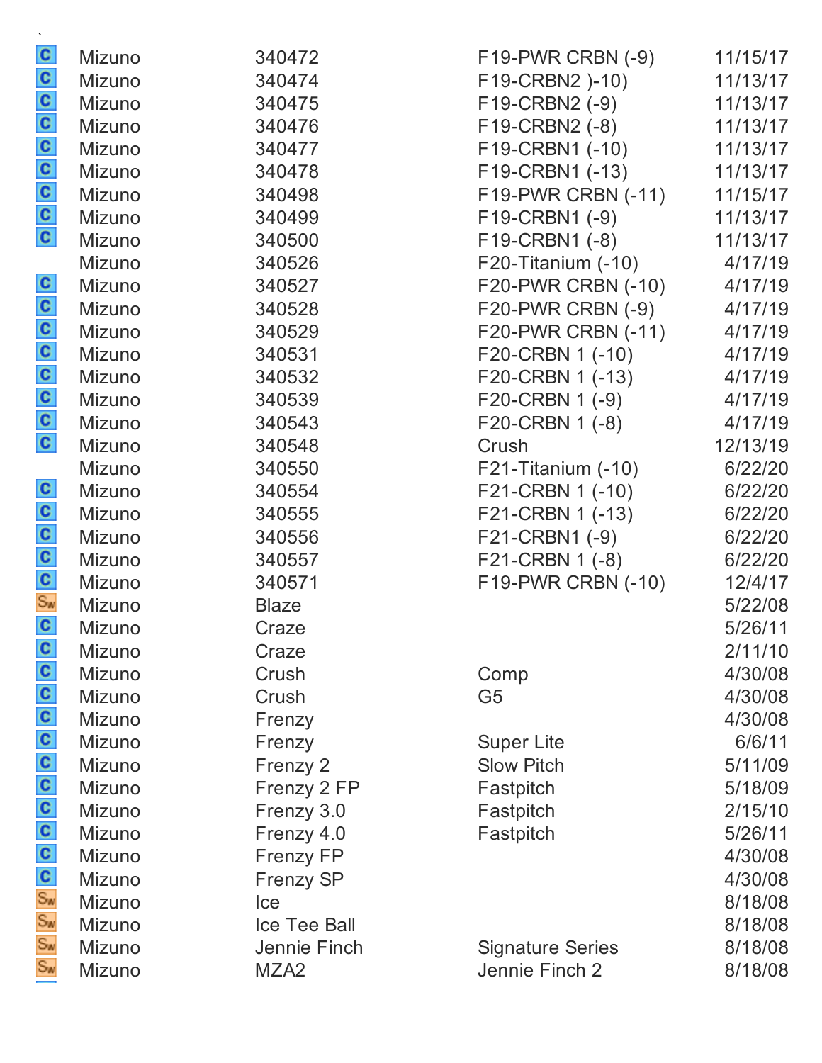`

| | | | | |
|---|---|---|---|---|
| C | Mizuno | 340472 | F19-PWR CRBN (-9) | 11/15/17 |
| C | Mizuno | 340474 | F19-CRBN2 )-10) | 11/13/17 |
| C | Mizuno | 340475 | F19-CRBN2 (-9) | 11/13/17 |
| C | Mizuno | 340476 | F19-CRBN2 (-8) | 11/13/17 |
| C | Mizuno | 340477 | F19-CRBN1 (-10) | 11/13/17 |
| C | Mizuno | 340478 | F19-CRBN1 (-13) | 11/13/17 |
| C | Mizuno | 340498 | F19-PWR CRBN (-11) | 11/15/17 |
| C | Mizuno | 340499 | F19-CRBN1 (-9) | 11/13/17 |
| C | Mizuno | 340500 | F19-CRBN1 (-8) | 11/13/17 |
| | Mizuno | 340526 | F20-Titanium (-10) | 4/17/19 |
| C | Mizuno | 340527 | F20-PWR CRBN (-10) | 4/17/19 |
| C | Mizuno | 340528 | F20-PWR CRBN (-9) | 4/17/19 |
| C | Mizuno | 340529 | F20-PWR CRBN (-11) | 4/17/19 |
| C | Mizuno | 340531 | F20-CRBN 1 (-10) | 4/17/19 |
| C | Mizuno | 340532 | F20-CRBN 1 (-13) | 4/17/19 |
| C | Mizuno | 340539 | F20-CRBN 1 (-9) | 4/17/19 |
| C | Mizuno | 340543 | F20-CRBN 1 (-8) | 4/17/19 |
| C | Mizuno | 340548 | Crush | 12/13/19 |
| | Mizuno | 340550 | F21-Titanium (-10) | 6/22/20 |
| C | Mizuno | 340554 | F21-CRBN 1 (-10) | 6/22/20 |
| C | Mizuno | 340555 | F21-CRBN 1 (-13) | 6/22/20 |
| C | Mizuno | 340556 | F21-CRBN1 (-9) | 6/22/20 |
| C | Mizuno | 340557 | F21-CRBN 1 (-8) | 6/22/20 |
| C | Mizuno | 340571 | F19-PWR CRBN (-10) | 12/4/17 |
| SW | Mizuno | Blaze | | 5/22/08 |
| C | Mizuno | Craze | | 5/26/11 |
| C | Mizuno | Craze | | 2/11/10 |
| C | Mizuno | Crush | Comp | 4/30/08 |
| C | Mizuno | Crush | G5 | 4/30/08 |
| C | Mizuno | Frenzy | | 4/30/08 |
| C | Mizuno | Frenzy | Super Lite | 6/6/11 |
| C | Mizuno | Frenzy 2 | Slow Pitch | 5/11/09 |
| C | Mizuno | Frenzy 2 FP | Fastpitch | 5/18/09 |
| C | Mizuno | Frenzy 3.0 | Fastpitch | 2/15/10 |
| C | Mizuno | Frenzy 4.0 | Fastpitch | 5/26/11 |
| C | Mizuno | Frenzy FP | | 4/30/08 |
| C | Mizuno | Frenzy SP | | 4/30/08 |
| SW | Mizuno | Ice | | 8/18/08 |
| SW | Mizuno | Ice Tee Ball | | 8/18/08 |
| SW | Mizuno | Jennie Finch | Signature Series | 8/18/08 |
| SW | Mizuno | MZA2 | Jennie Finch 2 | 8/18/08 |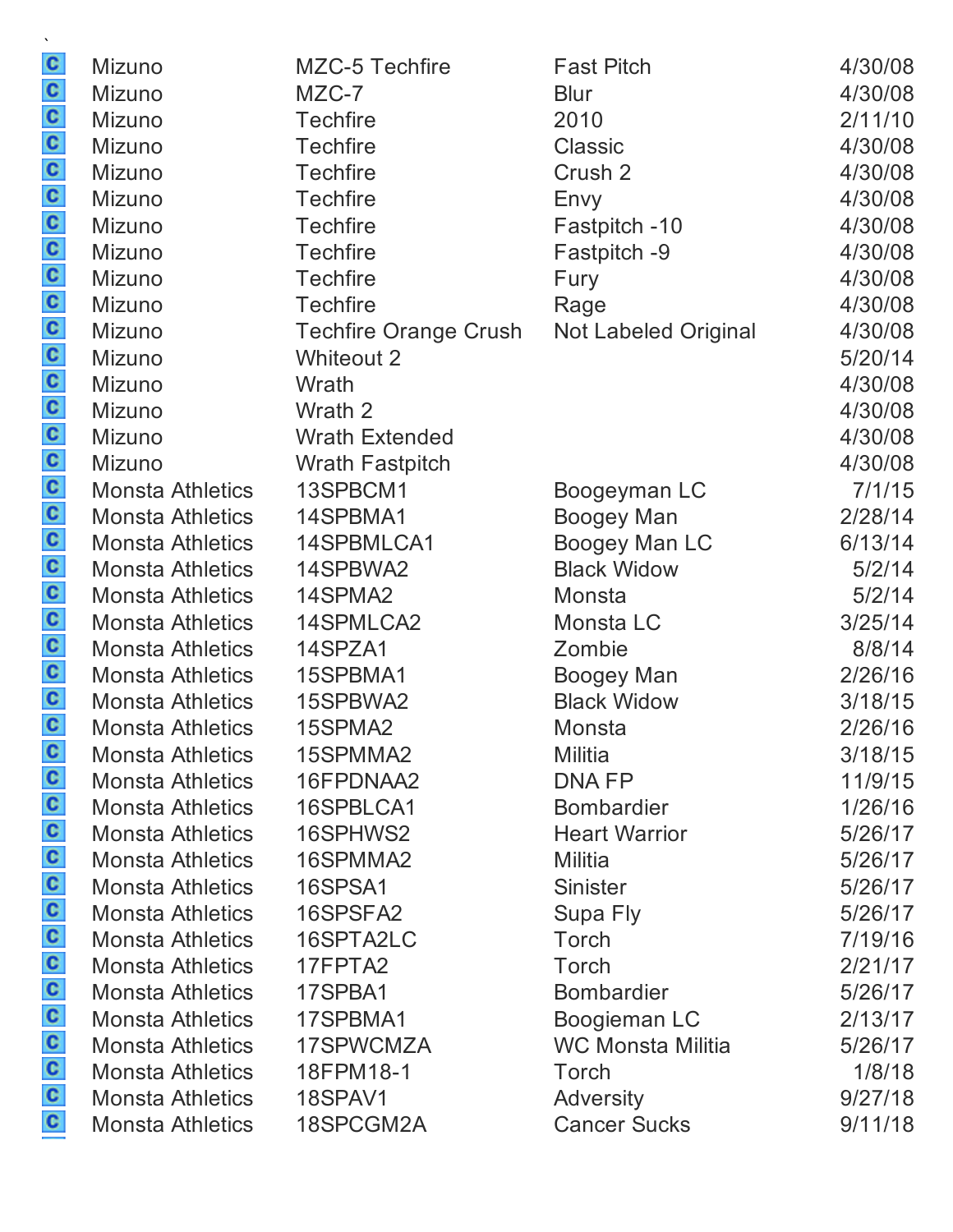| | | | | |
|---|---|---|---|---|
| C | Mizuno | MZC-5 Techfire | Fast Pitch | 4/30/08 |
| C | Mizuno | MZC-7 | Blur | 4/30/08 |
| C | Mizuno | Techfire | 2010 | 2/11/10 |
| C | Mizuno | Techfire | Classic | 4/30/08 |
| C | Mizuno | Techfire | Crush 2 | 4/30/08 |
| C | Mizuno | Techfire | Envy | 4/30/08 |
| C | Mizuno | Techfire | Fastpitch -10 | 4/30/08 |
| C | Mizuno | Techfire | Fastpitch -9 | 4/30/08 |
| C | Mizuno | Techfire | Fury | 4/30/08 |
| C | Mizuno | Techfire | Rage | 4/30/08 |
| C | Mizuno | Techfire Orange Crush | Not Labeled Original | 4/30/08 |
| C | Mizuno | Whiteout 2 | | 5/20/14 |
| C | Mizuno | Wrath | | 4/30/08 |
| C | Mizuno | Wrath 2 | | 4/30/08 |
| C | Mizuno | Wrath Extended | | 4/30/08 |
| C | Mizuno | Wrath Fastpitch | | 4/30/08 |
| C | Monsta Athletics | 13SPBCM1 | Boogeyman LC | 7/1/15 |
| C | Monsta Athletics | 14SPBMA1 | Boogey Man | 2/28/14 |
| C | Monsta Athletics | 14SPBMLCA1 | Boogey Man LC | 6/13/14 |
| C | Monsta Athletics | 14SPBWA2 | Black Widow | 5/2/14 |
| C | Monsta Athletics | 14SPMA2 | Monsta | 5/2/14 |
| C | Monsta Athletics | 14SPMLCA2 | Monsta LC | 3/25/14 |
| C | Monsta Athletics | 14SPZA1 | Zombie | 8/8/14 |
| C | Monsta Athletics | 15SPBMA1 | Boogey Man | 2/26/16 |
| C | Monsta Athletics | 15SPBWA2 | Black Widow | 3/18/15 |
| C | Monsta Athletics | 15SPMA2 | Monsta | 2/26/16 |
| C | Monsta Athletics | 15SPMMA2 | Militia | 3/18/15 |
| C | Monsta Athletics | 16FPDNAA2 | DNA FP | 11/9/15 |
| C | Monsta Athletics | 16SPBLCA1 | Bombardier | 1/26/16 |
| C | Monsta Athletics | 16SPHWS2 | Heart Warrior | 5/26/17 |
| C | Monsta Athletics | 16SPMMA2 | Militia | 5/26/17 |
| C | Monsta Athletics | 16SPSA1 | Sinister | 5/26/17 |
| C | Monsta Athletics | 16SPSFA2 | Supa Fly | 5/26/17 |
| C | Monsta Athletics | 16SPTA2LC | Torch | 7/19/16 |
| C | Monsta Athletics | 17FPTA2 | Torch | 2/21/17 |
| C | Monsta Athletics | 17SPBA1 | Bombardier | 5/26/17 |
| C | Monsta Athletics | 17SPBMA1 | Boogieman LC | 2/13/17 |
| C | Monsta Athletics | 17SPWCMZA | WC Monsta Militia | 5/26/17 |
| C | Monsta Athletics | 18FPM18-1 | Torch | 1/8/18 |
| C | Monsta Athletics | 18SPAV1 | Adversity | 9/27/18 |
| C | Monsta Athletics | 18SPCGM2A | Cancer Sucks | 9/11/18 |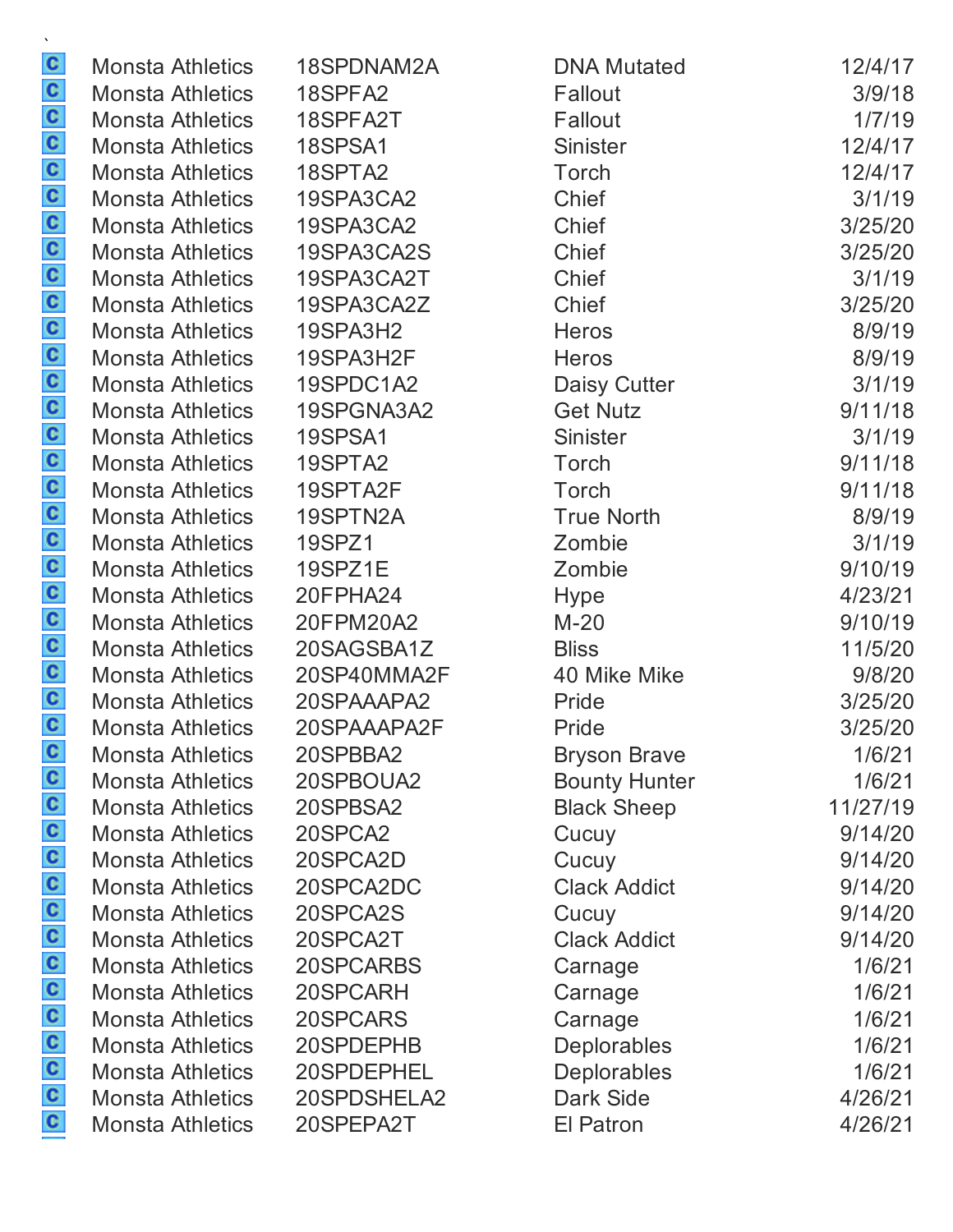`

| | | | | |
|---|---|---|---|---|
| C | Monsta Athletics | 18SPDNAM2A | DNA Mutated | 12/4/17 |
| C | Monsta Athletics | 18SPFA2 | Fallout | 3/9/18 |
| C | Monsta Athletics | 18SPFA2T | Fallout | 1/7/19 |
| C | Monsta Athletics | 18SPSA1 | Sinister | 12/4/17 |
| C | Monsta Athletics | 18SPTA2 | Torch | 12/4/17 |
| C | Monsta Athletics | 19SPA3CA2 | Chief | 3/1/19 |
| C | Monsta Athletics | 19SPA3CA2 | Chief | 3/25/20 |
| C | Monsta Athletics | 19SPA3CA2S | Chief | 3/25/20 |
| C | Monsta Athletics | 19SPA3CA2T | Chief | 3/1/19 |
| C | Monsta Athletics | 19SPA3CA2Z | Chief | 3/25/20 |
| C | Monsta Athletics | 19SPA3H2 | Heros | 8/9/19 |
| C | Monsta Athletics | 19SPA3H2F | Heros | 8/9/19 |
| C | Monsta Athletics | 19SPDC1A2 | Daisy Cutter | 3/1/19 |
| C | Monsta Athletics | 19SPGNA3A2 | Get Nutz | 9/11/18 |
| C | Monsta Athletics | 19SPSA1 | Sinister | 3/1/19 |
| C | Monsta Athletics | 19SPTA2 | Torch | 9/11/18 |
| C | Monsta Athletics | 19SPTA2F | Torch | 9/11/18 |
| C | Monsta Athletics | 19SPTN2A | True North | 8/9/19 |
| C | Monsta Athletics | 19SPZ1 | Zombie | 3/1/19 |
| C | Monsta Athletics | 19SPZ1E | Zombie | 9/10/19 |
| C | Monsta Athletics | 20FPHA24 | Hype | 4/23/21 |
| C | Monsta Athletics | 20FPM20A2 | M-20 | 9/10/19 |
| C | Monsta Athletics | 20SAGSBA1Z | Bliss | 11/5/20 |
| C | Monsta Athletics | 20SP40MMA2F | 40 Mike Mike | 9/8/20 |
| C | Monsta Athletics | 20SPAAAPA2 | Pride | 3/25/20 |
| C | Monsta Athletics | 20SPAAAPA2F | Pride | 3/25/20 |
| C | Monsta Athletics | 20SPBBA2 | Bryson Brave | 1/6/21 |
| C | Monsta Athletics | 20SPBOUA2 | Bounty Hunter | 1/6/21 |
| C | Monsta Athletics | 20SPBSA2 | Black Sheep | 11/27/19 |
| C | Monsta Athletics | 20SPCA2 | Cucuy | 9/14/20 |
| C | Monsta Athletics | 20SPCA2D | Cucuy | 9/14/20 |
| C | Monsta Athletics | 20SPCA2DC | Clack Addict | 9/14/20 |
| C | Monsta Athletics | 20SPCA2S | Cucuy | 9/14/20 |
| C | Monsta Athletics | 20SPCA2T | Clack Addict | 9/14/20 |
| C | Monsta Athletics | 20SPCARBS | Carnage | 1/6/21 |
| C | Monsta Athletics | 20SPCARH | Carnage | 1/6/21 |
| C | Monsta Athletics | 20SPCARS | Carnage | 1/6/21 |
| C | Monsta Athletics | 20SPDEPHB | Deplorables | 1/6/21 |
| C | Monsta Athletics | 20SPDEPHEL | Deplorables | 1/6/21 |
| C | Monsta Athletics | 20SPDSHELA2 | Dark Side | 4/26/21 |
| C | Monsta Athletics | 20SPEPA2T | El Patron | 4/26/21 |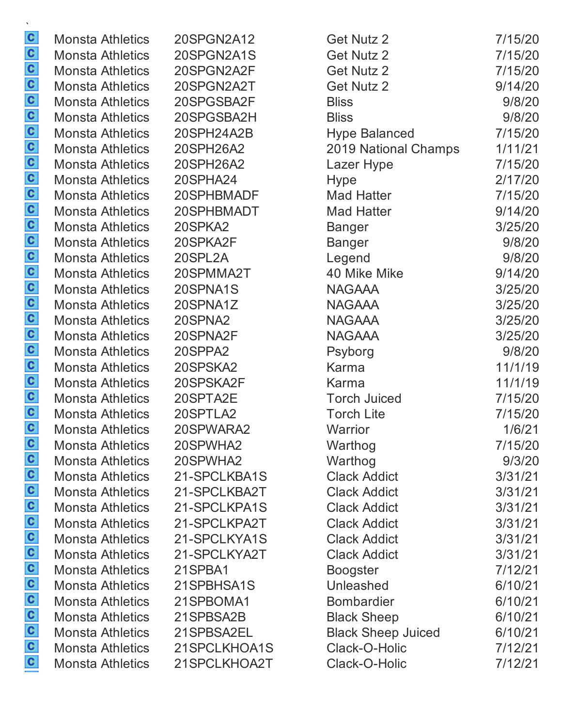`

| | | | | |
|---|---|---|---|---|
| C | Monsta Athletics | 20SPGN2A12 | Get Nutz 2 | 7/15/20 |
| C | Monsta Athletics | 20SPGN2A1S | Get Nutz 2 | 7/15/20 |
| C | Monsta Athletics | 20SPGN2A2F | Get Nutz 2 | 7/15/20 |
| C | Monsta Athletics | 20SPGN2A2T | Get Nutz 2 | 9/14/20 |
| C | Monsta Athletics | 20SPGSBA2F | Bliss | 9/8/20 |
| C | Monsta Athletics | 20SPGSBA2H | Bliss | 9/8/20 |
| C | Monsta Athletics | 20SPH24A2B | Hype Balanced | 7/15/20 |
| C | Monsta Athletics | 20SPH26A2 | 2019 National Champs | 1/11/21 |
| C | Monsta Athletics | 20SPH26A2 | Lazer Hype | 7/15/20 |
| C | Monsta Athletics | 20SPHA24 | Hype | 2/17/20 |
| C | Monsta Athletics | 20SPHBMADF | Mad Hatter | 7/15/20 |
| C | Monsta Athletics | 20SPHBMADT | Mad Hatter | 9/14/20 |
| C | Monsta Athletics | 20SPKA2 | Banger | 3/25/20 |
| C | Monsta Athletics | 20SPKA2F | Banger | 9/8/20 |
| C | Monsta Athletics | 20SPL2A | Legend | 9/8/20 |
| C | Monsta Athletics | 20SPMMA2T | 40 Mike Mike | 9/14/20 |
| C | Monsta Athletics | 20SPNA1S | NAGAAA | 3/25/20 |
| C | Monsta Athletics | 20SPNA1Z | NAGAAA | 3/25/20 |
| C | Monsta Athletics | 20SPNA2 | NAGAAA | 3/25/20 |
| C | Monsta Athletics | 20SPNA2F | NAGAAA | 3/25/20 |
| C | Monsta Athletics | 20SPPA2 | Psyborg | 9/8/20 |
| C | Monsta Athletics | 20SPSKA2 | Karma | 11/1/19 |
| C | Monsta Athletics | 20SPSKA2F | Karma | 11/1/19 |
| C | Monsta Athletics | 20SPTA2E | Torch Juiced | 7/15/20 |
| C | Monsta Athletics | 20SPTLA2 | Torch Lite | 7/15/20 |
| C | Monsta Athletics | 20SPWARA2 | Warior | 1/6/21 |
| C | Monsta Athletics | 20SPWHA2 | Warthog | 7/15/20 |
| C | Monsta Athletics | 20SPWHA2 | Warthog | 9/3/20 |
| C | Monsta Athletics | 21-SPCLKBA1S | Clack Addict | 3/31/21 |
| C | Monsta Athletics | 21-SPCLKBA2T | Clack Addict | 3/31/21 |
| C | Monsta Athletics | 21-SPCLKPA1S | Clack Addict | 3/31/21 |
| C | Monsta Athletics | 21-SPCLKPA2T | Clack Addict | 3/31/21 |
| C | Monsta Athletics | 21-SPCLKYA1S | Clack Addict | 3/31/21 |
| C | Monsta Athletics | 21-SPCLKYA2T | Clack Addict | 3/31/21 |
| C | Monsta Athletics | 21SPBA1 | Boogster | 7/12/21 |
| C | Monsta Athletics | 21SPBHSA1S | Unleashed | 6/10/21 |
| C | Monsta Athletics | 21SPBOMA1 | Bombardier | 6/10/21 |
| C | Monsta Athletics | 21SPBSA2B | Black Sheep | 6/10/21 |
| C | Monsta Athletics | 21SPBSA2EL | Black Sheep Juiced | 6/10/21 |
| C | Monsta Athletics | 21SPCLKHOA1S | Clack-O-Holic | 7/12/21 |
| C | Monsta Athletics | 21SPCLKHOA2T | Clack-O-Holic | 7/12/21 |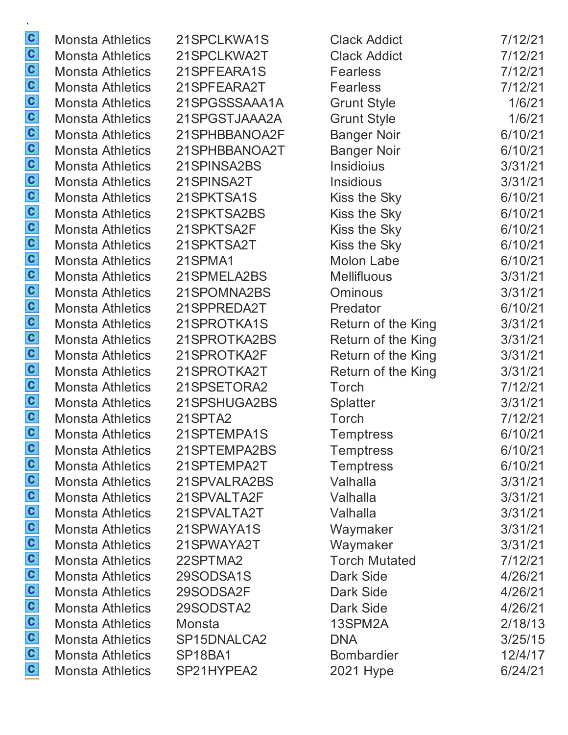`

| | | | | |
|---|---|---|---|---|
| C | Monsta Athletics | 21SPCLKWA1S | Clack Addict | 7/12/21 |
| C | Monsta Athletics | 21SPCLKWA2T | Clack Addict | 7/12/21 |
| C | Monsta Athletics | 21SPFEARA1S | Fearless | 7/12/21 |
| C | Monsta Athletics | 21SPFEARA2T | Fearless | 7/12/21 |
| C | Monsta Athletics | 21SPGSSSAAA1A | Grunt Style | 1/6/21 |
| C | Monsta Athletics | 21SPGSTJAAA2A | Grunt Style | 1/6/21 |
| C | Monsta Athletics | 21SPHBBANOA2F | Banger Noir | 6/10/21 |
| C | Monsta Athletics | 21SPHBBANOA2T | Banger Noir | 6/10/21 |
| C | Monsta Athletics | 21SPINSA2BS | Insidioius | 3/31/21 |
| C | Monsta Athletics | 21SPINSA2T | Insidious | 3/31/21 |
| C | Monsta Athletics | 21SPKTSA1S | Kiss the Sky | 6/10/21 |
| C | Monsta Athletics | 21SPKTSA2BS | Kiss the Sky | 6/10/21 |
| C | Monsta Athletics | 21SPKTSA2F | Kiss the Sky | 6/10/21 |
| C | Monsta Athletics | 21SPKTSA2T | Kiss the Sky | 6/10/21 |
| C | Monsta Athletics | 21SPMA1 | Molon Labe | 6/10/21 |
| C | Monsta Athletics | 21SPMELA2BS | Mellifluous | 3/31/21 |
| C | Monsta Athletics | 21SPOMNA2BS | Ominous | 3/31/21 |
| C | Monsta Athletics | 21SPPREDA2T | Predator | 6/10/21 |
| C | Monsta Athletics | 21SPROTKA1S | Return of the King | 3/31/21 |
| C | Monsta Athletics | 21SPROTKA2BS | Return of the King | 3/31/21 |
| C | Monsta Athletics | 21SPROTKA2F | Return of the King | 3/31/21 |
| C | Monsta Athletics | 21SPROTKA2T | Return of the King | 3/31/21 |
| C | Monsta Athletics | 21SPSETORA2 | Torch | 7/12/21 |
| C | Monsta Athletics | 21SPSHUGA2BS | Splatter | 3/31/21 |
| C | Monsta Athletics | 21SPTA2 | Torch | 7/12/21 |
| C | Monsta Athletics | 21SPTEMPA1S | Temptress | 6/10/21 |
| C | Monsta Athletics | 21SPTEMPA2BS | Temptress | 6/10/21 |
| C | Monsta Athletics | 21SPTEMPA2T | Temptress | 6/10/21 |
| C | Monsta Athletics | 21SPVALRA2BS | Valhalla | 3/31/21 |
| C | Monsta Athletics | 21SPVALTA2F | Valhalla | 3/31/21 |
| C | Monsta Athletics | 21SPVALTA2T | Valhalla | 3/31/21 |
| C | Monsta Athletics | 21SPWAYA1S | Waymaker | 3/31/21 |
| C | Monsta Athletics | 21SPWAYA2T | Waymaker | 3/31/21 |
| C | Monsta Athletics | 22SPTMA2 | Torch Mutated | 7/12/21 |
| C | Monsta Athletics | 29SODSA1S | Dark Side | 4/26/21 |
| C | Monsta Athletics | 29SODSA2F | Dark Side | 4/26/21 |
| C | Monsta Athletics | 29SODSTA2 | Dark Side | 4/26/21 |
| C | Monsta Athletics | Monsta | 13SPM2A | 2/18/13 |
| C | Monsta Athletics | SP15DNALCA2 | DNA | 3/25/15 |
| C | Monsta Athletics | SP18BA1 | Bombardier | 12/4/17 |
| C | Monsta Athletics | SP21HYPEA2 | 2021 Hype | 6/24/21 |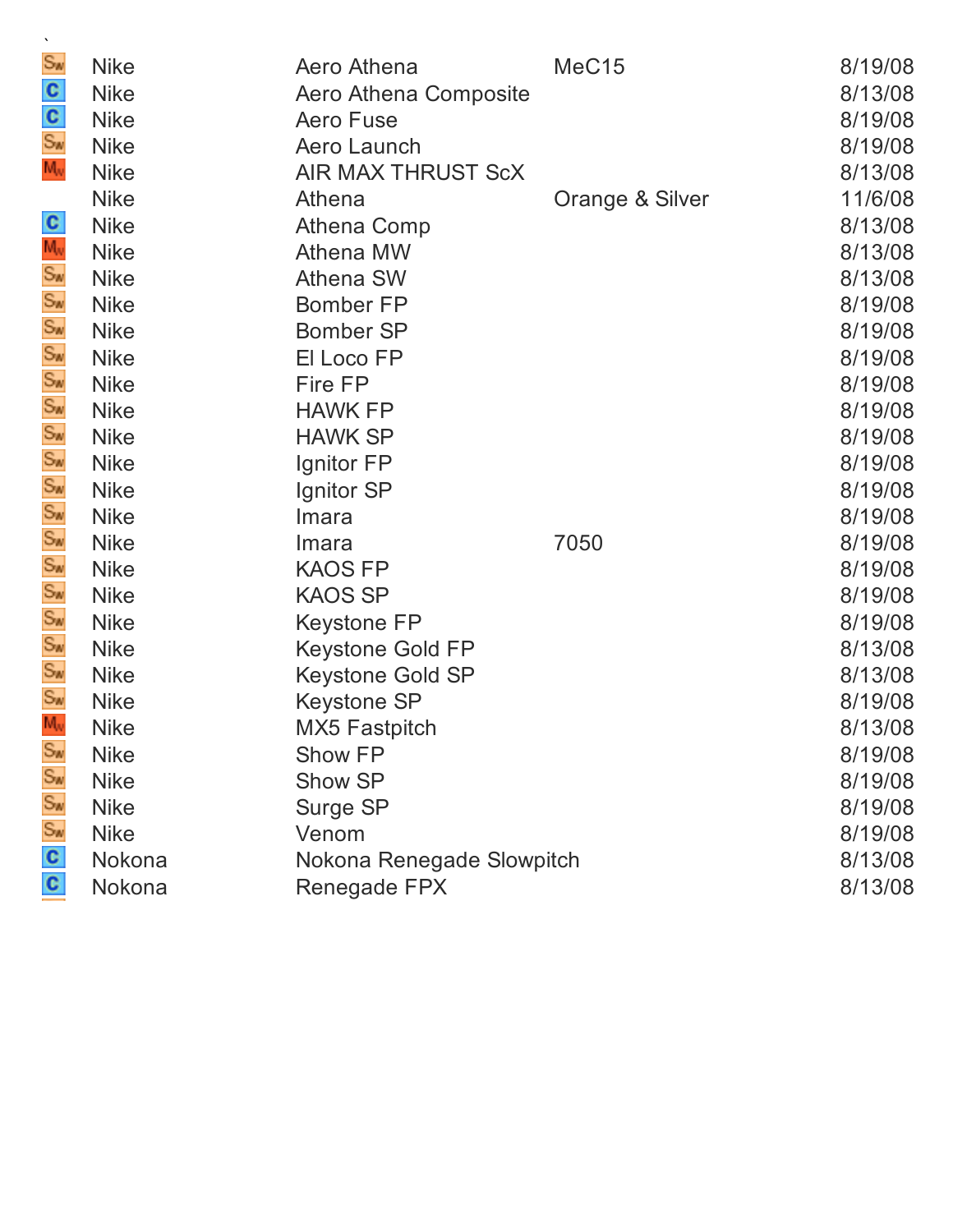`

| | | | | |
|---|---|---|---|---|
| Sw | Nike | Aero Athena | MeC15 | 8/19/08 |
| C | Nike | Aero Athena Composite | | 8/13/08 |
| C | Nike | Aero Fuse | | 8/19/08 |
| Sw | Nike | Aero Launch | | 8/19/08 |
| Mw | Nike | AIR MAX THRUST ScX | | 8/13/08 |
| | Nike | Athena | Orange & Silver | 11/6/08 |
| C | Nike | Athena Comp | | 8/13/08 |
| Mw | Nike | Athena MW | | 8/13/08 |
| Sw | Nike | Athena SW | | 8/13/08 |
| Sw | Nike | Bomber FP | | 8/19/08 |
| Sw | Nike | Bomber SP | | 8/19/08 |
| Sw | Nike | El Loco FP | | 8/19/08 |
| Sw | Nike | Fire FP | | 8/19/08 |
| Sw | Nike | HAWK FP | | 8/19/08 |
| Sw | Nike | HAWK SP | | 8/19/08 |
| Sw | Nike | Ignitor FP | | 8/19/08 |
| Sw | Nike | Ignitor SP | | 8/19/08 |
| Sw | Nike | Imara | | 8/19/08 |
| Sw | Nike | Imara | 7050 | 8/19/08 |
| Sw | Nike | KAOS FP | | 8/19/08 |
| Sw | Nike | KAOS SP | | 8/19/08 |
| Sw | Nike | Keystone FP | | 8/19/08 |
| Sw | Nike | Keystone Gold FP | | 8/13/08 |
| Sw | Nike | Keystone Gold SP | | 8/13/08 |
| Sw | Nike | Keystone SP | | 8/19/08 |
| Mw | Nike | MX5 Fastpitch | | 8/13/08 |
| Sw | Nike | Show FP | | 8/19/08 |
| Sw | Nike | Show SP | | 8/19/08 |
| Sw | Nike | Surge SP | | 8/19/08 |
| Sw | Nike | Venom | | 8/19/08 |
| C | Nokona | Nokona Renegade Slowpitch | | 8/13/08 |
| C | Nokona | Renegade FPX | | 8/13/08 |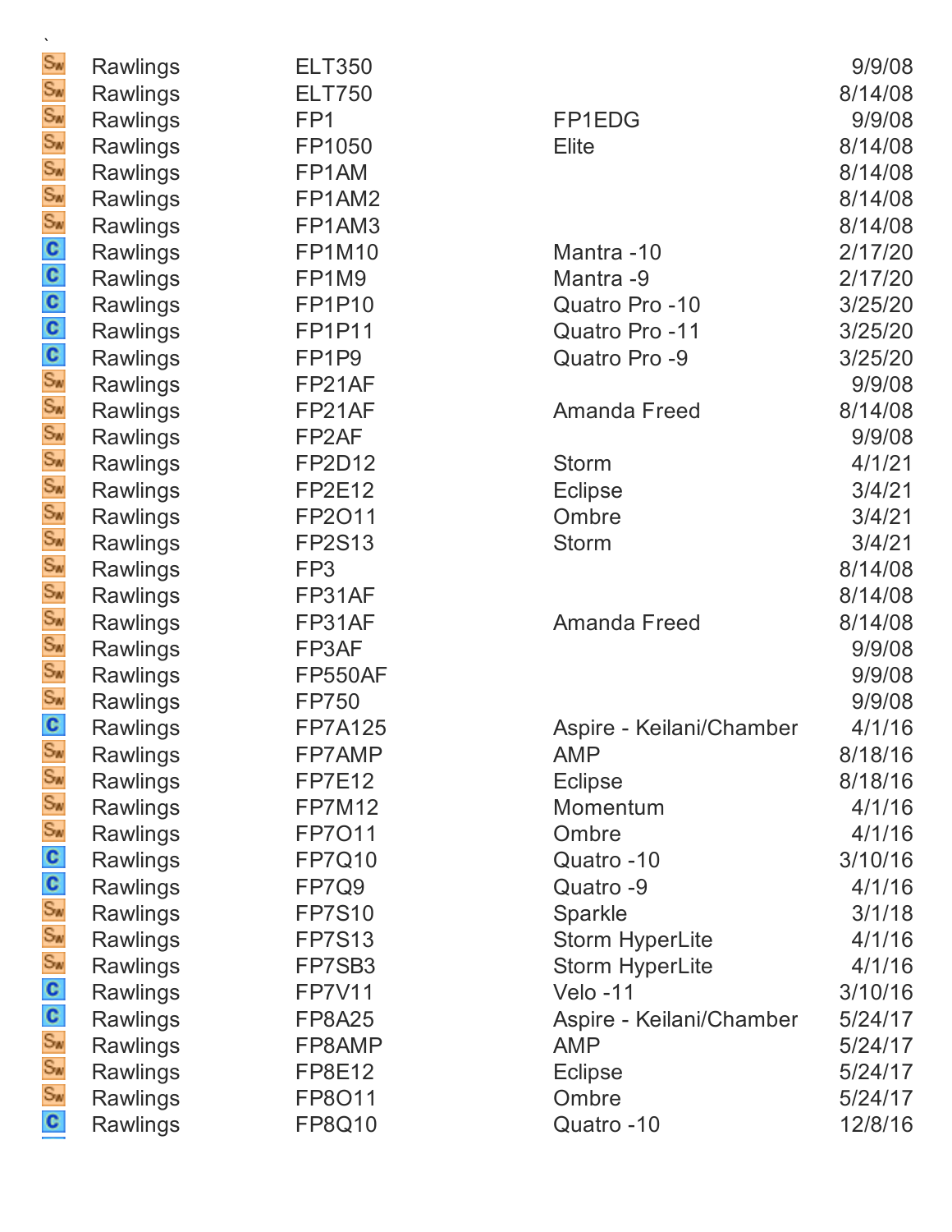`

| | | | | |
|---|---|---|---|---|
| Sw | Rawlings | ELT350 | | 9/9/08 |
| Sw | Rawlings | ELT750 | | 8/14/08 |
| Sw | Rawlings | FP1 | FP1EDG | 9/9/08 |
| Sw | Rawlings | FP1050 | Elite | 8/14/08 |
| Sw | Rawlings | FP1AM | | 8/14/08 |
| Sw | Rawlings | FP1AM2 | | 8/14/08 |
| Sw | Rawlings | FP1AM3 | | 8/14/08 |
| C | Rawlings | FP1M10 | Mantra -10 | 2/17/20 |
| C | Rawlings | FP1M9 | Mantra -9 | 2/17/20 |
| C | Rawlings | FP1P10 | Quatro Pro -10 | 3/25/20 |
| C | Rawlings | FP1P11 | Quatro Pro -11 | 3/25/20 |
| C | Rawlings | FP1P9 | Quatro Pro -9 | 3/25/20 |
| Sw | Rawlings | FP21AF | | 9/9/08 |
| Sw | Rawlings | FP21AF | Amanda Freed | 8/14/08 |
| Sw | Rawlings | FP2AF | | 9/9/08 |
| Sw | Rawlings | FP2D12 | Storm | 4/1/21 |
| Sw | Rawlings | FP2E12 | Eclipse | 3/4/21 |
| Sw | Rawlings | FP2O11 | Ombre | 3/4/21 |
| Sw | Rawlings | FP2S13 | Storm | 3/4/21 |
| Sw | Rawlings | FP3 | | 8/14/08 |
| Sw | Rawlings | FP31AF | | 8/14/08 |
| Sw | Rawlings | FP31AF | Amanda Freed | 8/14/08 |
| Sw | Rawlings | FP3AF | | 9/9/08 |
| Sw | Rawlings | FP550AF | | 9/9/08 |
| Sw | Rawlings | FP750 | | 9/9/08 |
| C | Rawlings | FP7A125 | Aspire - Keilani/Chamber | 4/1/16 |
| Sw | Rawlings | FP7AMP | AMP | 8/18/16 |
| Sw | Rawlings | FP7E12 | Eclipse | 8/18/16 |
| Sw | Rawlings | FP7M12 | Momentum | 4/1/16 |
| Sw | Rawlings | FP7O11 | Ombre | 4/1/16 |
| C | Rawlings | FP7Q10 | Quatro -10 | 3/10/16 |
| C | Rawlings | FP7Q9 | Quatro -9 | 4/1/16 |
| Sw | Rawlings | FP7S10 | Sparkle | 3/1/18 |
| Sw | Rawlings | FP7S13 | Storm HyperLite | 4/1/16 |
| Sw | Rawlings | FP7SB3 | Storm HyperLite | 4/1/16 |
| C | Rawlings | FP7V11 | Velo -11 | 3/10/16 |
| C | Rawlings | FP8A25 | Aspire - Keilani/Chamber | 5/24/17 |
| Sw | Rawlings | FP8AMP | AMP | 5/24/17 |
| Sw | Rawlings | FP8E12 | Eclipse | 5/24/17 |
| Sw | Rawlings | FP8O11 | Ombre | 5/24/17 |
| C | Rawlings | FP8Q10 | Quatro -10 | 12/8/16 |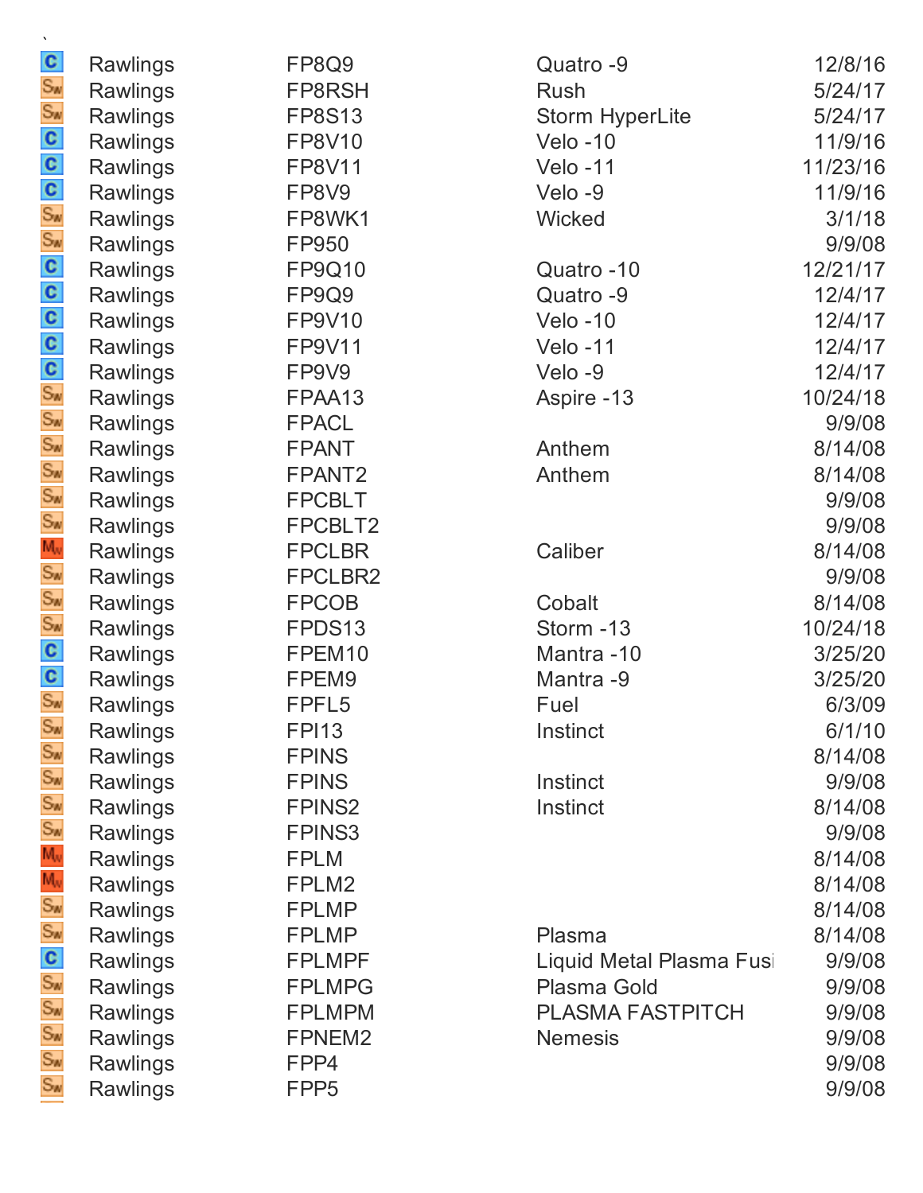`

| | | | | |
|---|---|---|---|---|
| C | Rawlings | FP8Q9 | Quatro -9 | 12/8/16 |
| Sw | Rawlings | FP8RSH | Rush | 5/24/17 |
| Sw | Rawlings | FP8S13 | Storm HyperLite | 5/24/17 |
| C | Rawlings | FP8V10 | Velo -10 | 11/9/16 |
| C | Rawlings | FP8V11 | Velo -11 | 11/23/16 |
| C | Rawlings | FP8V9 | Velo -9 | 11/9/16 |
| Sw | Rawlings | FP8WK1 | Wicked | 3/1/18 |
| Sw | Rawlings | FP950 | | 9/9/08 |
| C | Rawlings | FP9Q10 | Quatro -10 | 12/21/17 |
| C | Rawlings | FP9Q9 | Quatro -9 | 12/4/17 |
| C | Rawlings | FP9V10 | Velo -10 | 12/4/17 |
| C | Rawlings | FP9V11 | Velo -11 | 12/4/17 |
| C | Rawlings | FP9V9 | Velo -9 | 12/4/17 |
| Sw | Rawlings | FPAA13 | Aspire -13 | 10/24/18 |
| Sw | Rawlings | FPACL | | 9/9/08 |
| Sw | Rawlings | FPANT | Anthem | 8/14/08 |
| Sw | Rawlings | FPANT2 | Anthem | 8/14/08 |
| Sw | Rawlings | FPCBLT | | 9/9/08 |
| Sw | Rawlings | FPCBLT2 | | 9/9/08 |
| Mw | Rawlings | FPCLBR | Caliber | 8/14/08 |
| Sw | Rawlings | FPCLBR2 | | 9/9/08 |
| Sw | Rawlings | FPCOB | Cobalt | 8/14/08 |
| Sw | Rawlings | FPDS13 | Storm -13 | 10/24/18 |
| C | Rawlings | FPEM10 | Mantra -10 | 3/25/20 |
| C | Rawlings | FPEM9 | Mantra -9 | 3/25/20 |
| Sw | Rawlings | FPFL5 | Fuel | 6/3/09 |
| Sw | Rawlings | FPI13 | Instinct | 6/1/10 |
| Sw | Rawlings | FPINS | | 8/14/08 |
| Sw | Rawlings | FPINS | Instinct | 9/9/08 |
| Sw | Rawlings | FPINS2 | Instinct | 8/14/08 |
| Sw | Rawlings | FPINS3 | | 9/9/08 |
| Mw | Rawlings | FPLM | | 8/14/08 |
| Mw | Rawlings | FPLM2 | | 8/14/08 |
| Sw | Rawlings | FPLMP | | 8/14/08 |
| Sw | Rawlings | FPLMP | Plasma | 8/14/08 |
| C | Rawlings | FPLMPF | Liquid Metal Plasma Fusi | 9/9/08 |
| Sw | Rawlings | FPLMPG | Plasma Gold | 9/9/08 |
| Sw | Rawlings | FPLMPM | PLASMA FASTPITCH | 9/9/08 |
| Sw | Rawlings | FPNEM2 | Nemesis | 9/9/08 |
| Sw | Rawlings | FPP4 | | 9/9/08 |
| Sw | Rawlings | FPP5 | | 9/9/08 |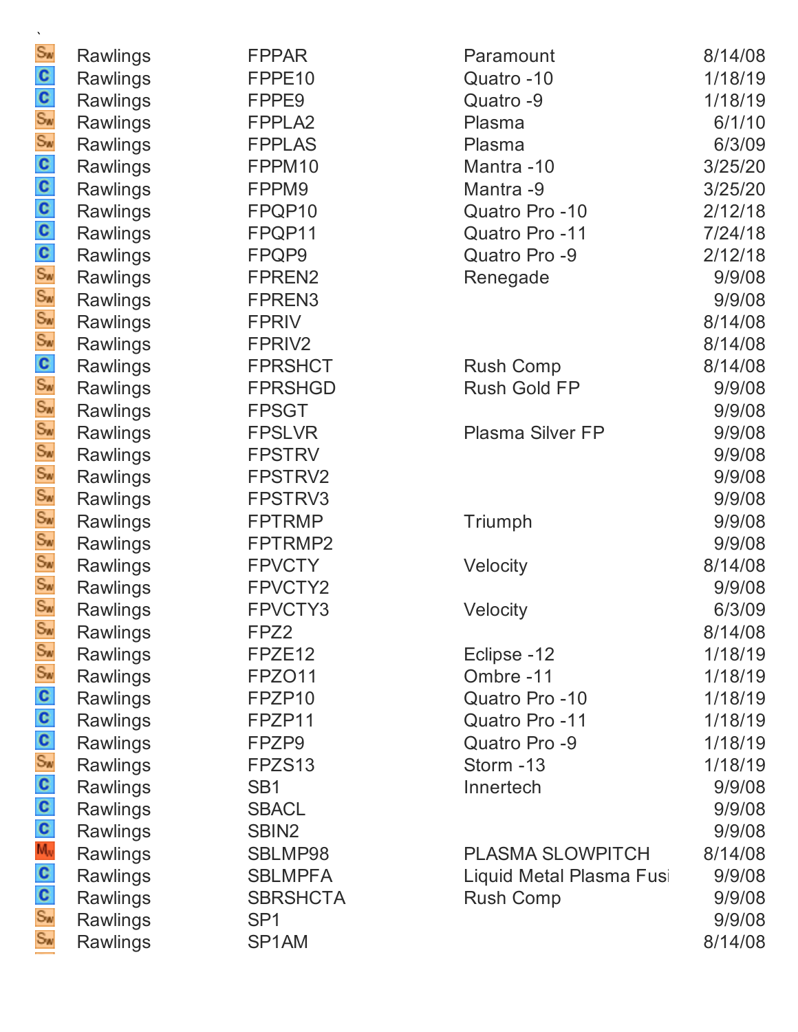`

| | | | | |
|---|---|---|---|---|
| SW | Rawlings | FPPAR | Paramount | 8/14/08 |
| C | Rawlings | FPPE10 | Quatro -10 | 1/18/19 |
| C | Rawlings | FPPE9 | Quatro -9 | 1/18/19 |
| SW | Rawlings | FPPLA2 | Plasma | 6/1/10 |
| SW | Rawlings | FPPLAS | Plasma | 6/3/09 |
| C | Rawlings | FPPM10 | Mantra -10 | 3/25/20 |
| C | Rawlings | FPPM9 | Mantra -9 | 3/25/20 |
| C | Rawlings | FPQP10 | Quatro Pro -10 | 2/12/18 |
| C | Rawlings | FPQP11 | Quatro Pro -11 | 7/24/18 |
| C | Rawlings | FPQP9 | Quatro Pro -9 | 2/12/18 |
| SW | Rawlings | FPREN2 | Renegade | 9/9/08 |
| SW | Rawlings | FPREN3 | | 9/9/08 |
| SW | Rawlings | FPRIV | | 8/14/08 |
| SW | Rawlings | FPRIV2 | | 8/14/08 |
| C | Rawlings | FPRSHCT | Rush Comp | 8/14/08 |
| SW | Rawlings | FPRSHGD | Rush Gold FP | 9/9/08 |
| SW | Rawlings | FPSGT | | 9/9/08 |
| SW | Rawlings | FPSLVR | Plasma Silver FP | 9/9/08 |
| SW | Rawlings | FPSTRV | | 9/9/08 |
| SW | Rawlings | FPSTRV2 | | 9/9/08 |
| SW | Rawlings | FPSTRV3 | | 9/9/08 |
| SW | Rawlings | FPTRMP | Triumph | 9/9/08 |
| SW | Rawlings | FPTRMP2 | | 9/9/08 |
| SW | Rawlings | FPVCTY | Velocity | 8/14/08 |
| SW | Rawlings | FPVCTY2 | | 9/9/08 |
| SW | Rawlings | FPVCTY3 | Velocity | 6/3/09 |
| SW | Rawlings | FPZ2 | | 8/14/08 |
| SW | Rawlings | FPZE12 | Eclipse -12 | 1/18/19 |
| SW | Rawlings | FPZO11 | Ombre -11 | 1/18/19 |
| C | Rawlings | FPZP10 | Quatro Pro -10 | 1/18/19 |
| C | Rawlings | FPZP11 | Quatro Pro -11 | 1/18/19 |
| C | Rawlings | FPZP9 | Quatro Pro -9 | 1/18/19 |
| SW | Rawlings | FPZS13 | Storm -13 | 1/18/19 |
| C | Rawlings | SB1 | Innertech | 9/9/08 |
| C | Rawlings | SBACL | | 9/9/08 |
| C | Rawlings | SBIN2 | | 9/9/08 |
| MW | Rawlings | SBLMP98 | PLASMA SLOWPITCH | 8/14/08 |
| C | Rawlings | SBLMPFA | Liquid Metal Plasma Fusi | 9/9/08 |
| C | Rawlings | SBRSHCTA | Rush Comp | 9/9/08 |
| SW | Rawlings | SP1 | | 9/9/08 |
| SW | Rawlings | SP1AM | | 8/14/08 |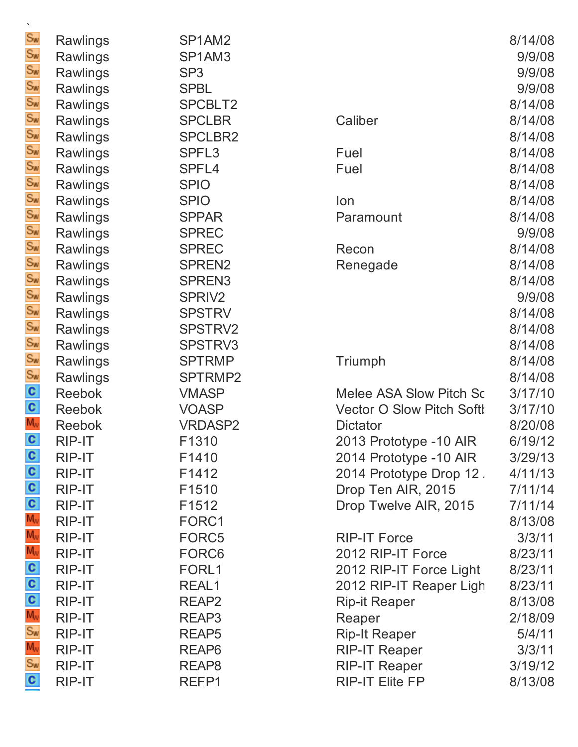`

| | | | | |
|---|---|---|---|---|
| Sw | Rawlings | SP1AM2 | | 8/14/08 |
| Sw | Rawlings | SP1AM3 | | 9/9/08 |
| Sw | Rawlings | SP3 | | 9/9/08 |
| Sw | Rawlings | SPBL | | 9/9/08 |
| Sw | Rawlings | SPCBLT2 | | 8/14/08 |
| Sw | Rawlings | SPCLBR | Caliber | 8/14/08 |
| Sw | Rawlings | SPCLBR2 | | 8/14/08 |
| Sw | Rawlings | SPFL3 | Fuel | 8/14/08 |
| Sw | Rawlings | SPFL4 | Fuel | 8/14/08 |
| Sw | Rawlings | SPIO | | 8/14/08 |
| Sw | Rawlings | SPIO | Ion | 8/14/08 |
| Sw | Rawlings | SPPAR | Paramount | 8/14/08 |
| Sw | Rawlings | SPREC | | 9/9/08 |
| Sw | Rawlings | SPREC | Recon | 8/14/08 |
| Sw | Rawlings | SPREN2 | Renegade | 8/14/08 |
| Sw | Rawlings | SPREN3 | | 8/14/08 |
| Sw | Rawlings | SPRIV2 | | 9/9/08 |
| Sw | Rawlings | SPSTRV | | 8/14/08 |
| Sw | Rawlings | SPSTRV2 | | 8/14/08 |
| Sw | Rawlings | SPSTRV3 | | 8/14/08 |
| Sw | Rawlings | SPTRMP | Triumph | 8/14/08 |
| Sw | Rawlings | SPTRMP2 | | 8/14/08 |
| C | Reebok | VMASP | Melee ASA Slow Pitch Sc | 3/17/10 |
| C | Reebok | VOASP | Vector O Slow Pitch Softt | 3/17/10 |
| Mw | Reebok | VRDASP2 | Dictator | 8/20/08 |
| C | RIP-IT | F1310 | 2013 Prototype -10 AIR | 6/19/12 |
| C | RIP-IT | F1410 | 2014 Prototype -10 AIR | 3/29/13 |
| C | RIP-IT | F1412 | 2014 Prototype Drop 12 / | 4/11/13 |
| C | RIP-IT | F1510 | Drop Ten AIR, 2015 | 7/11/14 |
| C | RIP-IT | F1512 | Drop Twelve AIR, 2015 | 7/11/14 |
| Mw | RIP-IT | FORC1 | | 8/13/08 |
| Mw | RIP-IT | FORC5 | RIP-IT Force | 3/3/11 |
| Mw | RIP-IT | FORC6 | 2012 RIP-IT Force | 8/23/11 |
| C | RIP-IT | FORL1 | 2012 RIP-IT Force Light | 8/23/11 |
| C | RIP-IT | REAL1 | 2012 RIP-IT Reaper Ligh | 8/23/11 |
| C | RIP-IT | REAP2 | Rip-it Reaper | 8/13/08 |
| Mw | RIP-IT | REAP3 | Reaper | 2/18/09 |
| Sw | RIP-IT | REAP5 | Rip-It Reaper | 5/4/11 |
| Mw | RIP-IT | REAP6 | RIP-IT Reaper | 3/3/11 |
| Sw | RIP-IT | REAP8 | RIP-IT Reaper | 3/19/12 |
| C | RIP-IT | REFP1 | RIP-IT Elite FP | 8/13/08 |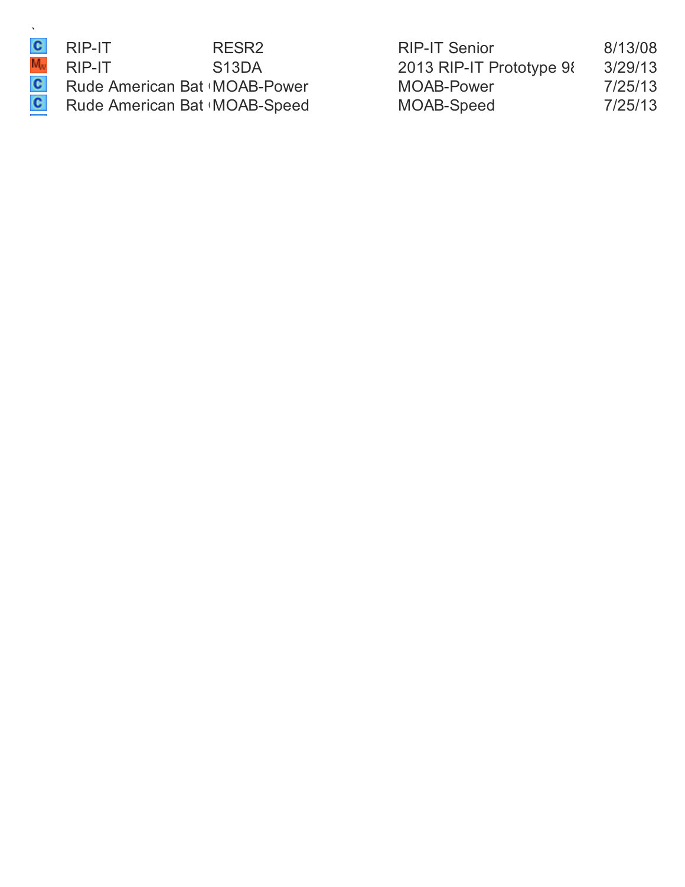| | | | | |
|---|---|---|---|---|
| C | RIP-IT | RESR2 | RIP-IT Senior | 8/13/08 |
| MW | RIP-IT | S13DA | 2013 RIP-IT Prototype 98 | 3/29/13 |
| C | Rude American Bat ( | MOAB-Power | MOAB-Power | 7/25/13 |
| C | Rude American Bat ( | MOAB-Speed | MOAB-Speed | 7/25/13 |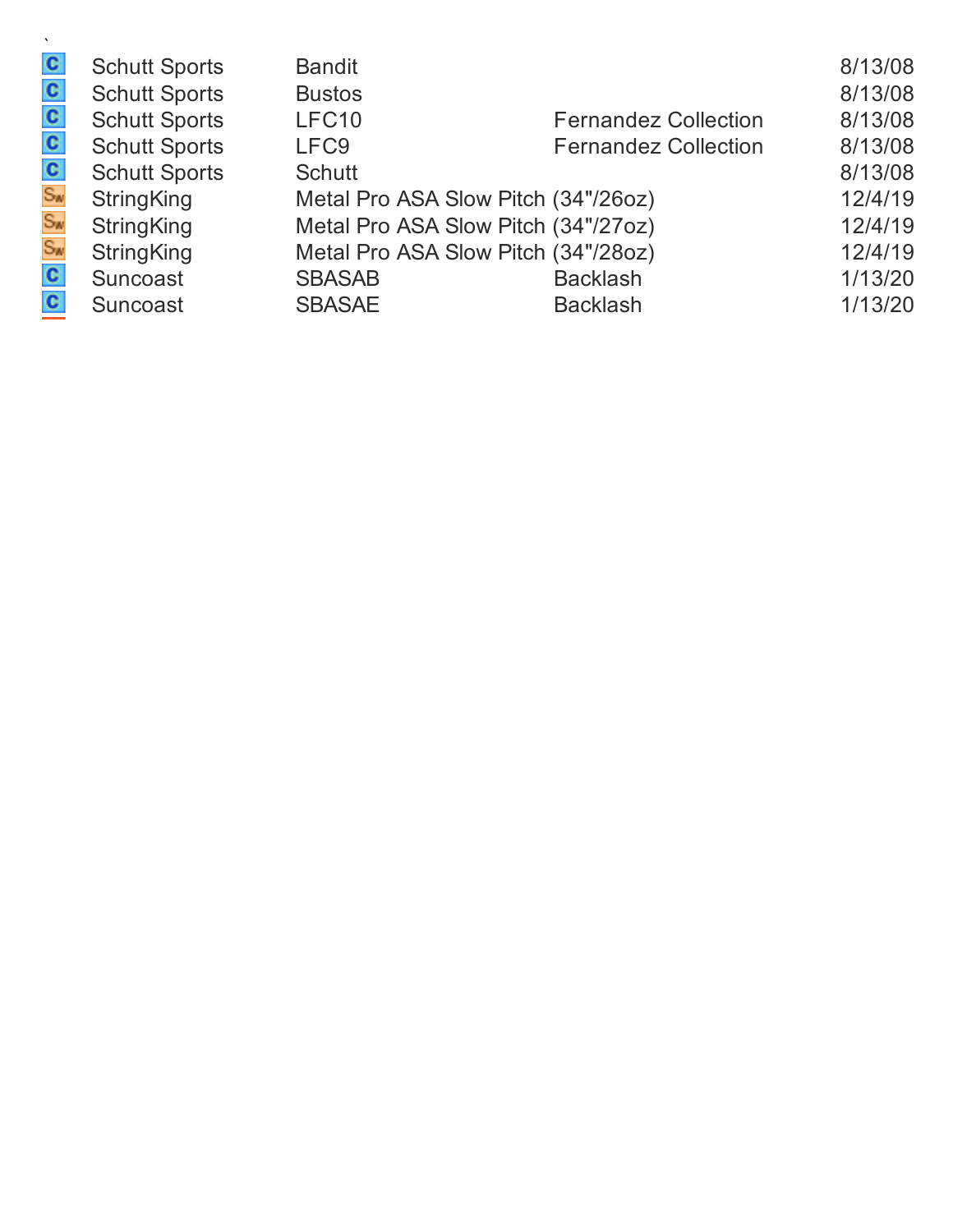`

| | | | | |
|---|---|---|---|---|
| C | Schutt Sports | Bandit | | 8/13/08 |
| C | Schutt Sports | Bustos | | 8/13/08 |
| C | Schutt Sports | LFC10 | Fernandez Collection | 8/13/08 |
| C | Schutt Sports | LFC9 | Fernandez Collection | 8/13/08 |
| C | Schutt Sports | Schutt | | 8/13/08 |
| SW | StringKing | Metal Pro ASA Slow Pitch (34"/26oz) | | 12/4/19 |
| SW | StringKing | Metal Pro ASA Slow Pitch (34"/27oz) | | 12/4/19 |
| SW | StringKing | Metal Pro ASA Slow Pitch (34"/28oz) | | 12/4/19 |
| C | Suncoast | SBASAB | Backlash | 1/13/20 |
| C | Suncoast | SBASAE | Backlash | 1/13/20 |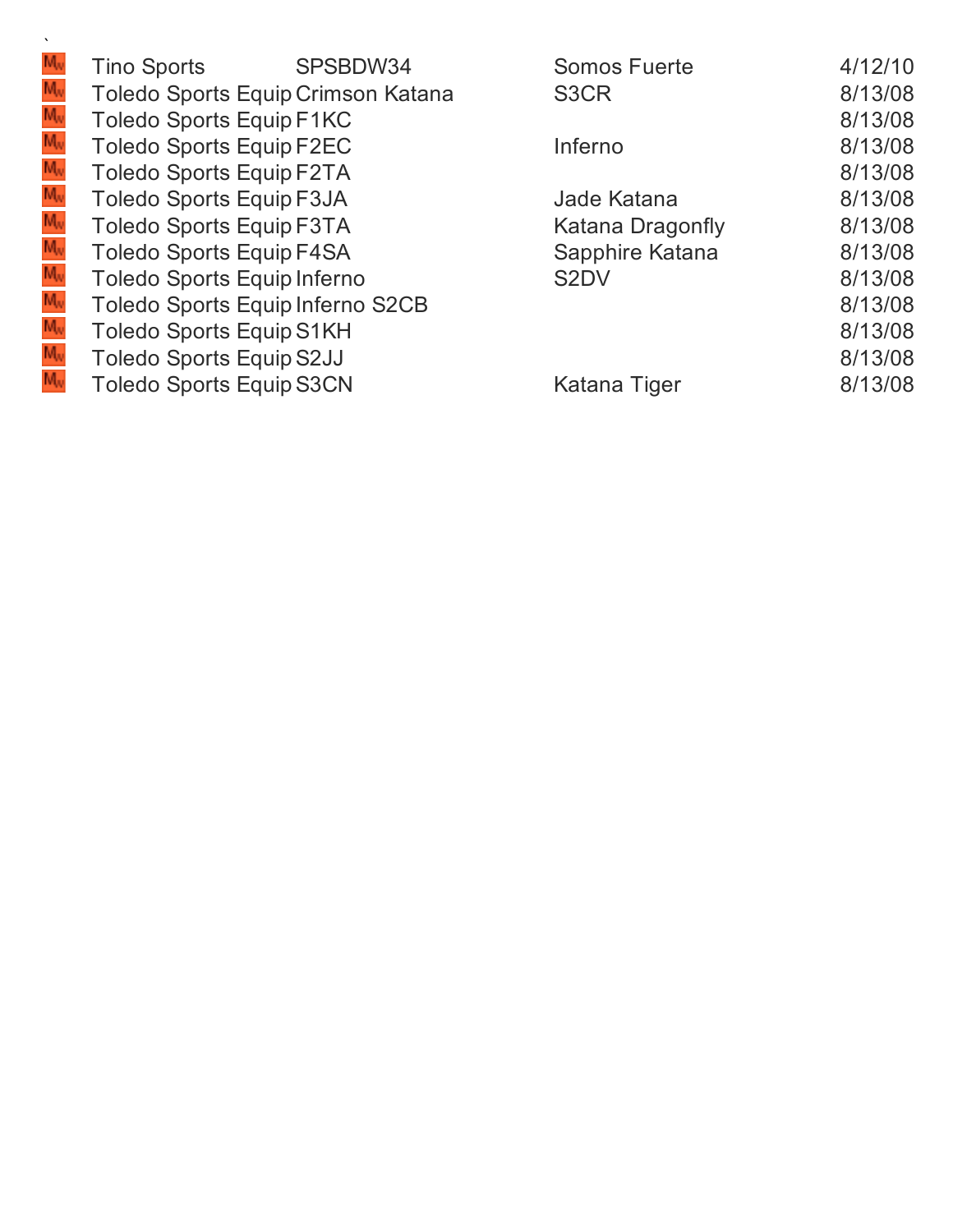`

| | | | | |
|---|---|---|---|---|
| | Tino Sports | SPSBDW34 | Somos Fuerte | 4/12/10 |
| | Toledo Sports Equip | Crimson Katana | S3CR | 8/13/08 |
| | Toledo Sports Equip | F1KC | | 8/13/08 |
| | Toledo Sports Equip | F2EC | Inferno | 8/13/08 |
| | Toledo Sports Equip | F2TA | | 8/13/08 |
| | Toledo Sports Equip | F3JA | Jade Katana | 8/13/08 |
| | Toledo Sports Equip | F3TA | Katana Dragonfly | 8/13/08 |
| | Toledo Sports Equip | F4SA | Sapphire Katana | 8/13/08 |
| | Toledo Sports Equip | Inferno | S2DV | 8/13/08 |
| | Toledo Sports Equip | Inferno S2CB | | 8/13/08 |
| | Toledo Sports Equip | S1KH | | 8/13/08 |
| | Toledo Sports Equip | S2JJ | | 8/13/08 |
| | Toledo Sports Equip | S3CN | Katana Tiger | 8/13/08 |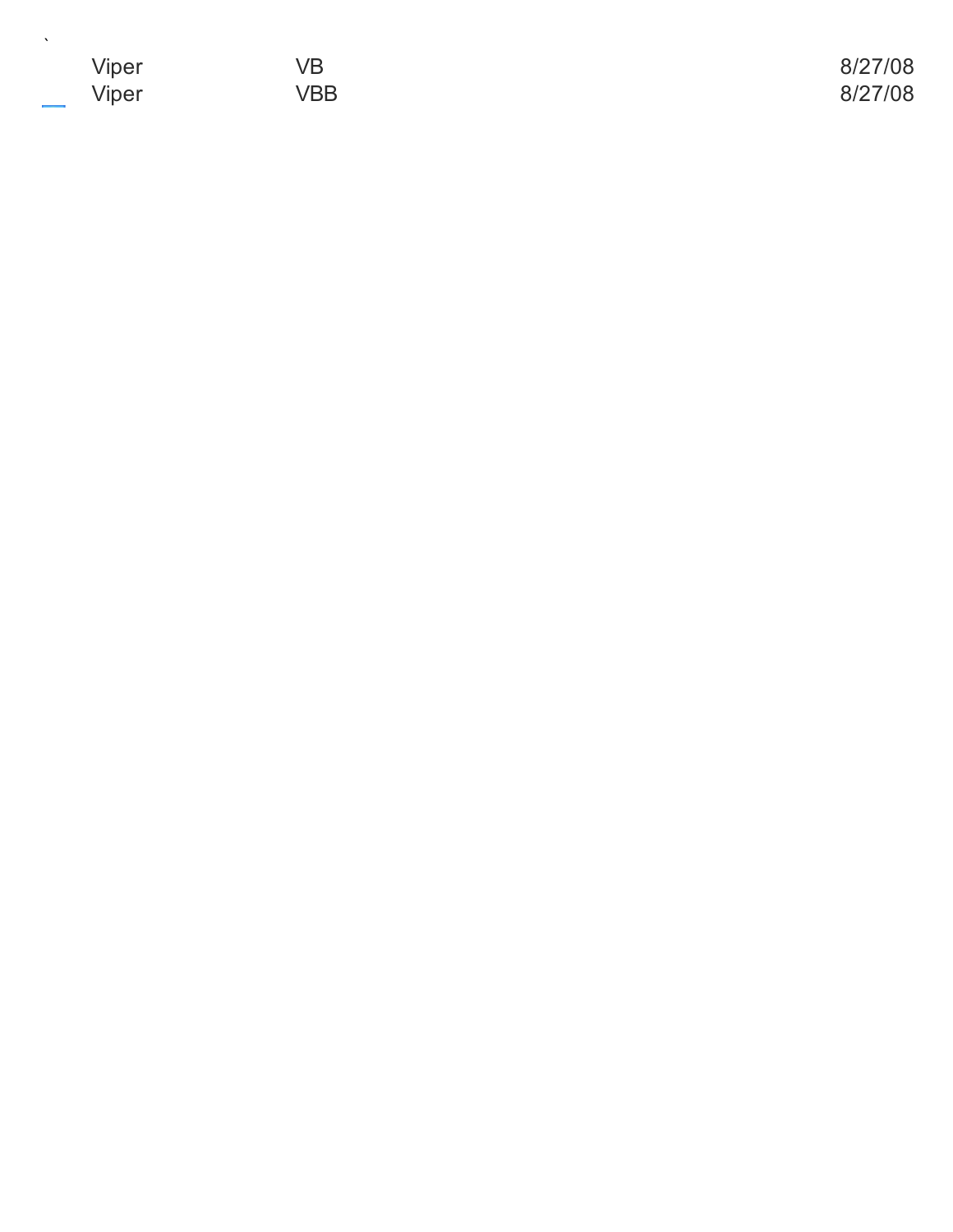| | | |
|---|---|---|
| Viper | VB | 8/27/08 |
| Viper | VBB | 8/27/08 |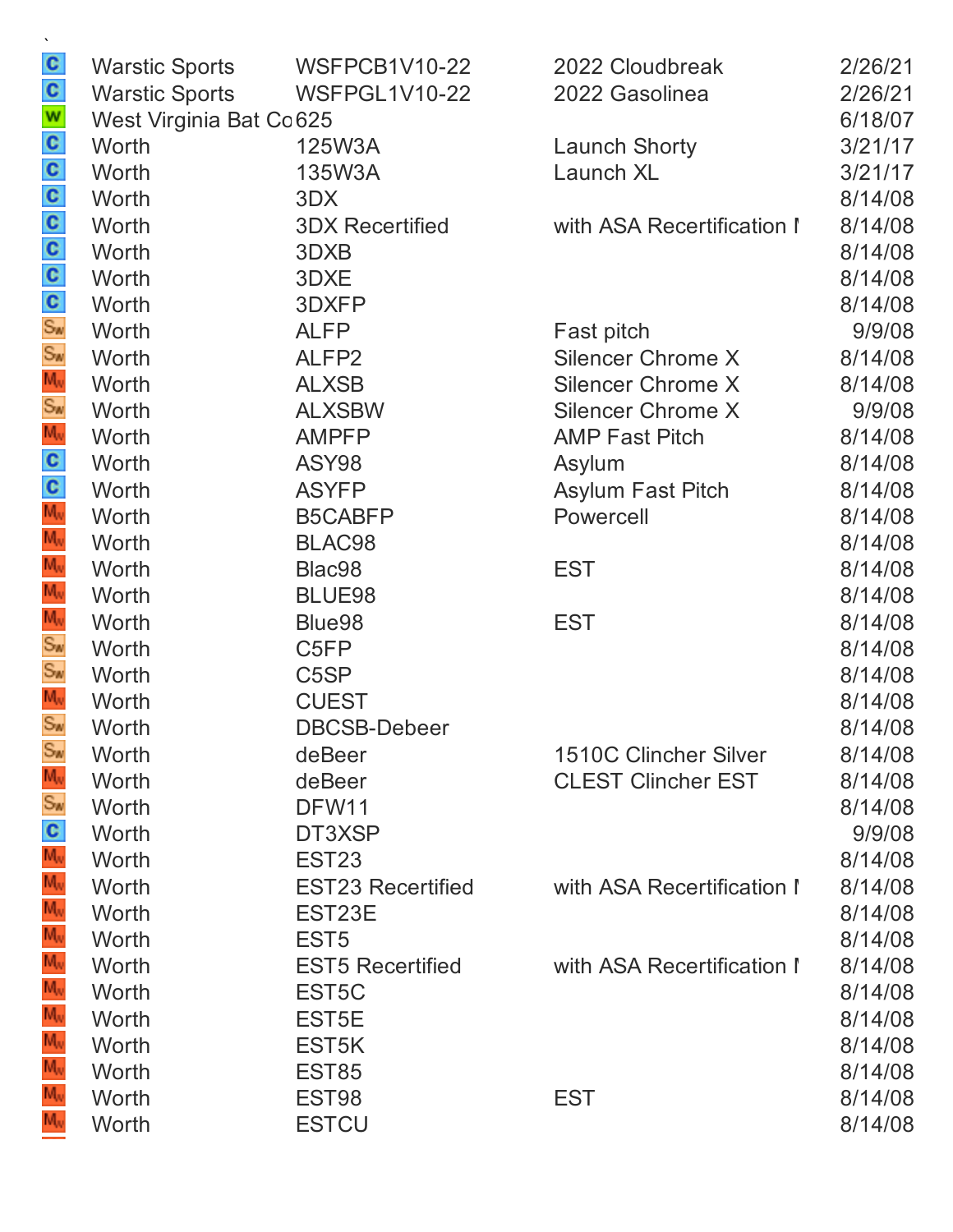| | | | | |
|---|---|---|---|---|
| C | Warstic Sports | WSFPCB1V10-22 | 2022 Cloudbreak | 2/26/21 |
| C | Warstic Sports | WSFPGL1V10-22 | 2022 Gasolinea | 2/26/21 |
| W | West Virginia Bat Co | 625 | | 6/18/07 |
| C | Worth | 125W3A | Launch Shorty | 3/21/17 |
| C | Worth | 135W3A | Launch XL | 3/21/17 |
| C | Worth | 3DX | | 8/14/08 |
| C | Worth | 3DX Recertified | with ASA Recertification I | 8/14/08 |
| C | Worth | 3DXB | | 8/14/08 |
| C | Worth | 3DXE | | 8/14/08 |
| C | Worth | 3DXFP | | 8/14/08 |
| Sw | Worth | ALFP | Fast pitch | 9/9/08 |
| Sw | Worth | ALFP2 | Silencer Chrome X | 8/14/08 |
| Mw | Worth | ALXSB | Silencer Chrome X | 8/14/08 |
| Sw | Worth | ALXSBW | Silencer Chrome X | 9/9/08 |
| Mw | Worth | AMPFP | AMP Fast Pitch | 8/14/08 |
| C | Worth | ASY98 | Asylum | 8/14/08 |
| C | Worth | ASYFP | Asylum Fast Pitch | 8/14/08 |
| Mw | Worth | B5CABFP | Powercell | 8/14/08 |
| Mw | Worth | BLAC98 | | 8/14/08 |
| Mw | Worth | Blac98 | EST | 8/14/08 |
| Mw | Worth | BLUE98 | | 8/14/08 |
| Mw | Worth | Blue98 | EST | 8/14/08 |
| Sw | Worth | C5FP | | 8/14/08 |
| Sw | Worth | C5SP | | 8/14/08 |
| Mw | Worth | CUEST | | 8/14/08 |
| Sw | Worth | DBCSB-Debeer | | 8/14/08 |
| Sw | Worth | deBeer | 1510C Clincher Silver | 8/14/08 |
| Mw | Worth | deBeer | CLEST Clincher EST | 8/14/08 |
| Sw | Worth | DFW11 | | 8/14/08 |
| C | Worth | DT3XSP | | 9/9/08 |
| Mw | Worth | EST23 | | 8/14/08 |
| Mw | Worth | EST23 Recertified | with ASA Recertification I | 8/14/08 |
| Mw | Worth | EST23E | | 8/14/08 |
| Mw | Worth | EST5 | | 8/14/08 |
| Mw | Worth | EST5 Recertified | with ASA Recertification I | 8/14/08 |
| Mw | Worth | EST5C | | 8/14/08 |
| Mw | Worth | EST5E | | 8/14/08 |
| Mw | Worth | EST5K | | 8/14/08 |
| Mw | Worth | EST85 | | 8/14/08 |
| Mw | Worth | EST98 | EST | 8/14/08 |
| Mw | Worth | ESTCU | | 8/14/08 |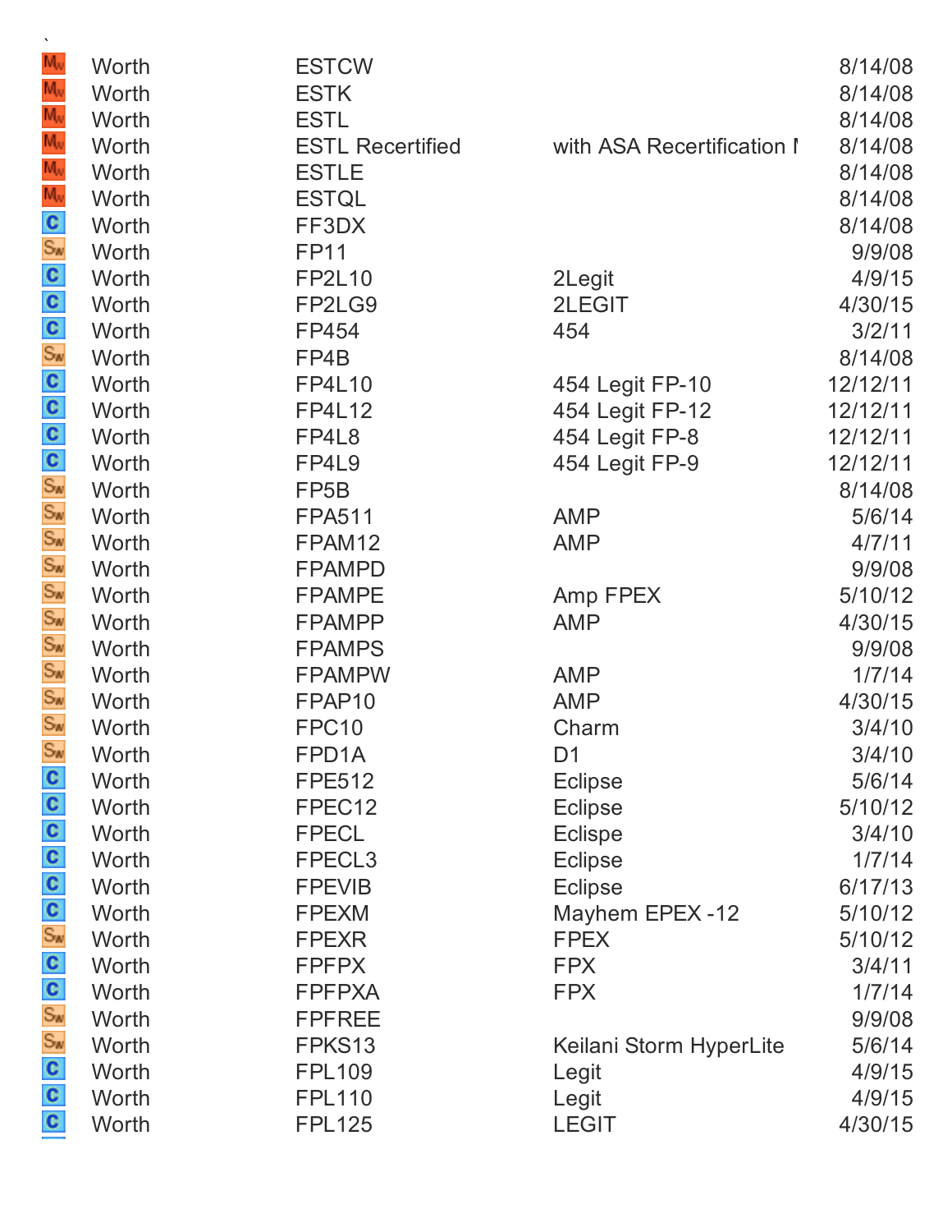`

| | | | | |
|---|---|---|---|---|
| Mw | Worth | ESTCW | | 8/14/08 |
| Mw | Worth | ESTK | | 8/14/08 |
| Mw | Worth | ESTL | | 8/14/08 |
| Mw | Worth | ESTL Recertified | with ASA Recertification I | 8/14/08 |
| Mw | Worth | ESTLE | | 8/14/08 |
| Mw | Worth | ESTQL | | 8/14/08 |
| C | Worth | FF3DX | | 8/14/08 |
| Sw | Worth | FP11 | | 9/9/08 |
| C | Worth | FP2L10 | 2Legit | 4/9/15 |
| C | Worth | FP2LG9 | 2LEGIT | 4/30/15 |
| C | Worth | FP454 | 454 | 3/2/11 |
| Sw | Worth | FP4B | | 8/14/08 |
| C | Worth | FP4L10 | 454 Legit FP-10 | 12/12/11 |
| C | Worth | FP4L12 | 454 Legit FP-12 | 12/12/11 |
| C | Worth | FP4L8 | 454 Legit FP-8 | 12/12/11 |
| C | Worth | FP4L9 | 454 Legit FP-9 | 12/12/11 |
| Sw | Worth | FP5B | | 8/14/08 |
| Sw | Worth | FPA511 | AMP | 5/6/14 |
| Sw | Worth | FPAM12 | AMP | 4/7/11 |
| Sw | Worth | FPAMPD | | 9/9/08 |
| Sw | Worth | FPAMPE | Amp FPEX | 5/10/12 |
| Sw | Worth | FPAMPP | AMP | 4/30/15 |
| Sw | Worth | FPAMPS | | 9/9/08 |
| Sw | Worth | FPAMPW | AMP | 1/7/14 |
| Sw | Worth | FPAP10 | AMP | 4/30/15 |
| Sw | Worth | FPC10 | Charm | 3/4/10 |
| Sw | Worth | FPD1A | D1 | 3/4/10 |
| C | Worth | FPE512 | Eclipse | 5/6/14 |
| C | Worth | FPEC12 | Eclipse | 5/10/12 |
| C | Worth | FPECL | Eclispe | 3/4/10 |
| C | Worth | FPECL3 | Eclipse | 1/7/14 |
| C | Worth | FPEVIB | Eclipse | 6/17/13 |
| C | Worth | FPEXM | Mayhem EPEX -12 | 5/10/12 |
| Sw | Worth | FPEXR | FPEX | 5/10/12 |
| C | Worth | FPFPX | FPX | 3/4/11 |
| C | Worth | FPFPXA | FPX | 1/7/14 |
| Sw | Worth | FPFREE | | 9/9/08 |
| Sw | Worth | FPKS13 | Keilani Storm HyperLite | 5/6/14 |
| C | Worth | FPL109 | Legit | 4/9/15 |
| C | Worth | FPL110 | Legit | 4/9/15 |
| C | Worth | FPL125 | LEGIT | 4/30/15 |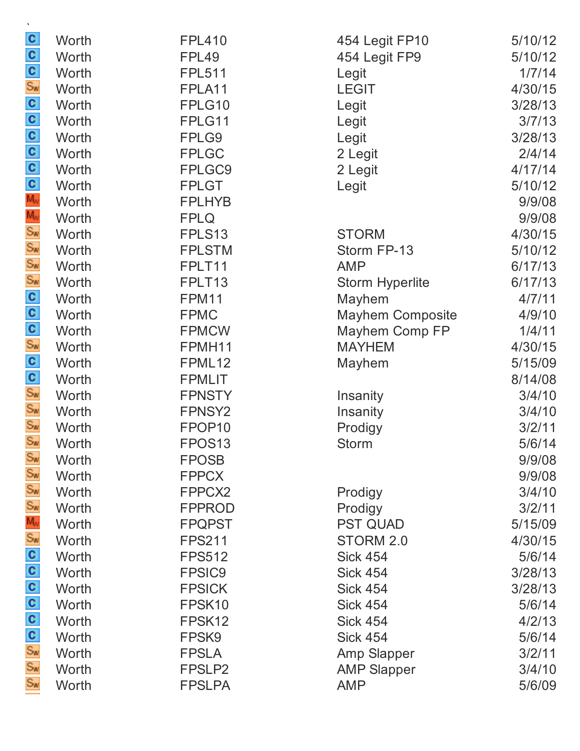`

| | | | | |
|---|---|---|---|---|
| C | Worth | FPL410 | 454 Legit FP10 | 5/10/12 |
| C | Worth | FPL49 | 454 Legit FP9 | 5/10/12 |
| C | Worth | FPL511 | Legit | 1/7/14 |
| Sw | Worth | FPLA11 | LEGIT | 4/30/15 |
| C | Worth | FPLG10 | Legit | 3/28/13 |
| C | Worth | FPLG11 | Legit | 3/7/13 |
| C | Worth | FPLG9 | Legit | 3/28/13 |
| C | Worth | FPLGC | 2 Legit | 2/4/14 |
| C | Worth | FPLGC9 | 2 Legit | 4/17/14 |
| C | Worth | FPLGT | Legit | 5/10/12 |
| Mw | Worth | FPLHYB | | 9/9/08 |
| Mw | Worth | FPLQ | | 9/9/08 |
| Sw | Worth | FPLS13 | STORM | 4/30/15 |
| Sw | Worth | FPLSTM | Storm FP-13 | 5/10/12 |
| Sw | Worth | FPLT11 | AMP | 6/17/13 |
| Sw | Worth | FPLT13 | Storm Hyperlite | 6/17/13 |
| C | Worth | FPM11 | Mayhem | 4/7/11 |
| C | Worth | FPMC | Mayhem Composite | 4/9/10 |
| C | Worth | FPMCW | Mayhem Comp FP | 1/4/11 |
| Sw | Worth | FPMH11 | MAYHEM | 4/30/15 |
| C | Worth | FPML12 | Mayhem | 5/15/09 |
| C | Worth | FPMLIT | | 8/14/08 |
| Sw | Worth | FPNSTY | Insanity | 3/4/10 |
| Sw | Worth | FPNSY2 | Insanity | 3/4/10 |
| Sw | Worth | FPOP10 | Prodigy | 3/2/11 |
| Sw | Worth | FPOS13 | Storm | 5/6/14 |
| Sw | Worth | FPOSB | | 9/9/08 |
| Sw | Worth | FPPCX | | 9/9/08 |
| Sw | Worth | FPPCX2 | Prodigy | 3/4/10 |
| Sw | Worth | FPPROD | Prodigy | 3/2/11 |
| Mw | Worth | FPQPST | PST QUAD | 5/15/09 |
| Sw | Worth | FPS211 | STORM 2.0 | 4/30/15 |
| C | Worth | FPS512 | Sick 454 | 5/6/14 |
| C | Worth | FPSIC9 | Sick 454 | 3/28/13 |
| C | Worth | FPSICK | Sick 454 | 3/28/13 |
| C | Worth | FPSK10 | Sick 454 | 5/6/14 |
| C | Worth | FPSK12 | Sick 454 | 4/2/13 |
| C | Worth | FPSK9 | Sick 454 | 5/6/14 |
| Sw | Worth | FPSLA | Amp Slapper | 3/2/11 |
| Sw | Worth | FPSLP2 | AMP Slapper | 3/4/10 |
| Sw | Worth | FPSLPA | AMP | 5/6/09 |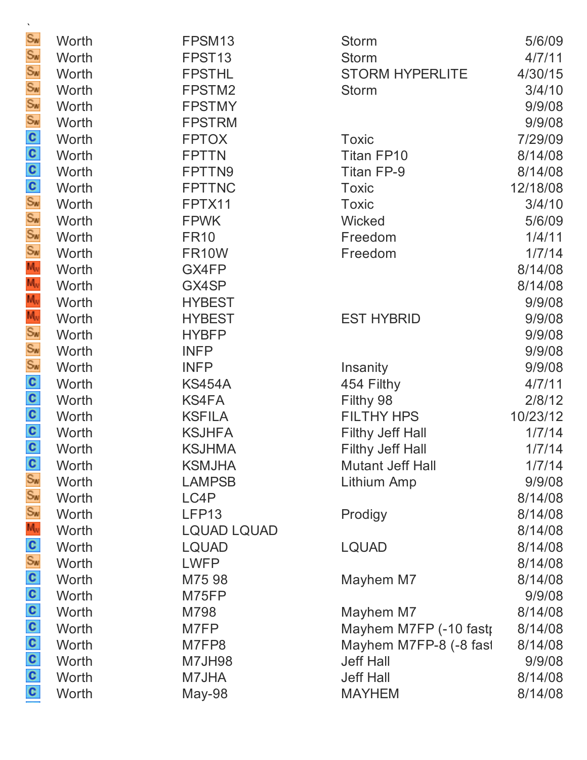`

| | | | | |
|---|---|---|---|---|
| SW | Worth | FPSM13 | Storm | 5/6/09 |
| SW | Worth | FPST13 | Storm | 4/7/11 |
| SW | Worth | FPSTHL | STORM HYPERLITE | 4/30/15 |
| SW | Worth | FPSTM2 | Storm | 3/4/10 |
| SW | Worth | FPSTMY | | 9/9/08 |
| SW | Worth | FPSTRM | | 9/9/08 |
| C | Worth | FPTOX | Toxic | 7/29/09 |
| C | Worth | FPTTN | Titan FP10 | 8/14/08 |
| C | Worth | FPTTN9 | Titan FP-9 | 8/14/08 |
| C | Worth | FPTTNC | Toxic | 12/18/08 |
| SW | Worth | FPTX11 | Toxic | 3/4/10 |
| SW | Worth | FPWK | Wicked | 5/6/09 |
| SW | Worth | FR10 | Freedom | 1/4/11 |
| SW | Worth | FR10W | Freedom | 1/7/14 |
| MW | Worth | GX4FP | | 8/14/08 |
| MW | Worth | GX4SP | | 8/14/08 |
| MW | Worth | HYBEST | | 9/9/08 |
| MW | Worth | HYBEST | EST HYBRID | 9/9/08 |
| SW | Worth | HYBFP | | 9/9/08 |
| SW | Worth | INFP | | 9/9/08 |
| SW | Worth | INFP | Insanity | 9/9/08 |
| C | Worth | KS454A | 454 Filthy | 4/7/11 |
| C | Worth | KS4FA | Filthy 98 | 2/8/12 |
| C | Worth | KSFILA | FILTHY HPS | 10/23/12 |
| C | Worth | KSJHFA | Filthy Jeff Hall | 1/7/14 |
| C | Worth | KSJHMA | Filthy Jeff Hall | 1/7/14 |
| C | Worth | KSMJHA | Mutant Jeff Hall | 1/7/14 |
| SW | Worth | LAMPSB | Lithium Amp | 9/9/08 |
| SW | Worth | LC4P | | 8/14/08 |
| SW | Worth | LFP13 | Prodigy | 8/14/08 |
| MW | Worth | LQUAD LQUAD | | 8/14/08 |
| C | Worth | LQUAD | LQUAD | 8/14/08 |
| SW | Worth | LWFP | | 8/14/08 |
| C | Worth | M75 98 | Mayhem M7 | 8/14/08 |
| C | Worth | M75FP | | 9/9/08 |
| C | Worth | M798 | Mayhem M7 | 8/14/08 |
| C | Worth | M7FP | Mayhem M7FP (-10 fastp | 8/14/08 |
| C | Worth | M7FP8 | Mayhem M7FP-8 (-8 fast | 8/14/08 |
| C | Worth | M7JH98 | Jeff Hall | 9/9/08 |
| C | Worth | M7JHA | Jeff Hall | 8/14/08 |
| C | Worth | May-98 | MAYHEM | 8/14/08 |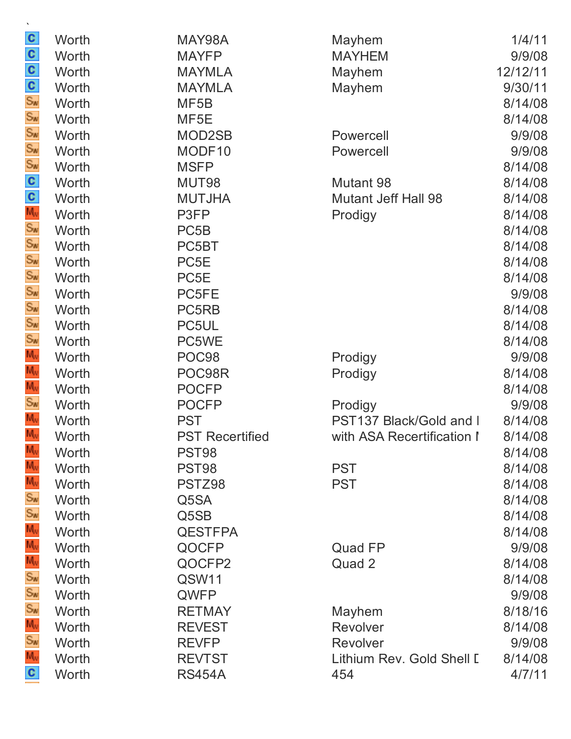`

| | | | | |
|---|---|---|---|---|
| C | Worth | MAY98A | Mayhem | 1/4/11 |
| C | Worth | MAYFP | MAYHEM | 9/9/08 |
| C | Worth | MAYMLA | Mayhem | 12/12/11 |
| C | Worth | MAYMLA | Mayhem | 9/30/11 |
| Sw | Worth | MF5B | | 8/14/08 |
| Sw | Worth | MF5E | | 8/14/08 |
| Sw | Worth | MOD2SB | Powercell | 9/9/08 |
| Sw | Worth | MODF10 | Powercell | 9/9/08 |
| Sw | Worth | MSFP | | 8/14/08 |
| C | Worth | MUT98 | Mutant 98 | 8/14/08 |
| C | Worth | MUTJHA | Mutant Jeff Hall 98 | 8/14/08 |
| Mw | Worth | P3FP | Prodigy | 8/14/08 |
| Sw | Worth | PC5B | | 8/14/08 |
| Sw | Worth | PC5BT | | 8/14/08 |
| Sw | Worth | PC5E | | 8/14/08 |
| Sw | Worth | PC5E | | 8/14/08 |
| Sw | Worth | PC5FE | | 9/9/08 |
| Sw | Worth | PC5RB | | 8/14/08 |
| Sw | Worth | PC5UL | | 8/14/08 |
| Sw | Worth | PC5WE | | 8/14/08 |
| Mw | Worth | POC98 | Prodigy | 9/9/08 |
| Mw | Worth | POC98R | Prodigy | 8/14/08 |
| Mw | Worth | POCFP | | 8/14/08 |
| Sw | Worth | POCFP | Prodigy | 9/9/08 |
| Mw | Worth | PST | PST137 Black/Gold and I | 8/14/08 |
| Mw | Worth | PST Recertified | with ASA Recertification I | 8/14/08 |
| Mw | Worth | PST98 | | 8/14/08 |
| Mw | Worth | PST98 | PST | 8/14/08 |
| Mw | Worth | PSTZ98 | PST | 8/14/08 |
| Sw | Worth | Q5SA | | 8/14/08 |
| Sw | Worth | Q5SB | | 8/14/08 |
| Mw | Worth | QESTFPA | | 8/14/08 |
| Mw | Worth | QOCFP | Quad FP | 9/9/08 |
| Mw | Worth | QOCFP2 | Quad 2 | 8/14/08 |
| Sw | Worth | QSW11 | | 8/14/08 |
| Sw | Worth | QWFP | | 9/9/08 |
| Sw | Worth | RETMAY | Mayhem | 8/18/16 |
| Mw | Worth | REVEST | Revolver | 8/14/08 |
| Sw | Worth | REVFP | Revolver | 9/9/08 |
| Mw | Worth | REVTST | Lithium Rev. Gold Shell I | 8/14/08 |
| C | Worth | RS454A | 454 | 4/7/11 |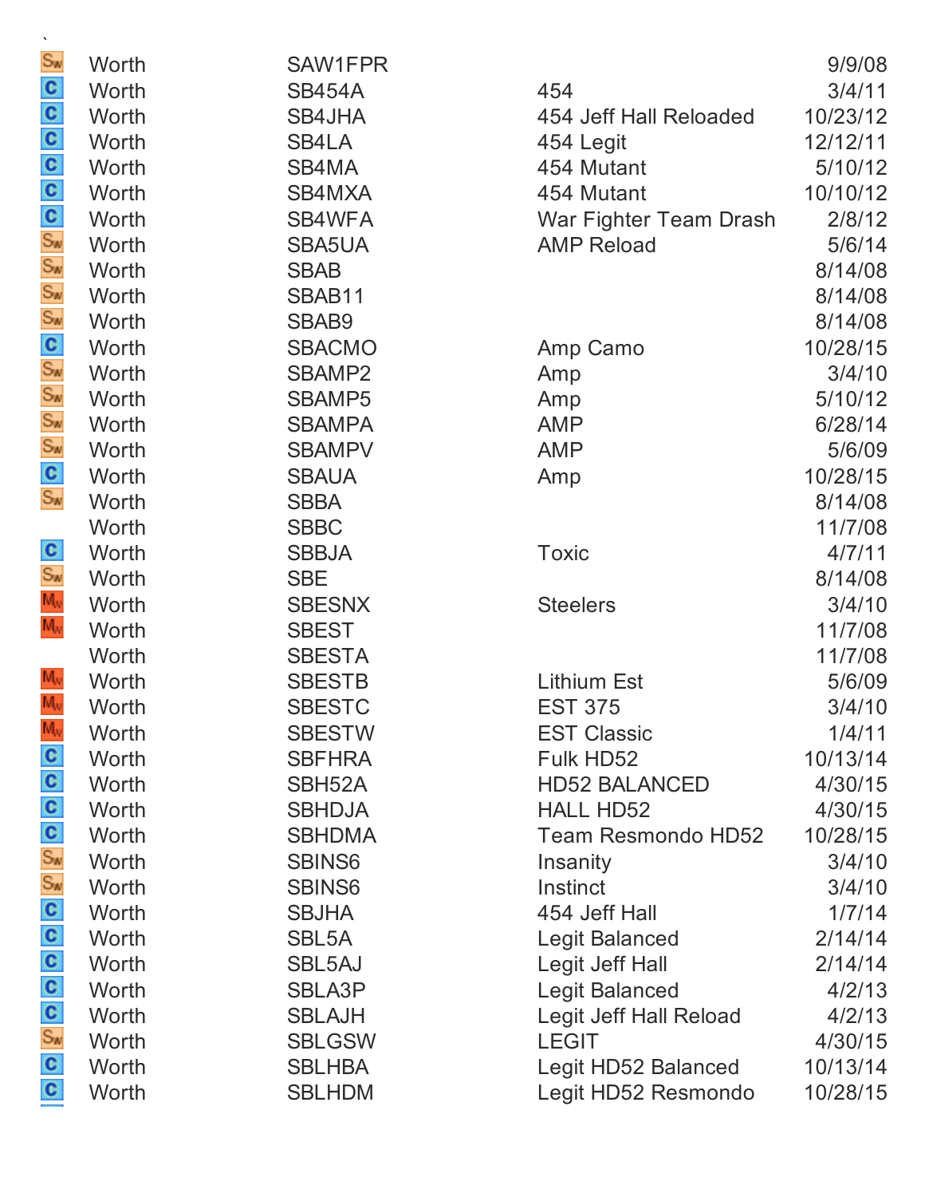`

| | | | | |
|---|---|---|---|---|
| Sw | Worth | SAW1FPR | | 9/9/08 |
| C | Worth | SB454A | 454 | 3/4/11 |
| C | Worth | SB4JHA | 454 Jeff Hall Reloaded | 10/23/12 |
| C | Worth | SB4LA | 454 Legit | 12/12/11 |
| C | Worth | SB4MA | 454 Mutant | 5/10/12 |
| C | Worth | SB4MXA | 454 Mutant | 10/10/12 |
| C | Worth | SB4WFA | War Fighter Team Drash | 2/8/12 |
| Sw | Worth | SBA5UA | AMP Reload | 5/6/14 |
| Sw | Worth | SBAB | | 8/14/08 |
| Sw | Worth | SBAB11 | | 8/14/08 |
| Sw | Worth | SBAB9 | | 8/14/08 |
| C | Worth | SBACMO | Amp Camo | 10/28/15 |
| Sw | Worth | SBAMP2 | Amp | 3/4/10 |
| Sw | Worth | SBAMP5 | Amp | 5/10/12 |
| Sw | Worth | SBAMPA | AMP | 6/28/14 |
| Sw | Worth | SBAMPV | AMP | 5/6/09 |
| C | Worth | SBAUA | Amp | 10/28/15 |
| Sw | Worth | SBBA | | 8/14/08 |
| | Worth | SBBC | | 11/7/08 |
| C | Worth | SBBJA | Toxic | 4/7/11 |
| Sw | Worth | SBE | | 8/14/08 |
| Mw | Worth | SBESNX | Steelers | 3/4/10 |
| Mw | Worth | SBEST | | 11/7/08 |
| | Worth | SBESTA | | 11/7/08 |
| Mw | Worth | SBESTB | Lithium Est | 5/6/09 |
| Mw | Worth | SBESTC | EST 375 | 3/4/10 |
| Mw | Worth | SBESTW | EST Classic | 1/4/11 |
| C | Worth | SBFHRA | Fulk HD52 | 10/13/14 |
| C | Worth | SBH52A | HD52 BALANCED | 4/30/15 |
| C | Worth | SBHDJA | HALL HD52 | 4/30/15 |
| C | Worth | SBHDMA | Team Resmondo HD52 | 10/28/15 |
| Sw | Worth | SBINS6 | Insanity | 3/4/10 |
| Sw | Worth | SBINS6 | Instinct | 3/4/10 |
| C | Worth | SBJHA | 454 Jeff Hall | 1/7/14 |
| C | Worth | SBL5A | Legit Balanced | 2/14/14 |
| C | Worth | SBL5AJ | Legit Jeff Hall | 2/14/14 |
| C | Worth | SBLA3P | Legit Balanced | 4/2/13 |
| C | Worth | SBLAJH | Legit Jeff Hall Reload | 4/2/13 |
| Sw | Worth | SBLGSW | LEGIT | 4/30/15 |
| C | Worth | SBLHBA | Legit HD52 Balanced | 10/13/14 |
| C | Worth | SBLHDM | Legit HD52 Resmondo | 10/28/15 |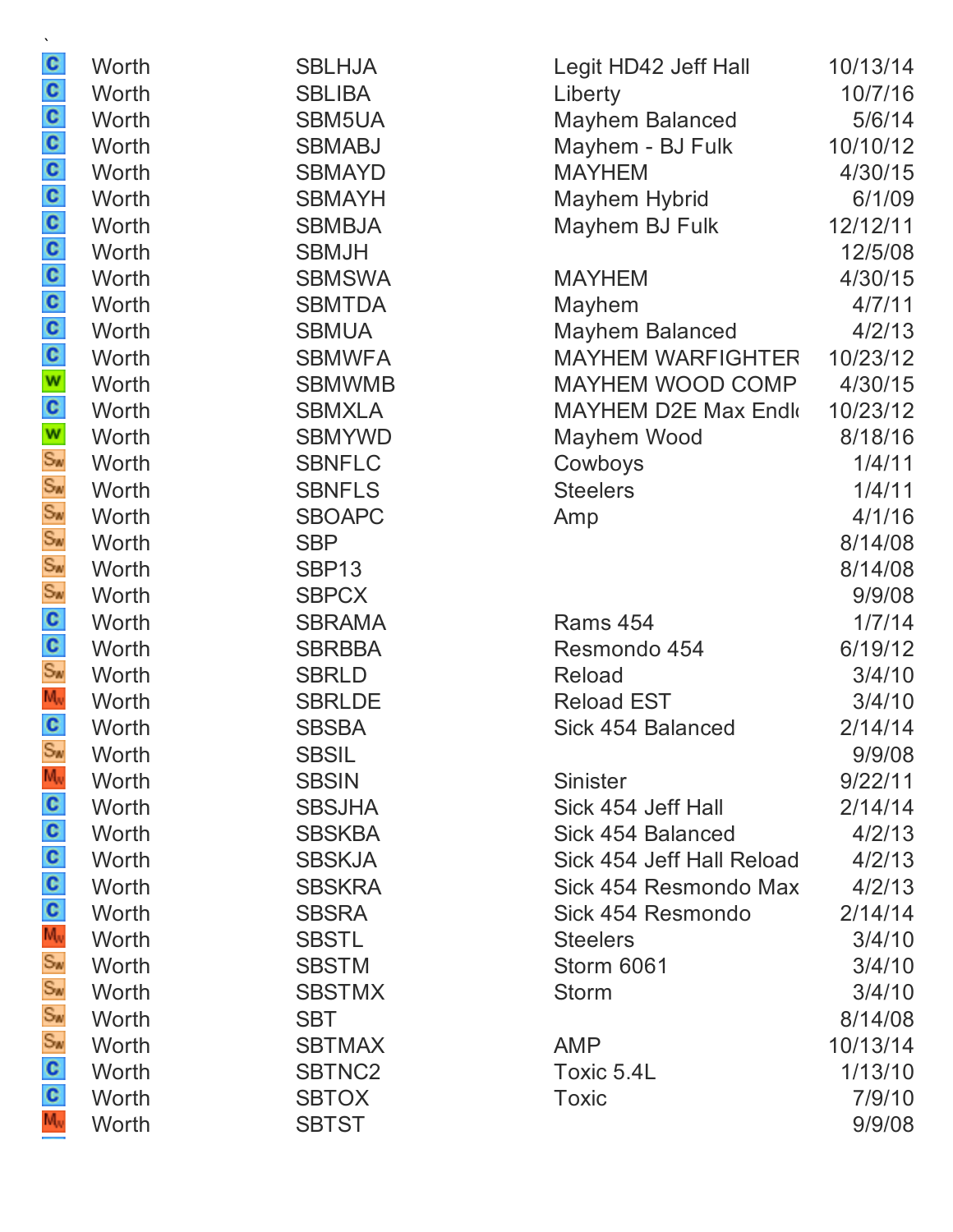`

| | | | | |
|---|---|---|---|---|
| C | Worth | SBLHJA | Legit HD42 Jeff Hall | 10/13/14 |
| C | Worth | SBLIBA | Liberty | 10/7/16 |
| C | Worth | SBM5UA | Mayhem Balanced | 5/6/14 |
| C | Worth | SBMABJ | Mayhem - BJ Fulk | 10/10/12 |
| C | Worth | SBMAYD | MAYHEM | 4/30/15 |
| C | Worth | SBMAYH | Mayhem Hybrid | 6/1/09 |
| C | Worth | SBMBJA | Mayhem BJ Fulk | 12/12/11 |
| C | Worth | SBMJH | | 12/5/08 |
| C | Worth | SBMSWA | MAYHEM | 4/30/15 |
| C | Worth | SBMTDA | Mayhem | 4/7/11 |
| C | Worth | SBMUA | Mayhem Balanced | 4/2/13 |
| C | Worth | SBMWFA | MAYHEM WARFIGHTER | 10/23/12 |
| W | Worth | SBMWMB | MAYHEM WOOD COMP | 4/30/15 |
| C | Worth | SBMXLA | MAYHEM D2E Max Endl | 10/23/12 |
| W | Worth | SBMYWD | Mayhem Wood | 8/18/16 |
| SW | Worth | SBNFLC | Cowboys | 1/4/11 |
| SW | Worth | SBNFLS | Steelers | 1/4/11 |
| SW | Worth | SBOAPC | Amp | 4/1/16 |
| SW | Worth | SBP | | 8/14/08 |
| SW | Worth | SBP13 | | 8/14/08 |
| SW | Worth | SBPCX | | 9/9/08 |
| C | Worth | SBRAMA | Rams 454 | 1/7/14 |
| C | Worth | SBRBBA | Resmondo 454 | 6/19/12 |
| SW | Worth | SBRLD | Reload | 3/4/10 |
| MW | Worth | SBRLDE | Reload EST | 3/4/10 |
| C | Worth | SBSBA | Sick 454 Balanced | 2/14/14 |
| SW | Worth | SBSIL | | 9/9/08 |
| MW | Worth | SBSIN | Sinister | 9/22/11 |
| C | Worth | SBSJHA | Sick 454 Jeff Hall | 2/14/14 |
| C | Worth | SBSKBA | Sick 454 Balanced | 4/2/13 |
| C | Worth | SBSKJA | Sick 454 Jeff Hall Reload | 4/2/13 |
| C | Worth | SBSKRA | Sick 454 Resmondo Max | 4/2/13 |
| C | Worth | SBSRA | Sick 454 Resmondo | 2/14/14 |
| MW | Worth | SBSTL | Steelers | 3/4/10 |
| SW | Worth | SBSTM | Storm 6061 | 3/4/10 |
| SW | Worth | SBSTMX | Storm | 3/4/10 |
| SW | Worth | SBT | | 8/14/08 |
| SW | Worth | SBTMAX | AMP | 10/13/14 |
| C | Worth | SBTNC2 | Toxic 5.4L | 1/13/10 |
| C | Worth | SBTOX | Toxic | 7/9/10 |
| MW | Worth | SBTST | | 9/9/08 |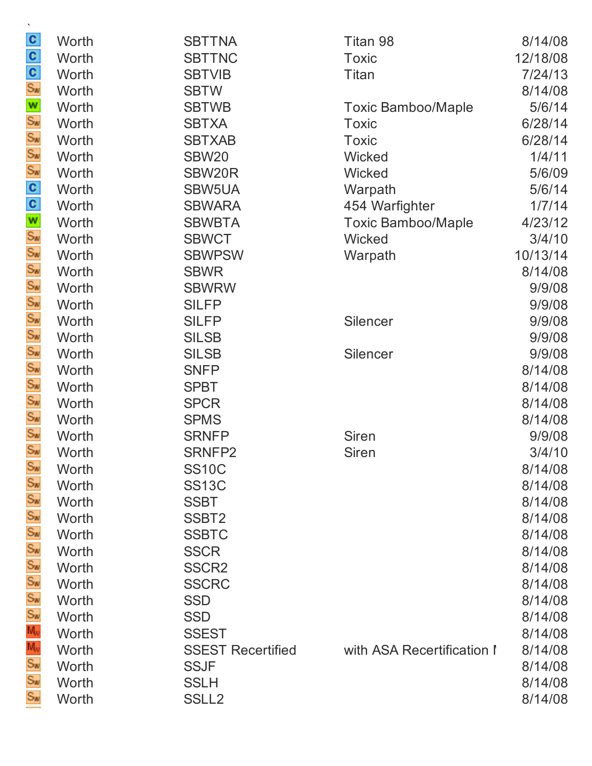`

| | | | | |
|---|---|---|---|---|
| C | Worth | SBTTNA | Titan 98 | 8/14/08 |
| C | Worth | SBTTNC | Toxic | 12/18/08 |
| C | Worth | SBTVIB | Titan | 7/24/13 |
| Sw | Worth | SBTW | | 8/14/08 |
| W | Worth | SBTWB | Toxic Bamboo/Maple | 5/6/14 |
| Sw | Worth | SBTXA | Toxic | 6/28/14 |
| Sw | Worth | SBTXAB | Toxic | 6/28/14 |
| Sw | Worth | SBW20 | Wicked | 1/4/11 |
| Sw | Worth | SBW20R | Wicked | 5/6/09 |
| C | Worth | SBW5UA | Warpath | 5/6/14 |
| C | Worth | SBWARA | 454 Warfighter | 1/7/14 |
| W | Worth | SBWBTA | Toxic Bamboo/Maple | 4/23/12 |
| Sw | Worth | SBWCT | Wicked | 3/4/10 |
| Sw | Worth | SBWPSW | Warpath | 10/13/14 |
| Sw | Worth | SBWR | | 8/14/08 |
| Sw | Worth | SBWRW | | 9/9/08 |
| Sw | Worth | SILFP | | 9/9/08 |
| Sw | Worth | SILFP | Silencer | 9/9/08 |
| Sw | Worth | SILSB | | 9/9/08 |
| Sw | Worth | SILSB | Silencer | 9/9/08 |
| Sw | Worth | SNFP | | 8/14/08 |
| Sw | Worth | SPBT | | 8/14/08 |
| Sw | Worth | SPCR | | 8/14/08 |
| Sw | Worth | SPMS | | 8/14/08 |
| Sw | Worth | SRNFP | Siren | 9/9/08 |
| Sw | Worth | SRNFP2 | Siren | 3/4/10 |
| Sw | Worth | SS10C | | 8/14/08 |
| Sw | Worth | SS13C | | 8/14/08 |
| Sw | Worth | SSBT | | 8/14/08 |
| Sw | Worth | SSBT2 | | 8/14/08 |
| Sw | Worth | SSBTC | | 8/14/08 |
| Sw | Worth | SSCR | | 8/14/08 |
| Sw | Worth | SSCR2 | | 8/14/08 |
| Sw | Worth | SSCRC | | 8/14/08 |
| Sw | Worth | SSD | | 8/14/08 |
| Sw | Worth | SSD | | 8/14/08 |
| Mw | Worth | SSEST | | 8/14/08 |
| Mw | Worth | SSEST Recertified | with ASA Recertification I | 8/14/08 |
| Sw | Worth | SSJF | | 8/14/08 |
| Sw | Worth | SSLH | | 8/14/08 |
| Sw | Worth | SSLL2 | | 8/14/08 |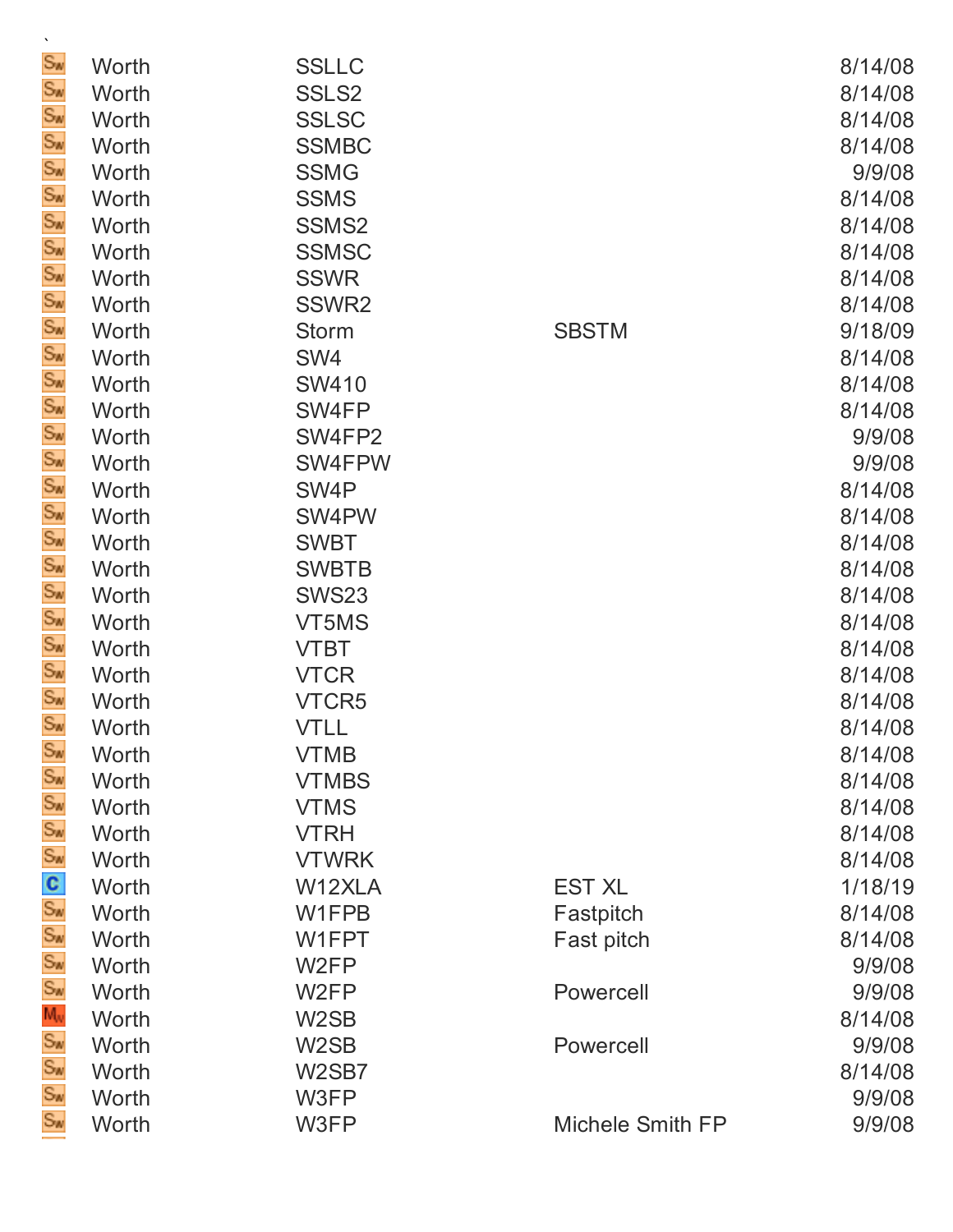`

| | | | | |
|---|---|---|---|---|
| Sw | Worth | SSLLC | | 8/14/08 |
| Sw | Worth | SSLS2 | | 8/14/08 |
| Sw | Worth | SSLSC | | 8/14/08 |
| Sw | Worth | SSMBC | | 8/14/08 |
| Sw | Worth | SSMG | | 9/9/08 |
| Sw | Worth | SSMS | | 8/14/08 |
| Sw | Worth | SSMS2 | | 8/14/08 |
| Sw | Worth | SSMSC | | 8/14/08 |
| Sw | Worth | SSWR | | 8/14/08 |
| Sw | Worth | SSWR2 | | 8/14/08 |
| Sw | Worth | Storm | SBSTM | 9/18/09 |
| Sw | Worth | SW4 | | 8/14/08 |
| Sw | Worth | SW410 | | 8/14/08 |
| Sw | Worth | SW4FP | | 8/14/08 |
| Sw | Worth | SW4FP2 | | 9/9/08 |
| Sw | Worth | SW4FPW | | 9/9/08 |
| Sw | Worth | SW4P | | 8/14/08 |
| Sw | Worth | SW4PW | | 8/14/08 |
| Sw | Worth | SWBT | | 8/14/08 |
| Sw | Worth | SWBTB | | 8/14/08 |
| Sw | Worth | SWS23 | | 8/14/08 |
| Sw | Worth | VT5MS | | 8/14/08 |
| Sw | Worth | VTBT | | 8/14/08 |
| Sw | Worth | VTCR | | 8/14/08 |
| Sw | Worth | VTCR5 | | 8/14/08 |
| Sw | Worth | VTLL | | 8/14/08 |
| Sw | Worth | VTMB | | 8/14/08 |
| Sw | Worth | VTMBS | | 8/14/08 |
| Sw | Worth | VTMS | | 8/14/08 |
| Sw | Worth | VTRH | | 8/14/08 |
| Sw | Worth | VTWRK | | 8/14/08 |
| C | Worth | W12XLA | EST XL | 1/18/19 |
| Sw | Worth | W1FPB | Fastpitch | 8/14/08 |
| Sw | Worth | W1FPT | Fast pitch | 8/14/08 |
| Sw | Worth | W2FP | | 9/9/08 |
| Sw | Worth | W2FP | Powercell | 9/9/08 |
| Mw | Worth | W2SB | | 8/14/08 |
| Sw | Worth | W2SB | Powercell | 9/9/08 |
| Sw | Worth | W2SB7 | | 8/14/08 |
| Sw | Worth | W3FP | | 9/9/08 |
| Sw | Worth | W3FP | Michele Smith FP | 9/9/08 |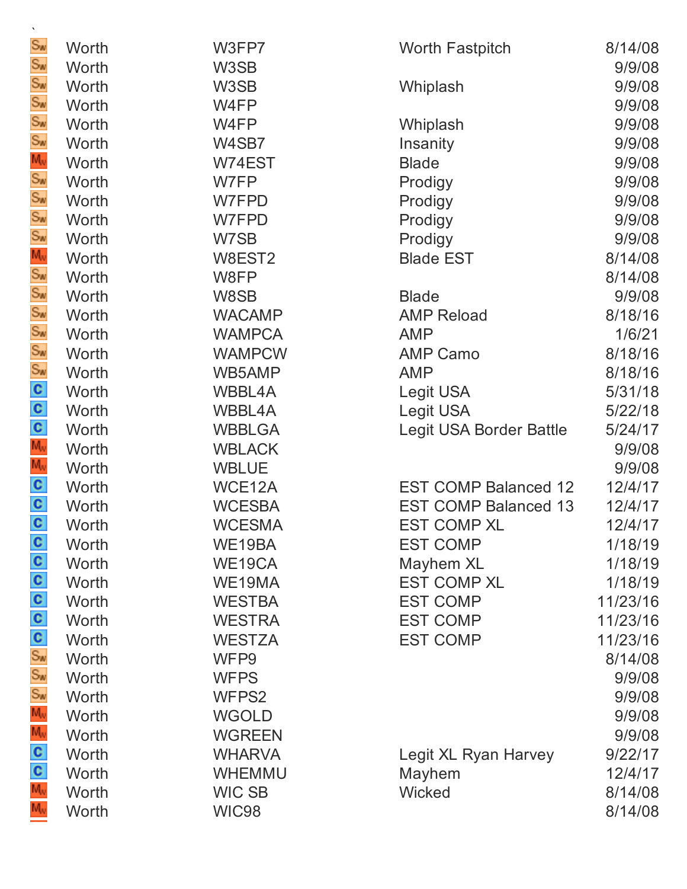`

| | | | | |
|---|---|---|---|---|
| Sw | Worth | W3FP7 | Worth Fastpitch | 8/14/08 |
| Sw | Worth | W3SB | | 9/9/08 |
| Sw | Worth | W3SB | Whiplash | 9/9/08 |
| Sw | Worth | W4FP | | 9/9/08 |
| Sw | Worth | W4FP | Whiplash | 9/9/08 |
| Sw | Worth | W4SB7 | Insanity | 9/9/08 |
| Mw | Worth | W74EST | Blade | 9/9/08 |
| Sw | Worth | W7FP | Prodigy | 9/9/08 |
| Sw | Worth | W7FPD | Prodigy | 9/9/08 |
| Sw | Worth | W7FPD | Prodigy | 9/9/08 |
| Sw | Worth | W7SB | Prodigy | 9/9/08 |
| Mw | Worth | W8EST2 | Blade EST | 8/14/08 |
| Sw | Worth | W8FP | | 8/14/08 |
| Sw | Worth | W8SB | Blade | 9/9/08 |
| Sw | Worth | WACAMP | AMP Reload | 8/18/16 |
| Sw | Worth | WAMPCA | AMP | 1/6/21 |
| Sw | Worth | WAMPCW | AMP Camo | 8/18/16 |
| Sw | Worth | WB5AMP | AMP | 8/18/16 |
| C | Worth | WBBL4A | Legit USA | 5/31/18 |
| C | Worth | WBBL4A | Legit USA | 5/22/18 |
| C | Worth | WBBLGA | Legit USA Border Battle | 5/24/17 |
| Mw | Worth | WBLACK | | 9/9/08 |
| Mw | Worth | WBLUE | | 9/9/08 |
| C | Worth | WCE12A | EST COMP Balanced 12 | 12/4/17 |
| C | Worth | WCESBA | EST COMP Balanced 13 | 12/4/17 |
| C | Worth | WCESMA | EST COMP XL | 12/4/17 |
| C | Worth | WE19BA | EST COMP | 1/18/19 |
| C | Worth | WE19CA | Mayhem XL | 1/18/19 |
| C | Worth | WE19MA | EST COMP XL | 1/18/19 |
| C | Worth | WESTBA | EST COMP | 11/23/16 |
| C | Worth | WESTRA | EST COMP | 11/23/16 |
| C | Worth | WESTZA | EST COMP | 11/23/16 |
| Sw | Worth | WFP9 | | 8/14/08 |
| Sw | Worth | WFPS | | 9/9/08 |
| Sw | Worth | WFPS2 | | 9/9/08 |
| Mw | Worth | WGOLD | | 9/9/08 |
| Mw | Worth | WGREEN | | 9/9/08 |
| C | Worth | WHARVA | Legit XL Ryan Harvey | 9/22/17 |
| C | Worth | WHEMMU | Mayhem | 12/4/17 |
| Mw | Worth | WIC SB | Wicked | 8/14/08 |
| Mw | Worth | WIC98 | | 8/14/08 |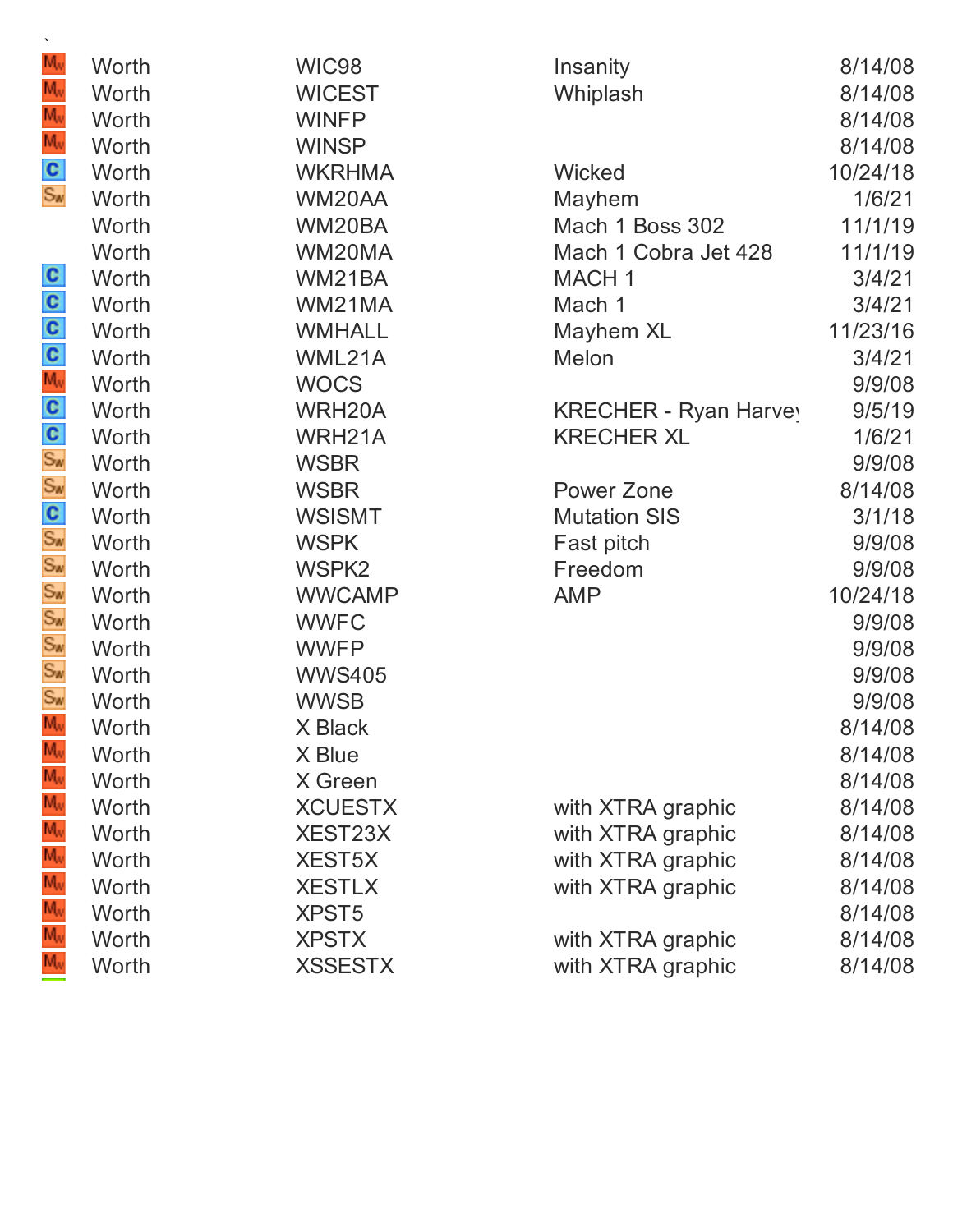`

| | | | | |
|---|---|---|---|---|
| Mw | Worth | WIC98 | Insanity | 8/14/08 |
| Mw | Worth | WICEST | Whiplash | 8/14/08 |
| Mw | Worth | WINFP | | 8/14/08 |
| Mw | Worth | WINSP | | 8/14/08 |
| C | Worth | WKRHMA | Wicked | 10/24/18 |
| Sw | Worth | WM20AA | Mayhem | 1/6/21 |
| | Worth | WM20BA | Mach 1 Boss 302 | 11/1/19 |
| | Worth | WM20MA | Mach 1 Cobra Jet 428 | 11/1/19 |
| C | Worth | WM21BA | MACH 1 | 3/4/21 |
| C | Worth | WM21MA | Mach 1 | 3/4/21 |
| C | Worth | WMHALL | Mayhem XL | 11/23/16 |
| C | Worth | WML21A | Melon | 3/4/21 |
| Mw | Worth | WOCS | | 9/9/08 |
| C | Worth | WRH20A | KRECHER - Ryan Harvey | 9/5/19 |
| C | Worth | WRH21A | KRECHER XL | 1/6/21 |
| Sw | Worth | WSBR | | 9/9/08 |
| Sw | Worth | WSBR | Power Zone | 8/14/08 |
| C | Worth | WSISMT | Mutation SIS | 3/1/18 |
| Sw | Worth | WSPK | Fast pitch | 9/9/08 |
| Sw | Worth | WSPK2 | Freedom | 9/9/08 |
| Sw | Worth | WWCAMP | AMP | 10/24/18 |
| Sw | Worth | WWFC | | 9/9/08 |
| Sw | Worth | WWFP | | 9/9/08 |
| Sw | Worth | WWS405 | | 9/9/08 |
| Sw | Worth | WWSB | | 9/9/08 |
| Mw | Worth | X Black | | 8/14/08 |
| Mw | Worth | X Blue | | 8/14/08 |
| Mw | Worth | X Green | | 8/14/08 |
| Mw | Worth | XCUESTX | with XTRA graphic | 8/14/08 |
| Mw | Worth | XEST23X | with XTRA graphic | 8/14/08 |
| Mw | Worth | XEST5X | with XTRA graphic | 8/14/08 |
| Mw | Worth | XESTLX | with XTRA graphic | 8/14/08 |
| Mw | Worth | XPST5 | | 8/14/08 |
| Mw | Worth | XPSTX | with XTRA graphic | 8/14/08 |
| Mw | Worth | XSSESTX | with XTRA graphic | 8/14/08 |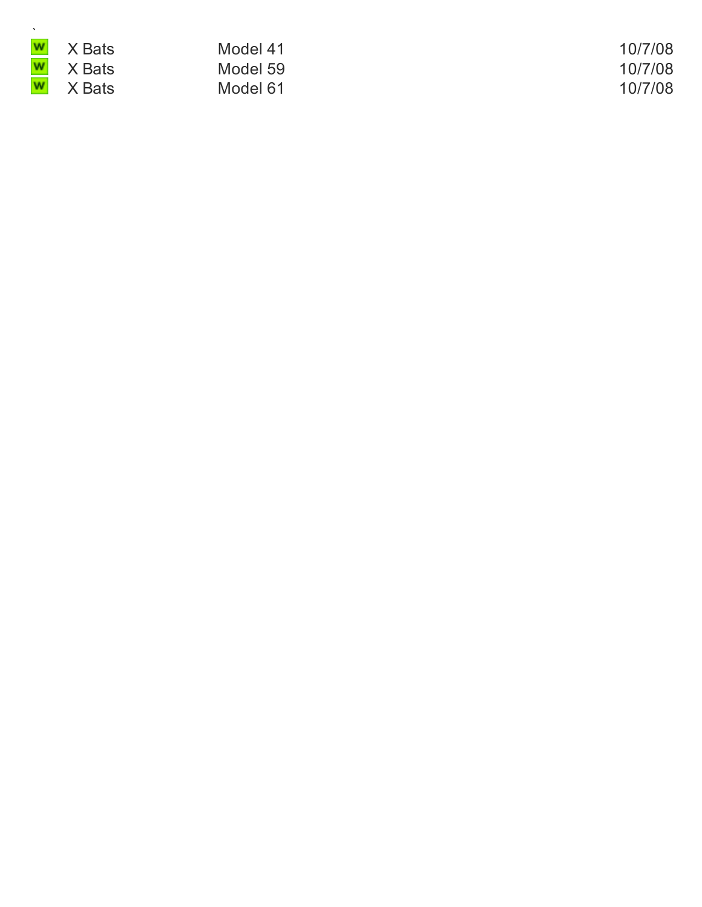`

| | | | |
|---|---|---|---|
| W | X Bats | Model 41 | 10/7/08 |
| W | X Bats | Model 59 | 10/7/08 |
| W | X Bats | Model 61 | 10/7/08 |